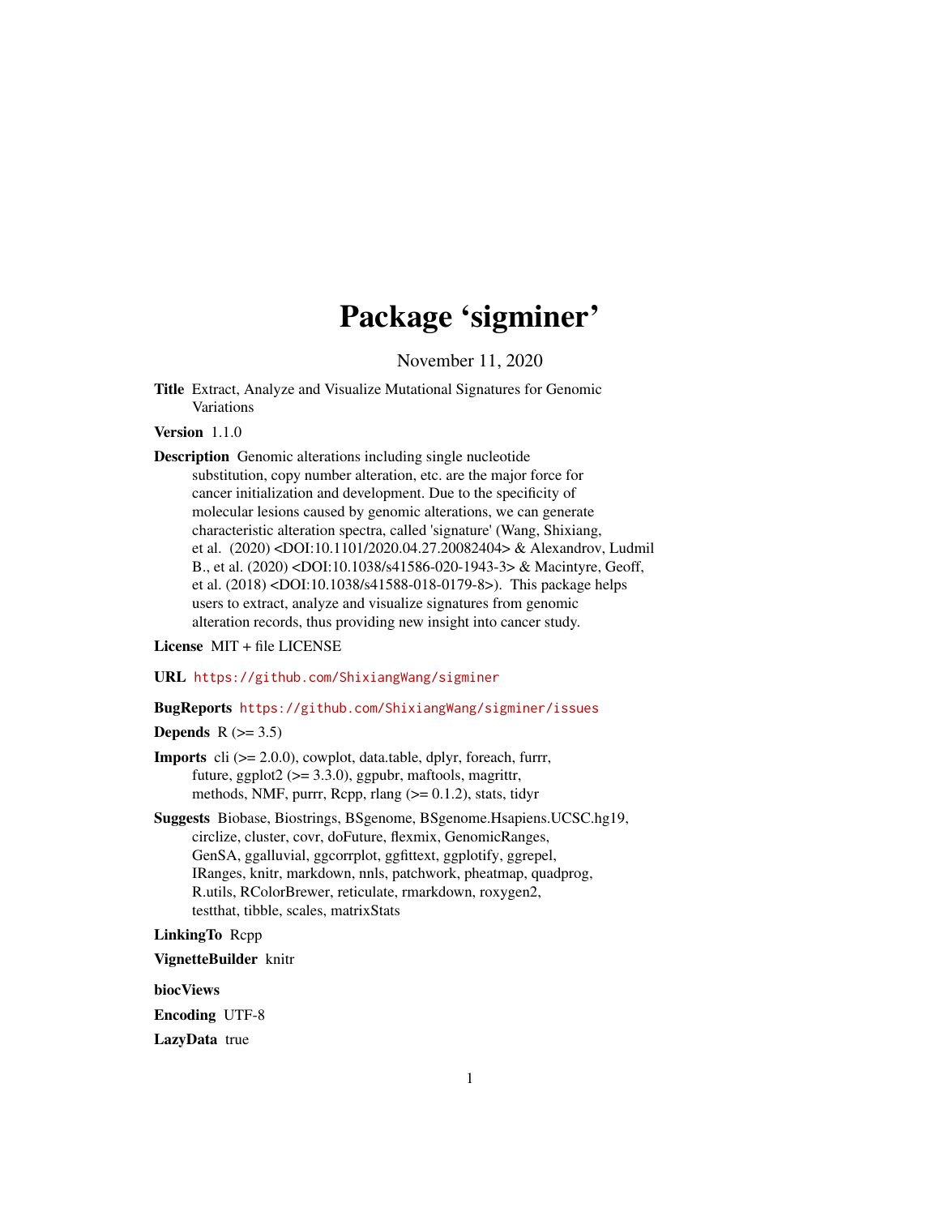# Package 'sigminer'

November 11, 2020

**Title** Extract, Analyze and Visualize Mutational Signatures for Genomic Variations

**Version** 1.1.0

**Description** Genomic alterations including single nucleotide substitution, copy number alteration, etc. are the major force for cancer initialization and development. Due to the specificity of molecular lesions caused by genomic alterations, we can generate characteristic alteration spectra, called 'signature' (Wang, Shixiang, et al. (2020) <DOI:10.1101/2020.04.27.20082404> & Alexandrov, Ludmil B., et al. (2020) <DOI:10.1038/s41586-020-1943-3> & Macintyre, Geoff, et al. (2018) <DOI:10.1038/s41588-018-0179-8>). This package helps users to extract, analyze and visualize signatures from genomic alteration records, thus providing new insight into cancer study.

**License** MIT + file LICENSE

**URL** https://github.com/ShixiangWang/sigminer

**BugReports** https://github.com/ShixiangWang/sigminer/issues

**Depends** R (>= 3.5)

**Imports** cli (>= 2.0.0), cowplot, data.table, dplyr, foreach, furrr, future, ggplot2 (>= 3.3.0), ggpubr, maftools, magrittr, methods, NMF, purrr, Rcpp, rlang (>= 0.1.2), stats, tidyr

**Suggests** Biobase, Biostrings, BSgenome, BSgenome.Hsapiens.UCSC.hg19, circlize, cluster, covr, doFuture, flexmix, GenomicRanges, GenSA, ggalluvial, ggcorrplot, ggfittext, ggplotify, ggrepel, IRanges, knitr, markdown, nnls, patchwork, pheatmap, quadprog, R.utils, RColorBrewer, reticulate, rmarkdown, roxygen2, testthat, tibble, scales, matrixStats

**LinkingTo** Rcpp

**VignetteBuilder** knitr

**biocViews**

**Encoding** UTF-8

**LazyData** true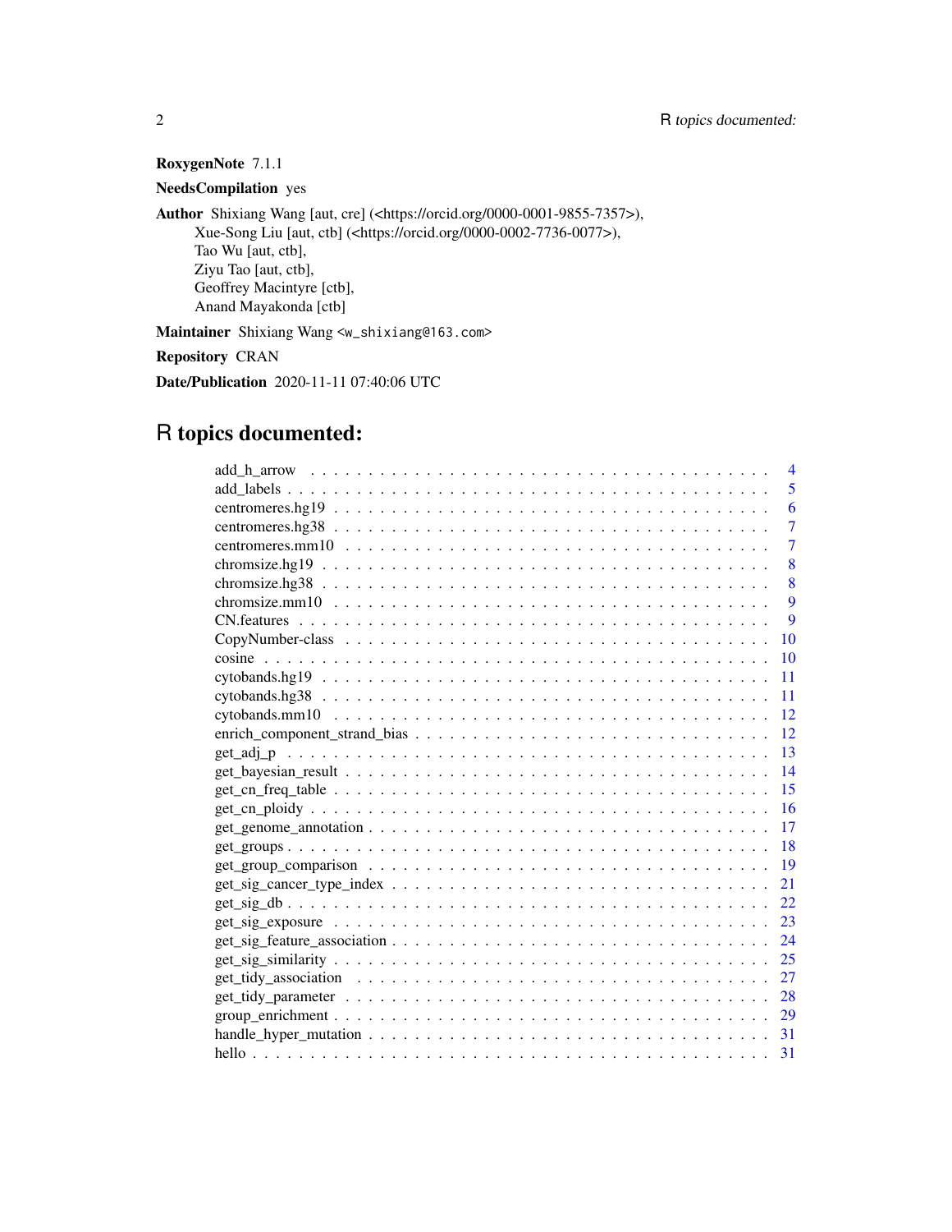**RoxygenNote** 7.1.1

**NeedsCompilation** yes

**Author** Shixiang Wang [aut, cre] (<https://orcid.org/0000-0001-9855-7357>),
Xue-Song Liu [aut, ctb] (<https://orcid.org/0000-0002-7736-0077>),
Tao Wu [aut, ctb],
Ziyu Tao [aut, ctb],
Geoffrey Macintyre [ctb],
Anand Mayakonda [ctb]

**Maintainer** Shixiang Wang <w_shixiang@163.com>

**Repository** CRAN

**Date/Publication** 2020-11-11 07:40:06 UTC

# R topics documented:

| | |
|---|---|
| add_h_arrow | 4 |
| add_labels | 5 |
| centromeres.hg19 | 6 |
| centromeres.hg38 | 7 |
| centromeres.mm10 | 7 |
| chromsize.hg19 | 8 |
| chromsize.hg38 | 8 |
| chromsize.mm10 | 9 |
| CN.features | 9 |
| CopyNumber-class | 10 |
| cosine | 10 |
| cytobands.hg19 | 11 |
| cytobands.hg38 | 11 |
| cytobands.mm10 | 12 |
| enrich_component_strand_bias | 12 |
| get_adj_p | 13 |
| get_bayesian_result | 14 |
| get_cn_freq_table | 15 |
| get_cn_ploidy | 16 |
| get_genome_annotation | 17 |
| get_groups | 18 |
| get_group_comparison | 19 |
| get_sig_cancer_type_index | 21 |
| get_sig_db | 22 |
| get_sig_exposure | 23 |
| get_sig_feature_association | 24 |
| get_sig_similarity | 25 |
| get_tidy_association | 27 |
| get_tidy_parameter | 28 |
| group_enrichment | 29 |
| handle_hyper_mutation | 31 |
| hello | 31 |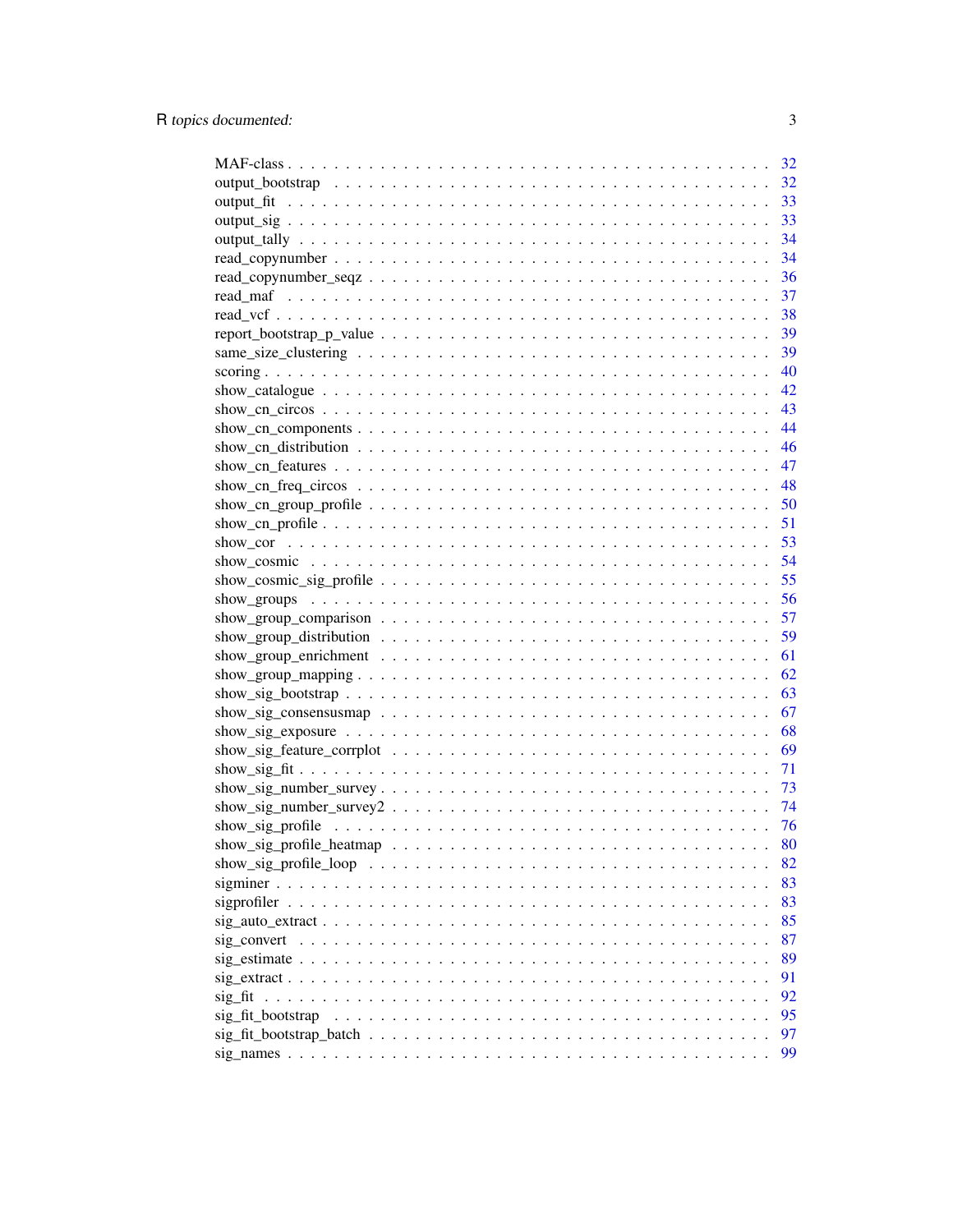| | |
|---|---|
| MAF-class | 32 |
| output_bootstrap | 32 |
| output_fit | 33 |
| output_sig | 33 |
| output_tally | 34 |
| read_copynumber | 34 |
| read_copynumber_seqz | 36 |
| read_maf | 37 |
| read_vcf | 38 |
| report_bootstrap_p_value | 39 |
| same_size_clustering | 39 |
| scoring | 40 |
| show_catalogue | 42 |
| show_cn_circos | 43 |
| show_cn_components | 44 |
| show_cn_distribution | 46 |
| show_cn_features | 47 |
| show_cn_freq_circos | 48 |
| show_cn_group_profile | 50 |
| show_cn_profile | 51 |
| show_cor | 53 |
| show_cosmic | 54 |
| show_cosmic_sig_profile | 55 |
| show_groups | 56 |
| show_group_comparison | 57 |
| show_group_distribution | 59 |
| show_group_enrichment | 61 |
| show_group_mapping | 62 |
| show_sig_bootstrap | 63 |
| show_sig_consensusmap | 67 |
| show_sig_exposure | 68 |
| show_sig_feature_corrplot | 69 |
| show_sig_fit | 71 |
| show_sig_number_survey | 73 |
| show_sig_number_survey2 | 74 |
| show_sig_profile | 76 |
| show_sig_profile_heatmap | 80 |
| show_sig_profile_loop | 82 |
| sigminer | 83 |
| sigprofiler | 83 |
| sig_auto_extract | 85 |
| sig_convert | 87 |
| sig_estimate | 89 |
| sig_extract | 91 |
| sig_fit | 92 |
| sig_fit_bootstrap | 95 |
| sig_fit_bootstrap_batch | 97 |
| sig_names | 99 |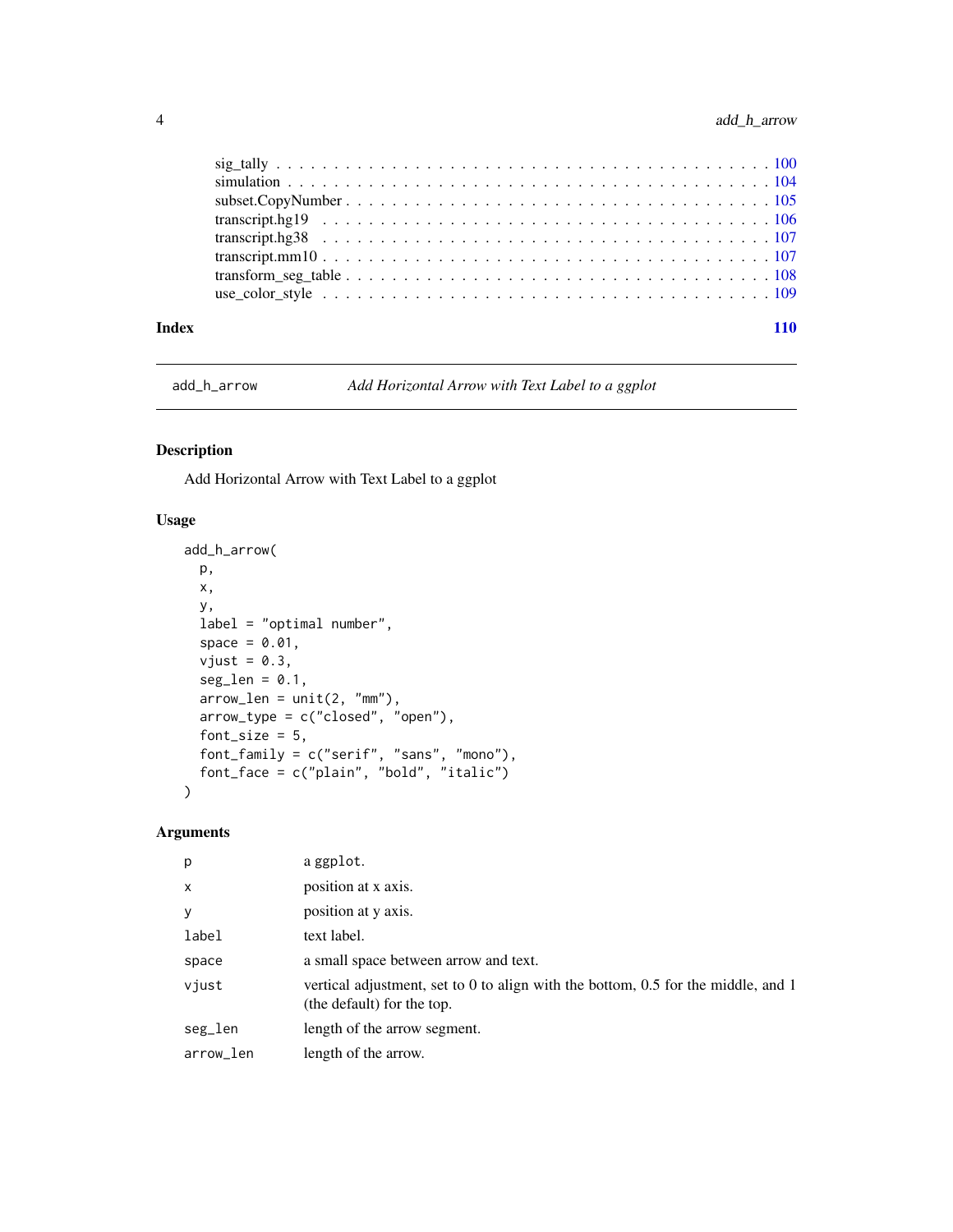sig_tally . . . . . . . . . . . . . . . . . . . . . . . . . . . . . . . . . . . . . . . . . . 100
simulation . . . . . . . . . . . . . . . . . . . . . . . . . . . . . . . . . . . . . . . . . 104
subset.CopyNumber . . . . . . . . . . . . . . . . . . . . . . . . . . . . . . . . . . . . . 105
transcript.hg19 . . . . . . . . . . . . . . . . . . . . . . . . . . . . . . . . . . . . . . 106
transcript.hg38 . . . . . . . . . . . . . . . . . . . . . . . . . . . . . . . . . . . . . . 107
transcript.mm10 . . . . . . . . . . . . . . . . . . . . . . . . . . . . . . . . . . . . . . 107
transform_seg_table . . . . . . . . . . . . . . . . . . . . . . . . . . . . . . . . . . . . 108
use_color_style . . . . . . . . . . . . . . . . . . . . . . . . . . . . . . . . . . . . . . 109

**Index** **110**

---

## add_h_arrow — *Add Horizontal Arrow with Text Label to a ggplot*

### Description

Add Horizontal Arrow with Text Label to a ggplot

### Usage

```
add_h_arrow(
  p,
  x,
  y,
  label = "optimal number",
  space = 0.01,
  vjust = 0.3,
  seg_len = 0.1,
  arrow_len = unit(2, "mm"),
  arrow_type = c("closed", "open"),
  font_size = 5,
  font_family = c("serif", "sans", "mono"),
  font_face = c("plain", "bold", "italic")
)
```

### Arguments

| | |
|---|---|
| `p` | a ggplot. |
| `x` | position at x axis. |
| `y` | position at y axis. |
| `label` | text label. |
| `space` | a small space between arrow and text. |
| `vjust` | vertical adjustment, set to 0 to align with the bottom, 0.5 for the middle, and 1 (the default) for the top. |
| `seg_len` | length of the arrow segment. |
| `arrow_len` | length of the arrow. |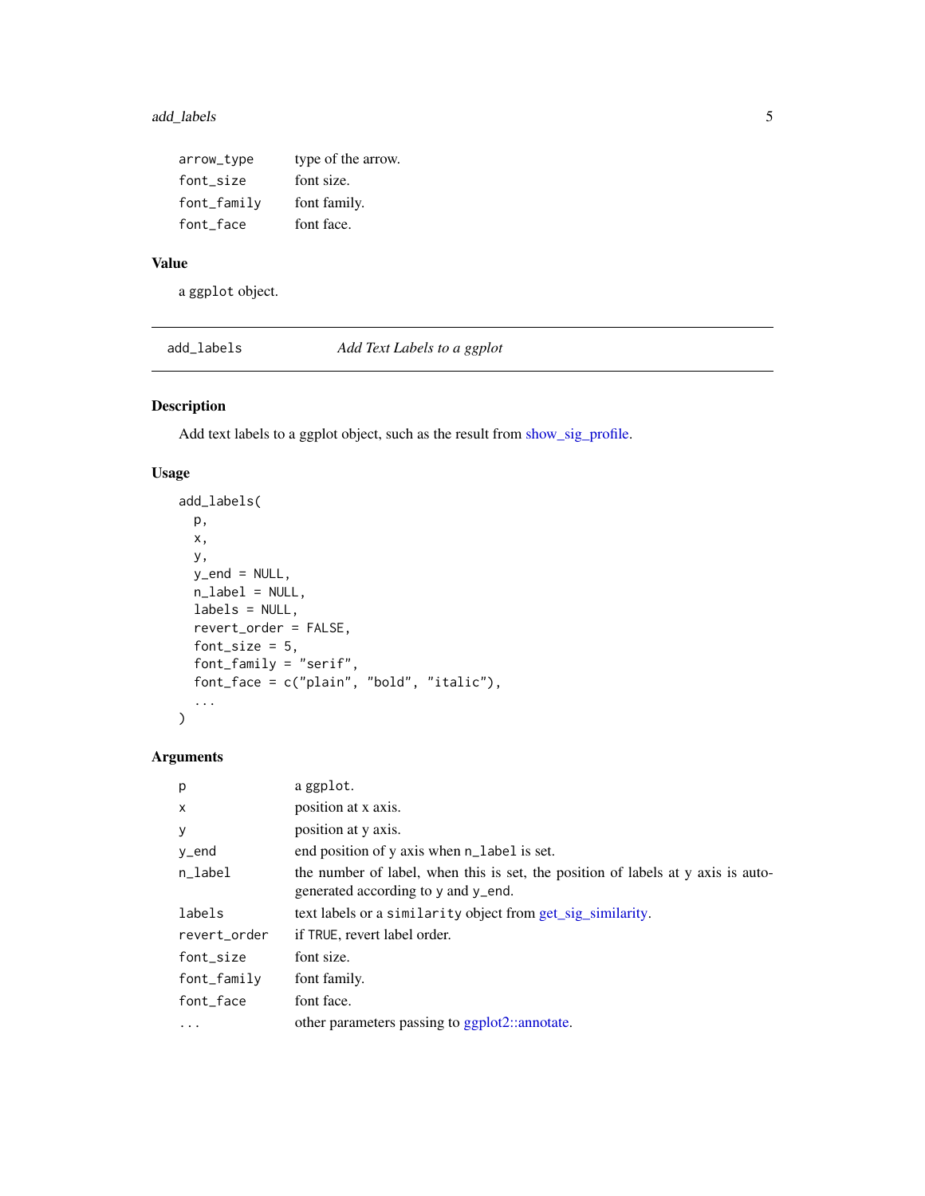| | |
|---|---|
| arrow_type | type of the arrow. |
| font_size | font size. |
| font_family | font family. |
| font_face | font face. |

### Value

a ggplot object.

---

## add_labels — *Add Text Labels to a ggplot*

### Description

Add text labels to a ggplot object, such as the result from show_sig_profile.

### Usage

```
add_labels(
  p,
  x,
  y,
  y_end = NULL,
  n_label = NULL,
  labels = NULL,
  revert_order = FALSE,
  font_size = 5,
  font_family = "serif",
  font_face = c("plain", "bold", "italic"),
  ...
)
```

### Arguments

| | |
|---|---|
| p | a ggplot. |
| x | position at x axis. |
| y | position at y axis. |
| y_end | end position of y axis when n_label is set. |
| n_label | the number of label, when this is set, the position of labels at y axis is auto-generated according to y and y_end. |
| labels | text labels or a similarity object from get_sig_similarity. |
| revert_order | if TRUE, revert label order. |
| font_size | font size. |
| font_family | font family. |
| font_face | font face. |
| ... | other parameters passing to ggplot2::annotate. |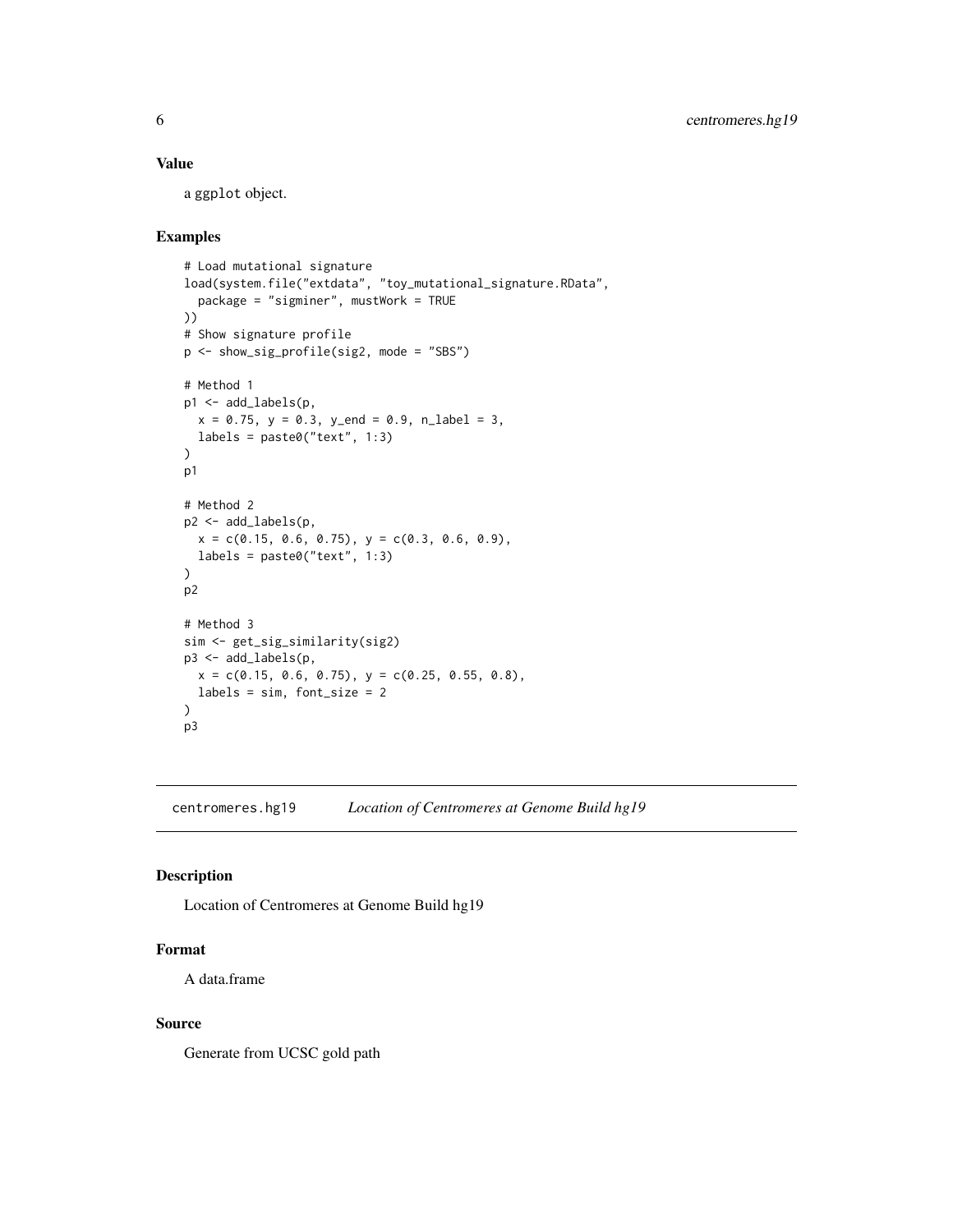## Value

a `ggplot` object.

## Examples

```
# Load mutational signature
load(system.file("extdata", "toy_mutational_signature.RData",
  package = "sigminer", mustWork = TRUE
))
# Show signature profile
p <- show_sig_profile(sig2, mode = "SBS")

# Method 1
p1 <- add_labels(p,
  x = 0.75, y = 0.3, y_end = 0.9, n_label = 3,
  labels = paste0("text", 1:3)
)
p1

# Method 2
p2 <- add_labels(p,
  x = c(0.15, 0.6, 0.75), y = c(0.3, 0.6, 0.9),
  labels = paste0("text", 1:3)
)
p2

# Method 3
sim <- get_sig_similarity(sig2)
p3 <- add_labels(p,
  x = c(0.15, 0.6, 0.75), y = c(0.25, 0.55, 0.8),
  labels = sim, font_size = 2
)
p3
```

---

# `centromeres.hg19` *Location of Centromeres at Genome Build hg19*

## Description

Location of Centromeres at Genome Build hg19

## Format

A data.frame

## Source

Generate from UCSC gold path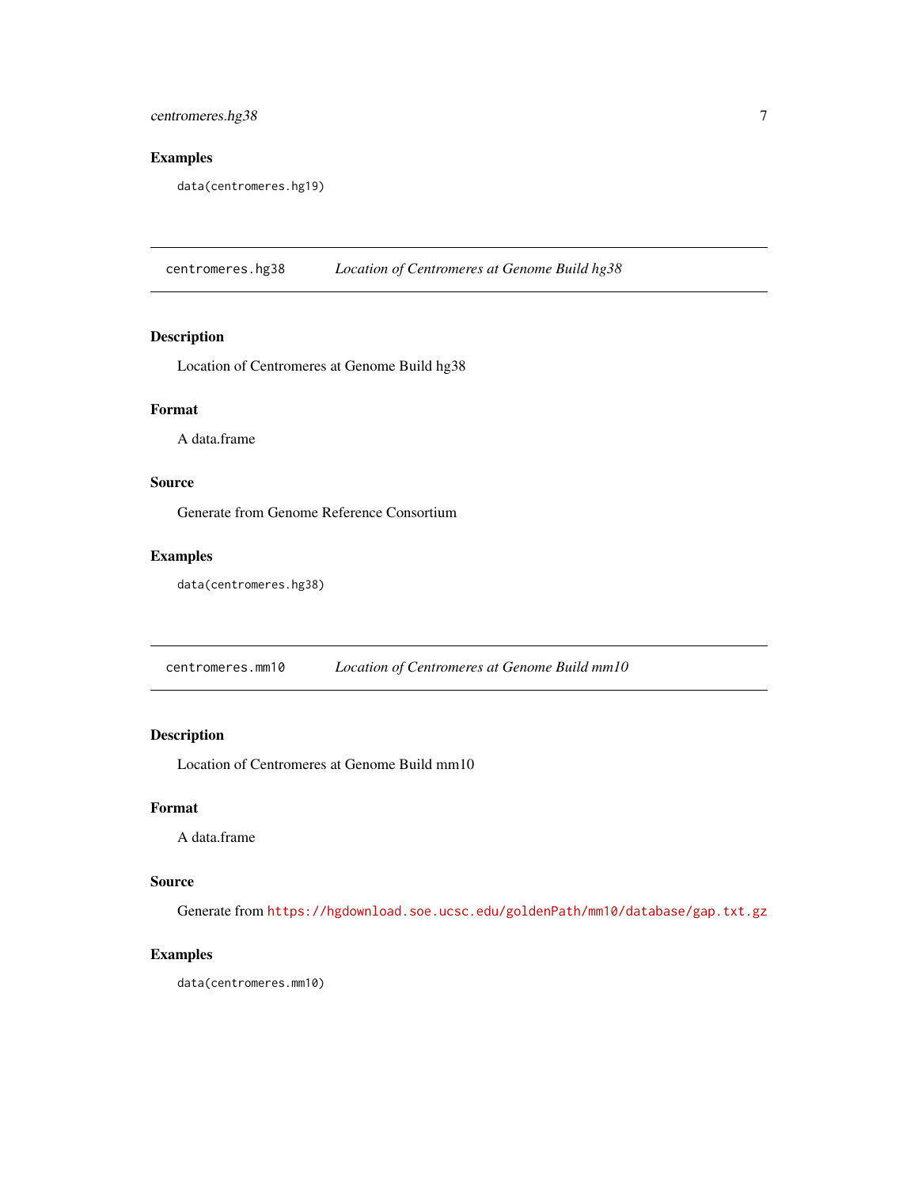### Examples

```
data(centromeres.hg19)
```

---

## centromeres.hg38 *Location of Centromeres at Genome Build hg38*

### Description

Location of Centromeres at Genome Build hg38

### Format

A data.frame

### Source

Generate from Genome Reference Consortium

### Examples

```
data(centromeres.hg38)
```

---

## centromeres.mm10 *Location of Centromeres at Genome Build mm10*

### Description

Location of Centromeres at Genome Build mm10

### Format

A data.frame

### Source

Generate from https://hgdownload.soe.ucsc.edu/goldenPath/mm10/database/gap.txt.gz

### Examples

```
data(centromeres.mm10)
```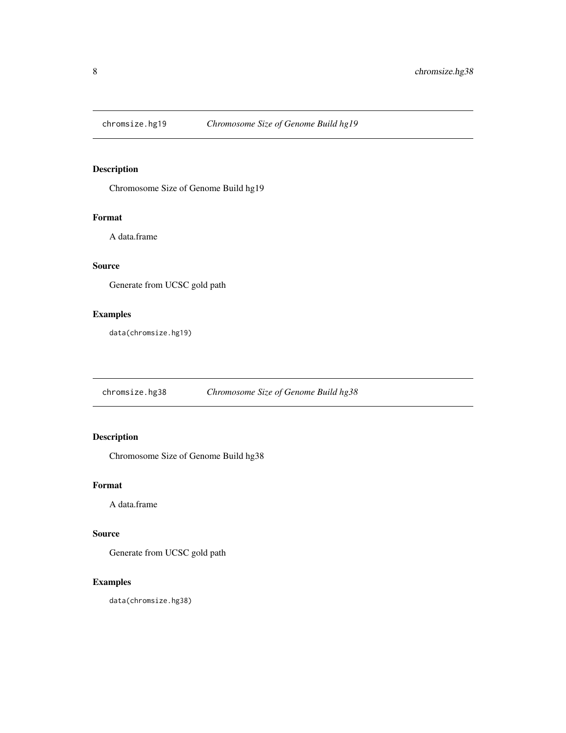## chromsize.hg19 *Chromosome Size of Genome Build hg19*

### Description

Chromosome Size of Genome Build hg19

### Format

A data.frame

### Source

Generate from UCSC gold path

### Examples

```
data(chromsize.hg19)
```

## chromsize.hg38 *Chromosome Size of Genome Build hg38*

### Description

Chromosome Size of Genome Build hg38

### Format

A data.frame

### Source

Generate from UCSC gold path

### Examples

```
data(chromsize.hg38)
```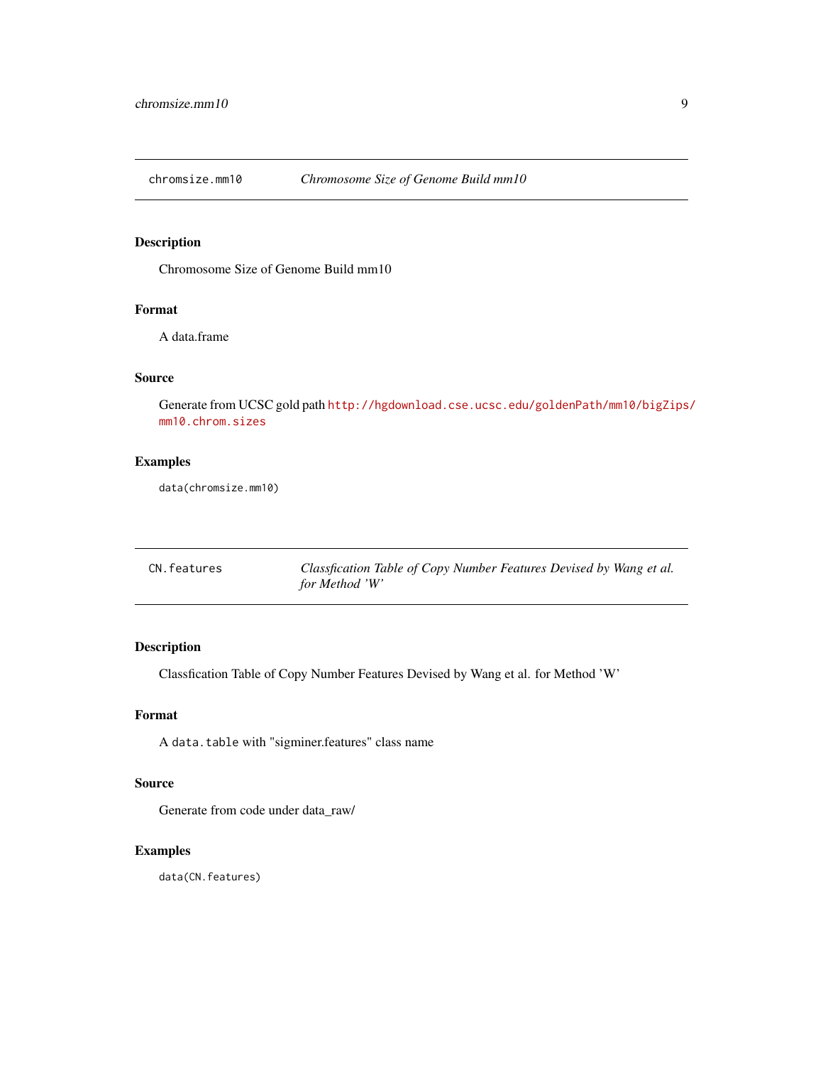## chromsize.mm10 — *Chromosome Size of Genome Build mm10*

### Description

Chromosome Size of Genome Build mm10

### Format

A data.frame

### Source

Generate from UCSC gold path http://hgdownload.cse.ucsc.edu/goldenPath/mm10/bigZips/mm10.chrom.sizes

### Examples

```
data(chromsize.mm10)
```

## CN.features — *Classfication Table of Copy Number Features Devised by Wang et al. for Method 'W'*

### Description

Classfication Table of Copy Number Features Devised by Wang et al. for Method 'W'

### Format

A `data.table` with "sigminer.features" class name

### Source

Generate from code under data_raw/

### Examples

```
data(CN.features)
```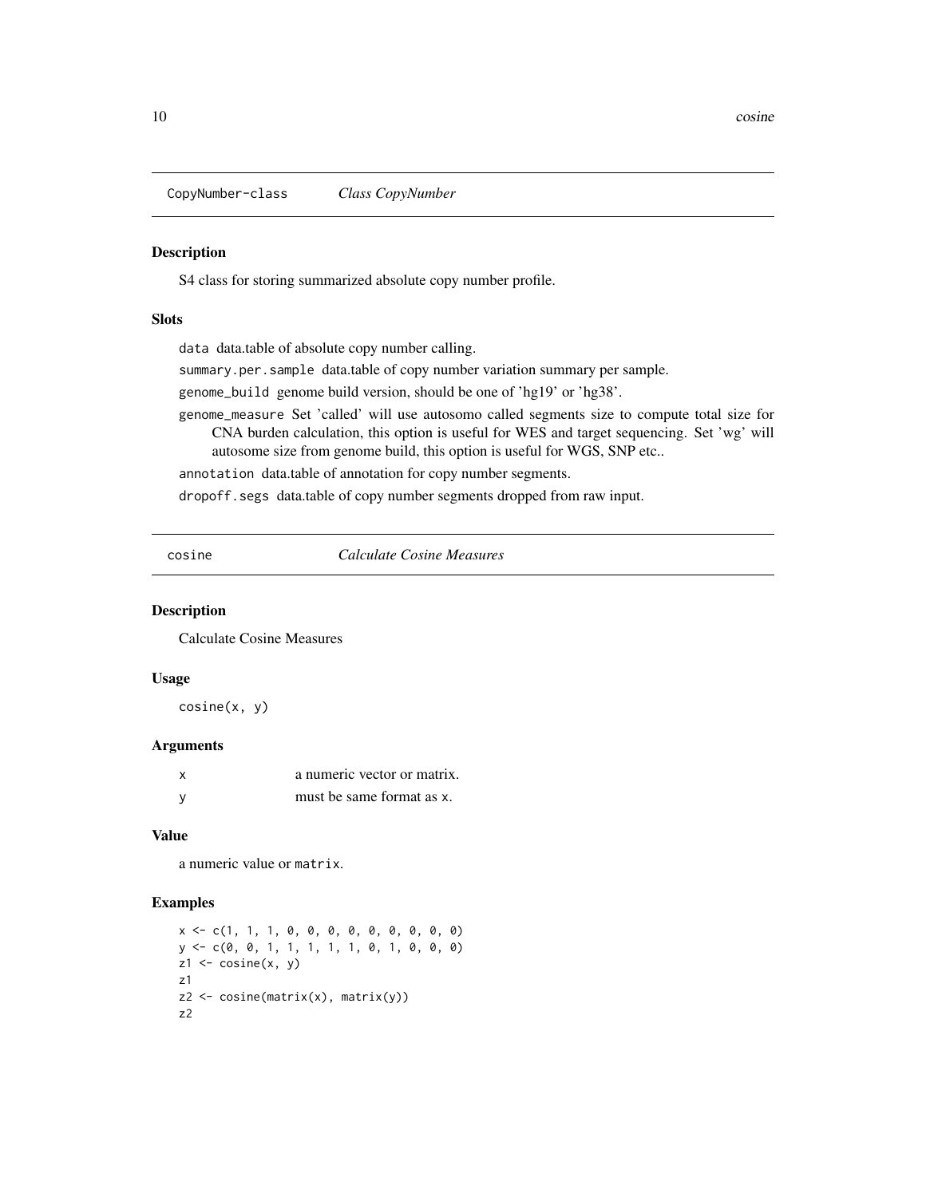## CopyNumber-class *Class CopyNumber*

### Description

S4 class for storing summarized absolute copy number profile.

### Slots

`data` data.table of absolute copy number calling.

`summary.per.sample` data.table of copy number variation summary per sample.

`genome_build` genome build version, should be one of 'hg19' or 'hg38'.

`genome_measure` Set 'called' will use autosomo called segments size to compute total size for CNA burden calculation, this option is useful for WES and target sequencing. Set 'wg' will autosome size from genome build, this option is useful for WGS, SNP etc..

`annotation` data.table of annotation for copy number segments.

`dropoff.segs` data.table of copy number segments dropped from raw input.

## cosine *Calculate Cosine Measures*

### Description

Calculate Cosine Measures

### Usage

```
cosine(x, y)
```

### Arguments

| | |
|---|---|
| x | a numeric vector or matrix. |
| y | must be same format as x. |

### Value

a numeric value or `matrix`.

### Examples

```
x <- c(1, 1, 1, 0, 0, 0, 0, 0, 0, 0, 0)
y <- c(0, 0, 1, 1, 1, 1, 1, 0, 1, 0, 0, 0)
z1 <- cosine(x, y)
z1
z2 <- cosine(matrix(x), matrix(y))
z2
```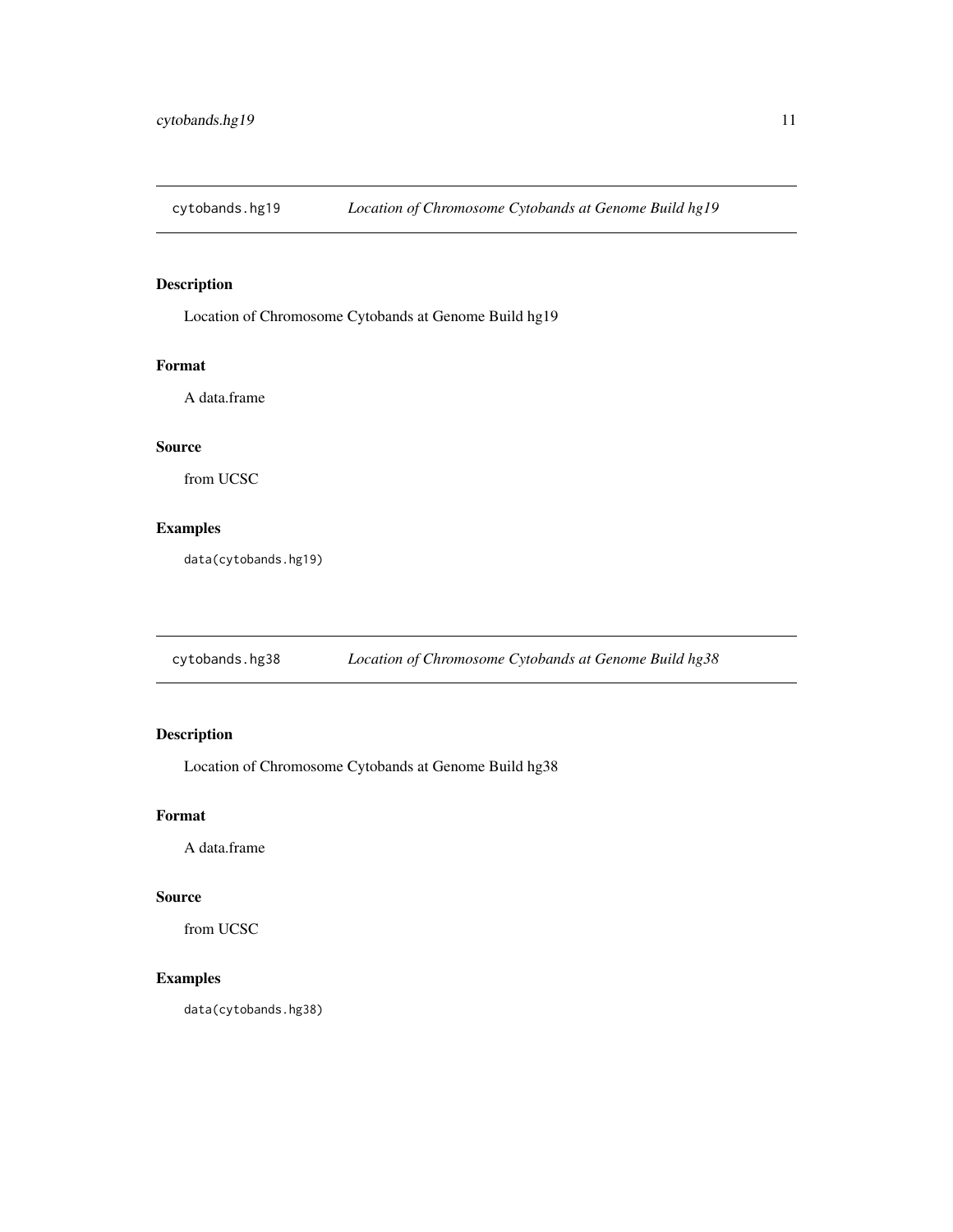## cytobands.hg19 *Location of Chromosome Cytobands at Genome Build hg19*

### Description

Location of Chromosome Cytobands at Genome Build hg19

### Format

A data.frame

### Source

from UCSC

### Examples

```
data(cytobands.hg19)
```

## cytobands.hg38 *Location of Chromosome Cytobands at Genome Build hg38*

### Description

Location of Chromosome Cytobands at Genome Build hg38

### Format

A data.frame

### Source

from UCSC

### Examples

```
data(cytobands.hg38)
```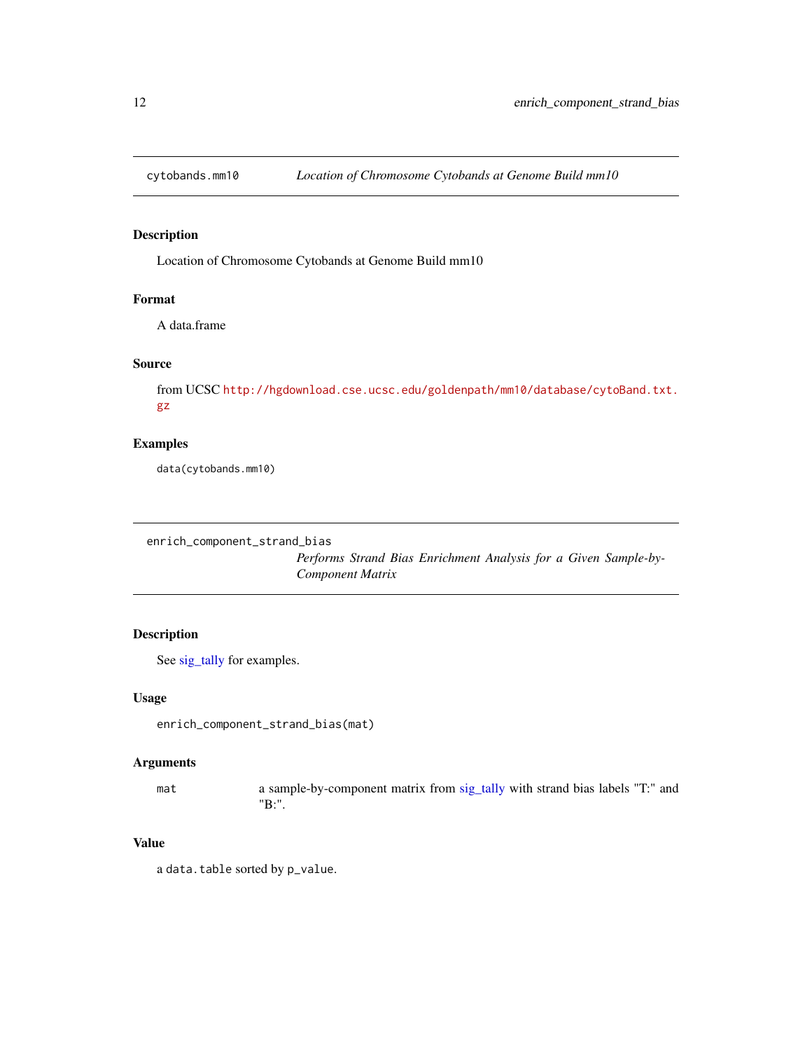## cytobands.mm10 — *Location of Chromosome Cytobands at Genome Build mm10*

### Description

Location of Chromosome Cytobands at Genome Build mm10

### Format

A data.frame

### Source

from UCSC http://hgdownload.cse.ucsc.edu/goldenpath/mm10/database/cytoBand.txt.gz

### Examples

```
data(cytobands.mm10)
```

## enrich_component_strand_bias — *Performs Strand Bias Enrichment Analysis for a Given Sample-by-Component Matrix*

### Description

See sig_tally for examples.

### Usage

```
enrich_component_strand_bias(mat)
```

### Arguments

| | |
|---|---|
| mat | a sample-by-component matrix from sig_tally with strand bias labels "T:" and "B:". |

### Value

a `data.table` sorted by `p_value`.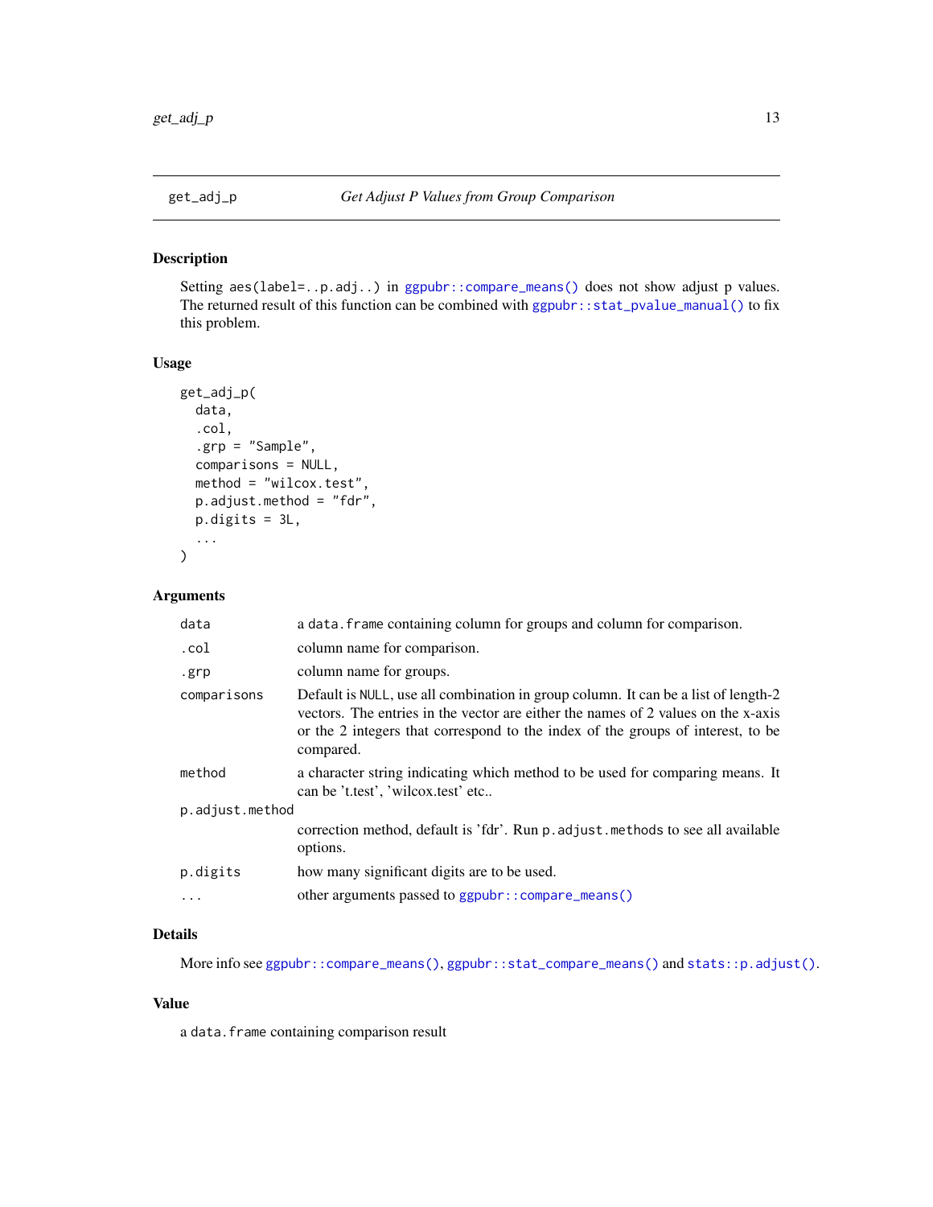## get_adj_p — *Get Adjust P Values from Group Comparison*

### Description

Setting `aes(label=..p.adj..)` in `ggpubr::compare_means()` does not show adjust p values. The returned result of this function can be combined with `ggpubr::stat_pvalue_manual()` to fix this problem.

### Usage

```
get_adj_p(
  data,
  .col,
  .grp = "Sample",
  comparisons = NULL,
  method = "wilcox.test",
  p.adjust.method = "fdr",
  p.digits = 3L,
  ...
)
```

### Arguments

| | |
|---|---|
| `data` | a `data.frame` containing column for groups and column for comparison. |
| `.col` | column name for comparison. |
| `.grp` | column name for groups. |
| `comparisons` | Default is `NULL`, use all combination in group column. It can be a list of length-2 vectors. The entries in the vector are either the names of 2 values on the x-axis or the 2 integers that correspond to the index of the groups of interest, to be compared. |
| `method` | a character string indicating which method to be used for comparing means. It can be 't.test', 'wilcox.test' etc.. |
| `p.adjust.method` | correction method, default is 'fdr'. Run `p.adjust.methods` to see all available options. |
| `p.digits` | how many significant digits are to be used. |
| `...` | other arguments passed to `ggpubr::compare_means()` |

### Details

More info see `ggpubr::compare_means()`, `ggpubr::stat_compare_means()` and `stats::p.adjust()`.

### Value

a `data.frame` containing comparison result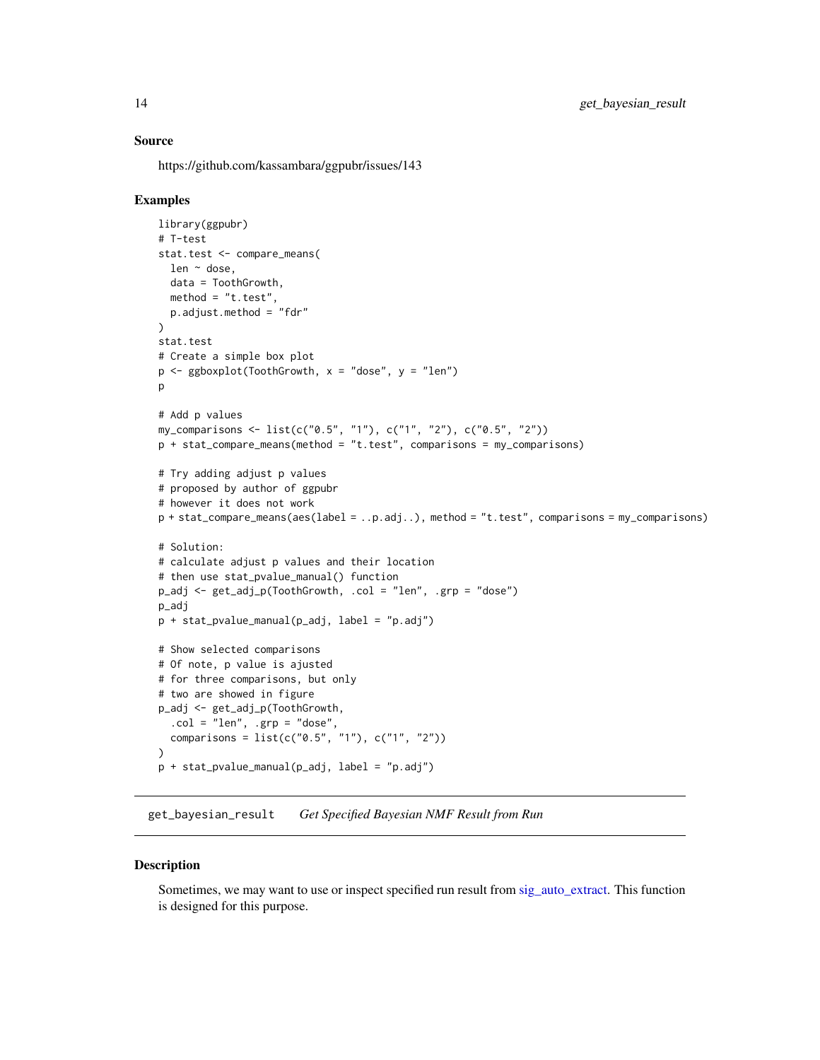## Source

https://github.com/kassambara/ggpubr/issues/143

## Examples

```
library(ggpubr)
# T-test
stat.test <- compare_means(
  len ~ dose,
  data = ToothGrowth,
  method = "t.test",
  p.adjust.method = "fdr"
)
stat.test
# Create a simple box plot
p <- ggboxplot(ToothGrowth, x = "dose", y = "len")
p

# Add p values
my_comparisons <- list(c("0.5", "1"), c("1", "2"), c("0.5", "2"))
p + stat_compare_means(method = "t.test", comparisons = my_comparisons)

# Try adding adjust p values
# proposed by author of ggpubr
# however it does not work
p + stat_compare_means(aes(label = ..p.adj..), method = "t.test", comparisons = my_comparisons)

# Solution:
# calculate adjust p values and their location
# then use stat_pvalue_manual() function
p_adj <- get_adj_p(ToothGrowth, .col = "len", .grp = "dose")
p_adj
p + stat_pvalue_manual(p_adj, label = "p.adj")

# Show selected comparisons
# Of note, p value is ajusted
# for three comparisons, but only
# two are showed in figure
p_adj <- get_adj_p(ToothGrowth,
  .col = "len", .grp = "dose",
  comparisons = list(c("0.5", "1"), c("1", "2"))
)
p + stat_pvalue_manual(p_adj, label = "p.adj")
```

---

# get_bayesian_result *Get Specified Bayesian NMF Result from Run*

---

## Description

Sometimes, we may want to use or inspect specified run result from sig_auto_extract. This function is designed for this purpose.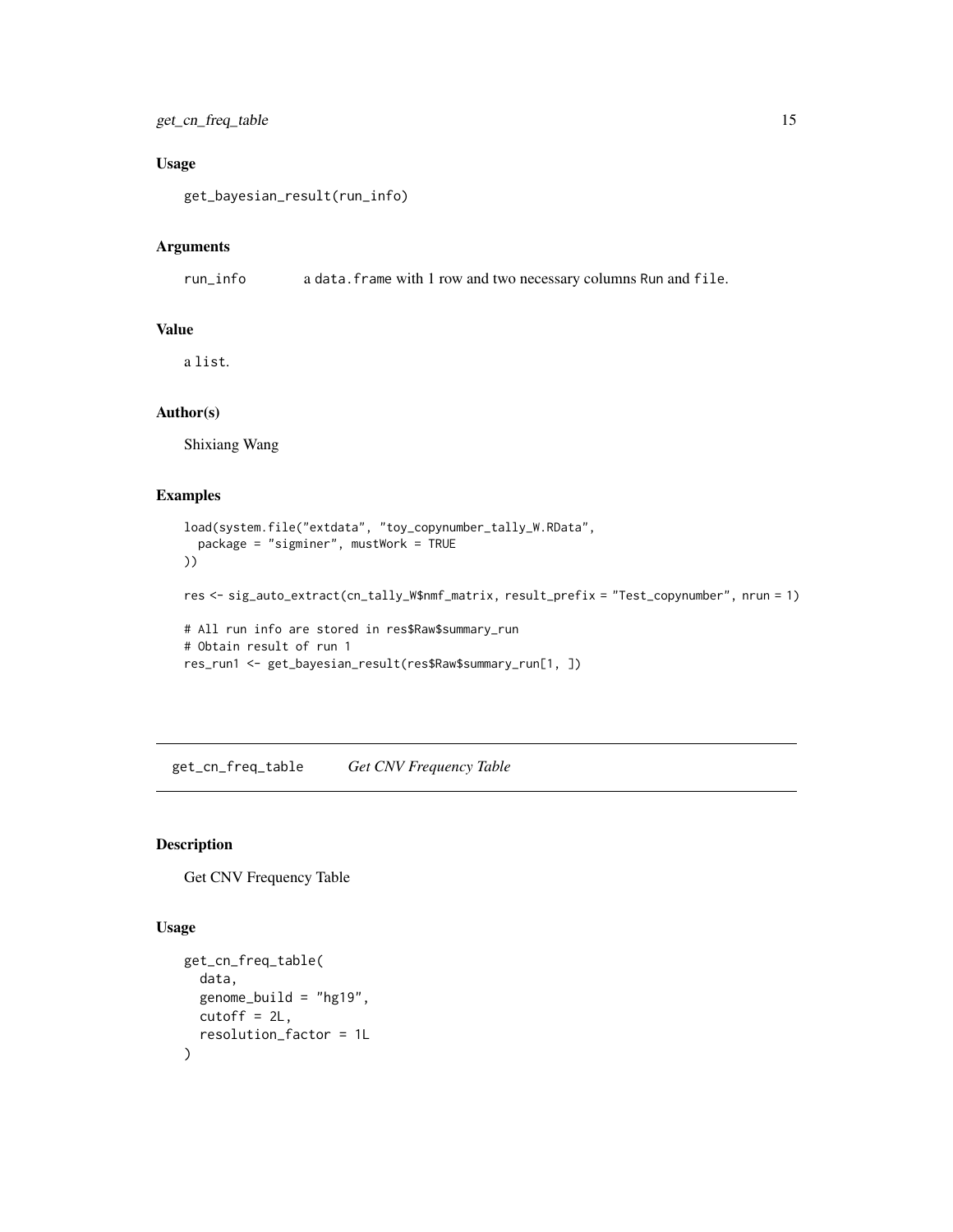### Usage

```
get_bayesian_result(run_info)
```

### Arguments

| | |
|---|---|
| run_info | a data.frame with 1 row and two necessary columns Run and file. |

### Value

a list.

### Author(s)

Shixiang Wang

### Examples

```
load(system.file("extdata", "toy_copynumber_tally_W.RData",
  package = "sigminer", mustWork = TRUE
))

res <- sig_auto_extract(cn_tally_W$nmf_matrix, result_prefix = "Test_copynumber", nrun = 1)

# All run info are stored in res$Raw$summary_run
# Obtain result of run 1
res_run1 <- get_bayesian_result(res$Raw$summary_run[1, ])
```

---

## get_cn_freq_table    *Get CNV Frequency Table*

### Description

Get CNV Frequency Table

### Usage

```
get_cn_freq_table(
  data,
  genome_build = "hg19",
  cutoff = 2L,
  resolution_factor = 1L
)
```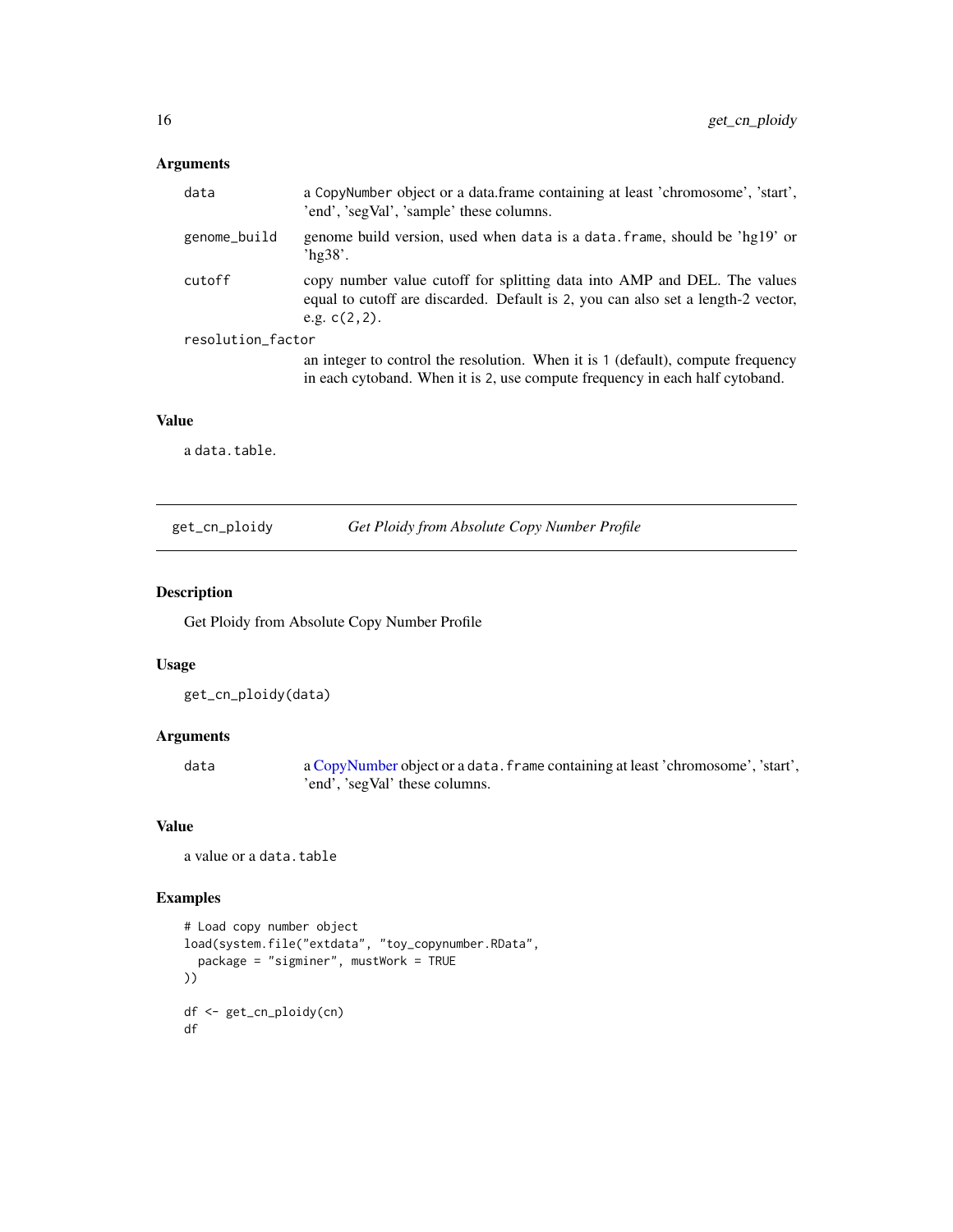## Arguments

| | |
|---|---|
| data | a CopyNumber object or a data.frame containing at least 'chromosome', 'start', 'end', 'segVal', 'sample' these columns. |
| genome_build | genome build version, used when data is a data.frame, should be 'hg19' or 'hg38'. |
| cutoff | copy number value cutoff for splitting data into AMP and DEL. The values equal to cutoff are discarded. Default is 2, you can also set a length-2 vector, e.g. c(2,2). |
| resolution_factor | an integer to control the resolution. When it is 1 (default), compute frequency in each cytoband. When it is 2, use compute frequency in each half cytoband. |

## Value

a data.table.

---

# get_cn_ploidy — *Get Ploidy from Absolute Copy Number Profile*

---

## Description

Get Ploidy from Absolute Copy Number Profile

## Usage

```
get_cn_ploidy(data)
```

## Arguments

| | |
|---|---|
| data | a CopyNumber object or a data.frame containing at least 'chromosome', 'start', 'end', 'segVal' these columns. |

## Value

a value or a data.table

## Examples

```
# Load copy number object
load(system.file("extdata", "toy_copynumber.RData",
  package = "sigminer", mustWork = TRUE
))

df <- get_cn_ploidy(cn)
df
```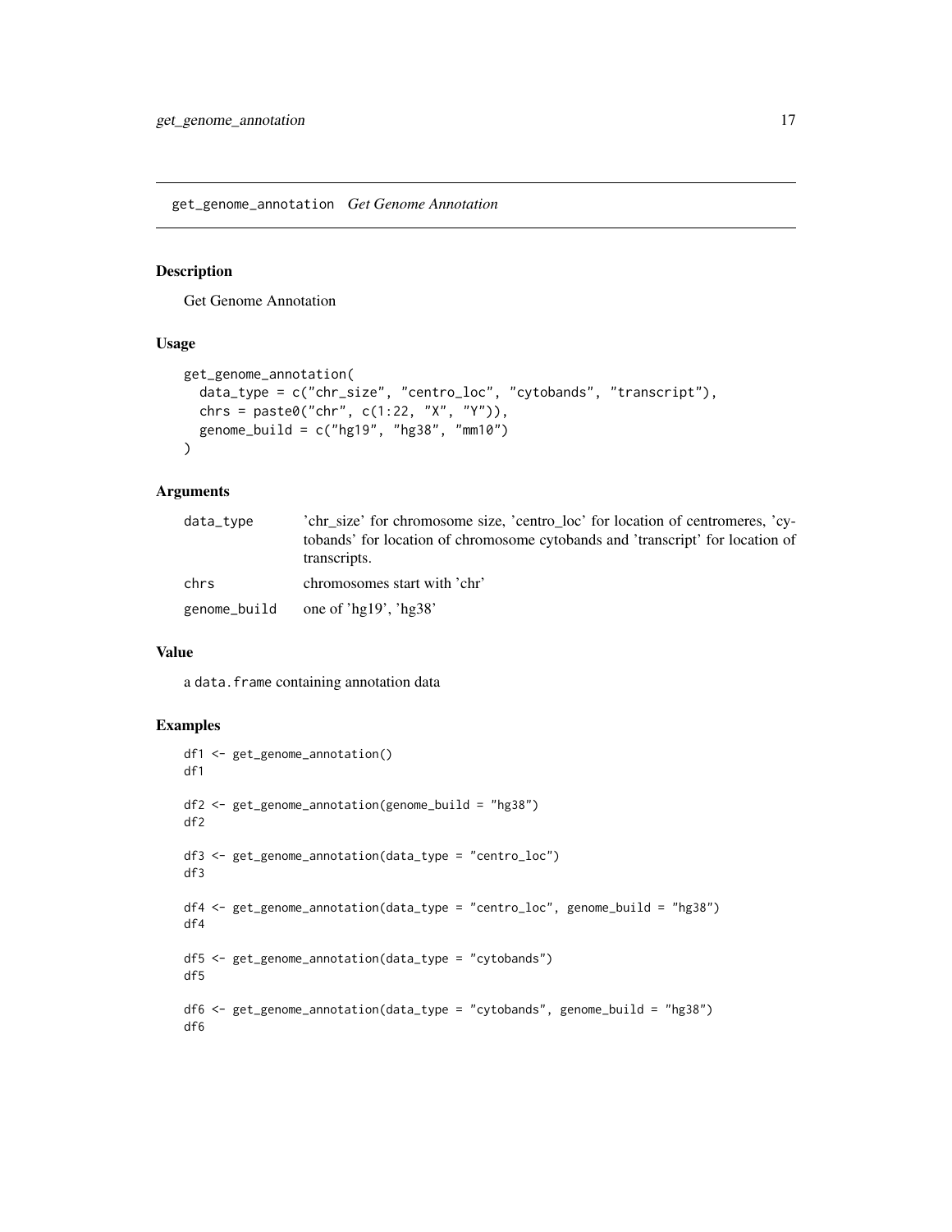## get_genome_annotation *Get Genome Annotation*

### Description

Get Genome Annotation

### Usage

```
get_genome_annotation(
  data_type = c("chr_size", "centro_loc", "cytobands", "transcript"),
  chrs = paste0("chr", c(1:22, "X", "Y")),
  genome_build = c("hg19", "hg38", "mm10")
)
```

### Arguments

| | |
|---|---|
| data_type | 'chr_size' for chromosome size, 'centro_loc' for location of centromeres, 'cytobands' for location of chromosome cytobands and 'transcript' for location of transcripts. |
| chrs | chromosomes start with 'chr' |
| genome_build | one of 'hg19', 'hg38' |

### Value

a `data.frame` containing annotation data

### Examples

```
df1 <- get_genome_annotation()
df1

df2 <- get_genome_annotation(genome_build = "hg38")
df2

df3 <- get_genome_annotation(data_type = "centro_loc")
df3

df4 <- get_genome_annotation(data_type = "centro_loc", genome_build = "hg38")
df4

df5 <- get_genome_annotation(data_type = "cytobands")
df5

df6 <- get_genome_annotation(data_type = "cytobands", genome_build = "hg38")
df6
```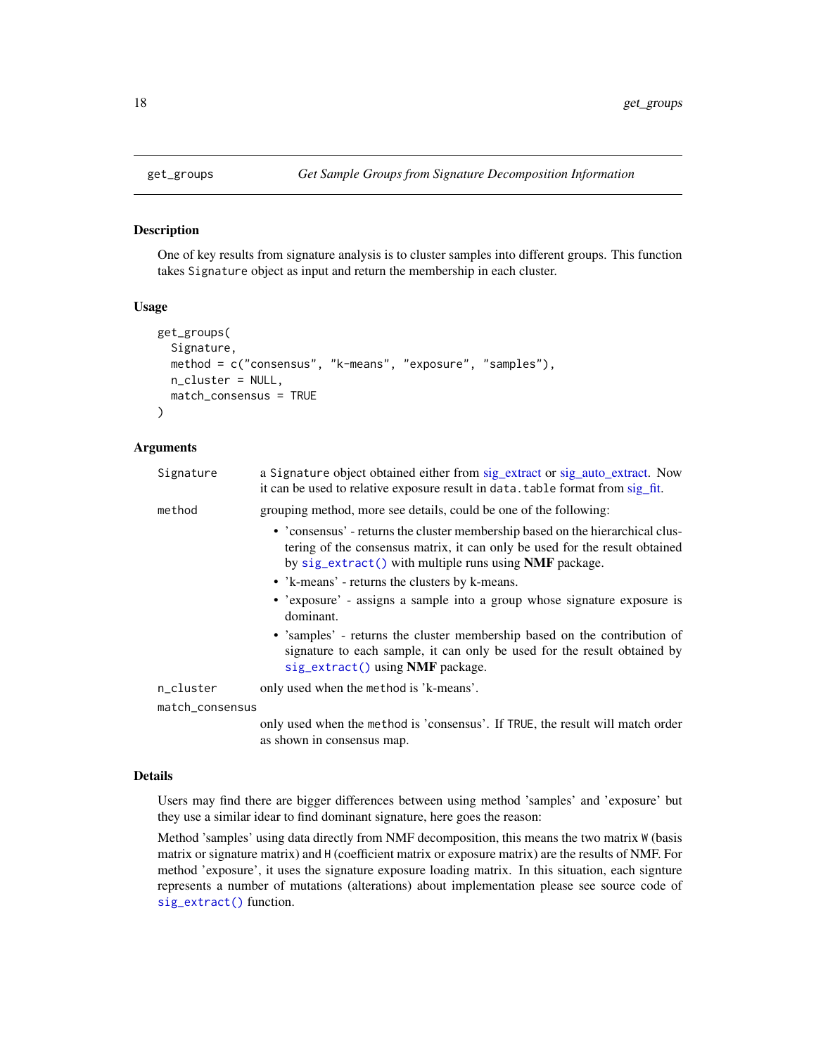## get_groups — *Get Sample Groups from Signature Decomposition Information*

### Description

One of key results from signature analysis is to cluster samples into different groups. This function takes `Signature` object as input and return the membership in each cluster.

### Usage

```
get_groups(
  Signature,
  method = c("consensus", "k-means", "exposure", "samples"),
  n_cluster = NULL,
  match_consensus = TRUE
)
```

### Arguments

| | |
|---|---|
| `Signature` | a `Signature` object obtained either from sig_extract or sig_auto_extract. Now it can be used to relative exposure result in `data.table` format from sig_fit. |
| `method` | grouping method, more see details, could be one of the following: <br>• 'consensus' - returns the cluster membership based on the hierarchical clustering of the consensus matrix, it can only be used for the result obtained by `sig_extract()` with multiple runs using **NMF** package. <br>• 'k-means' - returns the clusters by k-means. <br>• 'exposure' - assigns a sample into a group whose signature exposure is dominant. <br>• 'samples' - returns the cluster membership based on the contribution of signature to each sample, it can only be used for the result obtained by `sig_extract()` using **NMF** package. |
| `n_cluster` | only used when the `method` is 'k-means'. |
| `match_consensus` | only used when the `method` is 'consensus'. If `TRUE`, the result will match order as shown in consensus map. |

### Details

Users may find there are bigger differences between using method 'samples' and 'exposure' but they use a similar idear to find dominant signature, here goes the reason:

Method 'samples' using data directly from NMF decomposition, this means the two matrix `W` (basis matrix or signature matrix) and `H` (coefficient matrix or exposure matrix) are the results of NMF. For method 'exposure', it uses the signature exposure loading matrix. In this situation, each signture represents a number of mutations (alterations) about implementation please see source code of `sig_extract()` function.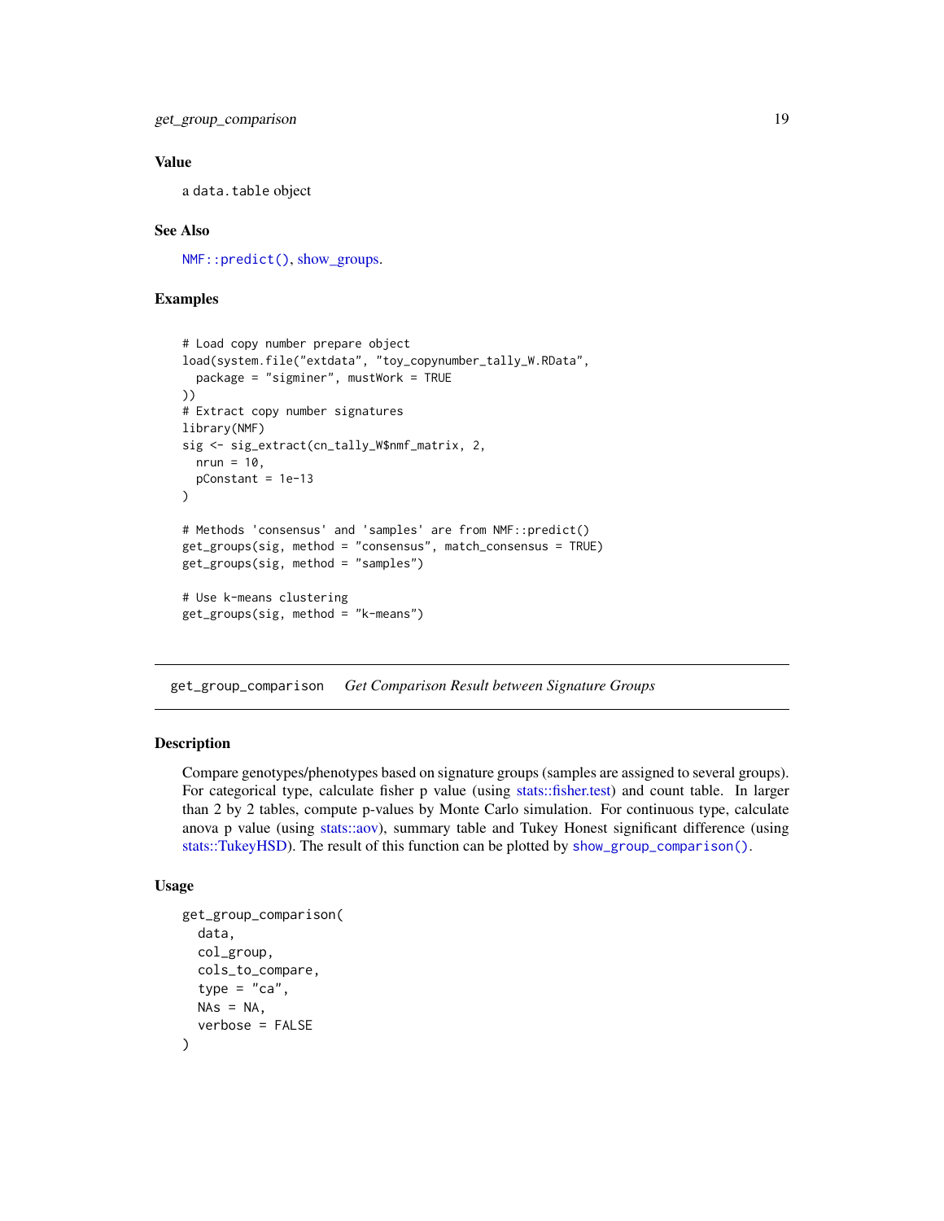## Value

a `data.table` object

## See Also

`NMF::predict()`, show_groups.

## Examples

```
# Load copy number prepare object
load(system.file("extdata", "toy_copynumber_tally_W.RData",
  package = "sigminer", mustWork = TRUE
))
# Extract copy number signatures
library(NMF)
sig <- sig_extract(cn_tally_W$nmf_matrix, 2,
  nrun = 10,
  pConstant = 1e-13
)

# Methods 'consensus' and 'samples' are from NMF::predict()
get_groups(sig, method = "consensus", match_consensus = TRUE)
get_groups(sig, method = "samples")

# Use k-means clustering
get_groups(sig, method = "k-means")
```

---

# get_group_comparison *Get Comparison Result between Signature Groups*

## Description

Compare genotypes/phenotypes based on signature groups (samples are assigned to several groups). For categorical type, calculate fisher p value (using stats::fisher.test) and count table. In larger than 2 by 2 tables, compute p-values by Monte Carlo simulation. For continuous type, calculate anova p value (using stats::aov), summary table and Tukey Honest significant difference (using stats::TukeyHSD). The result of this function can be plotted by `show_group_comparison()`.

## Usage

```
get_group_comparison(
  data,
  col_group,
  cols_to_compare,
  type = "ca",
  NAs = NA,
  verbose = FALSE
)
```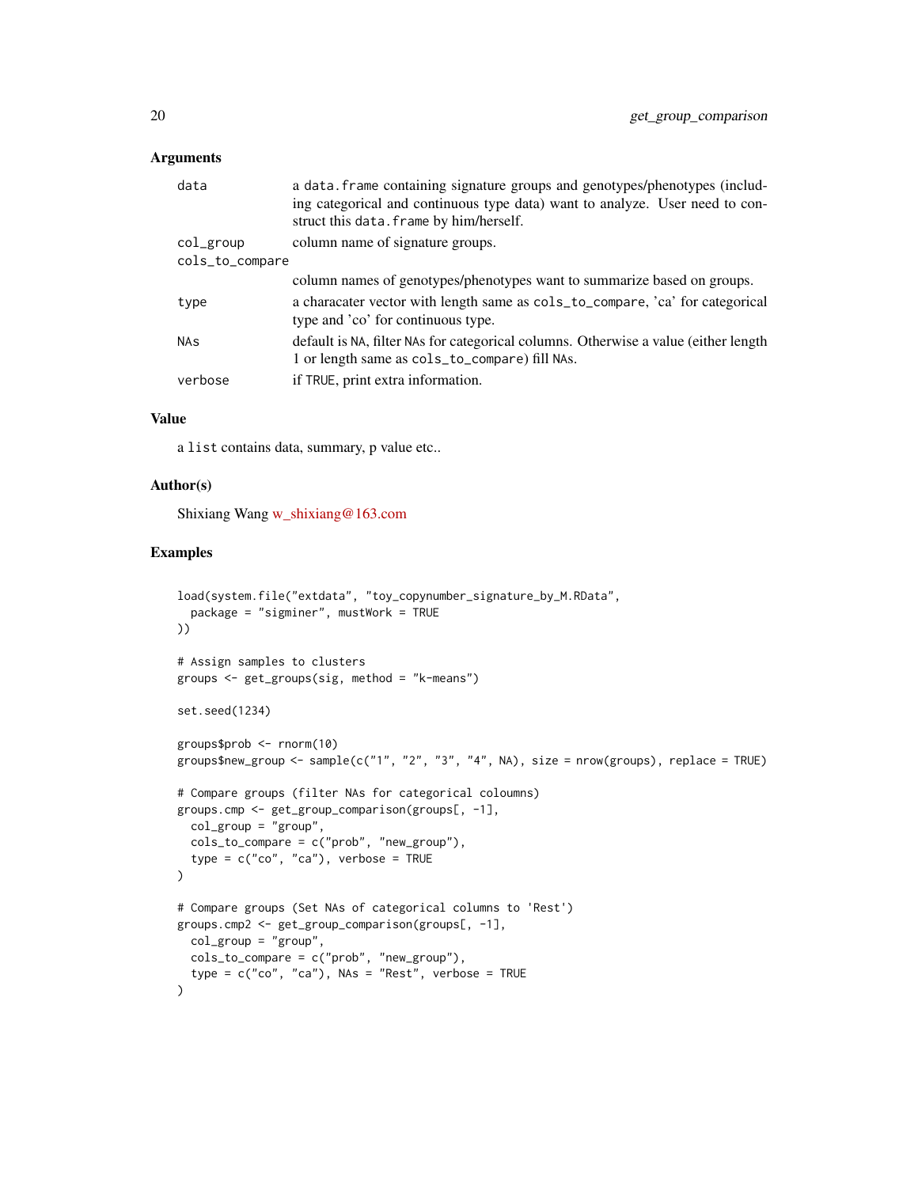## Arguments

| | |
|---|---|
| data | a data.frame containing signature groups and genotypes/phenotypes (including categorical and continuous type data) want to analyze. User need to construct this data.frame by him/herself. |
| col_group | column name of signature groups. |
| cols_to_compare | column names of genotypes/phenotypes want to summarize based on groups. |
| type | a characater vector with length same as cols_to_compare, 'ca' for categorical type and 'co' for continuous type. |
| NAs | default is NA, filter NAs for categorical columns. Otherwise a value (either length 1 or length same as cols_to_compare) fill NAs. |
| verbose | if TRUE, print extra information. |

## Value

a list contains data, summary, p value etc..

## Author(s)

Shixiang Wang w_shixiang@163.com

## Examples

```
load(system.file("extdata", "toy_copynumber_signature_by_M.RData",
  package = "sigminer", mustWork = TRUE
))

# Assign samples to clusters
groups <- get_groups(sig, method = "k-means")

set.seed(1234)

groups$prob <- rnorm(10)
groups$new_group <- sample(c("1", "2", "3", "4", NA), size = nrow(groups), replace = TRUE)

# Compare groups (filter NAs for categorical coloumns)
groups.cmp <- get_group_comparison(groups[, -1],
  col_group = "group",
  cols_to_compare = c("prob", "new_group"),
  type = c("co", "ca"), verbose = TRUE
)

# Compare groups (Set NAs of categorical columns to 'Rest')
groups.cmp2 <- get_group_comparison(groups[, -1],
  col_group = "group",
  cols_to_compare = c("prob", "new_group"),
  type = c("co", "ca"), NAs = "Rest", verbose = TRUE
)
```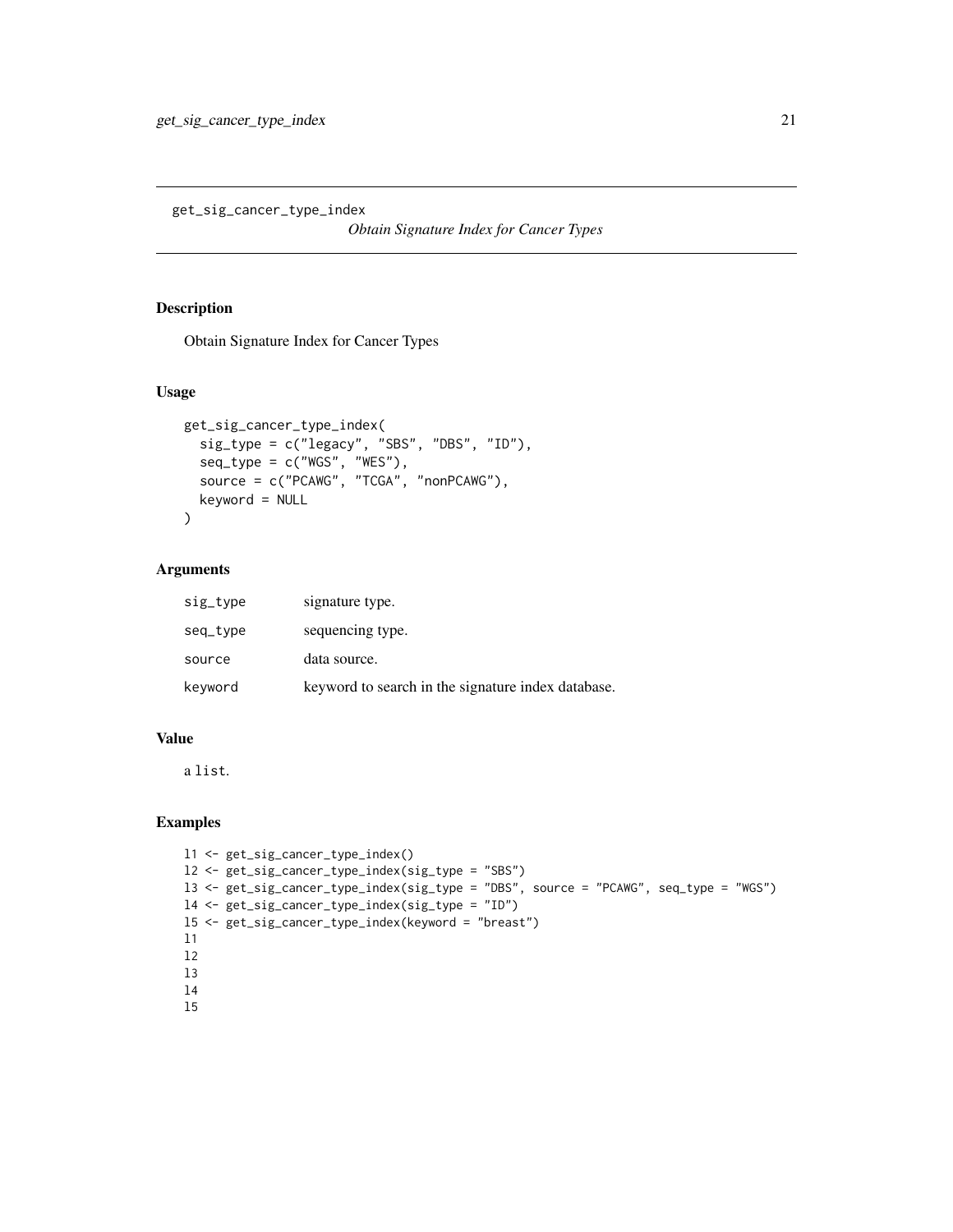## get_sig_cancer_type_index

*Obtain Signature Index for Cancer Types*

### Description

Obtain Signature Index for Cancer Types

### Usage

```
get_sig_cancer_type_index(
  sig_type = c("legacy", "SBS", "DBS", "ID"),
  seq_type = c("WGS", "WES"),
  source = c("PCAWG", "TCGA", "nonPCAWG"),
  keyword = NULL
)
```

### Arguments

| | |
|---|---|
| sig_type | signature type. |
| seq_type | sequencing type. |
| source | data source. |
| keyword | keyword to search in the signature index database. |

### Value

a list.

### Examples

```
l1 <- get_sig_cancer_type_index()
l2 <- get_sig_cancer_type_index(sig_type = "SBS")
l3 <- get_sig_cancer_type_index(sig_type = "DBS", source = "PCAWG", seq_type = "WGS")
l4 <- get_sig_cancer_type_index(sig_type = "ID")
l5 <- get_sig_cancer_type_index(keyword = "breast")
l1
l2
l3
l4
l5
```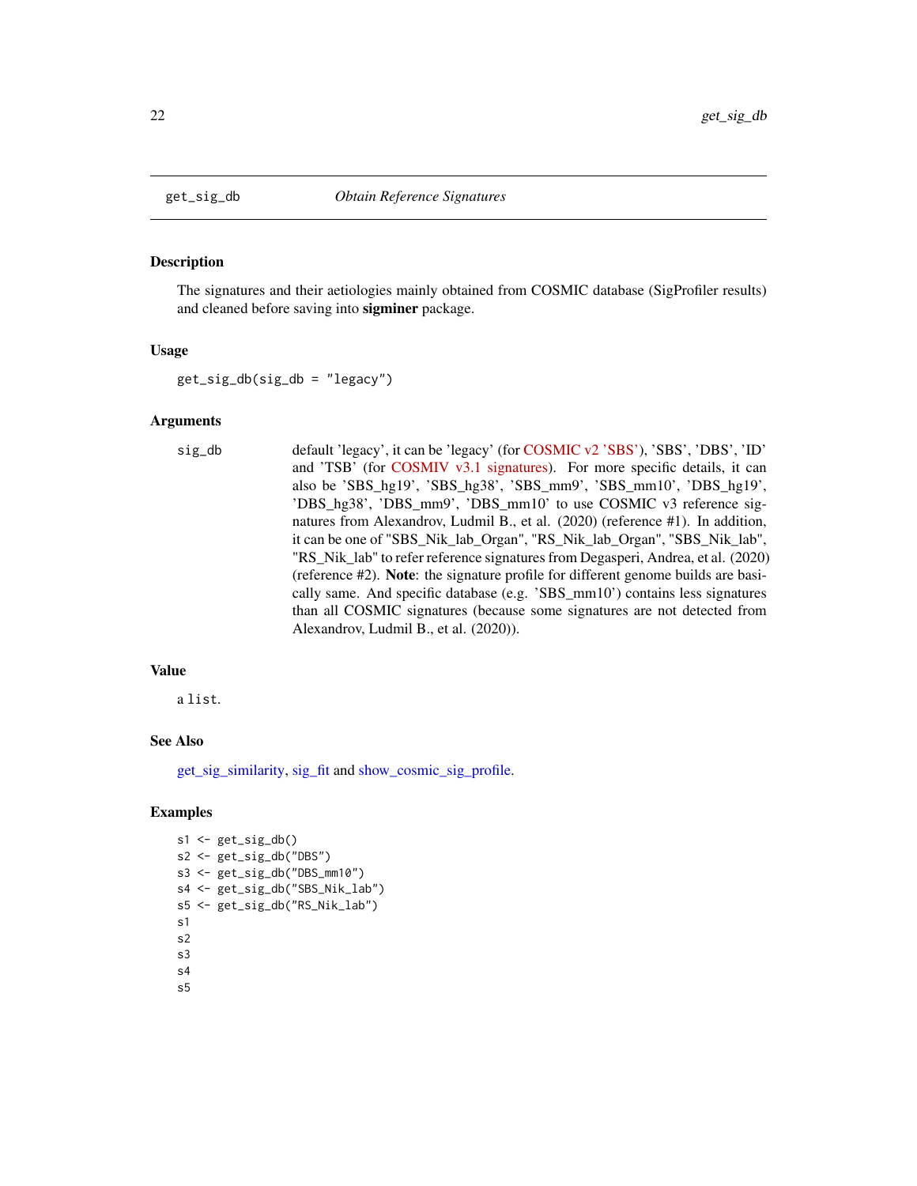## get_sig_db *Obtain Reference Signatures*

### Description

The signatures and their aetiologies mainly obtained from COSMIC database (SigProfiler results) and cleaned before saving into **sigminer** package.

### Usage

```
get_sig_db(sig_db = "legacy")
```

### Arguments

| | |
|---|---|
| sig_db | default 'legacy', it can be 'legacy' (for COSMIC v2 'SBS'), 'SBS', 'DBS', 'ID' and 'TSB' (for COSMIV v3.1 signatures). For more specific details, it can also be 'SBS_hg19', 'SBS_hg38', 'SBS_mm9', 'SBS_mm10', 'DBS_hg19', 'DBS_hg38', 'DBS_mm9', 'DBS_mm10' to use COSMIC v3 reference signatures from Alexandrov, Ludmil B., et al. (2020) (reference #1). In addition, it can be one of "SBS_Nik_lab_Organ", "RS_Nik_lab_Organ", "SBS_Nik_lab", "RS_Nik_lab" to refer reference signatures from Degasperi, Andrea, et al. (2020) (reference #2). **Note**: the signature profile for different genome builds are basically same. And specific database (e.g. 'SBS_mm10') contains less signatures than all COSMIC signatures (because some signatures are not detected from Alexandrov, Ludmil B., et al. (2020)). |

### Value

a `list`.

### See Also

get_sig_similarity, sig_fit and show_cosmic_sig_profile.

### Examples

```
s1 <- get_sig_db()
s2 <- get_sig_db("DBS")
s3 <- get_sig_db("DBS_mm10")
s4 <- get_sig_db("SBS_Nik_lab")
s5 <- get_sig_db("RS_Nik_lab")
s1
s2
s3
s4
s5
```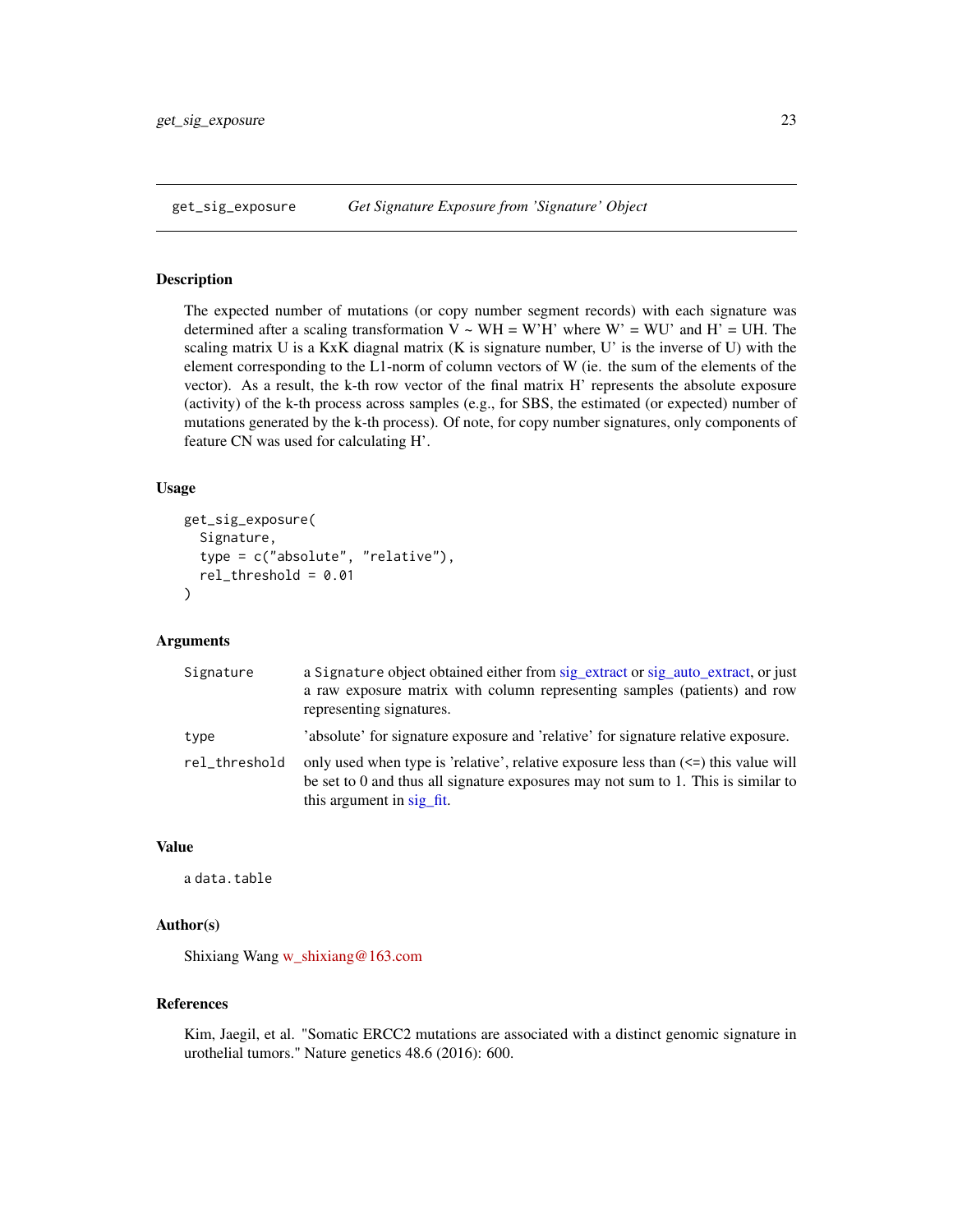## get_sig_exposure    *Get Signature Exposure from 'Signature' Object*

### Description

The expected number of mutations (or copy number segment records) with each signature was determined after a scaling transformation V ~ WH = W'H' where W' = WU' and H' = UH. The scaling matrix U is a KxK diagnal matrix (K is signature number, U' is the inverse of U) with the element corresponding to the L1-norm of column vectors of W (ie. the sum of the elements of the vector). As a result, the k-th row vector of the final matrix H' represents the absolute exposure (activity) of the k-th process across samples (e.g., for SBS, the estimated (or expected) number of mutations generated by the k-th process). Of note, for copy number signatures, only components of feature CN was used for calculating H'.

### Usage

```
get_sig_exposure(
  Signature,
  type = c("absolute", "relative"),
  rel_threshold = 0.01
)
```

### Arguments

| | |
|---|---|
| `Signature` | a `Signature` object obtained either from sig_extract or sig_auto_extract, or just a raw exposure matrix with column representing samples (patients) and row representing signatures. |
| `type` | 'absolute' for signature exposure and 'relative' for signature relative exposure. |
| `rel_threshold` | only used when type is 'relative', relative exposure less than (<=) this value will be set to 0 and thus all signature exposures may not sum to 1. This is similar to this argument in sig_fit. |

### Value

a `data.table`

### Author(s)

Shixiang Wang w_shixiang@163.com

### References

Kim, Jaegil, et al. "Somatic ERCC2 mutations are associated with a distinct genomic signature in urothelial tumors." Nature genetics 48.6 (2016): 600.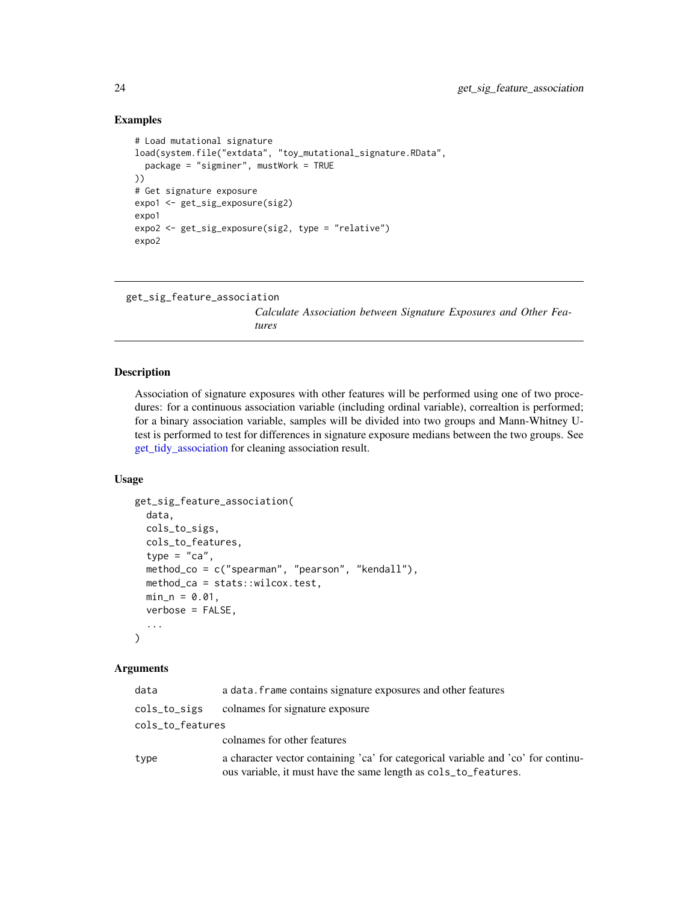## Examples

```
# Load mutational signature
load(system.file("extdata", "toy_mutational_signature.RData",
  package = "sigminer", mustWork = TRUE
))
# Get signature exposure
expo1 <- get_sig_exposure(sig2)
expo1
expo2 <- get_sig_exposure(sig2, type = "relative")
expo2
```

---

# get_sig_feature_association

*Calculate Association between Signature Exposures and Other Features*

---

## Description

Association of signature exposures with other features will be performed using one of two procedures: for a continuous association variable (including ordinal variable), correaltion is performed; for a binary association variable, samples will be divided into two groups and Mann-Whitney U-test is performed to test for differences in signature exposure medians between the two groups. See get_tidy_association for cleaning association result.

## Usage

```
get_sig_feature_association(
  data,
  cols_to_sigs,
  cols_to_features,
  type = "ca",
  method_co = c("spearman", "pearson", "kendall"),
  method_ca = stats::wilcox.test,
  min_n = 0.01,
  verbose = FALSE,
  ...
)
```

## Arguments

| | |
|---|---|
| `data` | a `data.frame` contains signature exposures and other features |
| `cols_to_sigs` | colnames for signature exposure |
| `cols_to_features` | colnames for other features |
| `type` | a character vector containing 'ca' for categorical variable and 'co' for continuous variable, it must have the same length as `cols_to_features`. |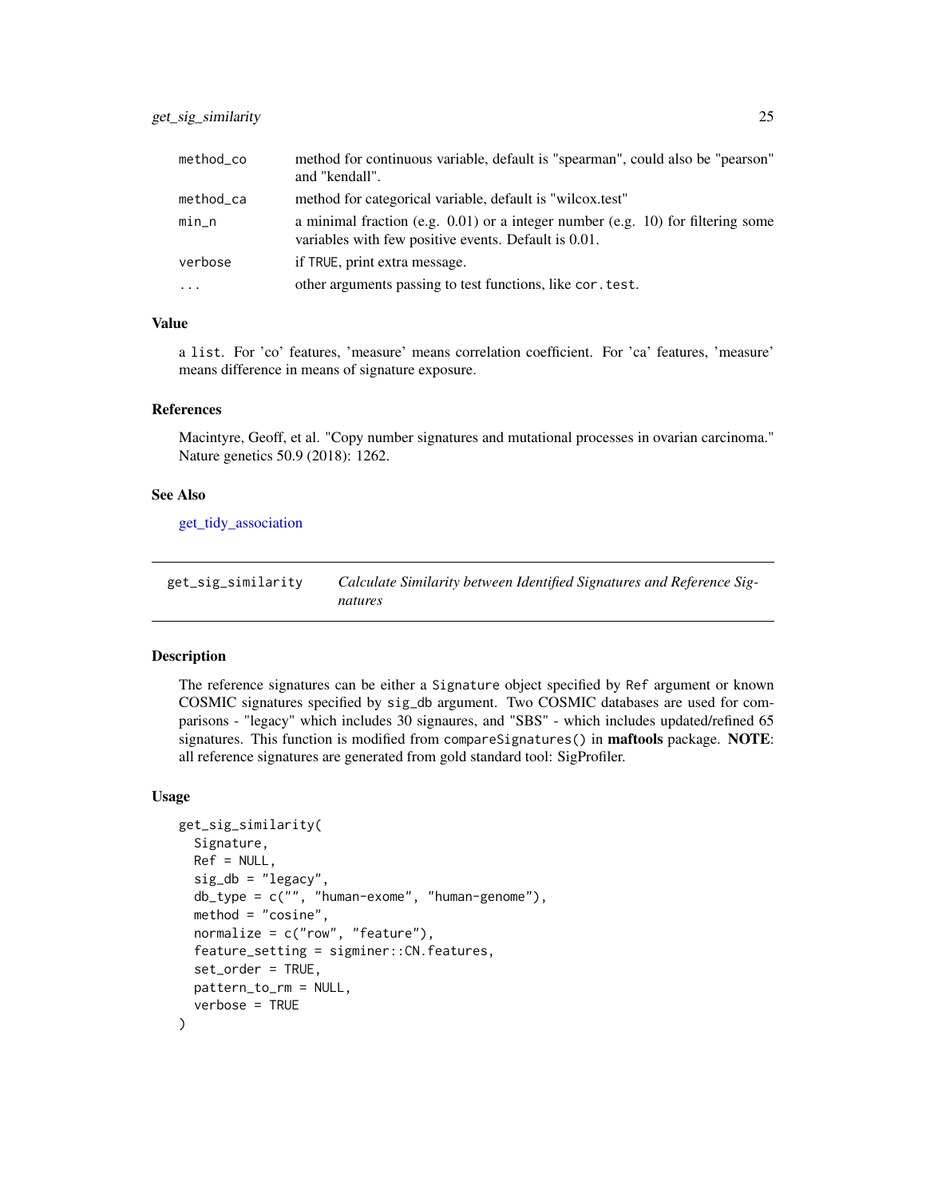| | |
|---|---|
| method_co | method for continuous variable, default is "spearman", could also be "pearson" and "kendall". |
| method_ca | method for categorical variable, default is "wilcox.test" |
| min_n | a minimal fraction (e.g. 0.01) or a integer number (e.g. 10) for filtering some variables with few positive events. Default is 0.01. |
| verbose | if TRUE, print extra message. |
| ... | other arguments passing to test functions, like cor.test. |

### Value

a list. For 'co' features, 'measure' means correlation coefficient. For 'ca' features, 'measure' means difference in means of signature exposure.

### References

Macintyre, Geoff, et al. "Copy number signatures and mutational processes in ovarian carcinoma." Nature genetics 50.9 (2018): 1262.

### See Also

get_tidy_association

---

## get_sig_similarity — *Calculate Similarity between Identified Signatures and Reference Signatures*

---

### Description

The reference signatures can be either a Signature object specified by Ref argument or known COSMIC signatures specified by sig_db argument. Two COSMIC databases are used for comparisons - "legacy" which includes 30 signaures, and "SBS" - which includes updated/refined 65 signatures. This function is modified from compareSignatures() in **maftools** package. **NOTE**: all reference signatures are generated from gold standard tool: SigProfiler.

### Usage

```
get_sig_similarity(
  Signature,
  Ref = NULL,
  sig_db = "legacy",
  db_type = c("", "human-exome", "human-genome"),
  method = "cosine",
  normalize = c("row", "feature"),
  feature_setting = sigminer::CN.features,
  set_order = TRUE,
  pattern_to_rm = NULL,
  verbose = TRUE
)
```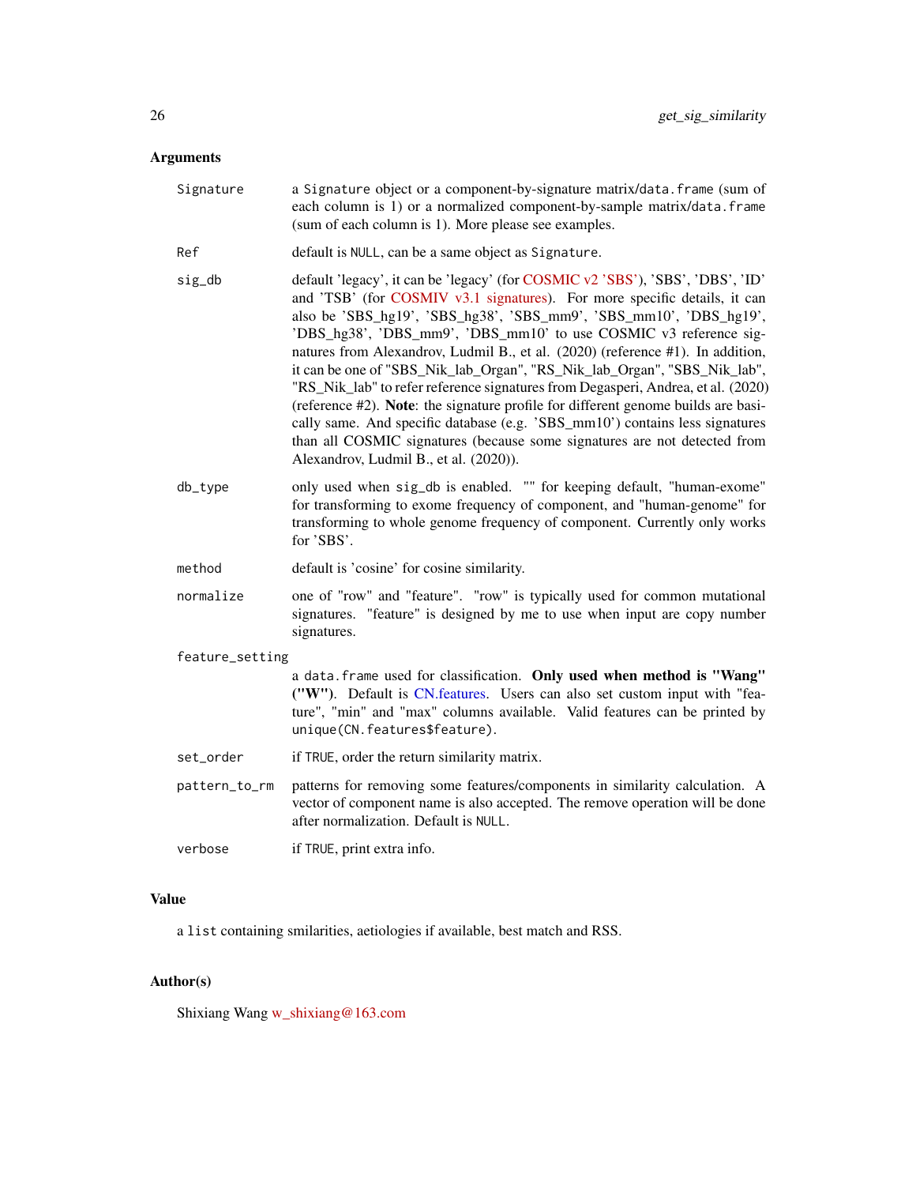## Arguments

- **Signature**: a `Signature` object or a component-by-signature matrix/`data.frame` (sum of each column is 1) or a normalized component-by-sample matrix/`data.frame` (sum of each column is 1). More please see examples.
- **Ref**: default is `NULL`, can be a same object as `Signature`.
- **sig_db**: default 'legacy', it can be 'legacy' (for COSMIC v2 'SBS'), 'SBS', 'DBS', 'ID' and 'TSB' (for COSMIV v3.1 signatures). For more specific details, it can also be 'SBS_hg19', 'SBS_hg38', 'SBS_mm9', 'SBS_mm10', 'DBS_hg19', 'DBS_hg38', 'DBS_mm9', 'DBS_mm10' to use COSMIC v3 reference signatures from Alexandrov, Ludmil B., et al. (2020) (reference #1). In addition, it can be one of "SBS_Nik_lab_Organ", "RS_Nik_lab_Organ", "SBS_Nik_lab", "RS_Nik_lab" to refer reference signatures from Degasperi, Andrea, et al. (2020) (reference #2). **Note**: the signature profile for different genome builds are basically same. And specific database (e.g. 'SBS_mm10') contains less signatures than all COSMIC signatures (because some signatures are not detected from Alexandrov, Ludmil B., et al. (2020)).
- **db_type**: only used when `sig_db` is enabled. "" for keeping default, "human-exome" for transforming to exome frequency of component, and "human-genome" for transforming to whole genome frequency of component. Currently only works for 'SBS'.
- **method**: default is 'cosine' for cosine similarity.
- **normalize**: one of "row" and "feature". "row" is typically used for common mutational signatures. "feature" is designed by me to use when input are copy number signatures.
- **feature_setting**: a `data.frame` used for classification. **Only used when method is "Wang" ("W")**. Default is CN.features. Users can also set custom input with "feature", "min" and "max" columns available. Valid features can be printed by `unique(CN.features$feature)`.
- **set_order**: if `TRUE`, order the return similarity matrix.
- **pattern_to_rm**: patterns for removing some features/components in similarity calculation. A vector of component name is also accepted. The remove operation will be done after normalization. Default is `NULL`.
- **verbose**: if `TRUE`, print extra info.

## Value

a `list` containing smilarities, aetiologies if available, best match and RSS.

## Author(s)

Shixiang Wang w_shixiang@163.com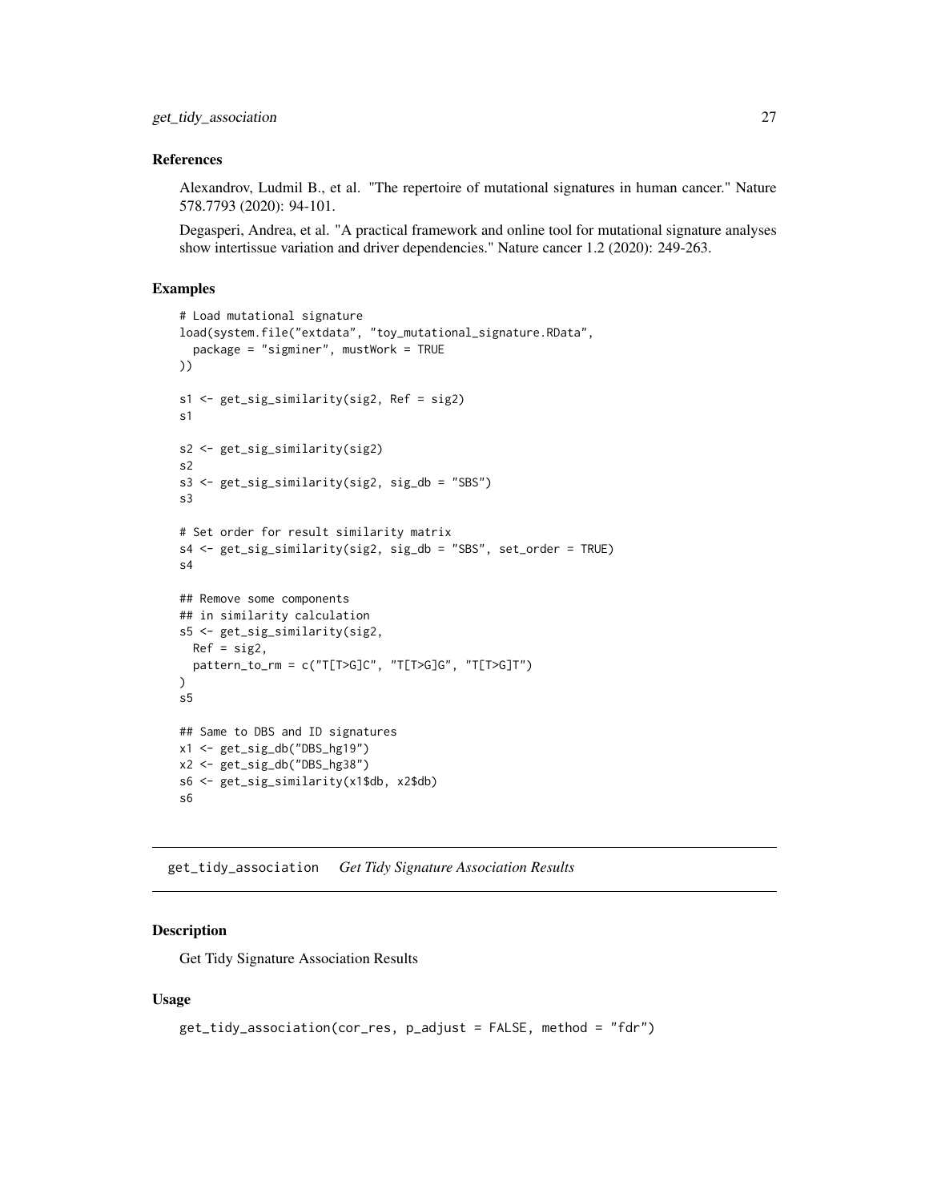### References

Alexandrov, Ludmil B., et al. "The repertoire of mutational signatures in human cancer." Nature 578.7793 (2020): 94-101.

Degasperi, Andrea, et al. "A practical framework and online tool for mutational signature analyses show intertissue variation and driver dependencies." Nature cancer 1.2 (2020): 249-263.

### Examples

```
# Load mutational signature
load(system.file("extdata", "toy_mutational_signature.RData",
  package = "sigminer", mustWork = TRUE
))

s1 <- get_sig_similarity(sig2, Ref = sig2)
s1

s2 <- get_sig_similarity(sig2)
s2
s3 <- get_sig_similarity(sig2, sig_db = "SBS")
s3

# Set order for result similarity matrix
s4 <- get_sig_similarity(sig2, sig_db = "SBS", set_order = TRUE)
s4

## Remove some components
## in similarity calculation
s5 <- get_sig_similarity(sig2,
  Ref = sig2,
  pattern_to_rm = c("T[T>G]C", "T[T>G]G", "T[T>G]T")
)
s5

## Same to DBS and ID signatures
x1 <- get_sig_db("DBS_hg19")
x2 <- get_sig_db("DBS_hg38")
s6 <- get_sig_similarity(x1$db, x2$db)
s6
```

---

## get_tidy_association *Get Tidy Signature Association Results*

### Description

Get Tidy Signature Association Results

### Usage

```
get_tidy_association(cor_res, p_adjust = FALSE, method = "fdr")
```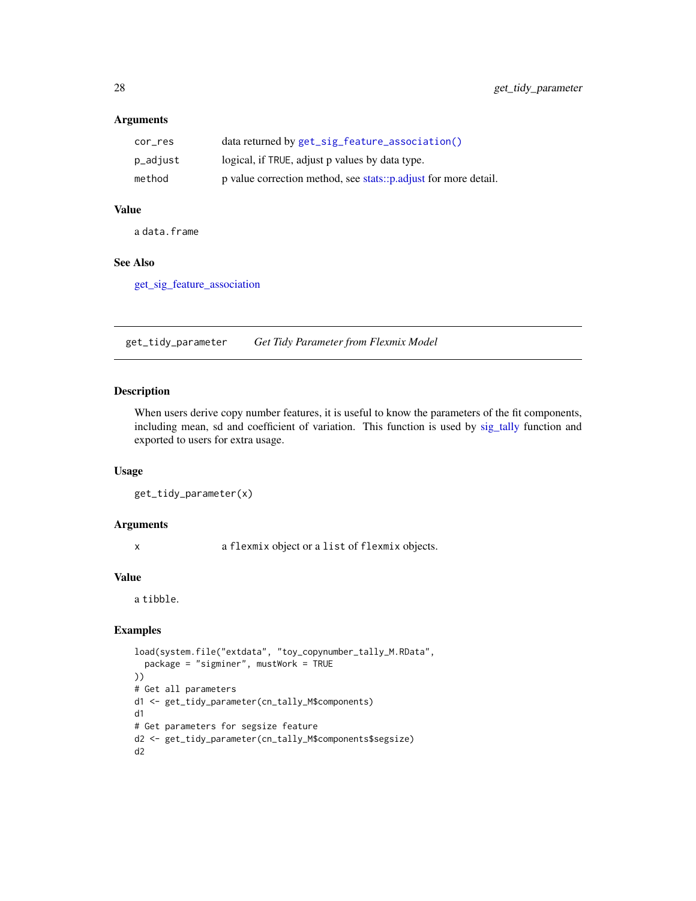### Arguments

| | |
|---|---|
| cor_res | data returned by `get_sig_feature_association()` |
| p_adjust | logical, if TRUE, adjust p values by data type. |
| method | p value correction method, see stats::p.adjust for more detail. |

### Value

a `data.frame`

### See Also

get_sig_feature_association

---

## get_tidy_parameter    *Get Tidy Parameter from Flexmix Model*

### Description

When users derive copy number features, it is useful to know the parameters of the fit components, including mean, sd and coefficient of variation. This function is used by sig_tally function and exported to users for extra usage.

### Usage

```
get_tidy_parameter(x)
```

### Arguments

| | |
|---|---|
| x | a `flexmix` object or a `list` of `flexmix` objects. |

### Value

a `tibble`.

### Examples

```
load(system.file("extdata", "toy_copynumber_tally_M.RData",
  package = "sigminer", mustWork = TRUE
))
# Get all parameters
d1 <- get_tidy_parameter(cn_tally_M$components)
d1
# Get parameters for segsize feature
d2 <- get_tidy_parameter(cn_tally_M$components$segsize)
d2
```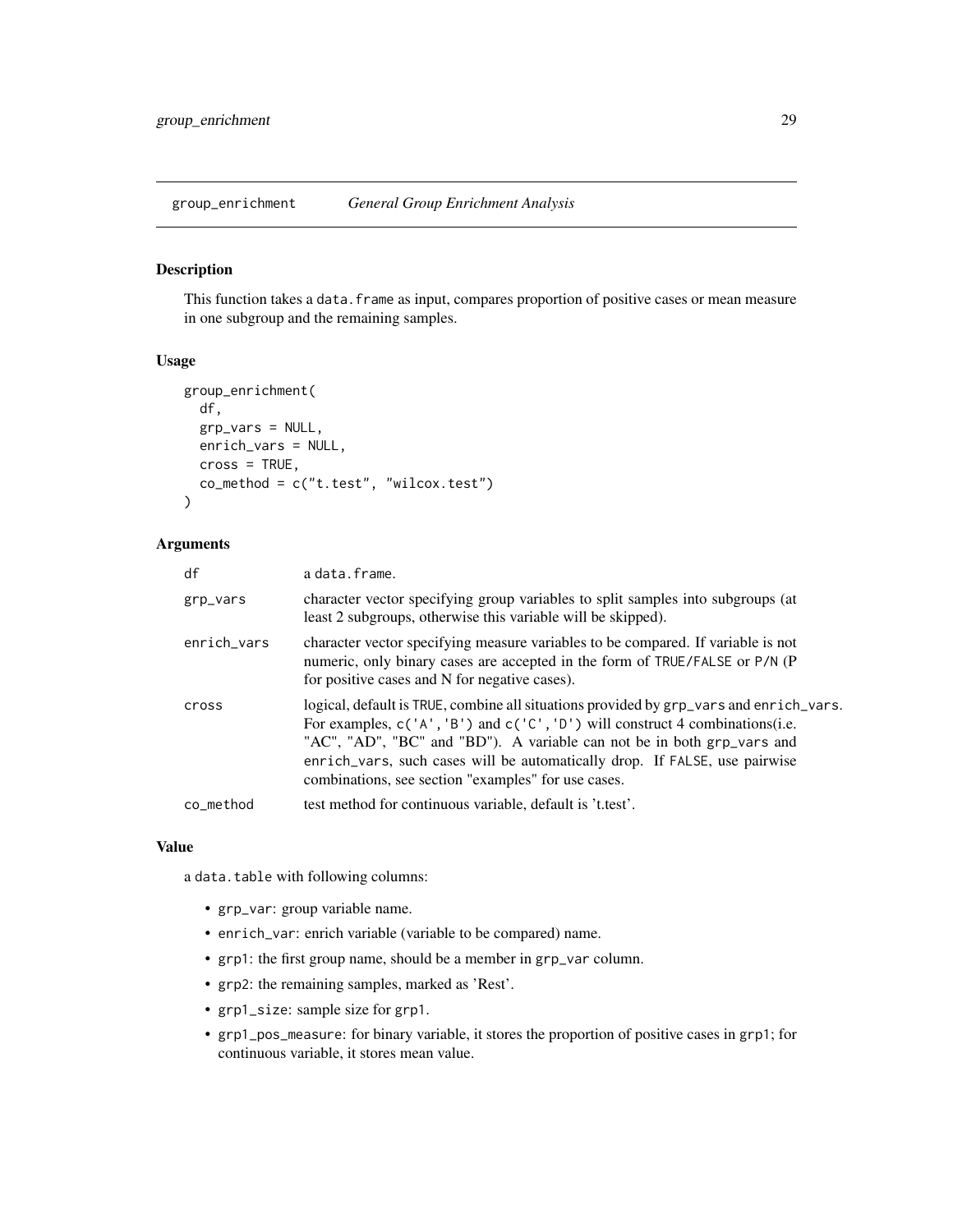# group_enrichment    *General Group Enrichment Analysis*

## Description

This function takes a `data.frame` as input, compares proportion of positive cases or mean measure in one subgroup and the remaining samples.

## Usage

```
group_enrichment(
  df,
  grp_vars = NULL,
  enrich_vars = NULL,
  cross = TRUE,
  co_method = c("t.test", "wilcox.test")
)
```

## Arguments

| | |
|---|---|
| df | a `data.frame`. |
| grp_vars | character vector specifying group variables to split samples into subgroups (at least 2 subgroups, otherwise this variable will be skipped). |
| enrich_vars | character vector specifying measure variables to be compared. If variable is not numeric, only binary cases are accepted in the form of `TRUE/FALSE` or `P/N` (P for positive cases and N for negative cases). |
| cross | logical, default is `TRUE`, combine all situations provided by `grp_vars` and `enrich_vars`. For examples, `c('A','B')` and `c('C','D')` will construct 4 combinations(i.e. "AC", "AD", "BC" and "BD"). A variable can not be in both `grp_vars` and `enrich_vars`, such cases will be automatically drop. If `FALSE`, use pairwise combinations, see section "examples" for use cases. |
| co_method | test method for continuous variable, default is 't.test'. |

## Value

a `data.table` with following columns:

- `grp_var`: group variable name.
- `enrich_var`: enrich variable (variable to be compared) name.
- `grp1`: the first group name, should be a member in `grp_var` column.
- `grp2`: the remaining samples, marked as 'Rest'.
- `grp1_size`: sample size for `grp1`.
- `grp1_pos_measure`: for binary variable, it stores the proportion of positive cases in `grp1`; for continuous variable, it stores mean value.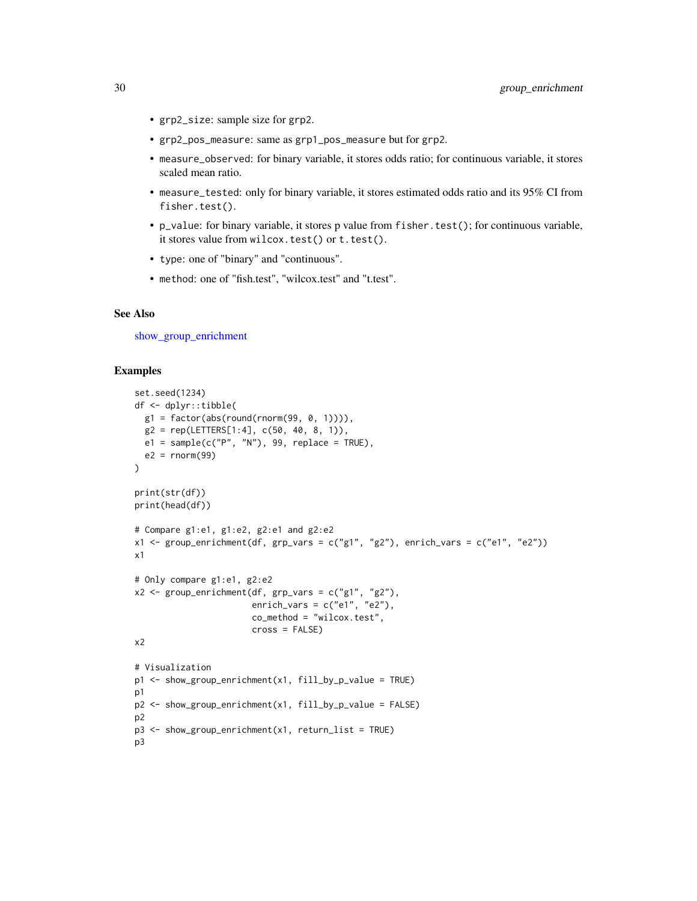- `grp2_size`: sample size for `grp2`.
- `grp2_pos_measure`: same as `grp1_pos_measure` but for `grp2`.
- `measure_observed`: for binary variable, it stores odds ratio; for continuous variable, it stores scaled mean ratio.
- `measure_tested`: only for binary variable, it stores estimated odds ratio and its 95% CI from `fisher.test()`.
- `p_value`: for binary variable, it stores p value from `fisher.test()`; for continuous variable, it stores value from `wilcox.test()` or `t.test()`.
- `type`: one of "binary" and "continuous".
- `method`: one of "fish.test", "wilcox.test" and "t.test".

### See Also

show_group_enrichment

### Examples

```
set.seed(1234)
df <- dplyr::tibble(
  g1 = factor(abs(round(rnorm(99, 0, 1)))),
  g2 = rep(LETTERS[1:4], c(50, 40, 8, 1)),
  e1 = sample(c("P", "N"), 99, replace = TRUE),
  e2 = rnorm(99)
)

print(str(df))
print(head(df))

# Compare g1:e1, g1:e2, g2:e1 and g2:e2
x1 <- group_enrichment(df, grp_vars = c("g1", "g2"), enrich_vars = c("e1", "e2"))
x1

# Only compare g1:e1, g2:e2
x2 <- group_enrichment(df, grp_vars = c("g1", "g2"),
                       enrich_vars = c("e1", "e2"),
                       co_method = "wilcox.test",
                       cross = FALSE)
x2

# Visualization
p1 <- show_group_enrichment(x1, fill_by_p_value = TRUE)
p1
p2 <- show_group_enrichment(x1, fill_by_p_value = FALSE)
p2
p3 <- show_group_enrichment(x1, return_list = TRUE)
p3
```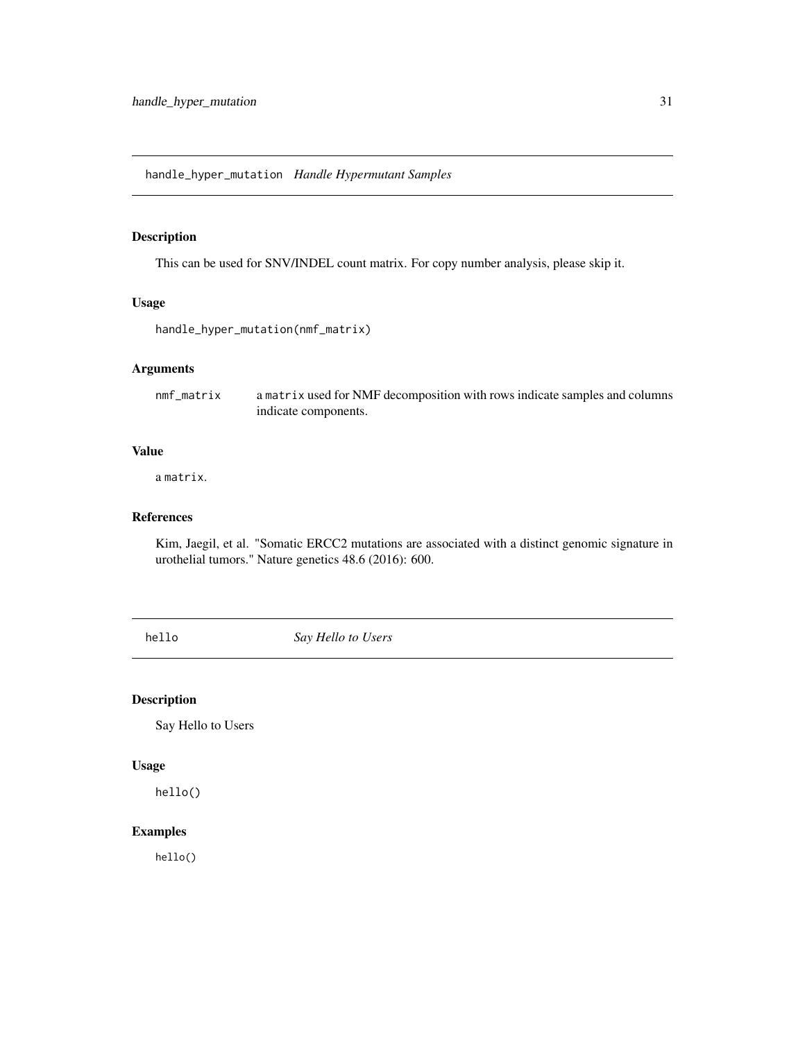## handle_hyper_mutation *Handle Hypermutant Samples*

### Description

This can be used for SNV/INDEL count matrix. For copy number analysis, please skip it.

### Usage

```
handle_hyper_mutation(nmf_matrix)
```

### Arguments

| | |
|---|---|
| nmf_matrix | a `matrix` used for NMF decomposition with rows indicate samples and columns indicate components. |

### Value

a `matrix`.

### References

Kim, Jaegil, et al. "Somatic ERCC2 mutations are associated with a distinct genomic signature in urothelial tumors." Nature genetics 48.6 (2016): 600.

## hello *Say Hello to Users*

### Description

Say Hello to Users

### Usage

```
hello()
```

### Examples

```
hello()
```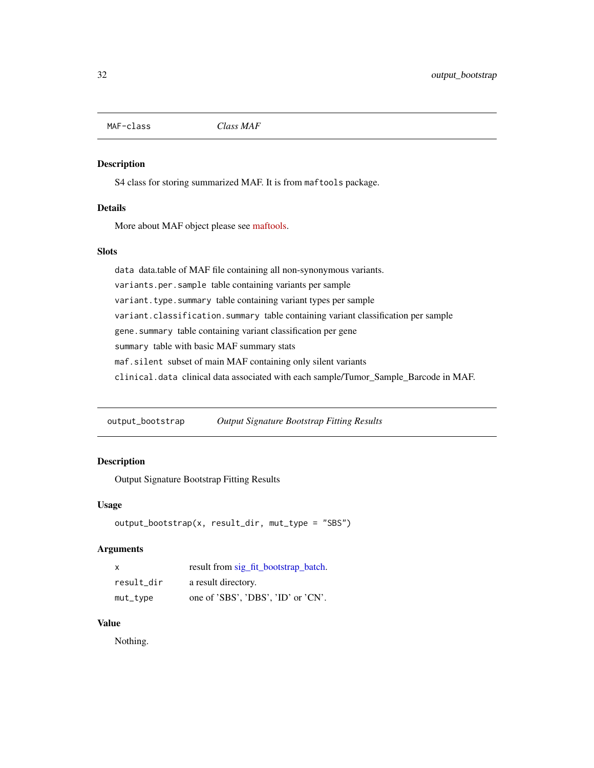## MAF-class *Class MAF*

### Description

S4 class for storing summarized MAF. It is from `maftools` package.

### Details

More about MAF object please see maftools.

### Slots

- `data` data.table of MAF file containing all non-synonymous variants.
- `variants.per.sample` table containing variants per sample
- `variant.type.summary` table containing variant types per sample
- `variant.classification.summary` table containing variant classification per sample
- `gene.summary` table containing variant classification per gene
- `summary` table with basic MAF summary stats
- `maf.silent` subset of main MAF containing only silent variants
- `clinical.data` clinical data associated with each sample/Tumor_Sample_Barcode in MAF.

## output_bootstrap *Output Signature Bootstrap Fitting Results*

### Description

Output Signature Bootstrap Fitting Results

### Usage

```
output_bootstrap(x, result_dir, mut_type = "SBS")
```

### Arguments

| | |
|---|---|
| `x` | result from sig_fit_bootstrap_batch. |
| `result_dir` | a result directory. |
| `mut_type` | one of 'SBS', 'DBS', 'ID' or 'CN'. |

### Value

Nothing.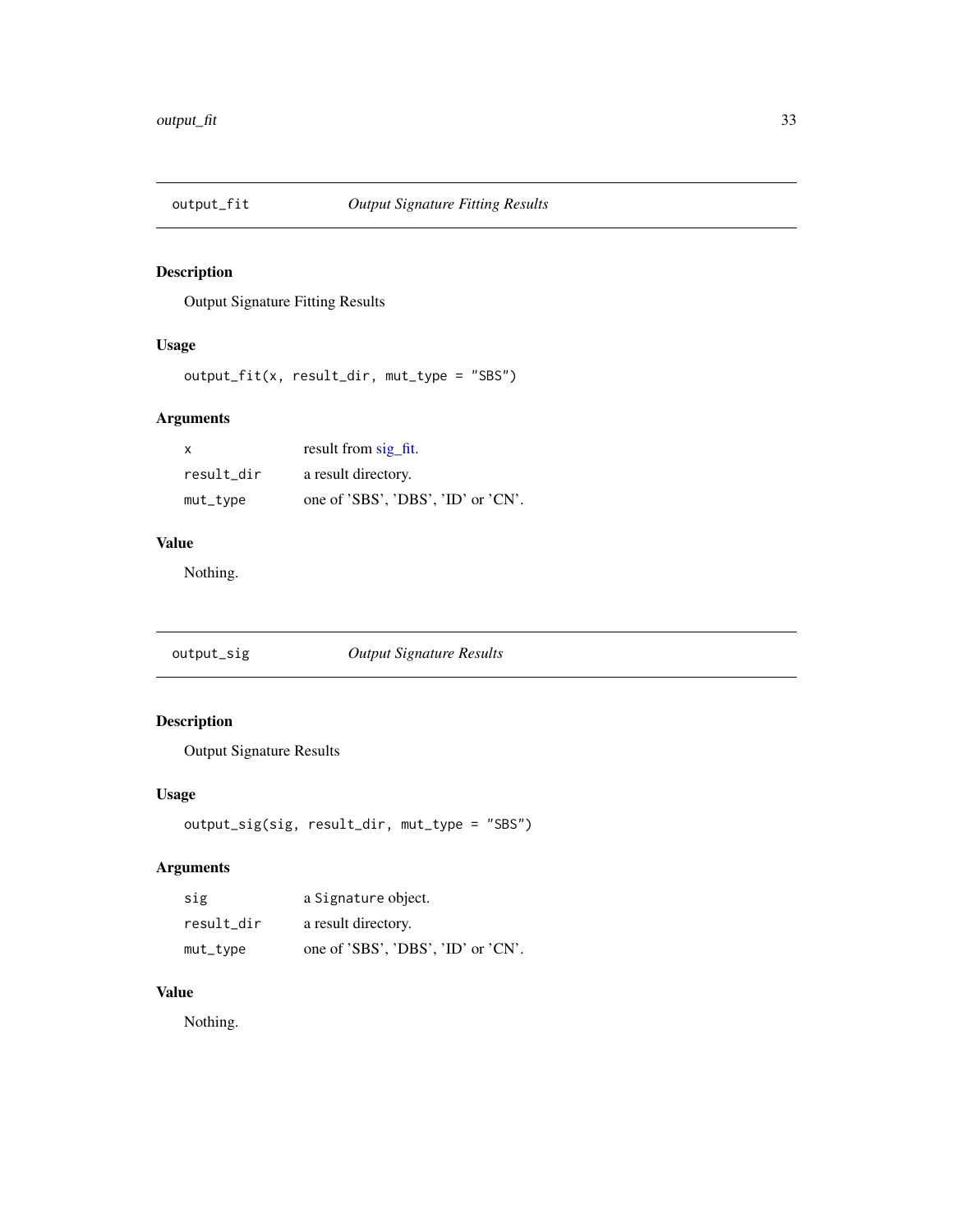## output_fit — *Output Signature Fitting Results*

### Description

Output Signature Fitting Results

### Usage

```
output_fit(x, result_dir, mut_type = "SBS")
```

### Arguments

| | |
|---|---|
| x | result from sig_fit. |
| result_dir | a result directory. |
| mut_type | one of 'SBS', 'DBS', 'ID' or 'CN'. |

### Value

Nothing.

## output_sig — *Output Signature Results*

### Description

Output Signature Results

### Usage

```
output_sig(sig, result_dir, mut_type = "SBS")
```

### Arguments

| | |
|---|---|
| sig | a Signature object. |
| result_dir | a result directory. |
| mut_type | one of 'SBS', 'DBS', 'ID' or 'CN'. |

### Value

Nothing.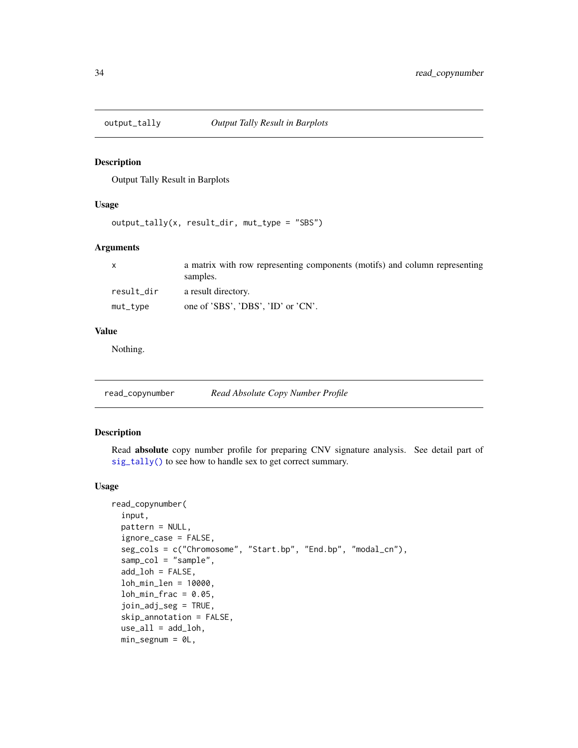## output_tally — *Output Tally Result in Barplots*

### Description

Output Tally Result in Barplots

### Usage

```
output_tally(x, result_dir, mut_type = "SBS")
```

### Arguments

| | |
|---|---|
| x | a matrix with row representing components (motifs) and column representing samples. |
| result_dir | a result directory. |
| mut_type | one of 'SBS', 'DBS', 'ID' or 'CN'. |

### Value

Nothing.

## read_copynumber — *Read Absolute Copy Number Profile*

### Description

Read **absolute** copy number profile for preparing CNV signature analysis. See detail part of sig_tally() to see how to handle sex to get correct summary.

### Usage

```
read_copynumber(
  input,
  pattern = NULL,
  ignore_case = FALSE,
  seg_cols = c("Chromosome", "Start.bp", "End.bp", "modal_cn"),
  samp_col = "sample",
  add_loh = FALSE,
  loh_min_len = 10000,
  loh_min_frac = 0.05,
  join_adj_seg = TRUE,
  skip_annotation = FALSE,
  use_all = add_loh,
  min_segnum = 0L,
```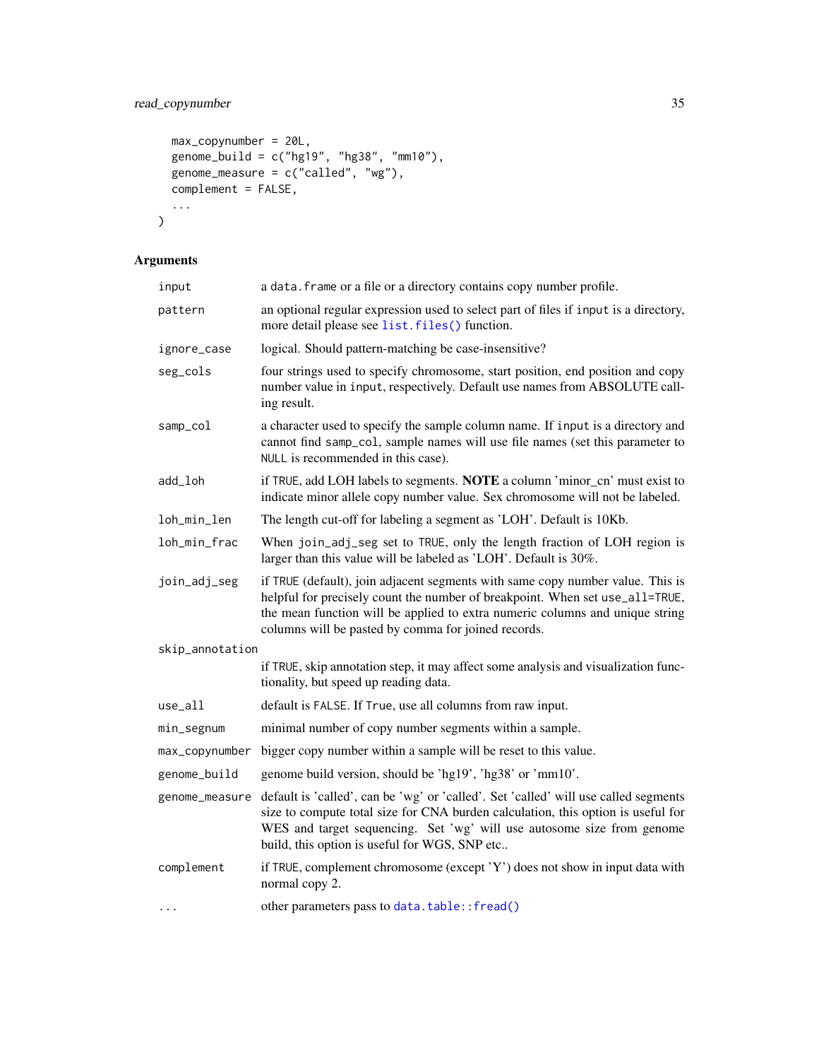```
  max_copynumber = 20L,
  genome_build = c("hg19", "hg38", "mm10"),
  genome_measure = c("called", "wg"),
  complement = FALSE,
  ...
)
```

## Arguments

| | |
|---|---|
| `input` | a `data.frame` or a file or a directory contains copy number profile. |
| `pattern` | an optional regular expression used to select part of files if `input` is a directory, more detail please see `list.files()` function. |
| `ignore_case` | logical. Should pattern-matching be case-insensitive? |
| `seg_cols` | four strings used to specify chromosome, start position, end position and copy number value in `input`, respectively. Default use names from ABSOLUTE calling result. |
| `samp_col` | a character used to specify the sample column name. If `input` is a directory and cannot find `samp_col`, sample names will use file names (set this parameter to `NULL` is recommended in this case). |
| `add_loh` | if `TRUE`, add LOH labels to segments. **NOTE** a column 'minor_cn' must exist to indicate minor allele copy number value. Sex chromosome will not be labeled. |
| `loh_min_len` | The length cut-off for labeling a segment as 'LOH'. Default is 10Kb. |
| `loh_min_frac` | When `join_adj_seg` set to `TRUE`, only the length fraction of LOH region is larger than this value will be labeled as 'LOH'. Default is 30%. |
| `join_adj_seg` | if `TRUE` (default), join adjacent segments with same copy number value. This is helpful for precisely count the number of breakpoint. When set `use_all=TRUE`, the mean function will be applied to extra numeric columns and unique string columns will be pasted by comma for joined records. |
| `skip_annotation` | if `TRUE`, skip annotation step, it may affect some analysis and visualization functionality, but speed up reading data. |
| `use_all` | default is `FALSE`. If `True`, use all columns from raw input. |
| `min_segnum` | minimal number of copy number segments within a sample. |
| `max_copynumber` | bigger copy number within a sample will be reset to this value. |
| `genome_build` | genome build version, should be 'hg19', 'hg38' or 'mm10'. |
| `genome_measure` | default is 'called', can be 'wg' or 'called'. Set 'called' will use called segments size to compute total size for CNA burden calculation, this option is useful for WES and target sequencing. Set 'wg' will use autosome size from genome build, this option is useful for WGS, SNP etc.. |
| `complement` | if `TRUE`, complement chromosome (except 'Y') does not show in input data with normal copy 2. |
| `...` | other parameters pass to `data.table::fread()` |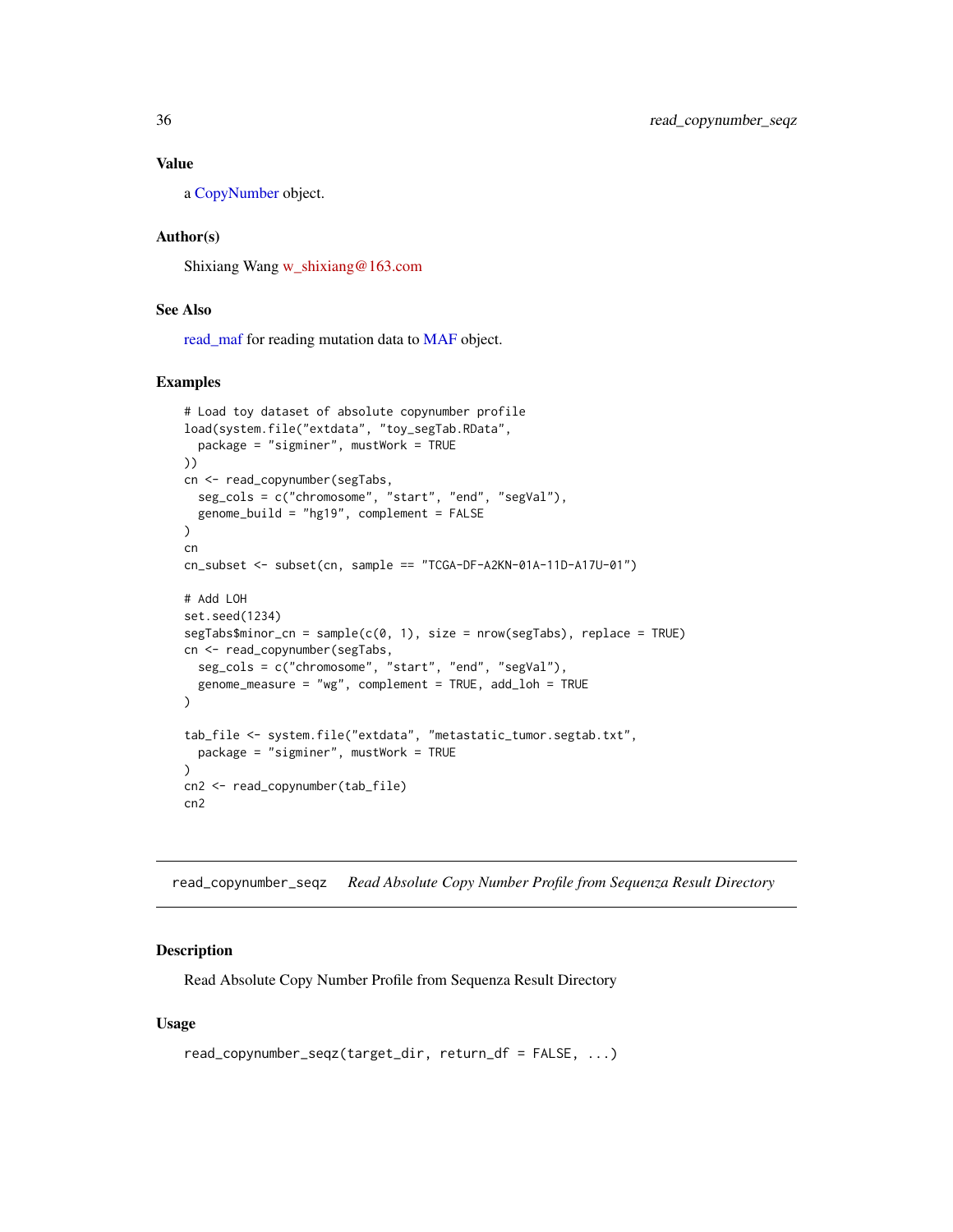## Value

a CopyNumber object.

## Author(s)

Shixiang Wang w_shixiang@163.com

## See Also

read_maf for reading mutation data to MAF object.

## Examples

```
# Load toy dataset of absolute copynumber profile
load(system.file("extdata", "toy_segTab.RData",
  package = "sigminer", mustWork = TRUE
))
cn <- read_copynumber(segTabs,
  seg_cols = c("chromosome", "start", "end", "segVal"),
  genome_build = "hg19", complement = FALSE
)
cn
cn_subset <- subset(cn, sample == "TCGA-DF-A2KN-01A-11D-A17U-01")

# Add LOH
set.seed(1234)
segTabs$minor_cn = sample(c(0, 1), size = nrow(segTabs), replace = TRUE)
cn <- read_copynumber(segTabs,
  seg_cols = c("chromosome", "start", "end", "segVal"),
  genome_measure = "wg", complement = TRUE, add_loh = TRUE
)

tab_file <- system.file("extdata", "metastatic_tumor.segtab.txt",
  package = "sigminer", mustWork = TRUE
)
cn2 <- read_copynumber(tab_file)
cn2
```

---

# read_copynumber_seqz *Read Absolute Copy Number Profile from Sequenza Result Directory*

## Description

Read Absolute Copy Number Profile from Sequenza Result Directory

## Usage

```
read_copynumber_seqz(target_dir, return_df = FALSE, ...)
```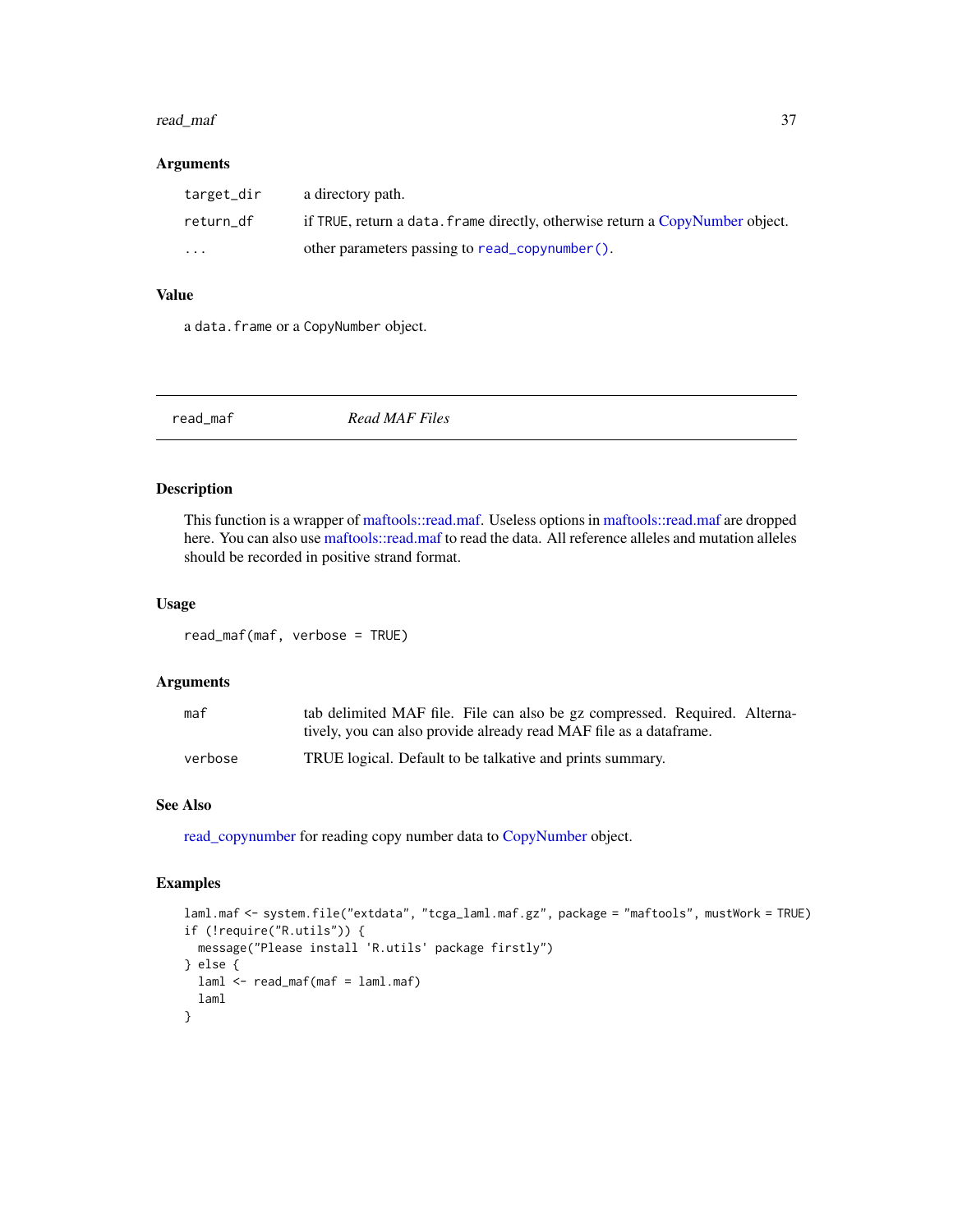### Arguments

| | |
|---|---|
| `target_dir` | a directory path. |
| `return_df` | if `TRUE`, return a `data.frame` directly, otherwise return a CopyNumber object. |
| `...` | other parameters passing to `read_copynumber()`. |

### Value

a `data.frame` or a `CopyNumber` object.

---

## read_maf — *Read MAF Files*

### Description

This function is a wrapper of maftools::read.maf. Useless options in maftools::read.maf are dropped here. You can also use maftools::read.maf to read the data. All reference alleles and mutation alleles should be recorded in positive strand format.

### Usage

```
read_maf(maf, verbose = TRUE)
```

### Arguments

| | |
|---|---|
| `maf` | tab delimited MAF file. File can also be gz compressed. Required. Alternatively, you can also provide already read MAF file as a dataframe. |
| `verbose` | TRUE logical. Default to be talkative and prints summary. |

### See Also

read_copynumber for reading copy number data to CopyNumber object.

### Examples

```
laml.maf <- system.file("extdata", "tcga_laml.maf.gz", package = "maftools", mustWork = TRUE)
if (!require("R.utils")) {
  message("Please install 'R.utils' package firstly")
} else {
  laml <- read_maf(maf = laml.maf)
  laml
}
```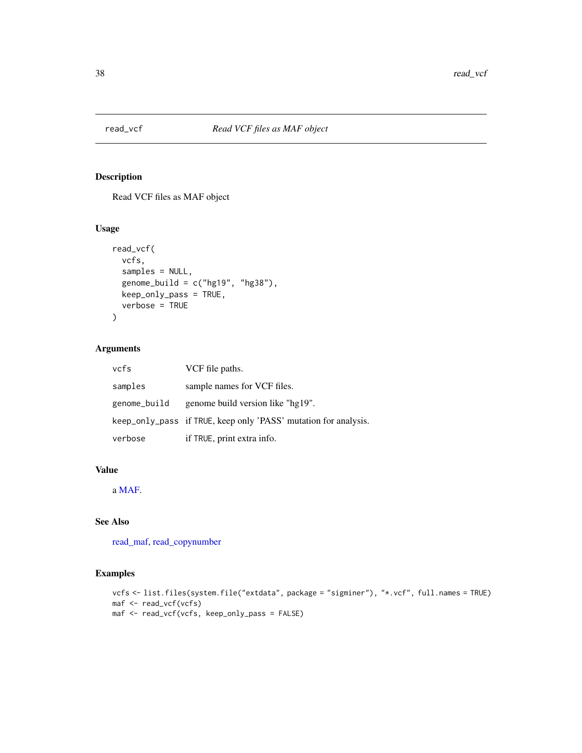# read_vcf — *Read VCF files as MAF object*

## Description

Read VCF files as MAF object

## Usage

```
read_vcf(
  vcfs,
  samples = NULL,
  genome_build = c("hg19", "hg38"),
  keep_only_pass = TRUE,
  verbose = TRUE
)
```

## Arguments

| | |
|---|---|
| `vcfs` | VCF file paths. |
| `samples` | sample names for VCF files. |
| `genome_build` | genome build version like "hg19". |
| `keep_only_pass` | if `TRUE`, keep only 'PASS' mutation for analysis. |
| `verbose` | if `TRUE`, print extra info. |

## Value

a MAF.

## See Also

read_maf, read_copynumber

## Examples

```
vcfs <- list.files(system.file("extdata", package = "sigminer"), "*.vcf", full.names = TRUE)
maf <- read_vcf(vcfs)
maf <- read_vcf(vcfs, keep_only_pass = FALSE)
```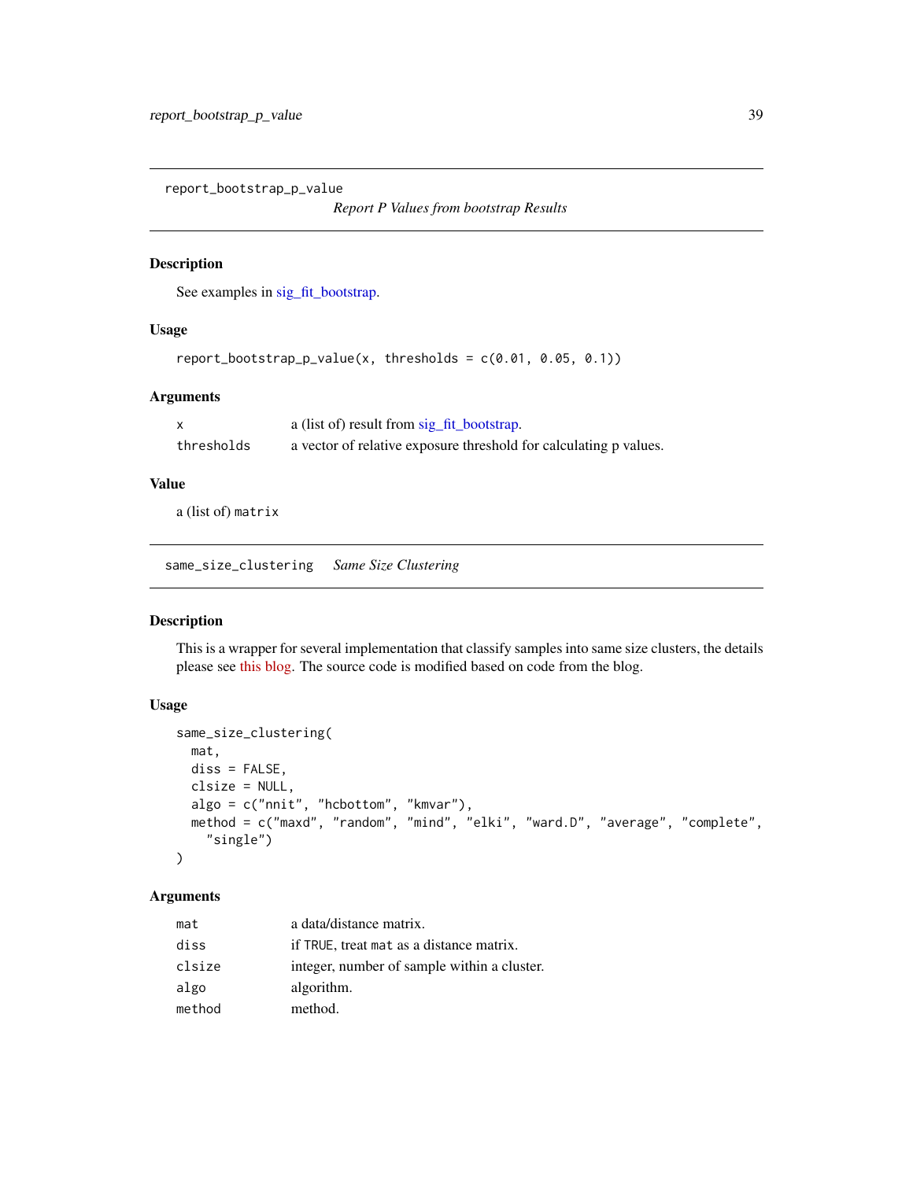## report_bootstrap_p_value

*Report P Values from bootstrap Results*

### Description

See examples in sig_fit_bootstrap.

### Usage

```
report_bootstrap_p_value(x, thresholds = c(0.01, 0.05, 0.1))
```

### Arguments

| | |
|---|---|
| x | a (list of) result from sig_fit_bootstrap. |
| thresholds | a vector of relative exposure threshold for calculating p values. |

### Value

a (list of) `matrix`

## same_size_clustering

*Same Size Clustering*

### Description

This is a wrapper for several implementation that classify samples into same size clusters, the details please see this blog. The source code is modified based on code from the blog.

### Usage

```
same_size_clustering(
  mat,
  diss = FALSE,
  clsize = NULL,
  algo = c("nnit", "hcbottom", "kmvar"),
  method = c("maxd", "random", "mind", "elki", "ward.D", "average", "complete",
    "single")
)
```

### Arguments

| | |
|---|---|
| mat | a data/distance matrix. |
| diss | if `TRUE`, treat `mat` as a distance matrix. |
| clsize | integer, number of sample within a cluster. |
| algo | algorithm. |
| method | method. |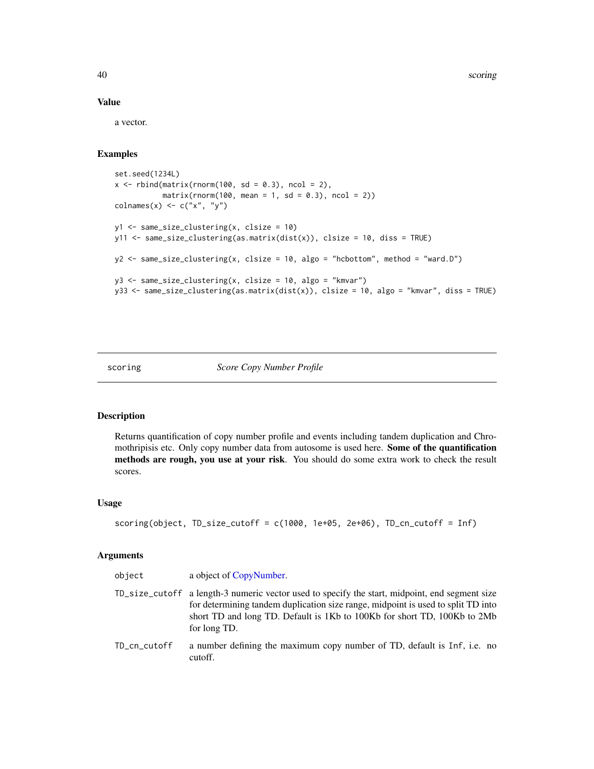## Value

a vector.

## Examples

```
set.seed(1234L)
x <- rbind(matrix(rnorm(100, sd = 0.3), ncol = 2),
           matrix(rnorm(100, mean = 1, sd = 0.3), ncol = 2))
colnames(x) <- c("x", "y")

y1 <- same_size_clustering(x, clsize = 10)
y11 <- same_size_clustering(as.matrix(dist(x)), clsize = 10, diss = TRUE)

y2 <- same_size_clustering(x, clsize = 10, algo = "hcbottom", method = "ward.D")

y3 <- same_size_clustering(x, clsize = 10, algo = "kmvar")
y33 <- same_size_clustering(as.matrix(dist(x)), clsize = 10, algo = "kmvar", diss = TRUE)
```

---

# scoring *Score Copy Number Profile*

## Description

Returns quantification of copy number profile and events including tandem duplication and Chromothripisis etc. Only copy number data from autosome is used here. **Some of the quantification methods are rough, you use at your risk**. You should do some extra work to check the result scores.

## Usage

```
scoring(object, TD_size_cutoff = c(1000, 1e+05, 2e+06), TD_cn_cutoff = Inf)
```

## Arguments

| | |
|---|---|
| object | a object of CopyNumber. |
| TD_size_cutoff | a length-3 numeric vector used to specify the start, midpoint, end segment size for determining tandem duplication size range, midpoint is used to split TD into short TD and long TD. Default is 1Kb to 100Kb for short TD, 100Kb to 2Mb for long TD. |
| TD_cn_cutoff | a number defining the maximum copy number of TD, default is Inf, i.e. no cutoff. |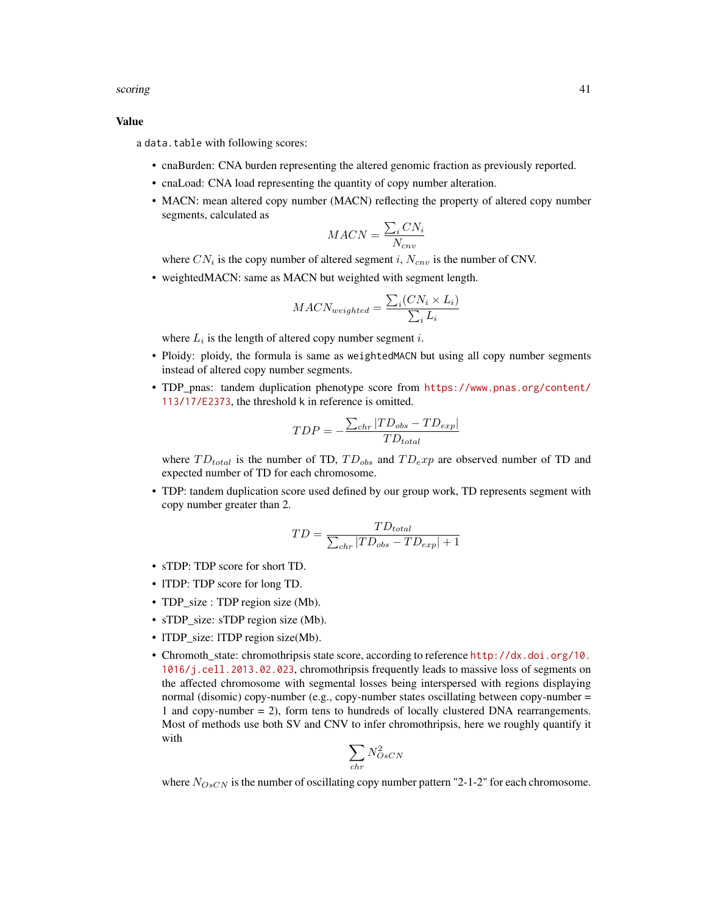### Value

a `data.table` with following scores:

- cnaBurden: CNA burden representing the altered genomic fraction as previously reported.
- cnaLoad: CNA load representing the quantity of copy number alteration.
- MACN: mean altered copy number (MACN) reflecting the property of altered copy number segments, calculated as

$$MACN = \frac{\sum_i CN_i}{N_{cnv}}$$

  where $CN_i$ is the copy number of altered segment $i$, $N_{cnv}$ is the number of CNV.
- weightedMACN: same as MACN but weighted with segment length.

$$MACN_{weighted} = \frac{\sum_i (CN_i \times L_i)}{\sum_i L_i}$$

  where $L_i$ is the length of altered copy number segment $i$.
- Ploidy: ploidy, the formula is same as `weightedMACN` but using all copy number segments instead of altered copy number segments.
- TDP_pnas: tandem duplication phenotype score from https://www.pnas.org/content/113/17/E2373, the threshold `k` in reference is omitted.

$$TDP = -\frac{\sum_{chr} |TD_{obs} - TD_{exp}|}{TD_{total}}$$

  where $TD_{total}$ is the number of TD, $TD_{obs}$ and $TD_exp$ are observed number of TD and expected number of TD for each chromosome.
- TDP: tandem duplication score used defined by our group work, TD represents segment with copy number greater than 2.

$$TD = \frac{TD_{total}}{\sum_{chr} |TD_{obs} - TD_{exp}| + 1}$$

- sTDP: TDP score for short TD.
- lTDP: TDP score for long TD.
- TDP_size : TDP region size (Mb).
- sTDP_size: sTDP region size (Mb).
- lTDP_size: lTDP region size(Mb).
- Chromoth_state: chromothripsis state score, according to reference http://dx.doi.org/10.1016/j.cell.2013.02.023, chromothripsis frequently leads to massive loss of segments on the affected chromosome with segmental losses being interspersed with regions displaying normal (disomic) copy-number (e.g., copy-number states oscillating between copy-number = 1 and copy-number = 2), form tens to hundreds of locally clustered DNA rearrangements. Most of methods use both SV and CNV to infer chromothripsis, here we roughly quantify it with

$$\sum_{chr} N_{OsCN}^2$$

  where $N_{OsCN}$ is the number of oscillating copy number pattern "2-1-2" for each chromosome.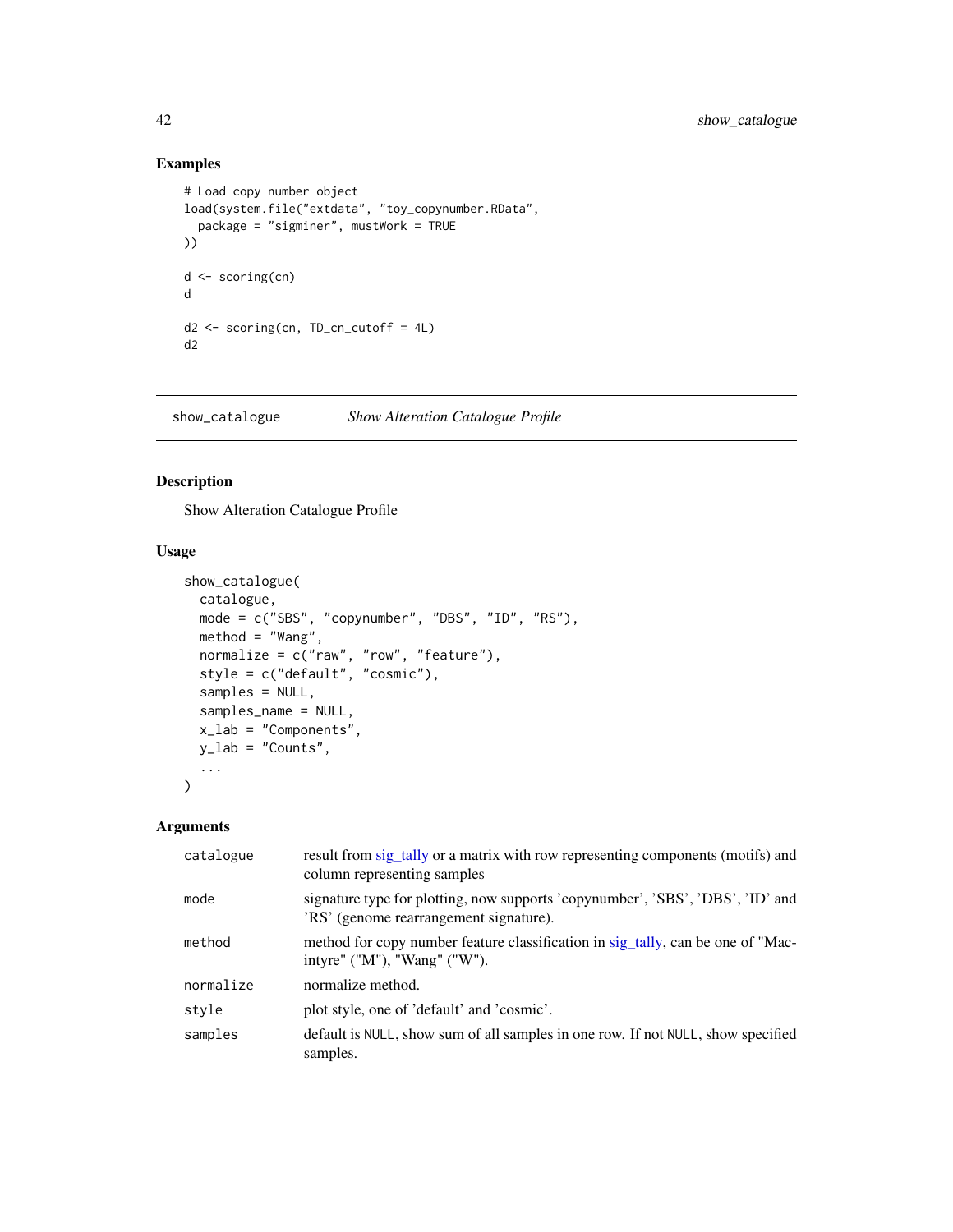## Examples

```
# Load copy number object
load(system.file("extdata", "toy_copynumber.RData",
  package = "sigminer", mustWork = TRUE
))

d <- scoring(cn)
d

d2 <- scoring(cn, TD_cn_cutoff = 4L)
d2
```

---

# show_catalogue *Show Alteration Catalogue Profile*

## Description

Show Alteration Catalogue Profile

## Usage

```
show_catalogue(
  catalogue,
  mode = c("SBS", "copynumber", "DBS", "ID", "RS"),
  method = "Wang",
  normalize = c("raw", "row", "feature"),
  style = c("default", "cosmic"),
  samples = NULL,
  samples_name = NULL,
  x_lab = "Components",
  y_lab = "Counts",
  ...
)
```

## Arguments

| | |
|---|---|
| catalogue | result from sig_tally or a matrix with row representing components (motifs) and column representing samples |
| mode | signature type for plotting, now supports 'copynumber', 'SBS', 'DBS', 'ID' and 'RS' (genome rearrangement signature). |
| method | method for copy number feature classification in sig_tally, can be one of "Macintyre" ("M"), "Wang" ("W"). |
| normalize | normalize method. |
| style | plot style, one of 'default' and 'cosmic'. |
| samples | default is NULL, show sum of all samples in one row. If not NULL, show specified samples. |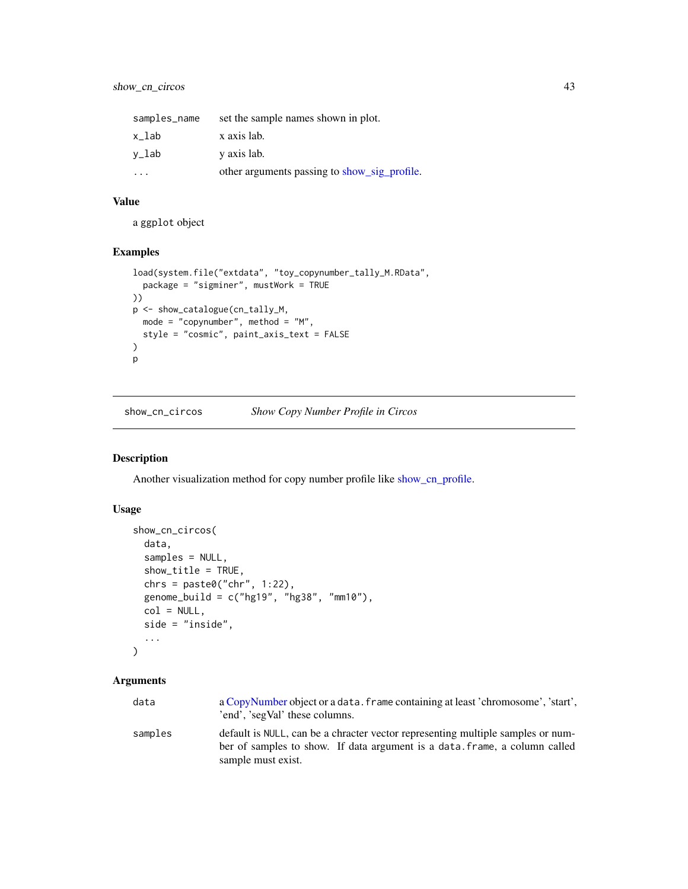| | |
|---|---|
| samples_name | set the sample names shown in plot. |
| x_lab | x axis lab. |
| y_lab | y axis lab. |
| ... | other arguments passing to show_sig_profile. |

### Value

a ggplot object

### Examples

```
load(system.file("extdata", "toy_copynumber_tally_M.RData",
  package = "sigminer", mustWork = TRUE
))
p <- show_catalogue(cn_tally_M,
  mode = "copynumber", method = "M",
  style = "cosmic", paint_axis_text = FALSE
)
p
```

---

## show_cn_circos — *Show Copy Number Profile in Circos*

---

### Description

Another visualization method for copy number profile like show_cn_profile.

### Usage

```
show_cn_circos(
  data,
  samples = NULL,
  show_title = TRUE,
  chrs = paste0("chr", 1:22),
  genome_build = c("hg19", "hg38", "mm10"),
  col = NULL,
  side = "inside",
  ...
)
```

### Arguments

| | |
|---|---|
| data | a CopyNumber object or a data.frame containing at least 'chromosome', 'start', 'end', 'segVal' these columns. |
| samples | default is NULL, can be a chracter vector representing multiple samples or number of samples to show. If data argument is a data.frame, a column called sample must exist. |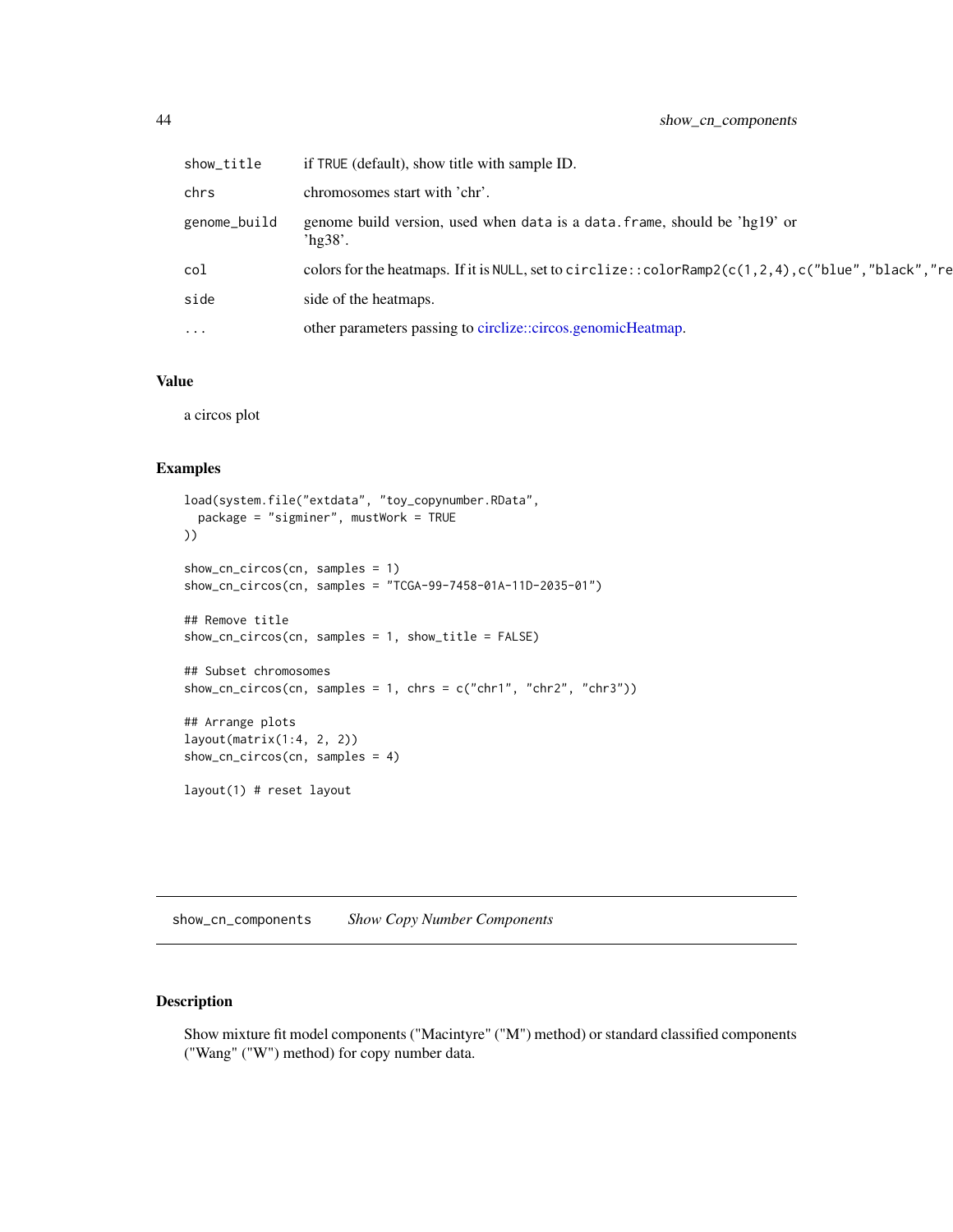| | |
|---|---|
| show_title | if TRUE (default), show title with sample ID. |
| chrs | chromosomes start with 'chr'. |
| genome_build | genome build version, used when data is a data.frame, should be 'hg19' or 'hg38'. |
| col | colors for the heatmaps. If it is NULL, set to circlize::colorRamp2(c(1,2,4),c("blue","black","re |
| side | side of the heatmaps. |
| ... | other parameters passing to circlize::circos.genomicHeatmap. |

## Value

a circos plot

## Examples

```
load(system.file("extdata", "toy_copynumber.RData",
  package = "sigminer", mustWork = TRUE
))

show_cn_circos(cn, samples = 1)
show_cn_circos(cn, samples = "TCGA-99-7458-01A-11D-2035-01")

## Remove title
show_cn_circos(cn, samples = 1, show_title = FALSE)

## Subset chromosomes
show_cn_circos(cn, samples = 1, chrs = c("chr1", "chr2", "chr3"))

## Arrange plots
layout(matrix(1:4, 2, 2))
show_cn_circos(cn, samples = 4)

layout(1) # reset layout
```

# show_cn_components *Show Copy Number Components*

## Description

Show mixture fit model components ("Macintyre" ("M") method) or standard classified components ("Wang" ("W") method) for copy number data.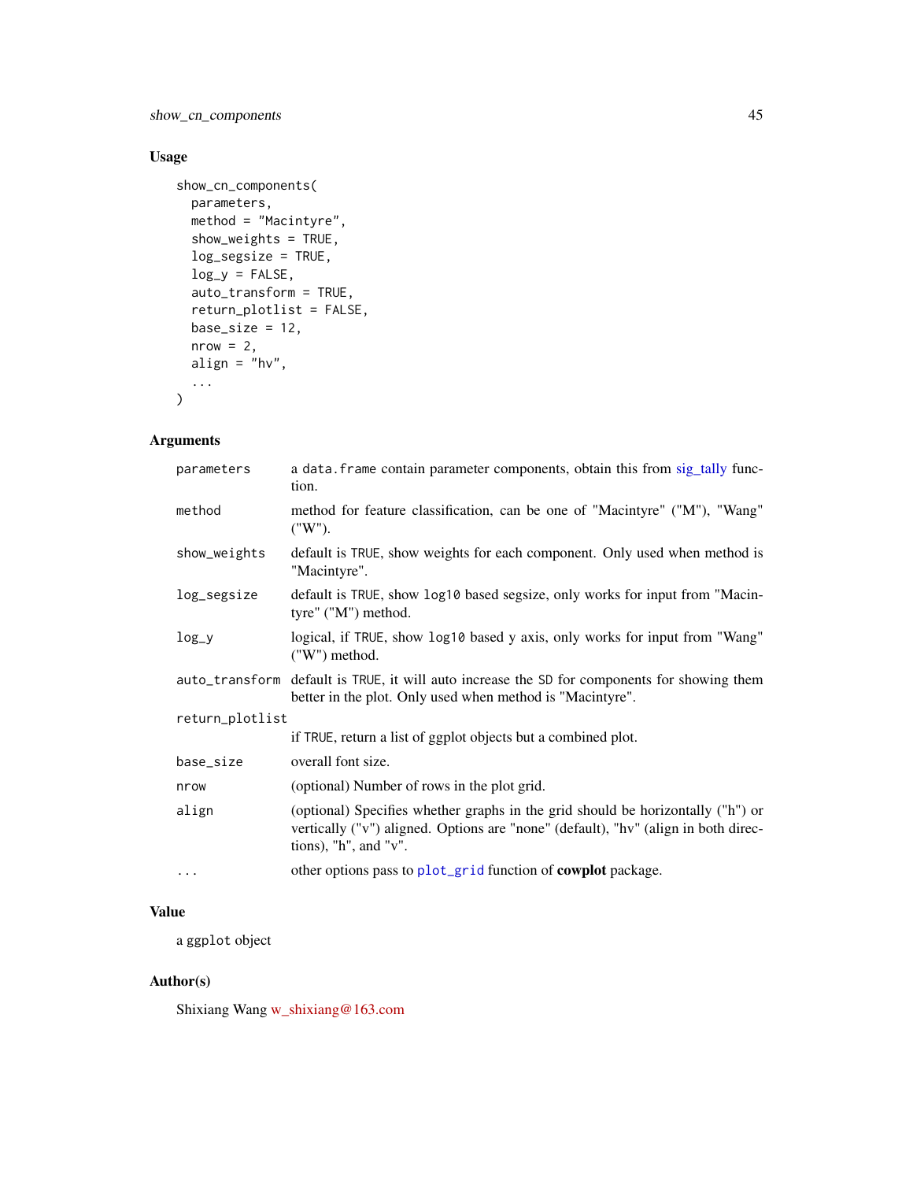## Usage

```
show_cn_components(
  parameters,
  method = "Macintyre",
  show_weights = TRUE,
  log_segsize = TRUE,
  log_y = FALSE,
  auto_transform = TRUE,
  return_plotlist = FALSE,
  base_size = 12,
  nrow = 2,
  align = "hv",
  ...
)
```

## Arguments

| | |
|---|---|
| parameters | a data.frame contain parameter components, obtain this from sig_tally function. |
| method | method for feature classification, can be one of "Macintyre" ("M"), "Wang" ("W"). |
| show_weights | default is TRUE, show weights for each component. Only used when method is "Macintyre". |
| log_segsize | default is TRUE, show log10 based segsize, only works for input from "Macintyre" ("M") method. |
| log_y | logical, if TRUE, show log10 based y axis, only works for input from "Wang" ("W") method. |
| auto_transform | default is TRUE, it will auto increase the SD for components for showing them better in the plot. Only used when method is "Macintyre". |
| return_plotlist | if TRUE, return a list of ggplot objects but a combined plot. |
| base_size | overall font size. |
| nrow | (optional) Number of rows in the plot grid. |
| align | (optional) Specifies whether graphs in the grid should be horizontally ("h") or vertically ("v") aligned. Options are "none" (default), "hv" (align in both directions), "h", and "v". |
| ... | other options pass to plot_grid function of **cowplot** package. |

## Value

a ggplot object

## Author(s)

Shixiang Wang w_shixiang@163.com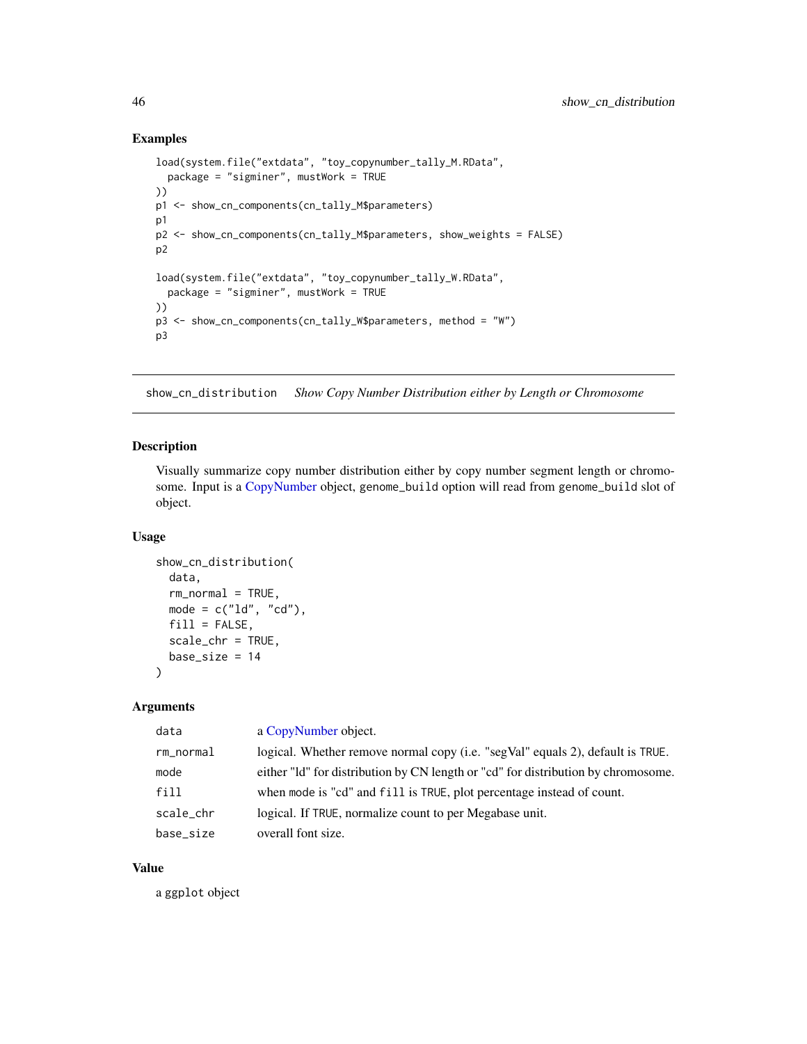### Examples

```
load(system.file("extdata", "toy_copynumber_tally_M.RData",
  package = "sigminer", mustWork = TRUE
))
p1 <- show_cn_components(cn_tally_M$parameters)
p1
p2 <- show_cn_components(cn_tally_M$parameters, show_weights = FALSE)
p2

load(system.file("extdata", "toy_copynumber_tally_W.RData",
  package = "sigminer", mustWork = TRUE
))
p3 <- show_cn_components(cn_tally_W$parameters, method = "W")
p3
```

---

## show_cn_distribution    *Show Copy Number Distribution either by Length or Chromosome*

### Description

Visually summarize copy number distribution either by copy number segment length or chromosome. Input is a CopyNumber object, genome_build option will read from genome_build slot of object.

### Usage

```
show_cn_distribution(
  data,
  rm_normal = TRUE,
  mode = c("ld", "cd"),
  fill = FALSE,
  scale_chr = TRUE,
  base_size = 14
)
```

### Arguments

| | |
|---|---|
| data | a CopyNumber object. |
| rm_normal | logical. Whether remove normal copy (i.e. "segVal" equals 2), default is TRUE. |
| mode | either "ld" for distribution by CN length or "cd" for distribution by chromosome. |
| fill | when mode is "cd" and fill is TRUE, plot percentage instead of count. |
| scale_chr | logical. If TRUE, normalize count to per Megabase unit. |
| base_size | overall font size. |

### Value

a ggplot object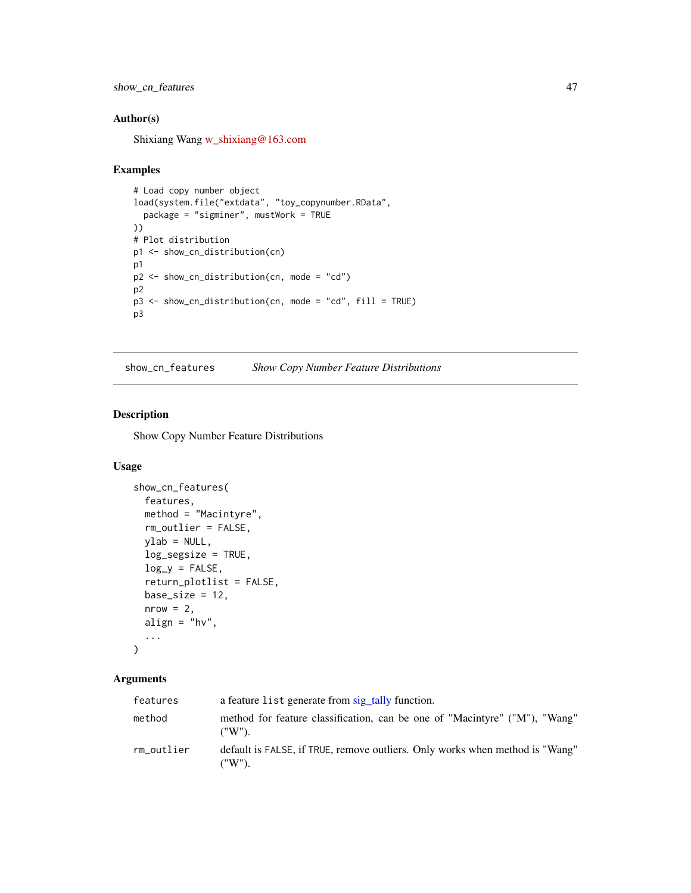## Author(s)

Shixiang Wang w_shixiang@163.com

## Examples

```
# Load copy number object
load(system.file("extdata", "toy_copynumber.RData",
  package = "sigminer", mustWork = TRUE
))
# Plot distribution
p1 <- show_cn_distribution(cn)
p1
p2 <- show_cn_distribution(cn, mode = "cd")
p2
p3 <- show_cn_distribution(cn, mode = "cd", fill = TRUE)
p3
```

---

# show_cn_features *Show Copy Number Feature Distributions*

---

## Description

Show Copy Number Feature Distributions

## Usage

```
show_cn_features(
  features,
  method = "Macintyre",
  rm_outlier = FALSE,
  ylab = NULL,
  log_segsize = TRUE,
  log_y = FALSE,
  return_plotlist = FALSE,
  base_size = 12,
  nrow = 2,
  align = "hv",
  ...
)
```

## Arguments

| | |
|---|---|
| `features` | a feature `list` generate from sig_tally function. |
| `method` | method for feature classification, can be one of "Macintyre" ("M"), "Wang" ("W"). |
| `rm_outlier` | default is `FALSE`, if `TRUE`, remove outliers. Only works when method is "Wang" ("W"). |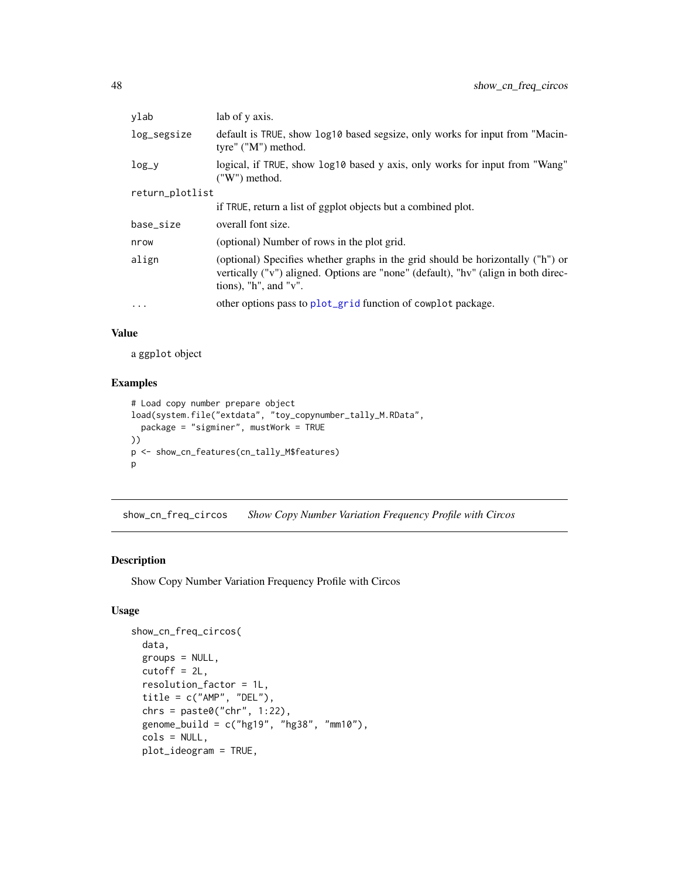| | |
|---|---|
| ylab | lab of y axis. |
| log_segsize | default is TRUE, show log10 based segsize, only works for input from "Macintyre" ("M") method. |
| log_y | logical, if TRUE, show log10 based y axis, only works for input from "Wang" ("W") method. |
| return_plotlist | if TRUE, return a list of ggplot objects but a combined plot. |
| base_size | overall font size. |
| nrow | (optional) Number of rows in the plot grid. |
| align | (optional) Specifies whether graphs in the grid should be horizontally ("h") or vertically ("v") aligned. Options are "none" (default), "hv" (align in both directions), "h", and "v". |
| ... | other options pass to plot_grid function of cowplot package. |

### Value

a ggplot object

### Examples

```
# Load copy number prepare object
load(system.file("extdata", "toy_copynumber_tally_M.RData",
  package = "sigminer", mustWork = TRUE
))
p <- show_cn_features(cn_tally_M$features)
p
```

## show_cn_freq_circos *Show Copy Number Variation Frequency Profile with Circos*

### Description

Show Copy Number Variation Frequency Profile with Circos

### Usage

```
show_cn_freq_circos(
  data,
  groups = NULL,
  cutoff = 2L,
  resolution_factor = 1L,
  title = c("AMP", "DEL"),
  chrs = paste0("chr", 1:22),
  genome_build = c("hg19", "hg38", "mm10"),
  cols = NULL,
  plot_ideogram = TRUE,
```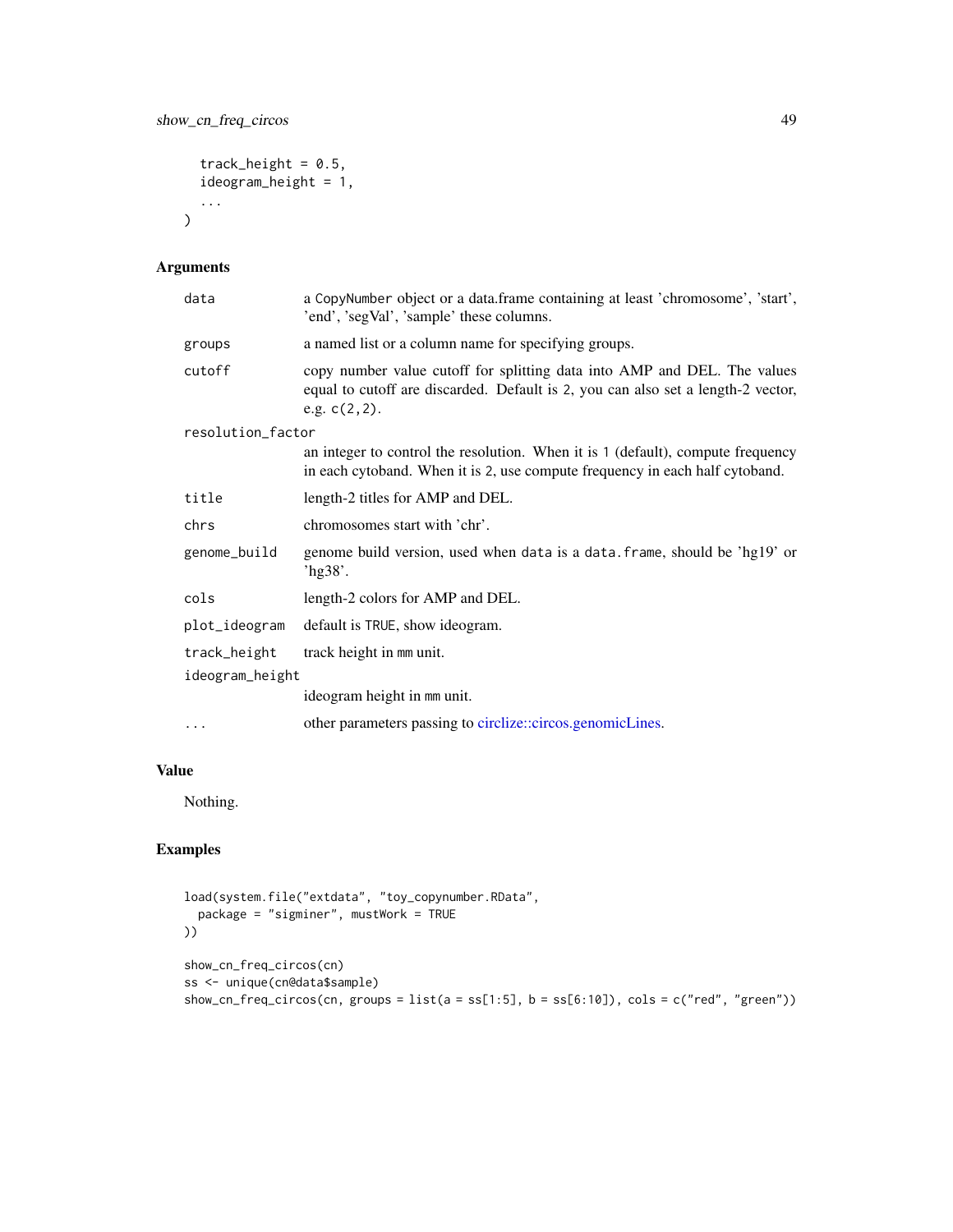```
  track_height = 0.5,
  ideogram_height = 1,
  ...
)
```

## Arguments

| | |
|---|---|
| data | a CopyNumber object or a data.frame containing at least 'chromosome', 'start', 'end', 'segVal', 'sample' these columns. |
| groups | a named list or a column name for specifying groups. |
| cutoff | copy number value cutoff for splitting data into AMP and DEL. The values equal to cutoff are discarded. Default is 2, you can also set a length-2 vector, e.g. c(2,2). |
| resolution_factor | an integer to control the resolution. When it is 1 (default), compute frequency in each cytoband. When it is 2, use compute frequency in each half cytoband. |
| title | length-2 titles for AMP and DEL. |
| chrs | chromosomes start with 'chr'. |
| genome_build | genome build version, used when data is a data.frame, should be 'hg19' or 'hg38'. |
| cols | length-2 colors for AMP and DEL. |
| plot_ideogram | default is TRUE, show ideogram. |
| track_height | track height in mm unit. |
| ideogram_height | ideogram height in mm unit. |
| ... | other parameters passing to circlize::circos.genomicLines. |

## Value

Nothing.

## Examples

```
load(system.file("extdata", "toy_copynumber.RData",
  package = "sigminer", mustWork = TRUE
))

show_cn_freq_circos(cn)
ss <- unique(cn@data$sample)
show_cn_freq_circos(cn, groups = list(a = ss[1:5], b = ss[6:10]), cols = c("red", "green"))
```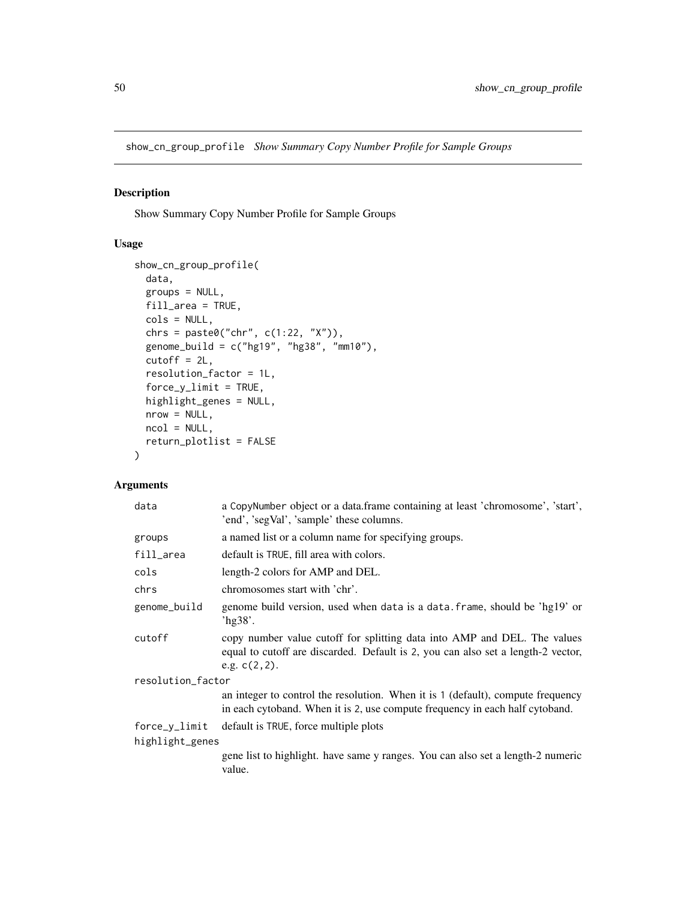show_cn_group_profile    *Show Summary Copy Number Profile for Sample Groups*

## Description

Show Summary Copy Number Profile for Sample Groups

## Usage

```
show_cn_group_profile(
  data,
  groups = NULL,
  fill_area = TRUE,
  cols = NULL,
  chrs = paste0("chr", c(1:22, "X")),
  genome_build = c("hg19", "hg38", "mm10"),
  cutoff = 2L,
  resolution_factor = 1L,
  force_y_limit = TRUE,
  highlight_genes = NULL,
  nrow = NULL,
  ncol = NULL,
  return_plotlist = FALSE
)
```

## Arguments

| | |
|---|---|
| data | a CopyNumber object or a data.frame containing at least 'chromosome', 'start', 'end', 'segVal', 'sample' these columns. |
| groups | a named list or a column name for specifying groups. |
| fill_area | default is TRUE, fill area with colors. |
| cols | length-2 colors for AMP and DEL. |
| chrs | chromosomes start with 'chr'. |
| genome_build | genome build version, used when data is a data.frame, should be 'hg19' or 'hg38'. |
| cutoff | copy number value cutoff for splitting data into AMP and DEL. The values equal to cutoff are discarded. Default is 2, you can also set a length-2 vector, e.g. c(2,2). |
| resolution_factor | an integer to control the resolution. When it is 1 (default), compute frequency in each cytoband. When it is 2, use compute frequency in each half cytoband. |
| force_y_limit | default is TRUE, force multiple plots |
| highlight_genes | gene list to highlight. have same y ranges. You can also set a length-2 numeric value. |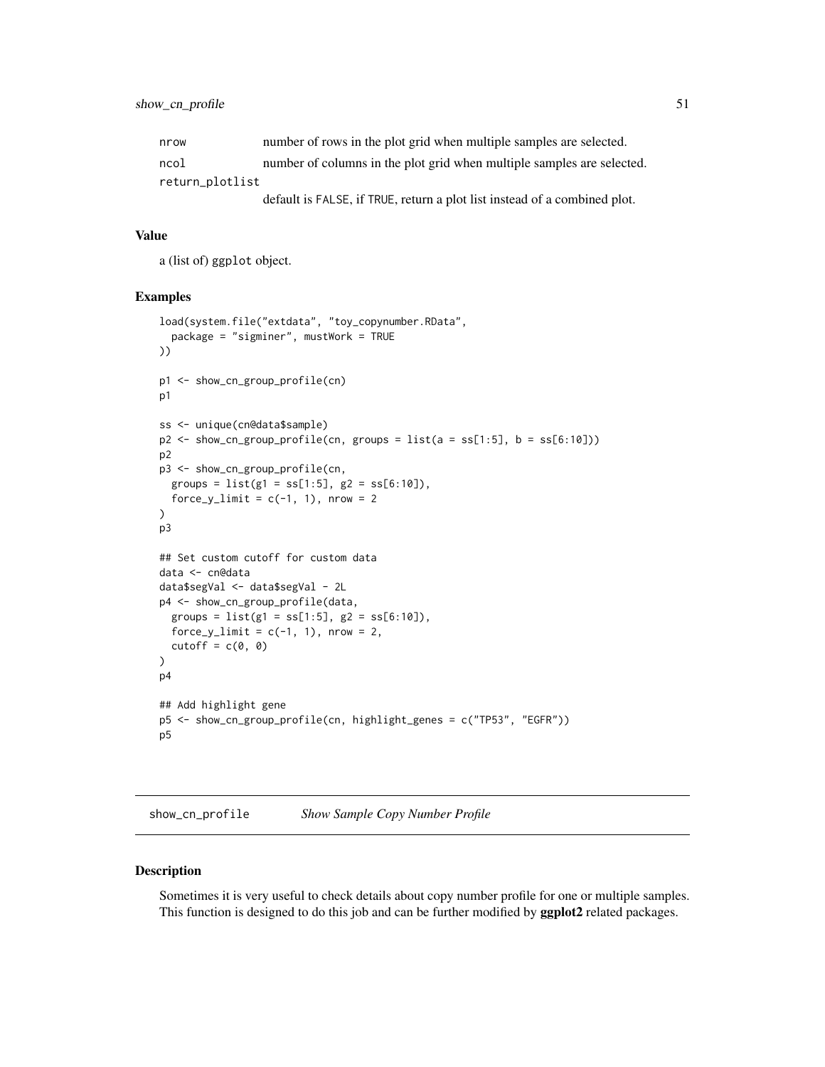| | |
|---|---|
| nrow | number of rows in the plot grid when multiple samples are selected. |
| ncol | number of columns in the plot grid when multiple samples are selected. |
| return_plotlist | default is FALSE, if TRUE, return a plot list instead of a combined plot. |

## Value

a (list of) ggplot object.

## Examples

```
load(system.file("extdata", "toy_copynumber.RData",
  package = "sigminer", mustWork = TRUE
))

p1 <- show_cn_group_profile(cn)
p1

ss <- unique(cn@data$sample)
p2 <- show_cn_group_profile(cn, groups = list(a = ss[1:5], b = ss[6:10]))
p2
p3 <- show_cn_group_profile(cn,
  groups = list(g1 = ss[1:5], g2 = ss[6:10]),
  force_y_limit = c(-1, 1), nrow = 2
)
p3

## Set custom cutoff for custom data
data <- cn@data
data$segVal <- data$segVal - 2L
p4 <- show_cn_group_profile(data,
  groups = list(g1 = ss[1:5], g2 = ss[6:10]),
  force_y_limit = c(-1, 1), nrow = 2,
  cutoff = c(0, 0)
)
p4

## Add highlight gene
p5 <- show_cn_group_profile(cn, highlight_genes = c("TP53", "EGFR"))
p5
```

---

# show_cn_profile    *Show Sample Copy Number Profile*

## Description

Sometimes it is very useful to check details about copy number profile for one or multiple samples. This function is designed to do this job and can be further modified by **ggplot2** related packages.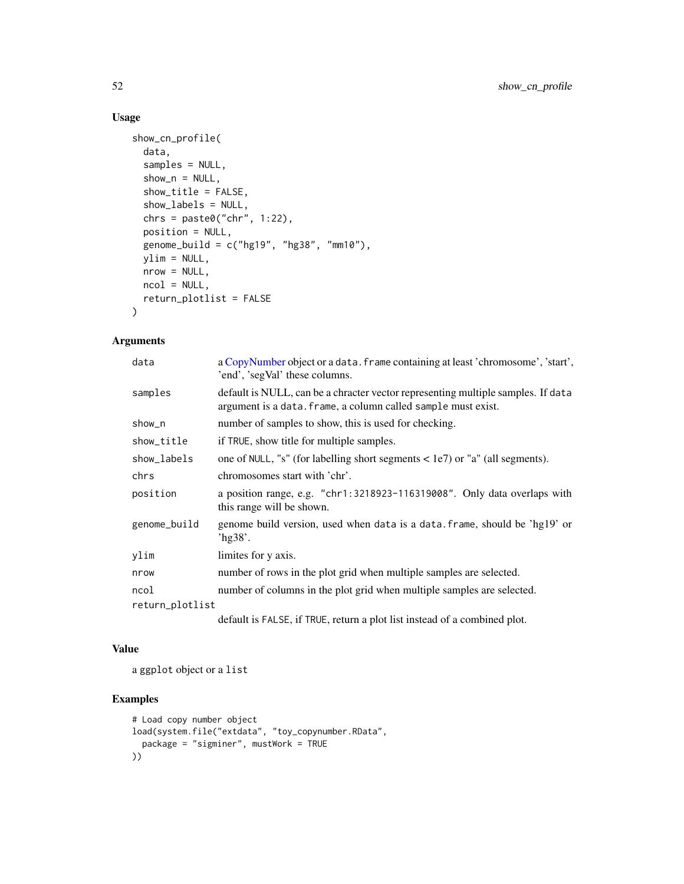## Usage

```
show_cn_profile(
  data,
  samples = NULL,
  show_n = NULL,
  show_title = FALSE,
  show_labels = NULL,
  chrs = paste0("chr", 1:22),
  position = NULL,
  genome_build = c("hg19", "hg38", "mm10"),
  ylim = NULL,
  nrow = NULL,
  ncol = NULL,
  return_plotlist = FALSE
)
```

## Arguments

| | |
|---|---|
| `data` | a CopyNumber object or a `data.frame` containing at least 'chromosome', 'start', 'end', 'segVal' these columns. |
| `samples` | default is NULL, can be a chracter vector representing multiple samples. If `data` argument is a `data.frame`, a column called `sample` must exist. |
| `show_n` | number of samples to show, this is used for checking. |
| `show_title` | if `TRUE`, show title for multiple samples. |
| `show_labels` | one of `NULL`, "s" (for labelling short segments < 1e7) or "a" (all segments). |
| `chrs` | chromosomes start with 'chr'. |
| `position` | a position range, e.g. `"chr1:3218923-116319008"`. Only data overlaps with this range will be shown. |
| `genome_build` | genome build version, used when `data` is a `data.frame`, should be 'hg19' or 'hg38'. |
| `ylim` | limites for y axis. |
| `nrow` | number of rows in the plot grid when multiple samples are selected. |
| `ncol` | number of columns in the plot grid when multiple samples are selected. |
| `return_plotlist` | default is `FALSE`, if `TRUE`, return a plot list instead of a combined plot. |

## Value

a `ggplot` object or a `list`

## Examples

```
# Load copy number object
load(system.file("extdata", "toy_copynumber.RData",
  package = "sigminer", mustWork = TRUE
))
```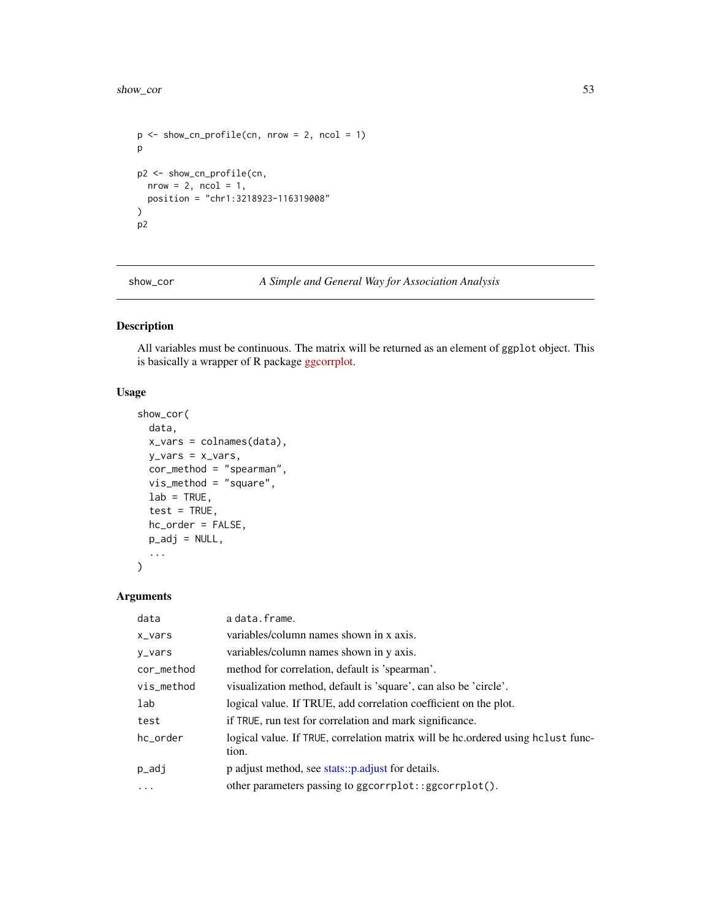```
p <- show_cn_profile(cn, nrow = 2, ncol = 1)
p

p2 <- show_cn_profile(cn,
  nrow = 2, ncol = 1,
  position = "chr1:3218923-116319008"
)
p2
```

---

show_cor — *A Simple and General Way for Association Analysis*

---

## Description

All variables must be continuous. The matrix will be returned as an element of ggplot object. This is basically a wrapper of R package ggcorrplot.

## Usage

```
show_cor(
  data,
  x_vars = colnames(data),
  y_vars = x_vars,
  cor_method = "spearman",
  vis_method = "square",
  lab = TRUE,
  test = TRUE,
  hc_order = FALSE,
  p_adj = NULL,
  ...
)
```

## Arguments

| | |
|---|---|
| data | a data.frame. |
| x_vars | variables/column names shown in x axis. |
| y_vars | variables/column names shown in y axis. |
| cor_method | method for correlation, default is 'spearman'. |
| vis_method | visualization method, default is 'square', can also be 'circle'. |
| lab | logical value. If TRUE, add correlation coefficient on the plot. |
| test | if TRUE, run test for correlation and mark significance. |
| hc_order | logical value. If TRUE, correlation matrix will be hc.ordered using hclust function. |
| p_adj | p adjust method, see stats::p.adjust for details. |
| ... | other parameters passing to ggcorrplot::ggcorrplot(). |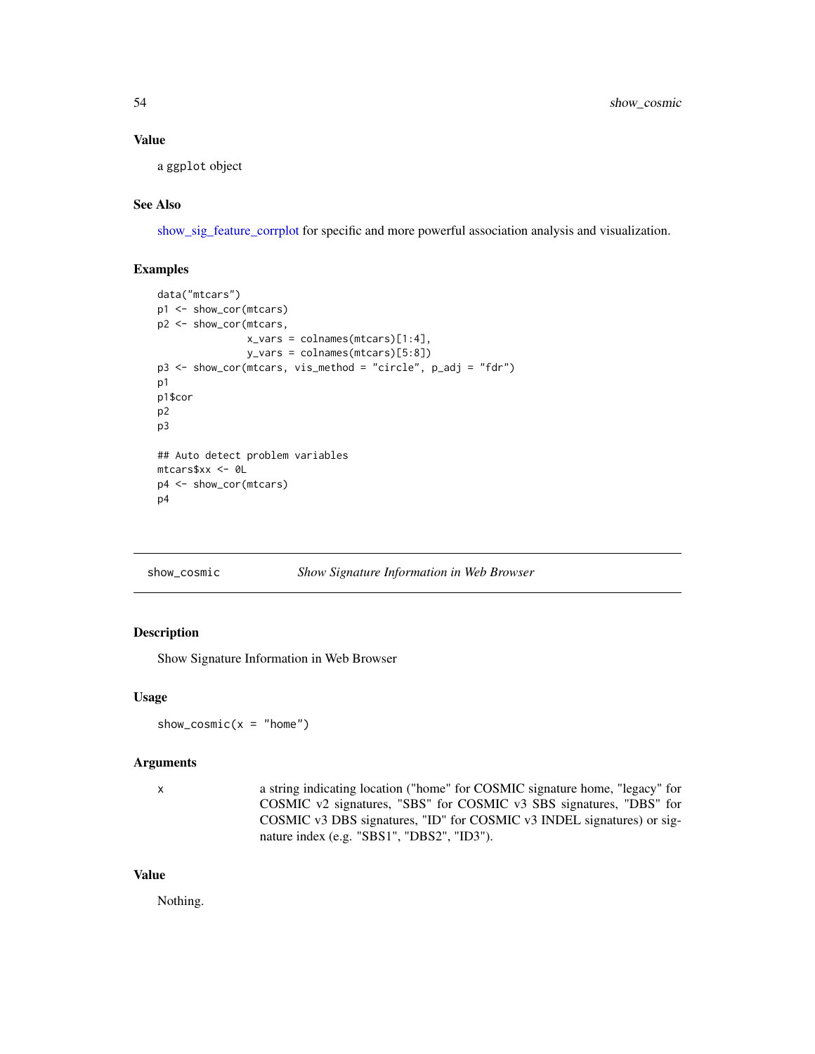## Value

a ggplot object

## See Also

show_sig_feature_corrplot for specific and more powerful association analysis and visualization.

## Examples

```
data("mtcars")
p1 <- show_cor(mtcars)
p2 <- show_cor(mtcars,
               x_vars = colnames(mtcars)[1:4],
               y_vars = colnames(mtcars)[5:8])
p3 <- show_cor(mtcars, vis_method = "circle", p_adj = "fdr")
p1
p1$cor
p2
p3

## Auto detect problem variables
mtcars$xx <- 0L
p4 <- show_cor(mtcars)
p4
```

---

# show_cosmic    *Show Signature Information in Web Browser*

## Description

Show Signature Information in Web Browser

## Usage

```
show_cosmic(x = "home")
```

## Arguments

| | |
|---|---|
| x | a string indicating location ("home" for COSMIC signature home, "legacy" for COSMIC v2 signatures, "SBS" for COSMIC v3 SBS signatures, "DBS" for COSMIC v3 DBS signatures, "ID" for COSMIC v3 INDEL signatures) or signature index (e.g. "SBS1", "DBS2", "ID3"). |

## Value

Nothing.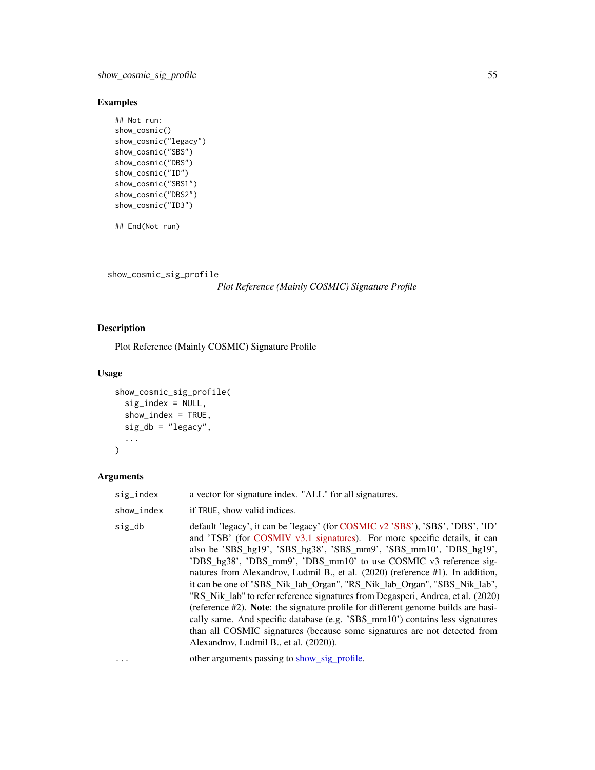## Examples

```
## Not run:
show_cosmic()
show_cosmic("legacy")
show_cosmic("SBS")
show_cosmic("DBS")
show_cosmic("ID")
show_cosmic("SBS1")
show_cosmic("DBS2")
show_cosmic("ID3")

## End(Not run)
```

---

# show_cosmic_sig_profile

*Plot Reference (Mainly COSMIC) Signature Profile*

---

## Description

Plot Reference (Mainly COSMIC) Signature Profile

## Usage

```
show_cosmic_sig_profile(
  sig_index = NULL,
  show_index = TRUE,
  sig_db = "legacy",
  ...
)
```

## Arguments

| | |
|---|---|
| sig_index | a vector for signature index. "ALL" for all signatures. |
| show_index | if TRUE, show valid indices. |
| sig_db | default 'legacy', it can be 'legacy' (for COSMIC v2 'SBS'), 'SBS', 'DBS', 'ID' and 'TSB' (for COSMIV v3.1 signatures). For more specific details, it can also be 'SBS_hg19', 'SBS_hg38', 'SBS_mm9', 'SBS_mm10', 'DBS_hg19', 'DBS_hg38', 'DBS_mm9', 'DBS_mm10' to use COSMIC v3 reference signatures from Alexandrov, Ludmil B., et al. (2020) (reference #1). In addition, it can be one of "SBS_Nik_lab_Organ", "RS_Nik_lab_Organ", "SBS_Nik_lab", "RS_Nik_lab" to refer reference signatures from Degasperi, Andrea, et al. (2020) (reference #2). **Note**: the signature profile for different genome builds are basically same. And specific database (e.g. 'SBS_mm10') contains less signatures than all COSMIC signatures (because some signatures are not detected from Alexandrov, Ludmil B., et al. (2020)). |
| ... | other arguments passing to show_sig_profile. |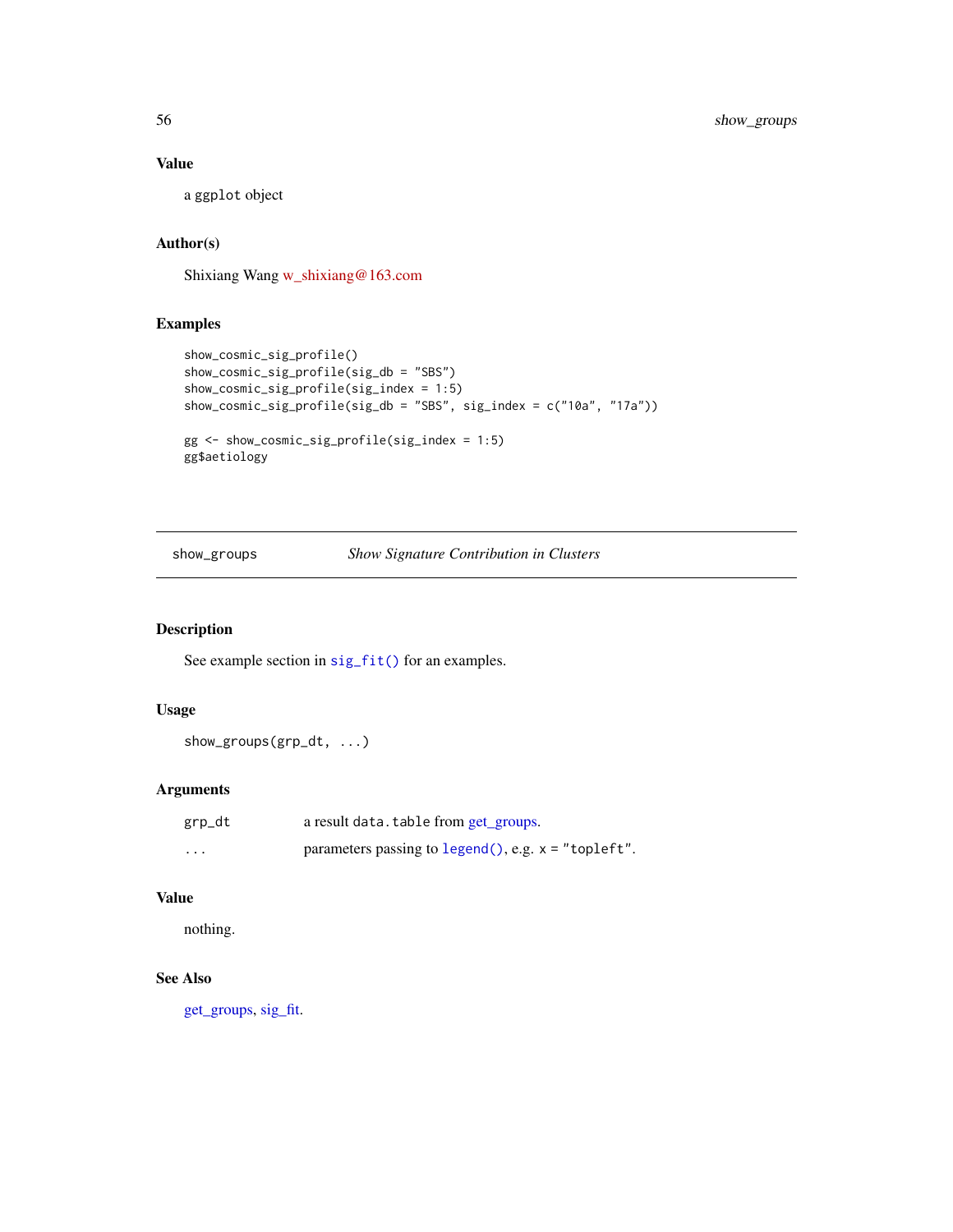### Value

a ggplot object

### Author(s)

Shixiang Wang w_shixiang@163.com

### Examples

```
show_cosmic_sig_profile()
show_cosmic_sig_profile(sig_db = "SBS")
show_cosmic_sig_profile(sig_index = 1:5)
show_cosmic_sig_profile(sig_db = "SBS", sig_index = c("10a", "17a"))

gg <- show_cosmic_sig_profile(sig_index = 1:5)
gg$aetiology
```

---

## show_groups — *Show Signature Contribution in Clusters*

### Description

See example section in `sig_fit()` for an examples.

### Usage

```
show_groups(grp_dt, ...)
```

### Arguments

| | |
|---|---|
| `grp_dt` | a result `data.table` from get_groups. |
| `...` | parameters passing to `legend()`, e.g. `x = "topleft"`. |

### Value

nothing.

### See Also

get_groups, sig_fit.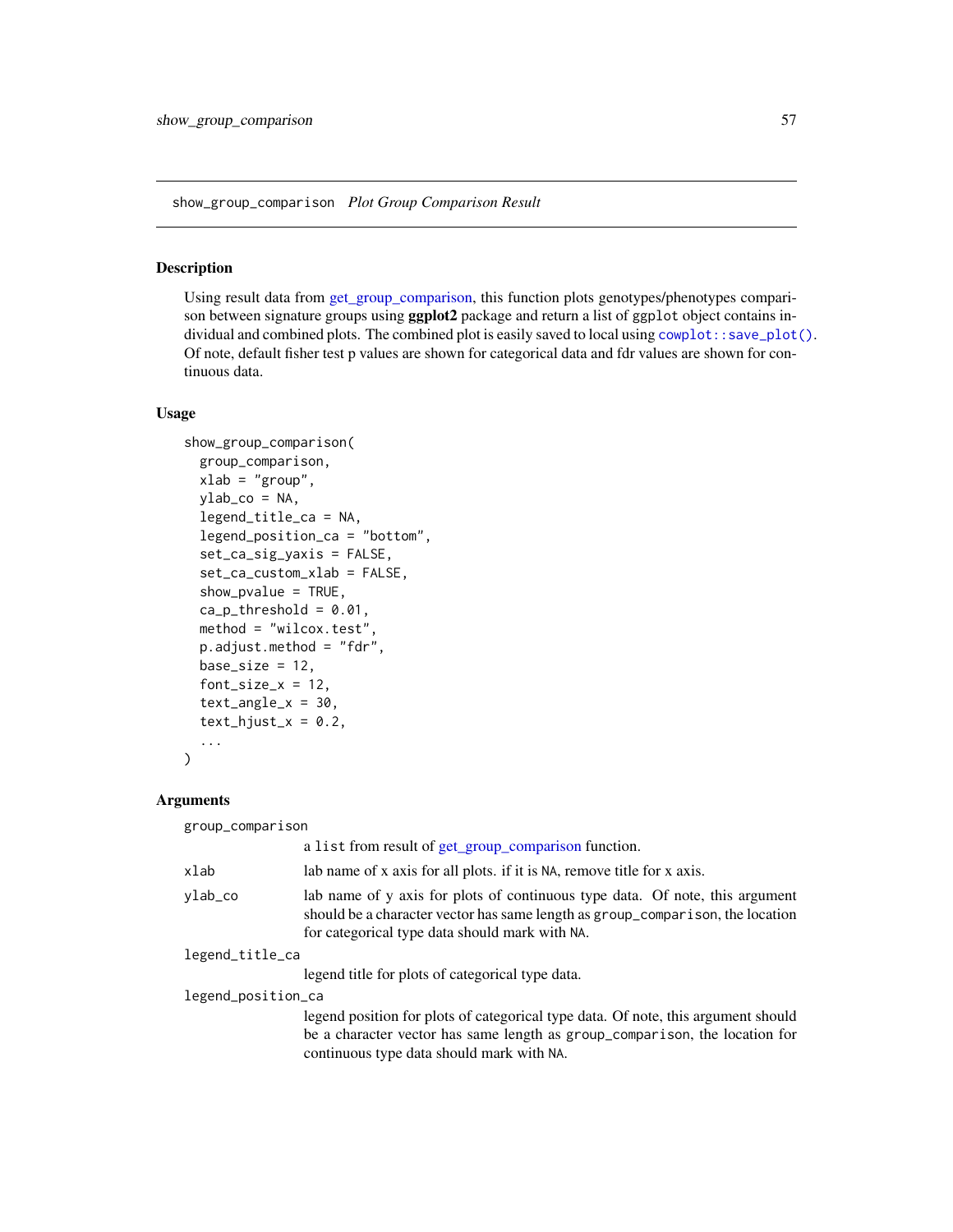## show_group_comparison *Plot Group Comparison Result*

### Description

Using result data from get_group_comparison, this function plots genotypes/phenotypes comparison between signature groups using **ggplot2** package and return a list of ggplot object contains individual and combined plots. The combined plot is easily saved to local using `cowplot::save_plot()`. Of note, default fisher test p values are shown for categorical data and fdr values are shown for continuous data.

### Usage

```
show_group_comparison(
  group_comparison,
  xlab = "group",
  ylab_co = NA,
  legend_title_ca = NA,
  legend_position_ca = "bottom",
  set_ca_sig_yaxis = FALSE,
  set_ca_custom_xlab = FALSE,
  show_pvalue = TRUE,
  ca_p_threshold = 0.01,
  method = "wilcox.test",
  p.adjust.method = "fdr",
  base_size = 12,
  font_size_x = 12,
  text_angle_x = 30,
  text_hjust_x = 0.2,
  ...
)
```

### Arguments

`group_comparison`
: a `list` from result of get_group_comparison function.

`xlab`
: lab name of x axis for all plots. if it is `NA`, remove title for x axis.

`ylab_co`
: lab name of y axis for plots of continuous type data. Of note, this argument should be a character vector has same length as `group_comparison`, the location for categorical type data should mark with `NA`.

`legend_title_ca`
: legend title for plots of categorical type data.

`legend_position_ca`
: legend position for plots of categorical type data. Of note, this argument should be a character vector has same length as `group_comparison`, the location for continuous type data should mark with `NA`.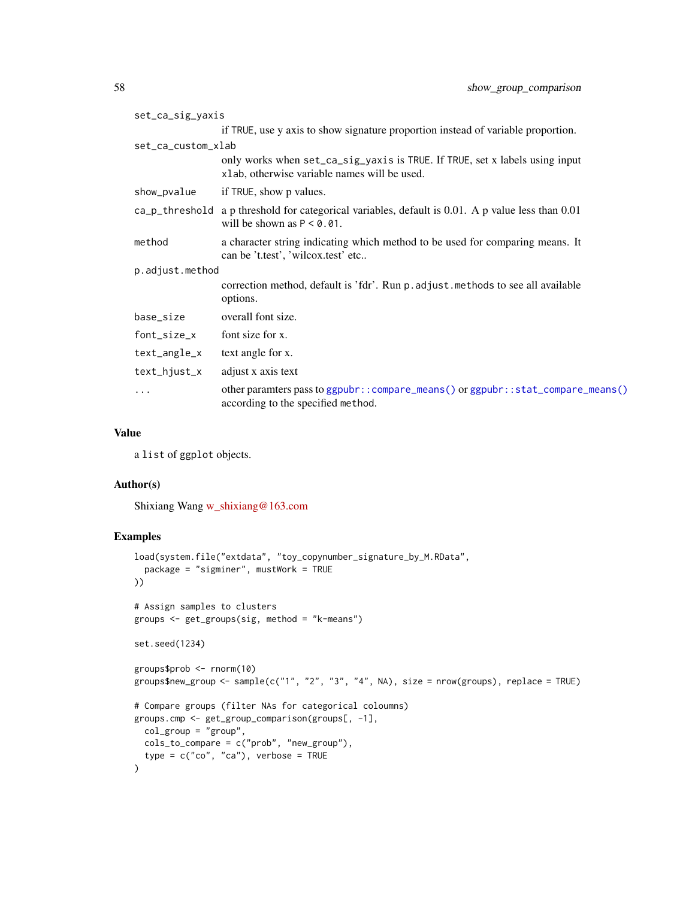| | |
|---|---|
| `set_ca_sig_yaxis` | if TRUE, use y axis to show signature proportion instead of variable proportion. |
| `set_ca_custom_xlab` | only works when `set_ca_sig_yaxis` is TRUE. If TRUE, set x labels using input `xlab`, otherwise variable names will be used. |
| `show_pvalue` | if TRUE, show p values. |
| `ca_p_threshold` | a p threshold for categorical variables, default is 0.01. A p value less than 0.01 will be shown as `P < 0.01`. |
| `method` | a character string indicating which method to be used for comparing means. It can be 't.test', 'wilcox.test' etc.. |
| `p.adjust.method` | correction method, default is 'fdr'. Run `p.adjust.methods` to see all available options. |
| `base_size` | overall font size. |
| `font_size_x` | font size for x. |
| `text_angle_x` | text angle for x. |
| `text_hjust_x` | adjust x axis text |
| `...` | other paramters pass to `ggpubr::compare_means()` or `ggpubr::stat_compare_means()` according to the specified `method`. |

## Value

a `list` of `ggplot` objects.

## Author(s)

Shixiang Wang w_shixiang@163.com

## Examples

```
load(system.file("extdata", "toy_copynumber_signature_by_M.RData",
  package = "sigminer", mustWork = TRUE
))

# Assign samples to clusters
groups <- get_groups(sig, method = "k-means")

set.seed(1234)

groups$prob <- rnorm(10)
groups$new_group <- sample(c("1", "2", "3", "4", NA), size = nrow(groups), replace = TRUE)

# Compare groups (filter NAs for categorical coloumns)
groups.cmp <- get_group_comparison(groups[, -1],
  col_group = "group",
  cols_to_compare = c("prob", "new_group"),
  type = c("co", "ca"), verbose = TRUE
)
```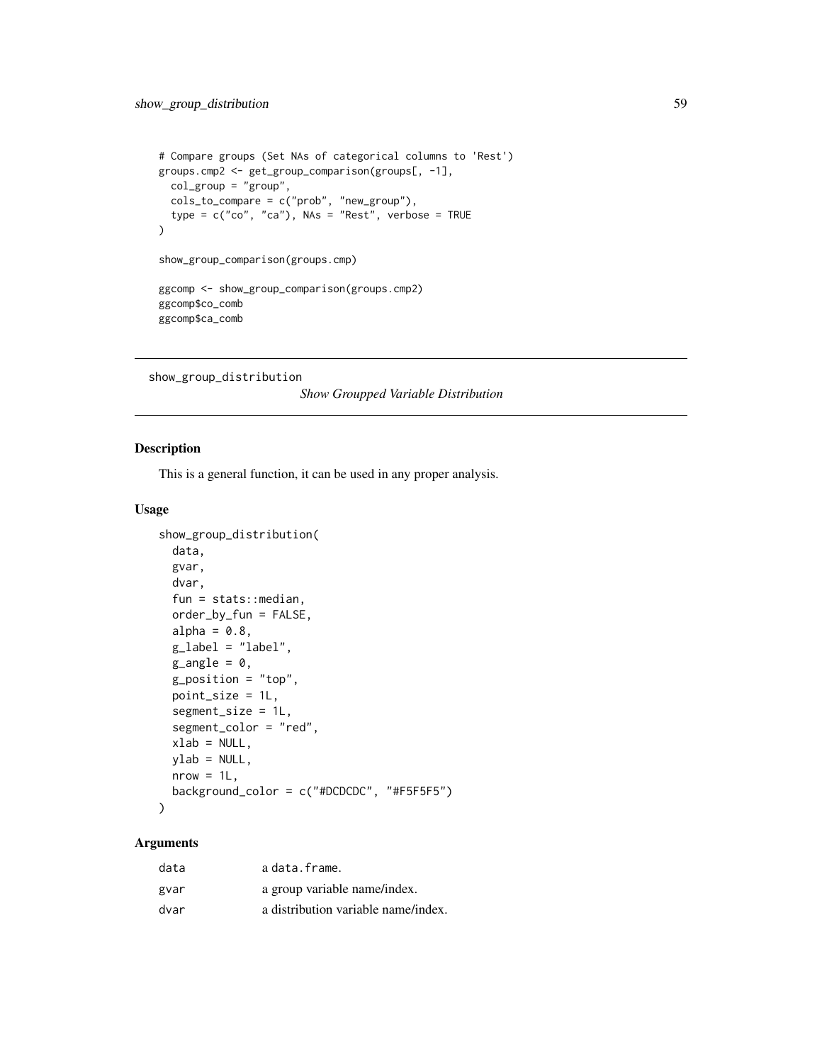```
# Compare groups (Set NAs of categorical columns to 'Rest')
groups.cmp2 <- get_group_comparison(groups[, -1],
  col_group = "group",
  cols_to_compare = c("prob", "new_group"),
  type = c("co", "ca"), NAs = "Rest", verbose = TRUE
)

show_group_comparison(groups.cmp)

ggcomp <- show_group_comparison(groups.cmp2)
ggcomp$co_comb
ggcomp$ca_comb
```

---

## show_group_distribution

*Show Groupped Variable Distribution*

---

### Description

This is a general function, it can be used in any proper analysis.

### Usage

```
show_group_distribution(
  data,
  gvar,
  dvar,
  fun = stats::median,
  order_by_fun = FALSE,
  alpha = 0.8,
  g_label = "label",
  g_angle = 0,
  g_position = "top",
  point_size = 1L,
  segment_size = 1L,
  segment_color = "red",
  xlab = NULL,
  ylab = NULL,
  nrow = 1L,
  background_color = c("#DCDCDC", "#F5F5F5")
)
```

### Arguments

| | |
|---|---|
| `data` | a `data.frame`. |
| `gvar` | a group variable name/index. |
| `dvar` | a distribution variable name/index. |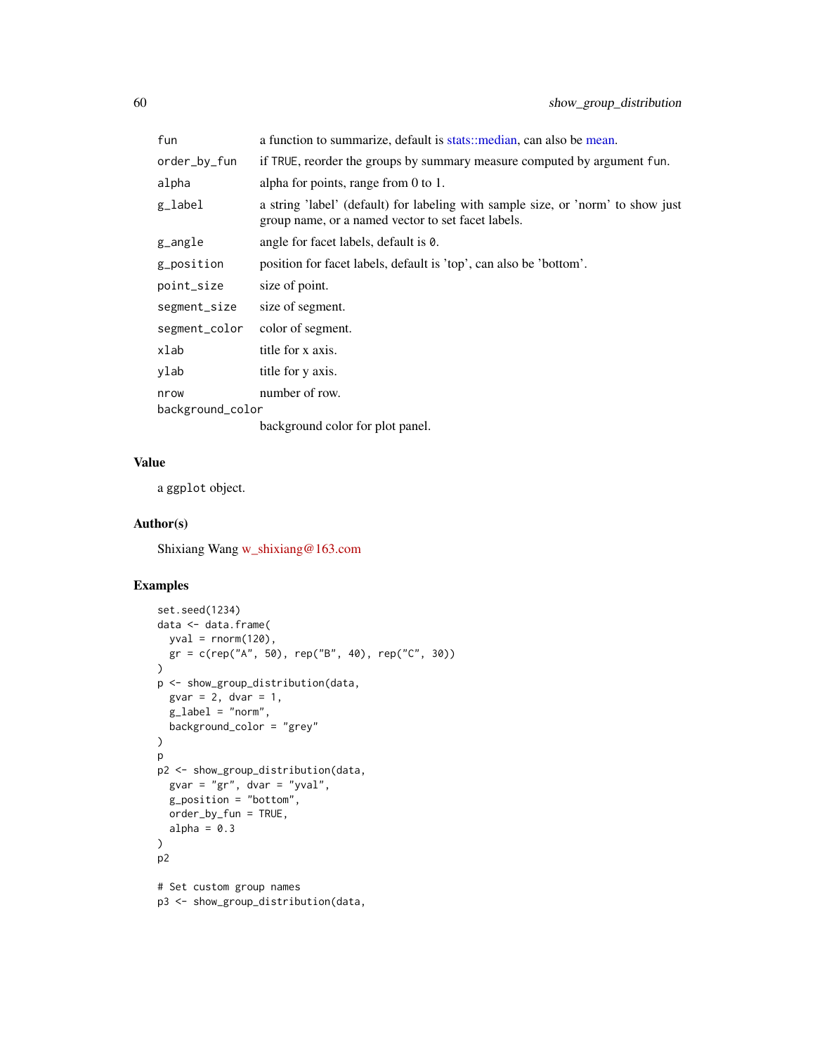| | |
|---|---|
| `fun` | a function to summarize, default is stats::median, can also be mean. |
| `order_by_fun` | if `TRUE`, reorder the groups by summary measure computed by argument `fun`. |
| `alpha` | alpha for points, range from 0 to 1. |
| `g_label` | a string 'label' (default) for labeling with sample size, or 'norm' to show just group name, or a named vector to set facet labels. |
| `g_angle` | angle for facet labels, default is `0`. |
| `g_position` | position for facet labels, default is 'top', can also be 'bottom'. |
| `point_size` | size of point. |
| `segment_size` | size of segment. |
| `segment_color` | color of segment. |
| `xlab` | title for x axis. |
| `ylab` | title for y axis. |
| `nrow` | number of row. |
| `background_color` | background color for plot panel. |

## Value

a `ggplot` object.

## Author(s)

Shixiang Wang w_shixiang@163.com

## Examples

```
set.seed(1234)
data <- data.frame(
  yval = rnorm(120),
  gr = c(rep("A", 50), rep("B", 40), rep("C", 30))
)
p <- show_group_distribution(data,
  gvar = 2, dvar = 1,
  g_label = "norm",
  background_color = "grey"
)
p
p2 <- show_group_distribution(data,
  gvar = "gr", dvar = "yval",
  g_position = "bottom",
  order_by_fun = TRUE,
  alpha = 0.3
)
p2

# Set custom group names
p3 <- show_group_distribution(data,
```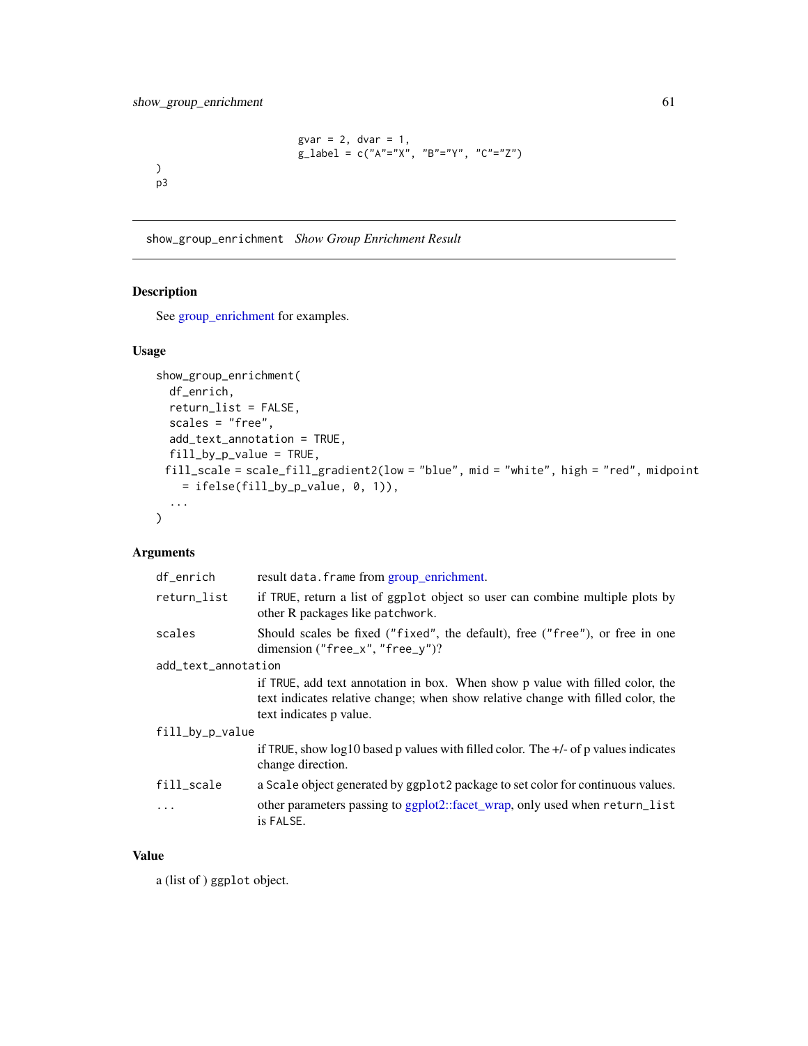```
                         gvar = 2, dvar = 1,
                         g_label = c("A"="X", "B"="Y", "C"="Z")
)
p3
```

---

## show_group_enrichment *Show Group Enrichment Result*

### Description

See group_enrichment for examples.

### Usage

```
show_group_enrichment(
  df_enrich,
  return_list = FALSE,
  scales = "free",
  add_text_annotation = TRUE,
  fill_by_p_value = TRUE,
  fill_scale = scale_fill_gradient2(low = "blue", mid = "white", high = "red", midpoint
    = ifelse(fill_by_p_value, 0, 1)),
  ...
)
```

### Arguments

| Argument | Description |
|---|---|
| `df_enrich` | result `data.frame` from group_enrichment. |
| `return_list` | if `TRUE`, return a list of `ggplot` object so user can combine multiple plots by other R packages like `patchwork`. |
| `scales` | Should scales be fixed (`"fixed"`, the default), free (`"free"`), or free in one dimension (`"free_x"`, `"free_y"`)? |
| `add_text_annotation` | if `TRUE`, add text annotation in box. When show p value with filled color, the text indicates relative change; when show relative change with filled color, the text indicates p value. |
| `fill_by_p_value` | if `TRUE`, show log10 based p values with filled color. The +/- of p values indicates change direction. |
| `fill_scale` | a `Scale` object generated by `ggplot2` package to set color for continuous values. |
| `...` | other parameters passing to ggplot2::facet_wrap, only used when `return_list` is `FALSE`. |

### Value

a (list of ) `ggplot` object.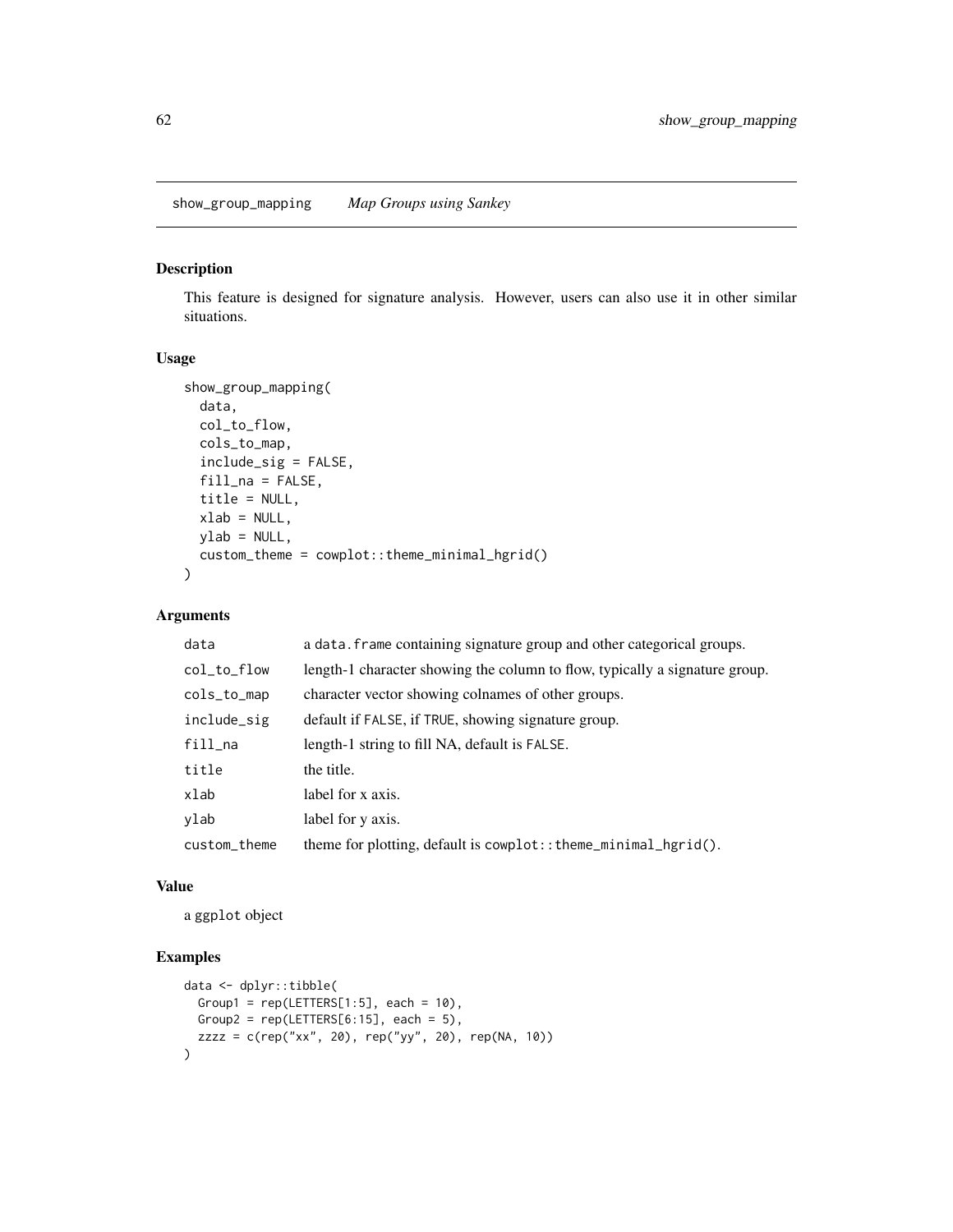show_group_mapping *Map Groups using Sankey*

## Description

This feature is designed for signature analysis. However, users can also use it in other similar situations.

## Usage

```
show_group_mapping(
  data,
  col_to_flow,
  cols_to_map,
  include_sig = FALSE,
  fill_na = FALSE,
  title = NULL,
  xlab = NULL,
  ylab = NULL,
  custom_theme = cowplot::theme_minimal_hgrid()
)
```

## Arguments

| | |
|---|---|
| data | a data.frame containing signature group and other categorical groups. |
| col_to_flow | length-1 character showing the column to flow, typically a signature group. |
| cols_to_map | character vector showing colnames of other groups. |
| include_sig | default if FALSE, if TRUE, showing signature group. |
| fill_na | length-1 string to fill NA, default is FALSE. |
| title | the title. |
| xlab | label for x axis. |
| ylab | label for y axis. |
| custom_theme | theme for plotting, default is cowplot::theme_minimal_hgrid(). |

## Value

a ggplot object

## Examples

```
data <- dplyr::tibble(
  Group1 = rep(LETTERS[1:5], each = 10),
  Group2 = rep(LETTERS[6:15], each = 5),
  zzzz = c(rep("xx", 20), rep("yy", 20), rep(NA, 10))
)
```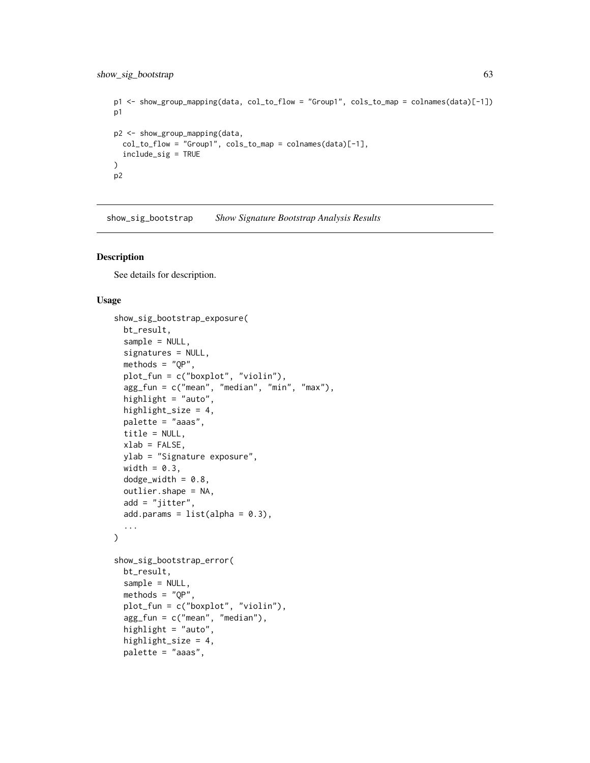```
p1 <- show_group_mapping(data, col_to_flow = "Group1", cols_to_map = colnames(data)[-1])
p1

p2 <- show_group_mapping(data,
  col_to_flow = "Group1", cols_to_map = colnames(data)[-1],
  include_sig = TRUE
)
p2
```

## show_sig_bootstrap *Show Signature Bootstrap Analysis Results*

### Description

See details for description.

### Usage

```
show_sig_bootstrap_exposure(
  bt_result,
  sample = NULL,
  signatures = NULL,
  methods = "QP",
  plot_fun = c("boxplot", "violin"),
  agg_fun = c("mean", "median", "min", "max"),
  highlight = "auto",
  highlight_size = 4,
  palette = "aaas",
  title = NULL,
  xlab = FALSE,
  ylab = "Signature exposure",
  width = 0.3,
  dodge_width = 0.8,
  outlier.shape = NA,
  add = "jitter",
  add.params = list(alpha = 0.3),
  ...
)

show_sig_bootstrap_error(
  bt_result,
  sample = NULL,
  methods = "QP",
  plot_fun = c("boxplot", "violin"),
  agg_fun = c("mean", "median"),
  highlight = "auto",
  highlight_size = 4,
  palette = "aaas",
```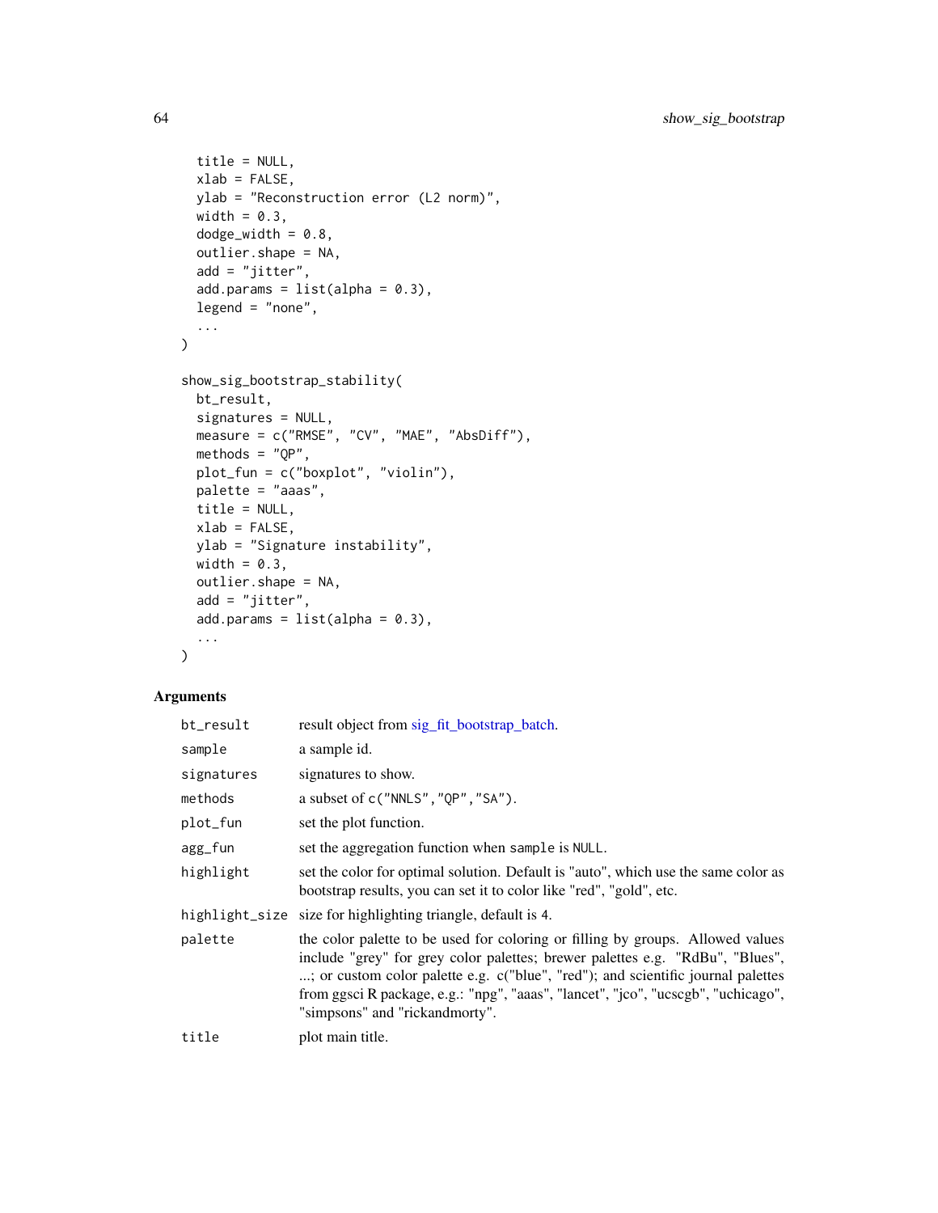```
  title = NULL,
  xlab = FALSE,
  ylab = "Reconstruction error (L2 norm)",
  width = 0.3,
  dodge_width = 0.8,
  outlier.shape = NA,
  add = "jitter",
  add.params = list(alpha = 0.3),
  legend = "none",
  ...
)

show_sig_bootstrap_stability(
  bt_result,
  signatures = NULL,
  measure = c("RMSE", "CV", "MAE", "AbsDiff"),
  methods = "QP",
  plot_fun = c("boxplot", "violin"),
  palette = "aaas",
  title = NULL,
  xlab = FALSE,
  ylab = "Signature instability",
  width = 0.3,
  outlier.shape = NA,
  add = "jitter",
  add.params = list(alpha = 0.3),
  ...
)
```

## Arguments

| Argument | Description |
|---|---|
| `bt_result` | result object from sig_fit_bootstrap_batch. |
| `sample` | a sample id. |
| `signatures` | signatures to show. |
| `methods` | a subset of `c("NNLS","QP","SA")`. |
| `plot_fun` | set the plot function. |
| `agg_fun` | set the aggregation function when `sample` is `NULL`. |
| `highlight` | set the color for optimal solution. Default is "auto", which use the same color as bootstrap results, you can set it to color like "red", "gold", etc. |
| `highlight_size` | size for highlighting triangle, default is 4. |
| `palette` | the color palette to be used for coloring or filling by groups. Allowed values include "grey" for grey color palettes; brewer palettes e.g. "RdBu", "Blues", ...; or custom color palette e.g. c("blue", "red"); and scientific journal palettes from ggsci R package, e.g.: "npg", "aaas", "lancet", "jco", "ucscgb", "uchicago", "simpsons" and "rickandmorty". |
| `title` | plot main title. |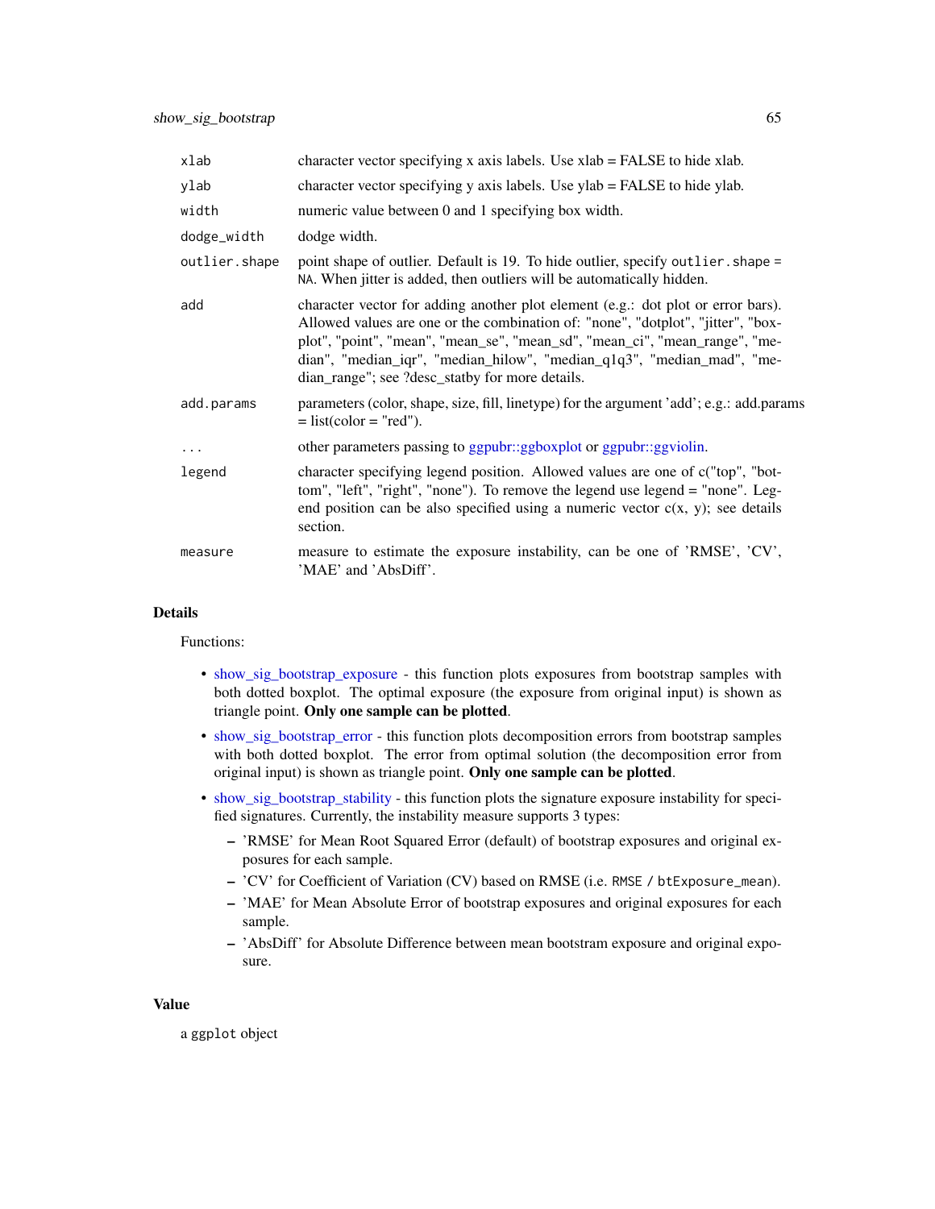| | |
|---|---|
| `xlab` | character vector specifying x axis labels. Use xlab = FALSE to hide xlab. |
| `ylab` | character vector specifying y axis labels. Use ylab = FALSE to hide ylab. |
| `width` | numeric value between 0 and 1 specifying box width. |
| `dodge_width` | dodge width. |
| `outlier.shape` | point shape of outlier. Default is 19. To hide outlier, specify `outlier.shape = NA`. When jitter is added, then outliers will be automatically hidden. |
| `add` | character vector for adding another plot element (e.g.: dot plot or error bars). Allowed values are one or the combination of: "none", "dotplot", "jitter", "boxplot", "point", "mean", "mean_se", "mean_sd", "mean_ci", "mean_range", "median", "median_iqr", "median_hilow", "median_q1q3", "median_mad", "median_range"; see ?desc_statby for more details. |
| `add.params` | parameters (color, shape, size, fill, linetype) for the argument 'add'; e.g.: add.params = list(color = "red"). |
| `...` | other parameters passing to ggpubr::ggboxplot or ggpubr::ggviolin. |
| `legend` | character specifying legend position. Allowed values are one of c("top", "bottom", "left", "right", "none"). To remove the legend use legend = "none". Legend position can be also specified using a numeric vector c(x, y); see details section. |
| `measure` | measure to estimate the exposure instability, can be one of 'RMSE', 'CV', 'MAE' and 'AbsDiff'. |

## Details

Functions:

- show_sig_bootstrap_exposure - this function plots exposures from bootstrap samples with both dotted boxplot. The optimal exposure (the exposure from original input) is shown as triangle point. **Only one sample can be plotted**.
- show_sig_bootstrap_error - this function plots decomposition errors from bootstrap samples with both dotted boxplot. The error from optimal solution (the decomposition error from original input) is shown as triangle point. **Only one sample can be plotted**.
- show_sig_bootstrap_stability - this function plots the signature exposure instability for specified signatures. Currently, the instability measure supports 3 types:
  - 'RMSE' for Mean Root Squared Error (default) of bootstrap exposures and original exposures for each sample.
  - 'CV' for Coefficient of Variation (CV) based on RMSE (i.e. `RMSE / btExposure_mean`).
  - 'MAE' for Mean Absolute Error of bootstrap exposures and original exposures for each sample.
  - 'AbsDiff' for Absolute Difference between mean bootstram exposure and original exposure.

## Value

a `ggplot` object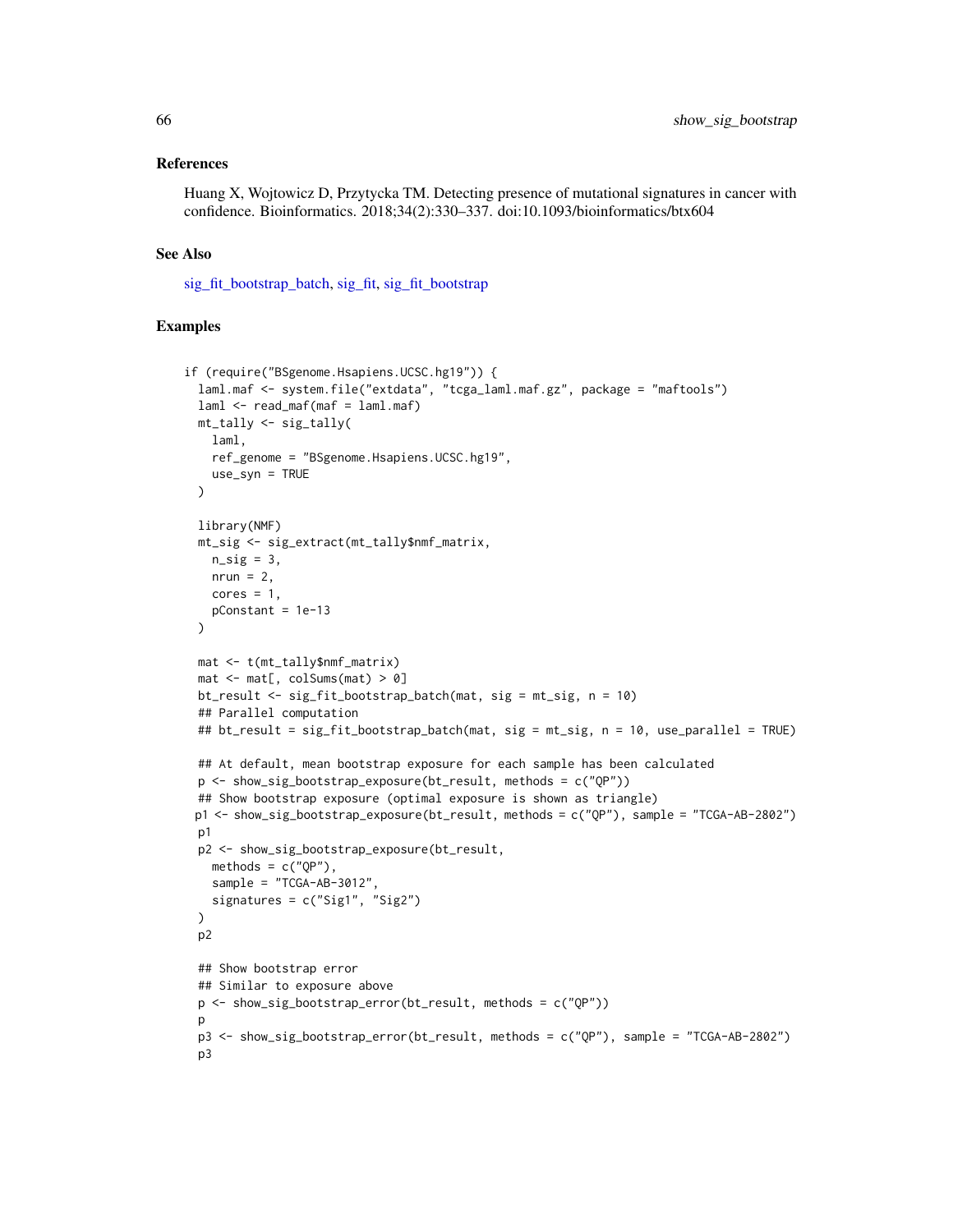## References

Huang X, Wojtowicz D, Przytycka TM. Detecting presence of mutational signatures in cancer with confidence. Bioinformatics. 2018;34(2):330–337. doi:10.1093/bioinformatics/btx604

## See Also

sig_fit_bootstrap_batch, sig_fit, sig_fit_bootstrap

## Examples

```
if (require("BSgenome.Hsapiens.UCSC.hg19")) {
  laml.maf <- system.file("extdata", "tcga_laml.maf.gz", package = "maftools")
  laml <- read_maf(maf = laml.maf)
  mt_tally <- sig_tally(
    laml,
    ref_genome = "BSgenome.Hsapiens.UCSC.hg19",
    use_syn = TRUE
  )

  library(NMF)
  mt_sig <- sig_extract(mt_tally$nmf_matrix,
    n_sig = 3,
    nrun = 2,
    cores = 1,
    pConstant = 1e-13
  )

  mat <- t(mt_tally$nmf_matrix)
  mat <- mat[, colSums(mat) > 0]
  bt_result <- sig_fit_bootstrap_batch(mat, sig = mt_sig, n = 10)
  ## Parallel computation
  ## bt_result = sig_fit_bootstrap_batch(mat, sig = mt_sig, n = 10, use_parallel = TRUE)

  ## At default, mean bootstrap exposure for each sample has been calculated
  p <- show_sig_bootstrap_exposure(bt_result, methods = c("QP"))
  ## Show bootstrap exposure (optimal exposure is shown as triangle)
 p1 <- show_sig_bootstrap_exposure(bt_result, methods = c("QP"), sample = "TCGA-AB-2802")
  p1
  p2 <- show_sig_bootstrap_exposure(bt_result,
    methods = c("QP"),
    sample = "TCGA-AB-3012",
    signatures = c("Sig1", "Sig2")
  )
  p2

  ## Show bootstrap error
  ## Similar to exposure above
  p <- show_sig_bootstrap_error(bt_result, methods = c("QP"))
  p
  p3 <- show_sig_bootstrap_error(bt_result, methods = c("QP"), sample = "TCGA-AB-2802")
  p3
```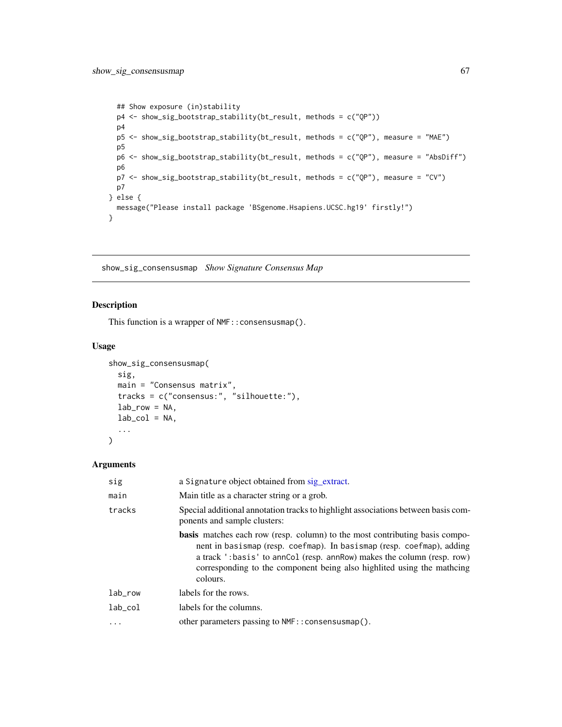```
  ## Show exposure (in)stability
  p4 <- show_sig_bootstrap_stability(bt_result, methods = c("QP"))
  p4
  p5 <- show_sig_bootstrap_stability(bt_result, methods = c("QP"), measure = "MAE")
  p5
  p6 <- show_sig_bootstrap_stability(bt_result, methods = c("QP"), measure = "AbsDiff")
  p6
  p7 <- show_sig_bootstrap_stability(bt_result, methods = c("QP"), measure = "CV")
  p7
} else {
  message("Please install package 'BSgenome.Hsapiens.UCSC.hg19' firstly!")
}
```

---

## show_sig_consensusmap *Show Signature Consensus Map*

---

### Description

This function is a wrapper of `NMF::consensusmap()`.

### Usage

```
show_sig_consensusmap(
  sig,
  main = "Consensus matrix",
  tracks = c("consensus:", "silhouette:"),
  lab_row = NA,
  lab_col = NA,
  ...
)
```

### Arguments

| | |
|---|---|
| `sig` | a `Signature` object obtained from sig_extract. |
| `main` | Main title as a character string or a grob. |
| `tracks` | Special additional annotation tracks to highlight associations between basis components and sample clusters:<br>**basis** matches each row (resp. column) to the most contributing basis component in `basismap` (resp. `coefmap`). In `basismap` (resp. `coefmap`), adding a track `':basis'` to `annCol` (resp. `annRow`) makes the column (resp. row) corresponding to the component being also highlited using the mathcing colours. |
| `lab_row` | labels for the rows. |
| `lab_col` | labels for the columns. |
| `...` | other parameters passing to `NMF::consensusmap()`. |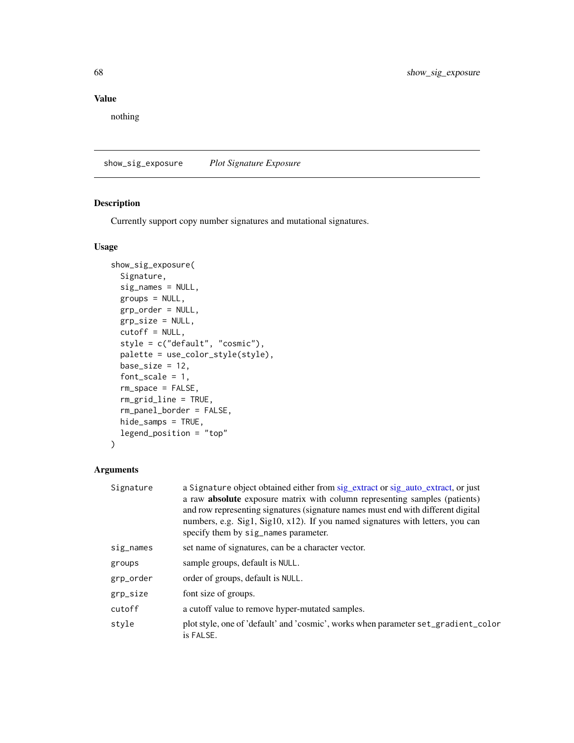## Value

nothing

---

show_sig_exposure *Plot Signature Exposure*

---

### Description

Currently support copy number signatures and mutational signatures.

### Usage

```
show_sig_exposure(
  Signature,
  sig_names = NULL,
  groups = NULL,
  grp_order = NULL,
  grp_size = NULL,
  cutoff = NULL,
  style = c("default", "cosmic"),
  palette = use_color_style(style),
  base_size = 12,
  font_scale = 1,
  rm_space = FALSE,
  rm_grid_line = TRUE,
  rm_panel_border = FALSE,
  hide_samps = TRUE,
  legend_position = "top"
)
```

### Arguments

| | |
|---|---|
| Signature | a Signature object obtained either from sig_extract or sig_auto_extract, or just a raw **absolute** exposure matrix with column representing samples (patients) and row representing signatures (signature names must end with different digital numbers, e.g. Sig1, Sig10, x12). If you named signatures with letters, you can specify them by sig_names parameter. |
| sig_names | set name of signatures, can be a character vector. |
| groups | sample groups, default is NULL. |
| grp_order | order of groups, default is NULL. |
| grp_size | font size of groups. |
| cutoff | a cutoff value to remove hyper-mutated samples. |
| style | plot style, one of 'default' and 'cosmic', works when parameter set_gradient_color is FALSE. |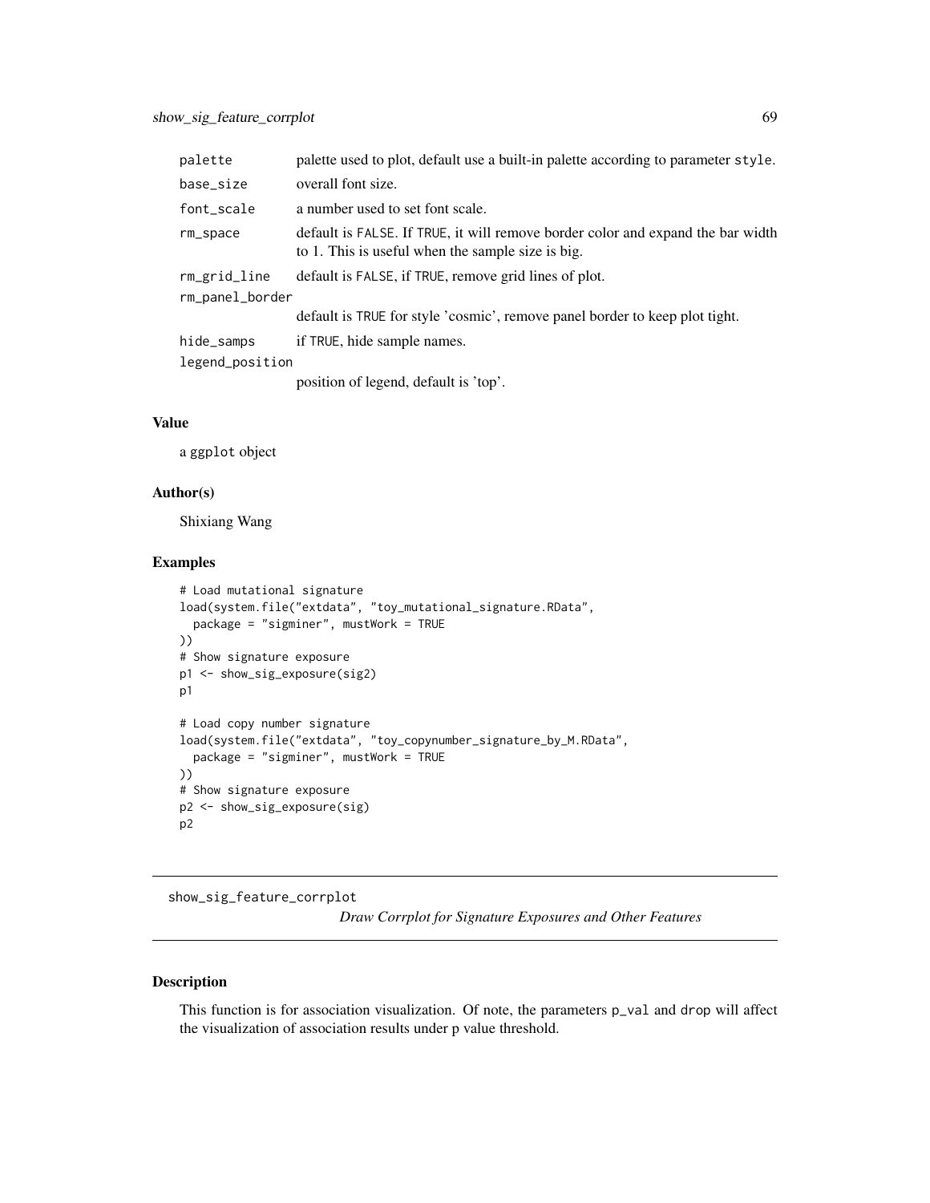| | |
|---|---|
| palette | palette used to plot, default use a built-in palette according to parameter style. |
| base_size | overall font size. |
| font_scale | a number used to set font scale. |
| rm_space | default is FALSE. If TRUE, it will remove border color and expand the bar width to 1. This is useful when the sample size is big. |
| rm_grid_line | default is FALSE, if TRUE, remove grid lines of plot. |
| rm_panel_border | default is TRUE for style 'cosmic', remove panel border to keep plot tight. |
| hide_samps | if TRUE, hide sample names. |
| legend_position | position of legend, default is 'top'. |

### Value

a ggplot object

### Author(s)

Shixiang Wang

### Examples

```
# Load mutational signature
load(system.file("extdata", "toy_mutational_signature.RData",
  package = "sigminer", mustWork = TRUE
))
# Show signature exposure
p1 <- show_sig_exposure(sig2)
p1

# Load copy number signature
load(system.file("extdata", "toy_copynumber_signature_by_M.RData",
  package = "sigminer", mustWork = TRUE
))
# Show signature exposure
p2 <- show_sig_exposure(sig)
p2
```

---

## show_sig_feature_corrplot

*Draw Corrplot for Signature Exposures and Other Features*

---

### Description

This function is for association visualization. Of note, the parameters p_val and drop will affect the visualization of association results under p value threshold.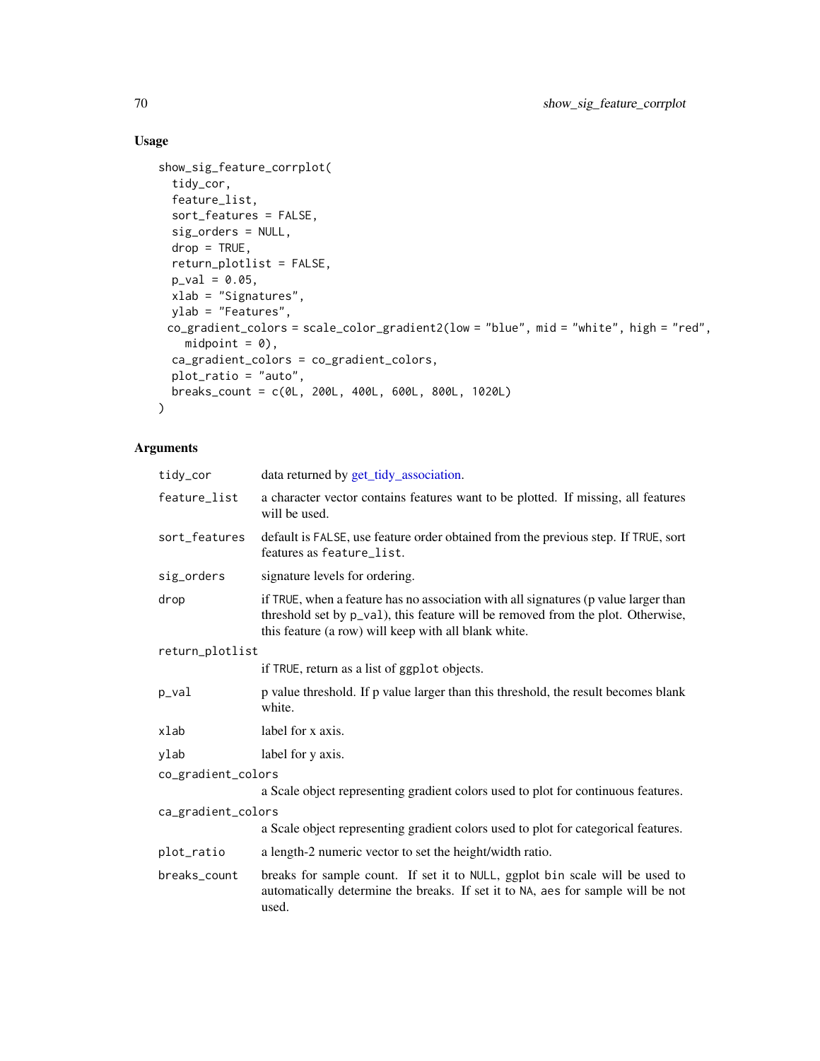## Usage

```
show_sig_feature_corrplot(
  tidy_cor,
  feature_list,
  sort_features = FALSE,
  sig_orders = NULL,
  drop = TRUE,
  return_plotlist = FALSE,
  p_val = 0.05,
  xlab = "Signatures",
  ylab = "Features",
 co_gradient_colors = scale_color_gradient2(low = "blue", mid = "white", high = "red",
    midpoint = 0),
  ca_gradient_colors = co_gradient_colors,
  plot_ratio = "auto",
  breaks_count = c(0L, 200L, 400L, 600L, 800L, 1020L)
)
```

## Arguments

| | |
|---|---|
| `tidy_cor` | data returned by get_tidy_association. |
| `feature_list` | a character vector contains features want to be plotted. If missing, all features will be used. |
| `sort_features` | default is `FALSE`, use feature order obtained from the previous step. If `TRUE`, sort features as `feature_list`. |
| `sig_orders` | signature levels for ordering. |
| `drop` | if `TRUE`, when a feature has no association with all signatures (p value larger than threshold set by `p_val`), this feature will be removed from the plot. Otherwise, this feature (a row) will keep with all blank white. |
| `return_plotlist` | if `TRUE`, return as a list of `ggplot` objects. |
| `p_val` | p value threshold. If p value larger than this threshold, the result becomes blank white. |
| `xlab` | label for x axis. |
| `ylab` | label for y axis. |
| `co_gradient_colors` | a Scale object representing gradient colors used to plot for continuous features. |
| `ca_gradient_colors` | a Scale object representing gradient colors used to plot for categorical features. |
| `plot_ratio` | a length-2 numeric vector to set the height/width ratio. |
| `breaks_count` | breaks for sample count. If set it to `NULL`, ggplot `bin` scale will be used to automatically determine the breaks. If set it to `NA`, `aes` for sample will be not used. |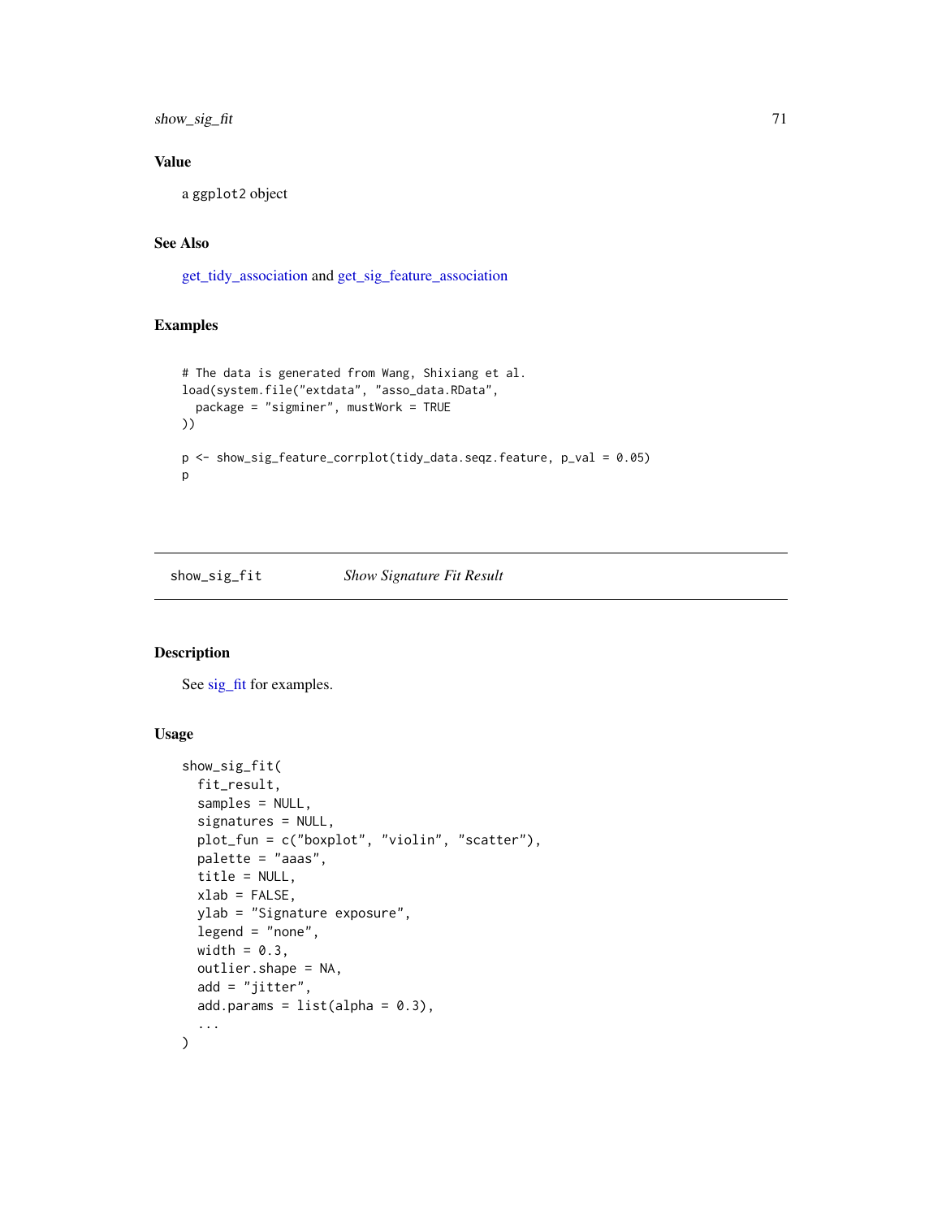## Value

a ggplot2 object

## See Also

get_tidy_association and get_sig_feature_association

## Examples

```
# The data is generated from Wang, Shixiang et al.
load(system.file("extdata", "asso_data.RData",
  package = "sigminer", mustWork = TRUE
))

p <- show_sig_feature_corrplot(tidy_data.seqz.feature, p_val = 0.05)
p
```

---

# show_sig_fit *Show Signature Fit Result*

## Description

See sig_fit for examples.

## Usage

```
show_sig_fit(
  fit_result,
  samples = NULL,
  signatures = NULL,
  plot_fun = c("boxplot", "violin", "scatter"),
  palette = "aaas",
  title = NULL,
  xlab = FALSE,
  ylab = "Signature exposure",
  legend = "none",
  width = 0.3,
  outlier.shape = NA,
  add = "jitter",
  add.params = list(alpha = 0.3),
  ...
)
```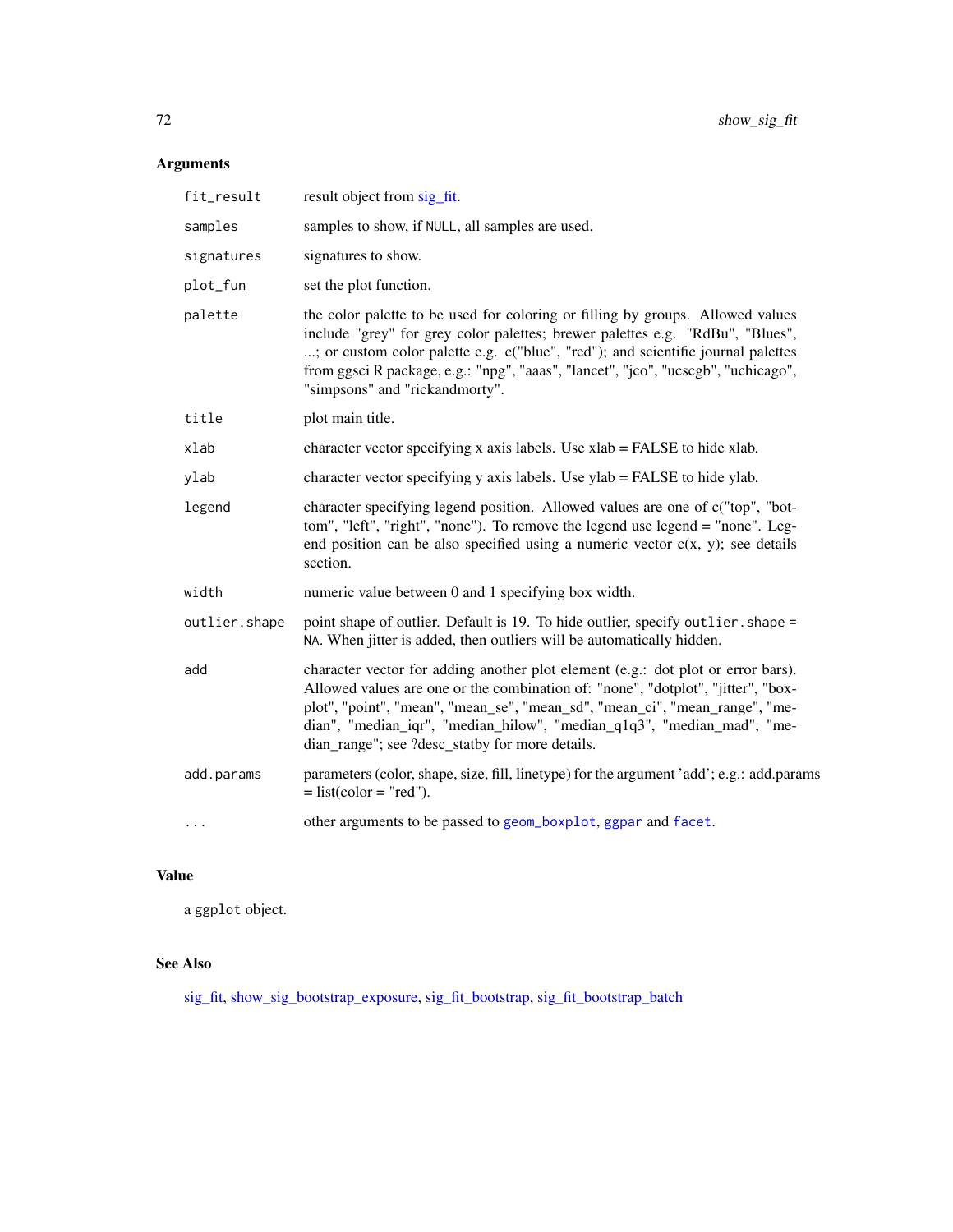## Arguments

| | |
|---|---|
| `fit_result` | result object from sig_fit. |
| `samples` | samples to show, if `NULL`, all samples are used. |
| `signatures` | signatures to show. |
| `plot_fun` | set the plot function. |
| `palette` | the color palette to be used for coloring or filling by groups. Allowed values include "grey" for grey color palettes; brewer palettes e.g. "RdBu", "Blues", ...; or custom color palette e.g. c("blue", "red"); and scientific journal palettes from ggsci R package, e.g.: "npg", "aaas", "lancet", "jco", "ucscgb", "uchicago", "simpsons" and "rickandmorty". |
| `title` | plot main title. |
| `xlab` | character vector specifying x axis labels. Use xlab = FALSE to hide xlab. |
| `ylab` | character vector specifying y axis labels. Use ylab = FALSE to hide ylab. |
| `legend` | character specifying legend position. Allowed values are one of c("top", "bottom", "left", "right", "none"). To remove the legend use legend = "none". Legend position can be also specified using a numeric vector c(x, y); see details section. |
| `width` | numeric value between 0 and 1 specifying box width. |
| `outlier.shape` | point shape of outlier. Default is 19. To hide outlier, specify `outlier.shape = NA`. When jitter is added, then outliers will be automatically hidden. |
| `add` | character vector for adding another plot element (e.g.: dot plot or error bars). Allowed values are one or the combination of: "none", "dotplot", "jitter", "boxplot", "point", "mean", "mean_se", "mean_sd", "mean_ci", "mean_range", "median", "median_iqr", "median_hilow", "median_q1q3", "median_mad", "median_range"; see ?desc_statby for more details. |
| `add.params` | parameters (color, shape, size, fill, linetype) for the argument 'add'; e.g.: add.params = list(color = "red"). |
| `...` | other arguments to be passed to `geom_boxplot`, `ggpar` and `facet`. |

## Value

a `ggplot` object.

## See Also

sig_fit, show_sig_bootstrap_exposure, sig_fit_bootstrap, sig_fit_bootstrap_batch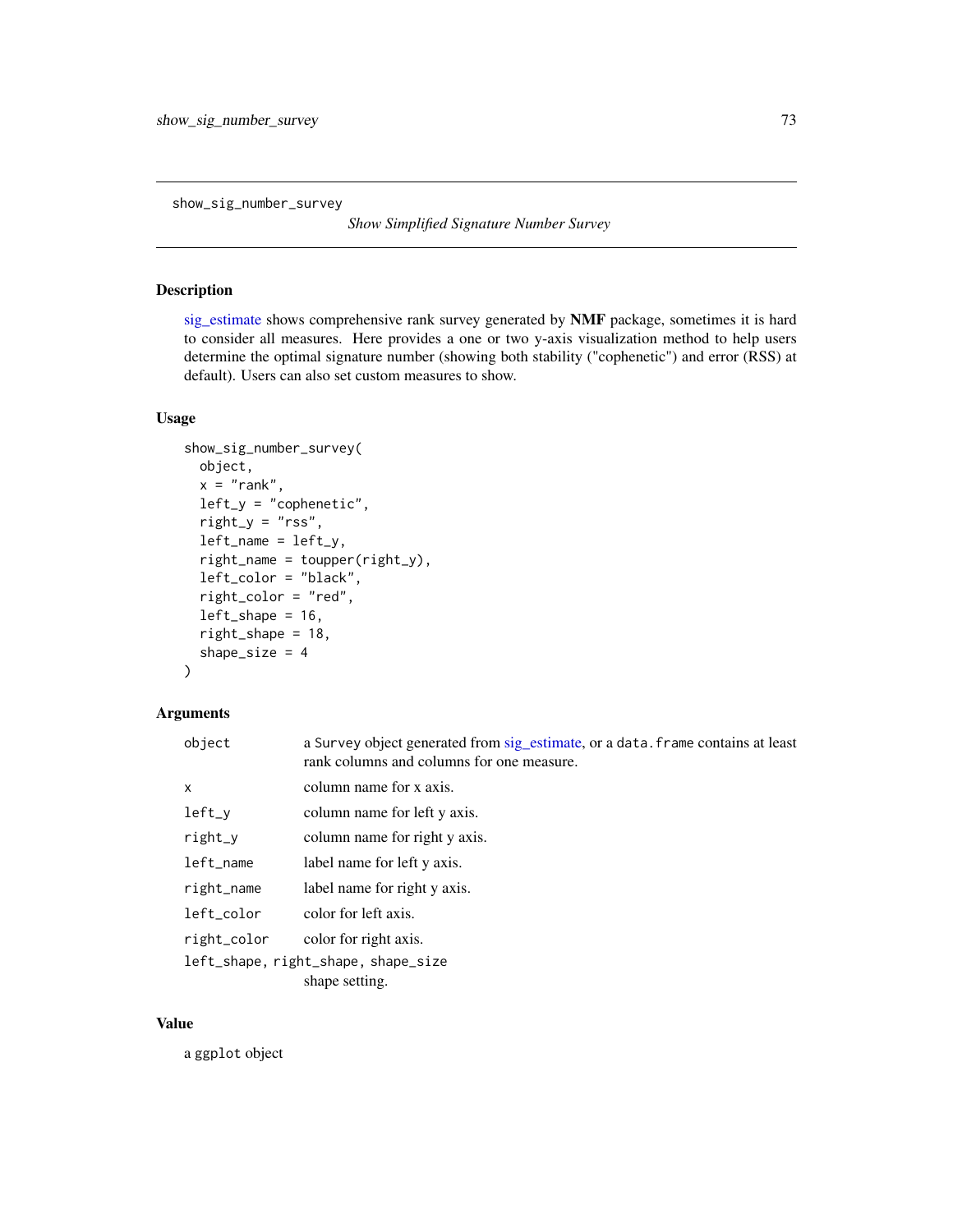show_sig_number_survey *Show Simplified Signature Number Survey*

## Description

sig_estimate shows comprehensive rank survey generated by **NMF** package, sometimes it is hard to consider all measures. Here provides a one or two y-axis visualization method to help users determine the optimal signature number (showing both stability ("cophenetic") and error (RSS) at default). Users can also set custom measures to show.

## Usage

```
show_sig_number_survey(
  object,
  x = "rank",
  left_y = "cophenetic",
  right_y = "rss",
  left_name = left_y,
  right_name = toupper(right_y),
  left_color = "black",
  right_color = "red",
  left_shape = 16,
  right_shape = 18,
  shape_size = 4
)
```

## Arguments

| | |
|---|---|
| `object` | a `Survey` object generated from sig_estimate, or a `data.frame` contains at least rank columns and columns for one measure. |
| `x` | column name for x axis. |
| `left_y` | column name for left y axis. |
| `right_y` | column name for right y axis. |
| `left_name` | label name for left y axis. |
| `right_name` | label name for right y axis. |
| `left_color` | color for left axis. |
| `right_color` | color for right axis. |
| `left_shape, right_shape, shape_size` | shape setting. |

## Value

a `ggplot` object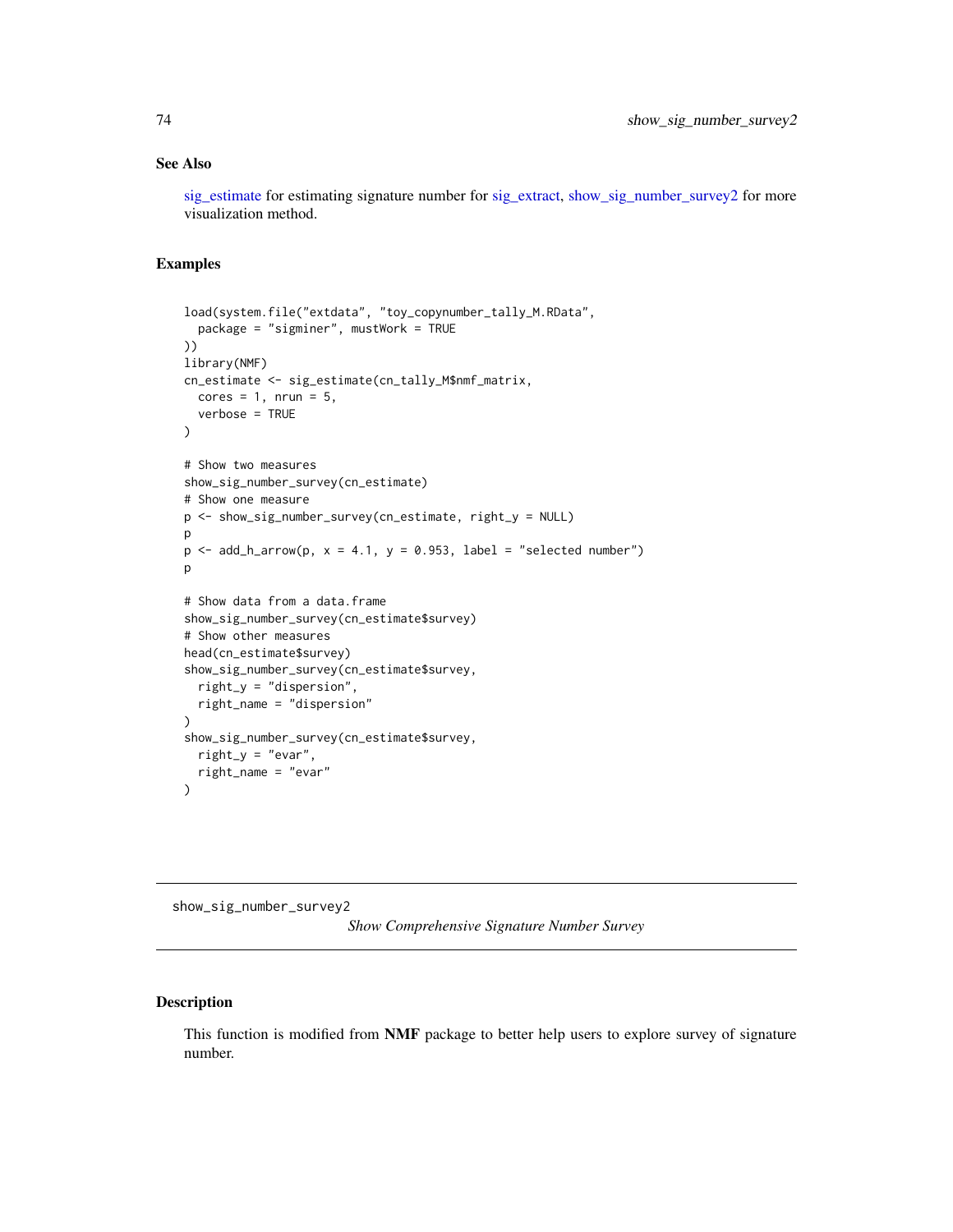## See Also

sig_estimate for estimating signature number for sig_extract, show_sig_number_survey2 for more visualization method.

## Examples

```
load(system.file("extdata", "toy_copynumber_tally_M.RData",
  package = "sigminer", mustWork = TRUE
))
library(NMF)
cn_estimate <- sig_estimate(cn_tally_M$nmf_matrix,
  cores = 1, nrun = 5,
  verbose = TRUE
)

# Show two measures
show_sig_number_survey(cn_estimate)
# Show one measure
p <- show_sig_number_survey(cn_estimate, right_y = NULL)
p
p <- add_h_arrow(p, x = 4.1, y = 0.953, label = "selected number")
p

# Show data from a data.frame
show_sig_number_survey(cn_estimate$survey)
# Show other measures
head(cn_estimate$survey)
show_sig_number_survey(cn_estimate$survey,
  right_y = "dispersion",
  right_name = "dispersion"
)
show_sig_number_survey(cn_estimate$survey,
  right_y = "evar",
  right_name = "evar"
)
```

---

# show_sig_number_survey2

*Show Comprehensive Signature Number Survey*

---

## Description

This function is modified from **NMF** package to better help users to explore survey of signature number.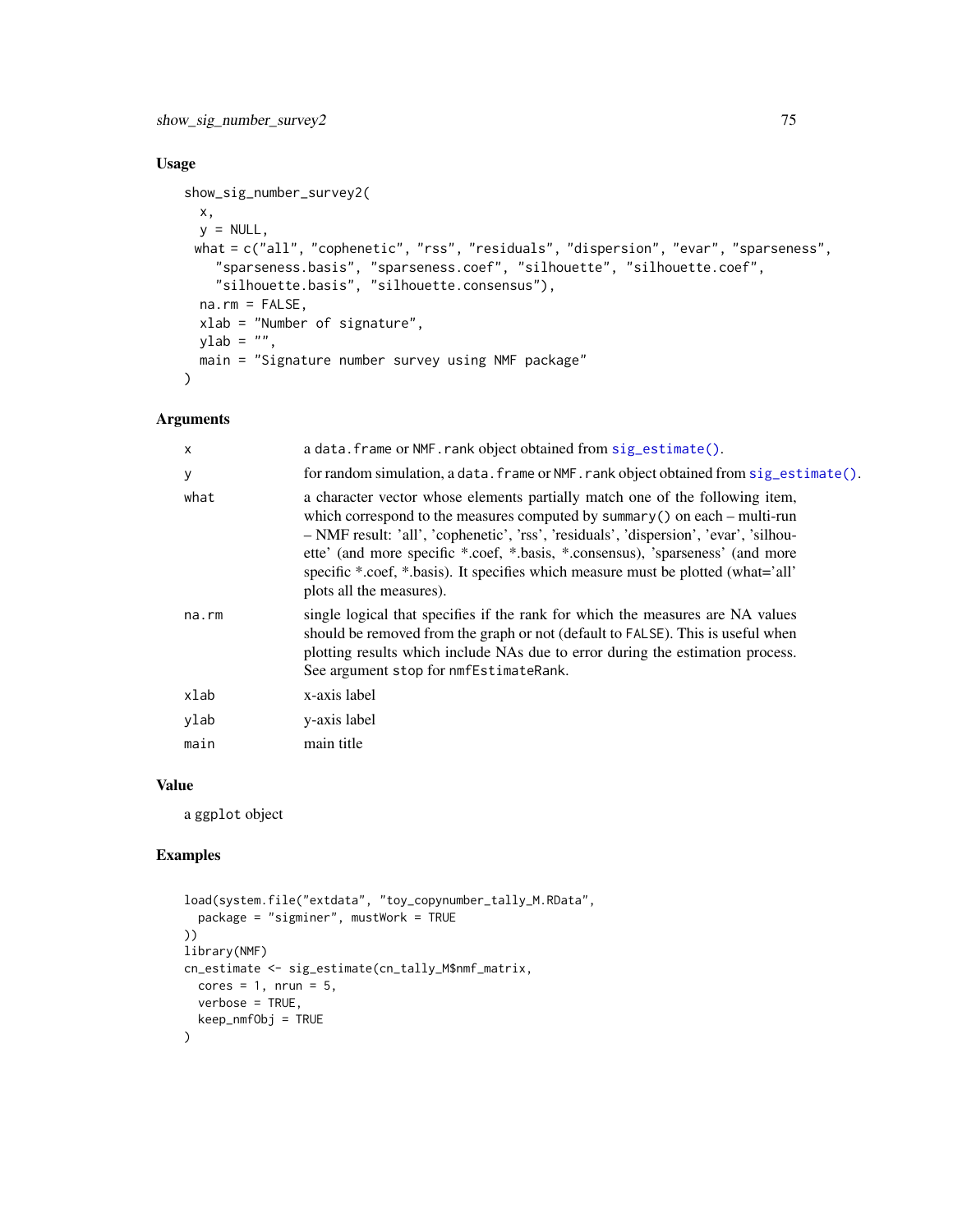## Usage

```
show_sig_number_survey2(
  x,
  y = NULL,
 what = c("all", "cophenetic", "rss", "residuals", "dispersion", "evar", "sparseness",
    "sparseness.basis", "sparseness.coef", "silhouette", "silhouette.coef",
    "silhouette.basis", "silhouette.consensus"),
  na.rm = FALSE,
  xlab = "Number of signature",
  ylab = "",
  main = "Signature number survey using NMF package"
)
```

## Arguments

| | |
|---|---|
| x | a data.frame or NMF.rank object obtained from sig_estimate(). |
| y | for random simulation, a data.frame or NMF.rank object obtained from sig_estimate(). |
| what | a character vector whose elements partially match one of the following item, which correspond to the measures computed by summary() on each – multi-run – NMF result: 'all', 'cophenetic', 'rss', 'residuals', 'dispersion', 'evar', 'silhouette' (and more specific *.coef, *.basis, *.consensus), 'sparseness' (and more specific *.coef, *.basis). It specifies which measure must be plotted (what='all' plots all the measures). |
| na.rm | single logical that specifies if the rank for which the measures are NA values should be removed from the graph or not (default to FALSE). This is useful when plotting results which include NAs due to error during the estimation process. See argument stop for nmfEstimateRank. |
| xlab | x-axis label |
| ylab | y-axis label |
| main | main title |

## Value

a ggplot object

## Examples

```
load(system.file("extdata", "toy_copynumber_tally_M.RData",
  package = "sigminer", mustWork = TRUE
))
library(NMF)
cn_estimate <- sig_estimate(cn_tally_M$nmf_matrix,
  cores = 1, nrun = 5,
  verbose = TRUE,
  keep_nmfObj = TRUE
)
```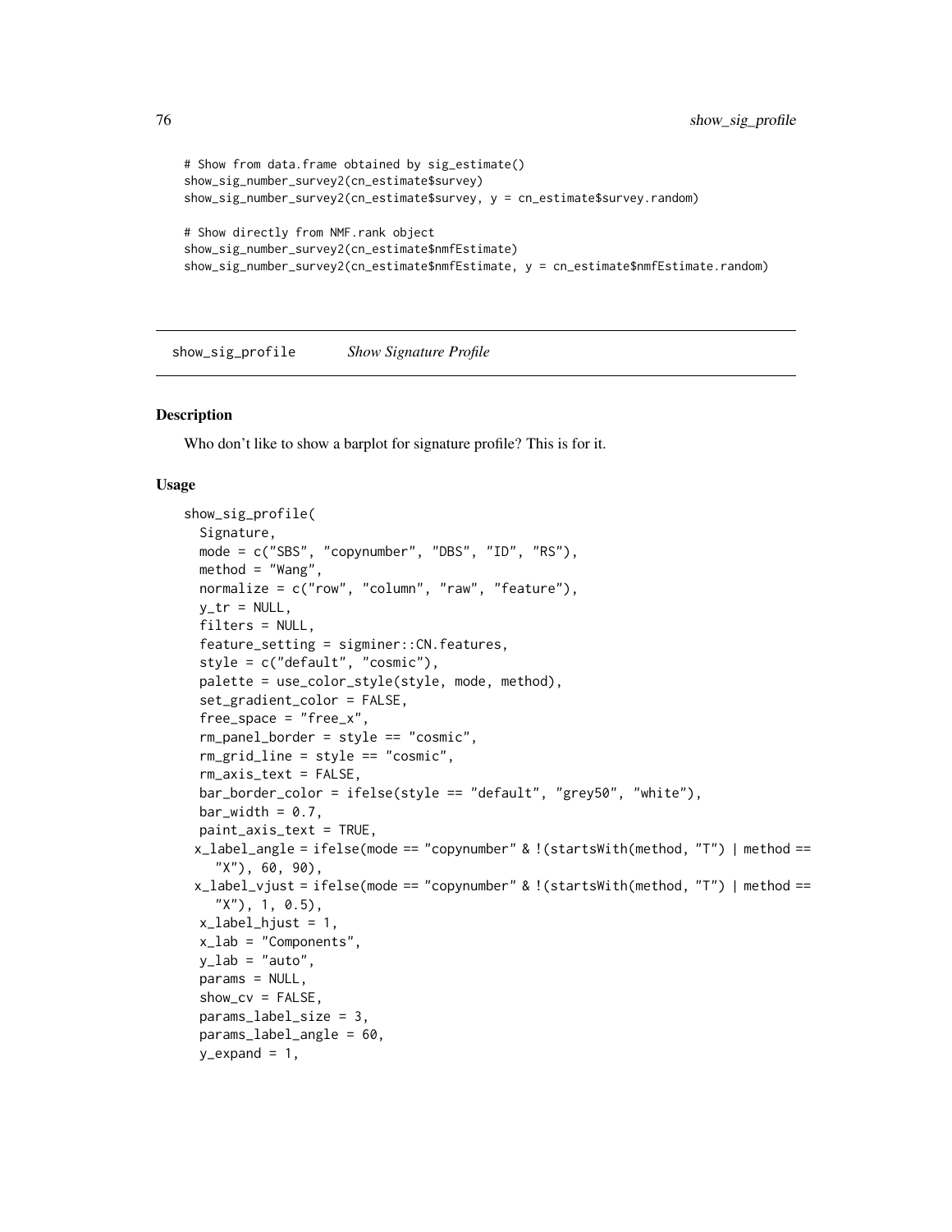```
# Show from data.frame obtained by sig_estimate()
show_sig_number_survey2(cn_estimate$survey)
show_sig_number_survey2(cn_estimate$survey, y = cn_estimate$survey.random)

# Show directly from NMF.rank object
show_sig_number_survey2(cn_estimate$nmfEstimate)
show_sig_number_survey2(cn_estimate$nmfEstimate, y = cn_estimate$nmfEstimate.random)
```

---

## show_sig_profile *Show Signature Profile*

---

### Description

Who don't like to show a barplot for signature profile? This is for it.

### Usage

```
show_sig_profile(
  Signature,
  mode = c("SBS", "copynumber", "DBS", "ID", "RS"),
  method = "Wang",
  normalize = c("row", "column", "raw", "feature"),
  y_tr = NULL,
  filters = NULL,
  feature_setting = sigminer::CN.features,
  style = c("default", "cosmic"),
  palette = use_color_style(style, mode, method),
  set_gradient_color = FALSE,
  free_space = "free_x",
  rm_panel_border = style == "cosmic",
  rm_grid_line = style == "cosmic",
  rm_axis_text = FALSE,
  bar_border_color = ifelse(style == "default", "grey50", "white"),
  bar_width = 0.7,
  paint_axis_text = TRUE,
 x_label_angle = ifelse(mode == "copynumber" & !(startsWith(method, "T") | method ==
    "X"), 60, 90),
 x_label_vjust = ifelse(mode == "copynumber" & !(startsWith(method, "T") | method ==
    "X"), 1, 0.5),
  x_label_hjust = 1,
  x_lab = "Components",
  y_lab = "auto",
  params = NULL,
  show_cv = FALSE,
  params_label_size = 3,
  params_label_angle = 60,
  y_expand = 1,
```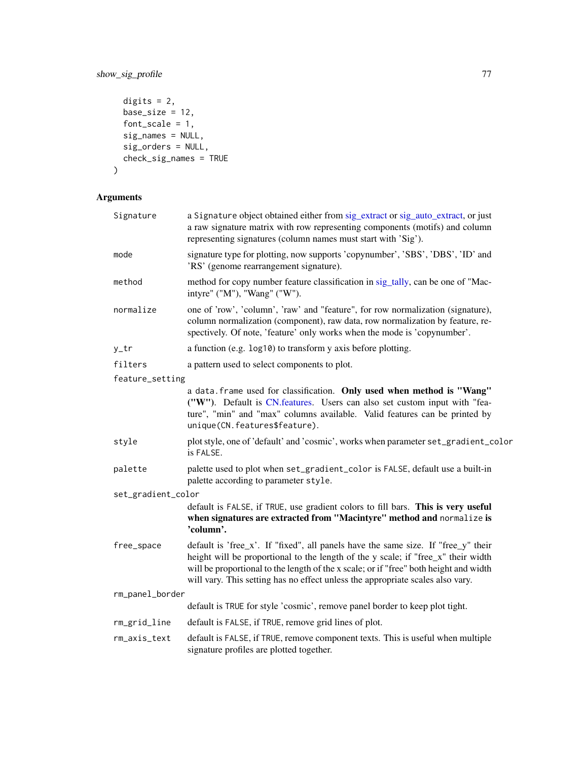```
  digits = 2,
  base_size = 12,
  font_scale = 1,
  sig_names = NULL,
  sig_orders = NULL,
  check_sig_names = TRUE
)
```

## Arguments

| | |
|---|---|
| `Signature` | a `Signature` object obtained either from sig_extract or sig_auto_extract, or just a raw signature matrix with row representing components (motifs) and column representing signatures (column names must start with 'Sig'). |
| `mode` | signature type for plotting, now supports 'copynumber', 'SBS', 'DBS', 'ID' and 'RS' (genome rearrangement signature). |
| `method` | method for copy number feature classification in sig_tally, can be one of "Macintyre" ("M"), "Wang" ("W"). |
| `normalize` | one of 'row', 'column', 'raw' and "feature", for row normalization (signature), column normalization (component), raw data, row normalization by feature, respectively. Of note, 'feature' only works when the mode is 'copynumber'. |
| `y_tr` | a function (e.g. `log10`) to transform y axis before plotting. |
| `filters` | a pattern used to select components to plot. |
| `feature_setting` | a `data.frame` used for classification. **Only used when method is "Wang" ("W")**. Default is CN.features. Users can also set custom input with "feature", "min" and "max" columns available. Valid features can be printed by `unique(CN.features$feature)`. |
| `style` | plot style, one of 'default' and 'cosmic', works when parameter `set_gradient_color` is `FALSE`. |
| `palette` | palette used to plot when `set_gradient_color` is `FALSE`, default use a built-in palette according to parameter `style`. |
| `set_gradient_color` | default is `FALSE`, if `TRUE`, use gradient colors to fill bars. **This is very useful when signatures are extracted from "Macintyre" method and `normalize` is 'column'.** |
| `free_space` | default is 'free_x'. If "fixed", all panels have the same size. If "free_y" their height will be proportional to the length of the y scale; if "free_x" their width will be proportional to the length of the x scale; or if "free" both height and width will vary. This setting has no effect unless the appropriate scales also vary. |
| `rm_panel_border` | default is `TRUE` for style 'cosmic', remove panel border to keep plot tight. |
| `rm_grid_line` | default is `FALSE`, if `TRUE`, remove grid lines of plot. |
| `rm_axis_text` | default is `FALSE`, if `TRUE`, remove component texts. This is useful when multiple signature profiles are plotted together. |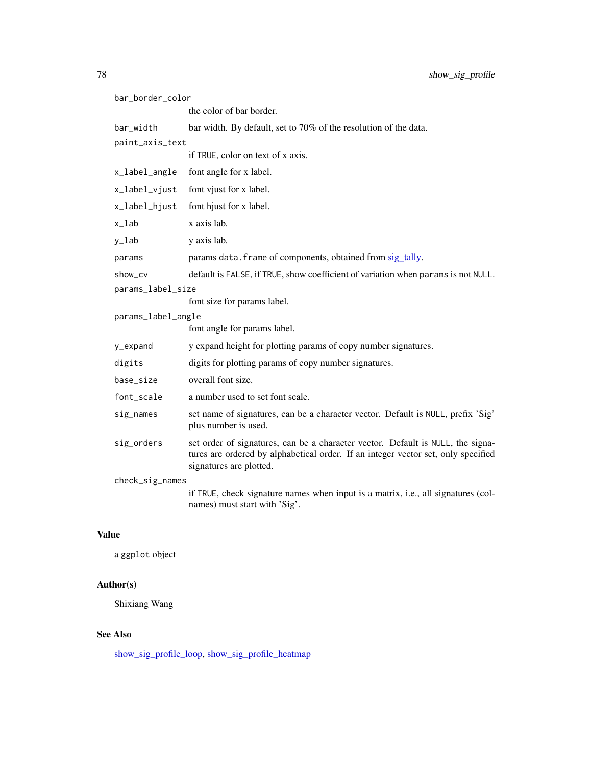| | |
|---|---|
| `bar_border_color` | the color of bar border. |
| `bar_width` | bar width. By default, set to 70% of the resolution of the data. |
| `paint_axis_text` | if `TRUE`, color on text of x axis. |
| `x_label_angle` | font angle for x label. |
| `x_label_vjust` | font vjust for x label. |
| `x_label_hjust` | font hjust for x label. |
| `x_lab` | x axis lab. |
| `y_lab` | y axis lab. |
| `params` | params `data.frame` of components, obtained from sig_tally. |
| `show_cv` | default is `FALSE`, if `TRUE`, show coefficient of variation when `params` is not `NULL`. |
| `params_label_size` | font size for params label. |
| `params_label_angle` | font angle for params label. |
| `y_expand` | y expand height for plotting params of copy number signatures. |
| `digits` | digits for plotting params of copy number signatures. |
| `base_size` | overall font size. |
| `font_scale` | a number used to set font scale. |
| `sig_names` | set name of signatures, can be a character vector. Default is `NULL`, prefix 'Sig' plus number is used. |
| `sig_orders` | set order of signatures, can be a character vector. Default is `NULL`, the signatures are ordered by alphabetical order. If an integer vector set, only specified signatures are plotted. |
| `check_sig_names` | if `TRUE`, check signature names when input is a matrix, i.e., all signatures (colnames) must start with 'Sig'. |

## Value

a `ggplot` object

## Author(s)

Shixiang Wang

## See Also

show_sig_profile_loop, show_sig_profile_heatmap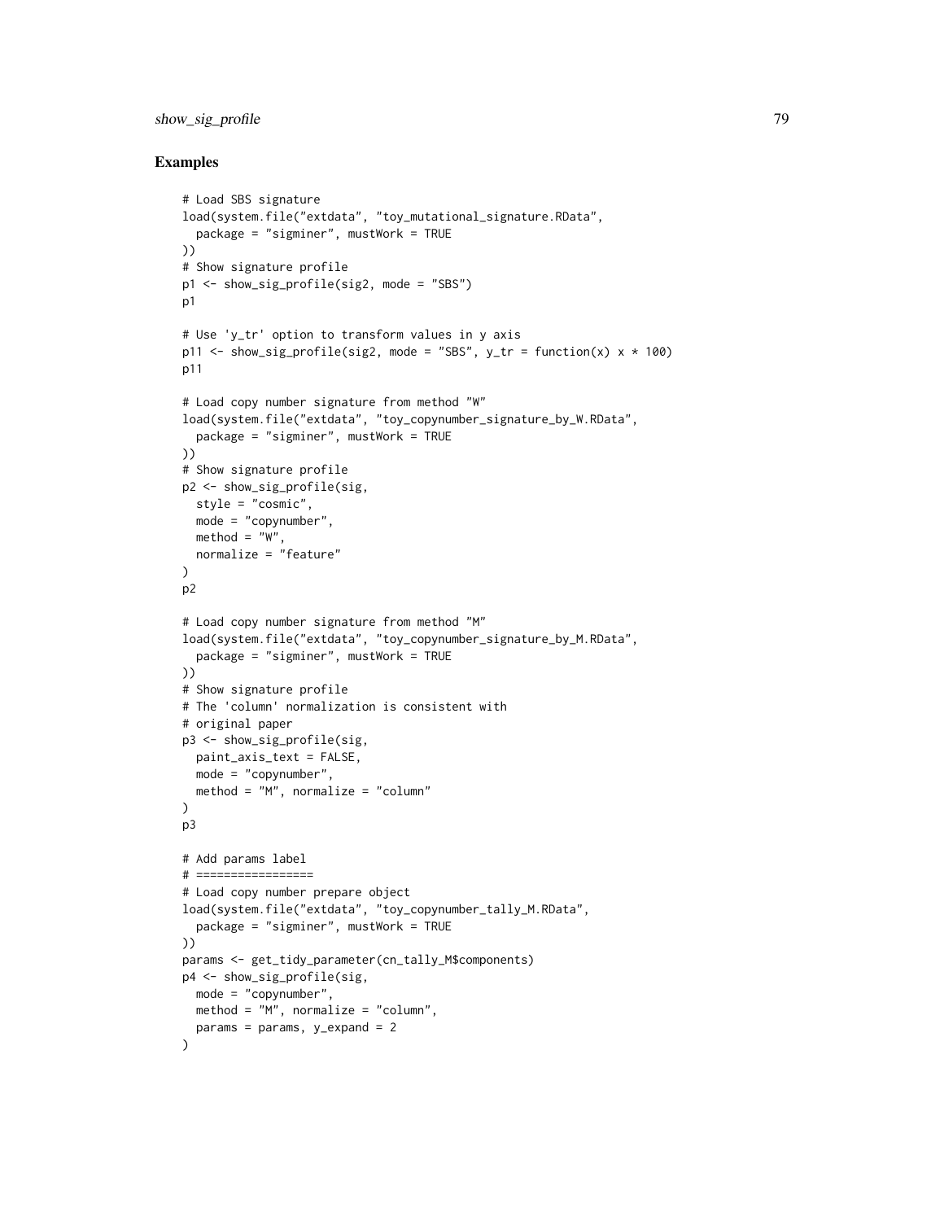## Examples

```
# Load SBS signature
load(system.file("extdata", "toy_mutational_signature.RData",
  package = "sigminer", mustWork = TRUE
))
# Show signature profile
p1 <- show_sig_profile(sig2, mode = "SBS")
p1

# Use 'y_tr' option to transform values in y axis
p11 <- show_sig_profile(sig2, mode = "SBS", y_tr = function(x) x * 100)
p11

# Load copy number signature from method "W"
load(system.file("extdata", "toy_copynumber_signature_by_W.RData",
  package = "sigminer", mustWork = TRUE
))
# Show signature profile
p2 <- show_sig_profile(sig,
  style = "cosmic",
  mode = "copynumber",
  method = "W",
  normalize = "feature"
)
p2

# Load copy number signature from method "M"
load(system.file("extdata", "toy_copynumber_signature_by_M.RData",
  package = "sigminer", mustWork = TRUE
))
# Show signature profile
# The 'column' normalization is consistent with
# original paper
p3 <- show_sig_profile(sig,
  paint_axis_text = FALSE,
  mode = "copynumber",
  method = "M", normalize = "column"
)
p3

# Add params label
# =================
# Load copy number prepare object
load(system.file("extdata", "toy_copynumber_tally_M.RData",
  package = "sigminer", mustWork = TRUE
))
params <- get_tidy_parameter(cn_tally_M$components)
p4 <- show_sig_profile(sig,
  mode = "copynumber",
  method = "M", normalize = "column",
  params = params, y_expand = 2
)
```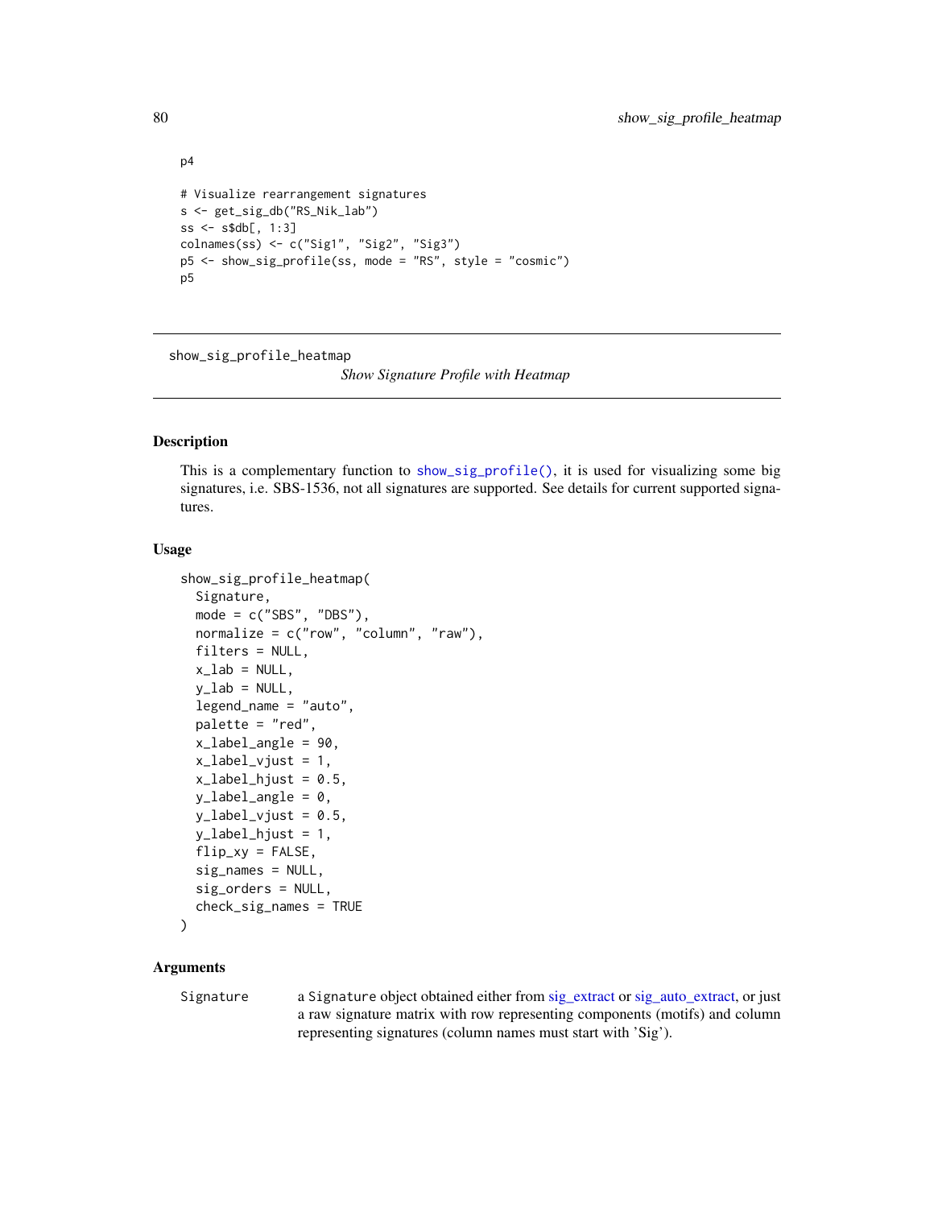```
p4

# Visualize rearrangement signatures
s <- get_sig_db("RS_Nik_lab")
ss <- s$db[, 1:3]
colnames(ss) <- c("Sig1", "Sig2", "Sig3")
p5 <- show_sig_profile(ss, mode = "RS", style = "cosmic")
p5
```

---

## show_sig_profile_heatmap

*Show Signature Profile with Heatmap*

---

### Description

This is a complementary function to `show_sig_profile()`, it is used for visualizing some big signatures, i.e. SBS-1536, not all signatures are supported. See details for current supported signatures.

### Usage

```
show_sig_profile_heatmap(
  Signature,
  mode = c("SBS", "DBS"),
  normalize = c("row", "column", "raw"),
  filters = NULL,
  x_lab = NULL,
  y_lab = NULL,
  legend_name = "auto",
  palette = "red",
  x_label_angle = 90,
  x_label_vjust = 1,
  x_label_hjust = 0.5,
  y_label_angle = 0,
  y_label_vjust = 0.5,
  y_label_hjust = 1,
  flip_xy = FALSE,
  sig_names = NULL,
  sig_orders = NULL,
  check_sig_names = TRUE
)
```

### Arguments

| | |
|---|---|
| `Signature` | a `Signature` object obtained either from sig_extract or sig_auto_extract, or just a raw signature matrix with row representing components (motifs) and column representing signatures (column names must start with 'Sig'). |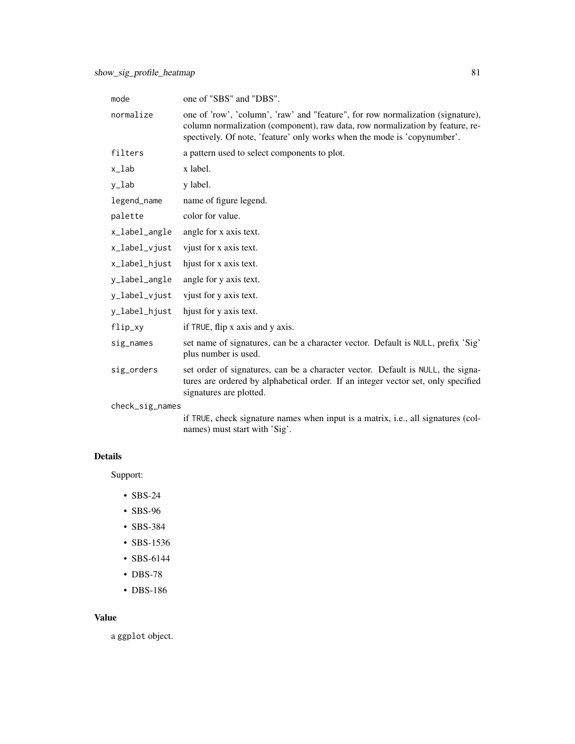| | |
|---|---|
| mode | one of "SBS" and "DBS". |
| normalize | one of 'row', 'column', 'raw' and "feature", for row normalization (signature), column normalization (component), raw data, row normalization by feature, respectively. Of note, 'feature' only works when the mode is 'copynumber'. |
| filters | a pattern used to select components to plot. |
| x_lab | x label. |
| y_lab | y label. |
| legend_name | name of figure legend. |
| palette | color for value. |
| x_label_angle | angle for x axis text. |
| x_label_vjust | vjust for x axis text. |
| x_label_hjust | hjust for x axis text. |
| y_label_angle | angle for y axis text. |
| y_label_vjust | vjust for y axis text. |
| y_label_hjust | hjust for y axis text. |
| flip_xy | if TRUE, flip x axis and y axis. |
| sig_names | set name of signatures, can be a character vector. Default is NULL, prefix 'Sig' plus number is used. |
| sig_orders | set order of signatures, can be a character vector. Default is NULL, the signatures are ordered by alphabetical order. If an integer vector set, only specified signatures are plotted. |
| check_sig_names | if TRUE, check signature names when input is a matrix, i.e., all signatures (colnames) must start with 'Sig'. |

## Details

Support:

- SBS-24
- SBS-96
- SBS-384
- SBS-1536
- SBS-6144
- DBS-78
- DBS-186

## Value

a ggplot object.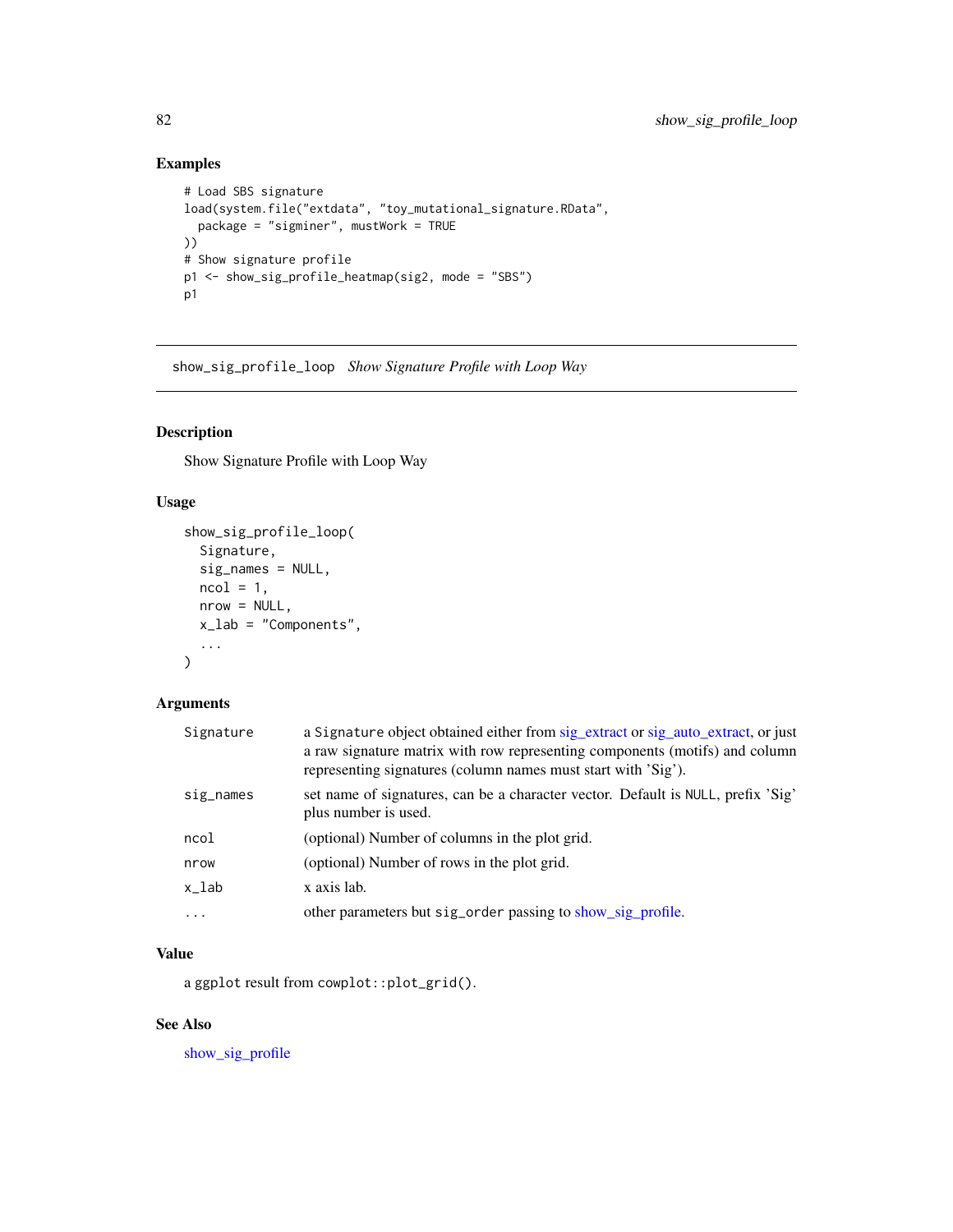## Examples

```
# Load SBS signature
load(system.file("extdata", "toy_mutational_signature.RData",
  package = "sigminer", mustWork = TRUE
))
# Show signature profile
p1 <- show_sig_profile_heatmap(sig2, mode = "SBS")
p1
```

---

## show_sig_profile_loop *Show Signature Profile with Loop Way*

---

### Description

Show Signature Profile with Loop Way

### Usage

```
show_sig_profile_loop(
  Signature,
  sig_names = NULL,
  ncol = 1,
  nrow = NULL,
  x_lab = "Components",
  ...
)
```

### Arguments

| | |
|---|---|
| `Signature` | a `Signature` object obtained either from sig_extract or sig_auto_extract, or just a raw signature matrix with row representing components (motifs) and column representing signatures (column names must start with 'Sig'). |
| `sig_names` | set name of signatures, can be a character vector. Default is `NULL`, prefix 'Sig' plus number is used. |
| `ncol` | (optional) Number of columns in the plot grid. |
| `nrow` | (optional) Number of rows in the plot grid. |
| `x_lab` | x axis lab. |
| `...` | other parameters but `sig_order` passing to show_sig_profile. |

### Value

a `ggplot` result from `cowplot::plot_grid()`.

### See Also

show_sig_profile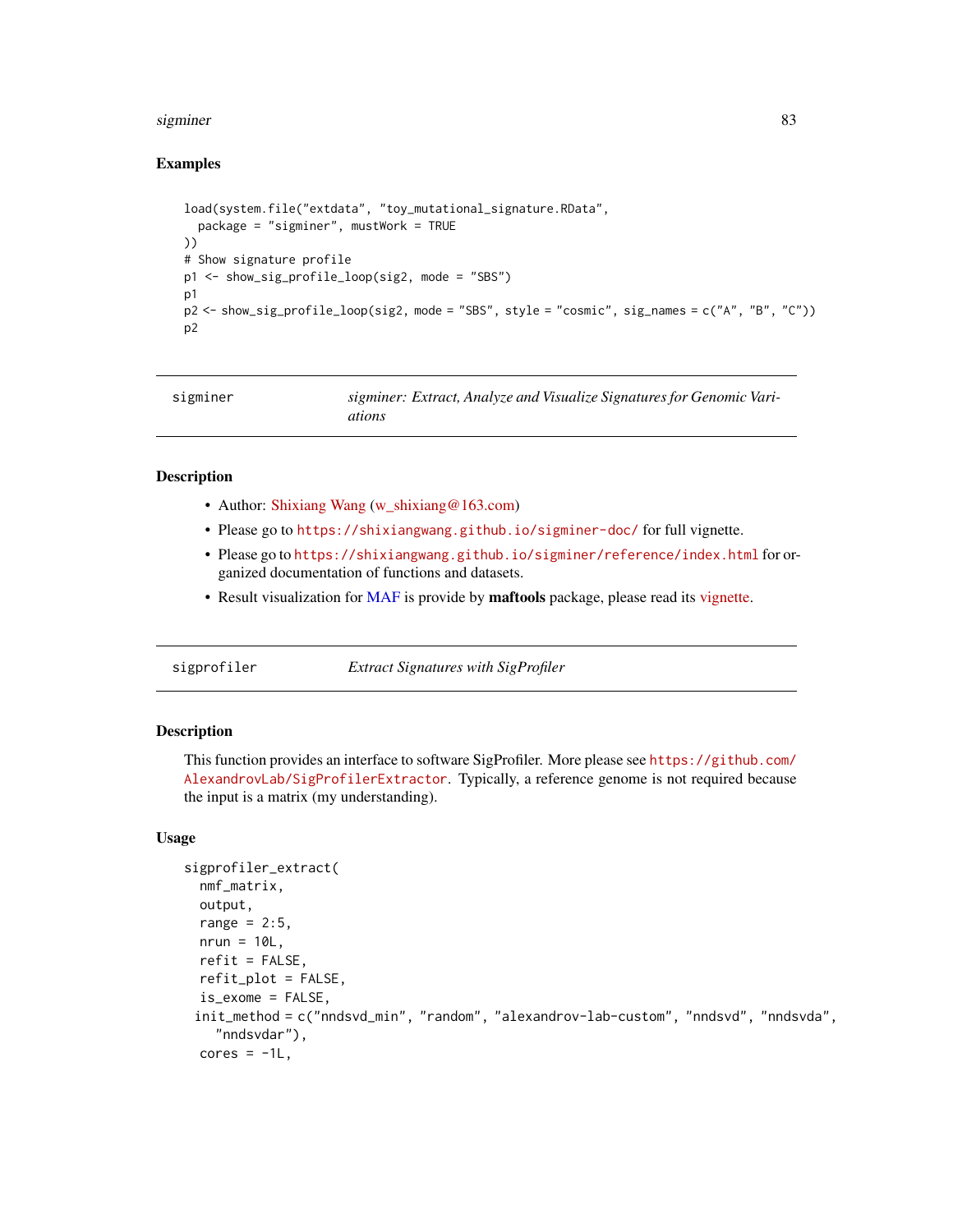### Examples

```
load(system.file("extdata", "toy_mutational_signature.RData",
  package = "sigminer", mustWork = TRUE
))
# Show signature profile
p1 <- show_sig_profile_loop(sig2, mode = "SBS")
p1
p2 <- show_sig_profile_loop(sig2, mode = "SBS", style = "cosmic", sig_names = c("A", "B", "C"))
p2
```

---

## sigminer — *sigminer: Extract, Analyze and Visualize Signatures for Genomic Variations*

### Description

- Author: Shixiang Wang (w_shixiang@163.com)
- Please go to https://shixiangwang.github.io/sigminer-doc/ for full vignette.
- Please go to https://shixiangwang.github.io/sigminer/reference/index.html for organized documentation of functions and datasets.
- Result visualization for MAF is provide by **maftools** package, please read its vignette.

---

## sigprofiler — *Extract Signatures with SigProfiler*

### Description

This function provides an interface to software SigProfiler. More please see https://github.com/AlexandrovLab/SigProfilerExtractor. Typically, a reference genome is not required because the input is a matrix (my understanding).

### Usage

```
sigprofiler_extract(
  nmf_matrix,
  output,
  range = 2:5,
  nrun = 10L,
  refit = FALSE,
  refit_plot = FALSE,
  is_exome = FALSE,
  init_method = c("nndsvd_min", "random", "alexandrov-lab-custom", "nndsvd", "nndsvda",
    "nndsvdar"),
  cores = -1L,
```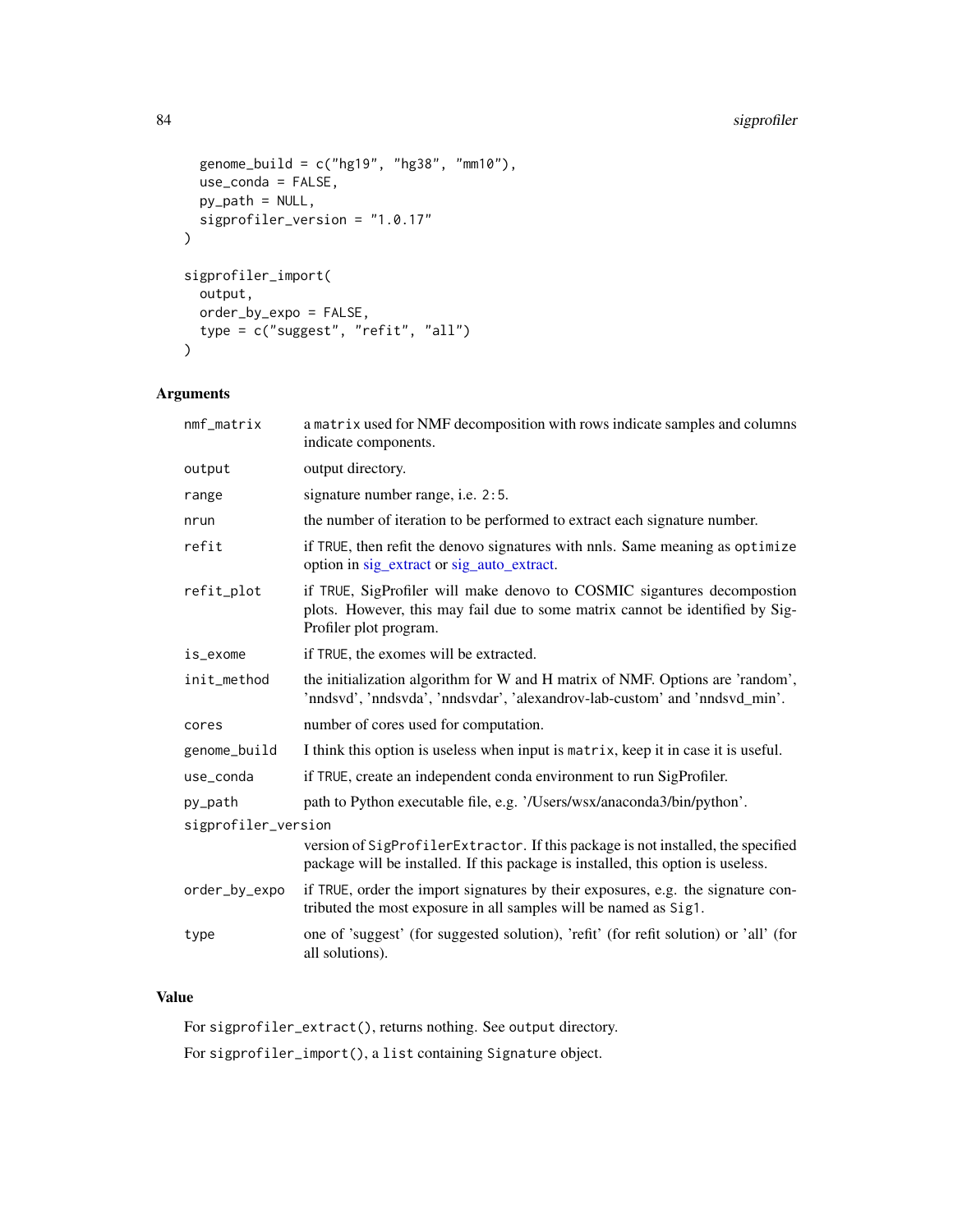```
  genome_build = c("hg19", "hg38", "mm10"),
  use_conda = FALSE,
  py_path = NULL,
  sigprofiler_version = "1.0.17"
)

sigprofiler_import(
  output,
  order_by_expo = FALSE,
  type = c("suggest", "refit", "all")
)
```

## Arguments

| | |
|---|---|
| `nmf_matrix` | a `matrix` used for NMF decomposition with rows indicate samples and columns indicate components. |
| `output` | output directory. |
| `range` | signature number range, i.e. `2:5`. |
| `nrun` | the number of iteration to be performed to extract each signature number. |
| `refit` | if `TRUE`, then refit the denovo signatures with nnls. Same meaning as `optimize` option in sig_extract or sig_auto_extract. |
| `refit_plot` | if `TRUE`, SigProfiler will make denovo to COSMIC sigantures decompostion plots. However, this may fail due to some matrix cannot be identified by SigProfiler plot program. |
| `is_exome` | if `TRUE`, the exomes will be extracted. |
| `init_method` | the initialization algorithm for W and H matrix of NMF. Options are 'random', 'nndsvd', 'nndsvda', 'nndsvdar', 'alexandrov-lab-custom' and 'nndsvd_min'. |
| `cores` | number of cores used for computation. |
| `genome_build` | I think this option is useless when input is `matrix`, keep it in case it is useful. |
| `use_conda` | if `TRUE`, create an independent conda environment to run SigProfiler. |
| `py_path` | path to Python executable file, e.g. '/Users/wsx/anaconda3/bin/python'. |
| `sigprofiler_version` | version of `SigProfilerExtractor`. If this package is not installed, the specified package will be installed. If this package is installed, this option is useless. |
| `order_by_expo` | if `TRUE`, order the import signatures by their exposures, e.g. the signature contributed the most exposure in all samples will be named as `Sig1`. |
| `type` | one of 'suggest' (for suggested solution), 'refit' (for refit solution) or 'all' (for all solutions). |

## Value

For `sigprofiler_extract()`, returns nothing. See `output` directory.

For `sigprofiler_import()`, a `list` containing `Signature` object.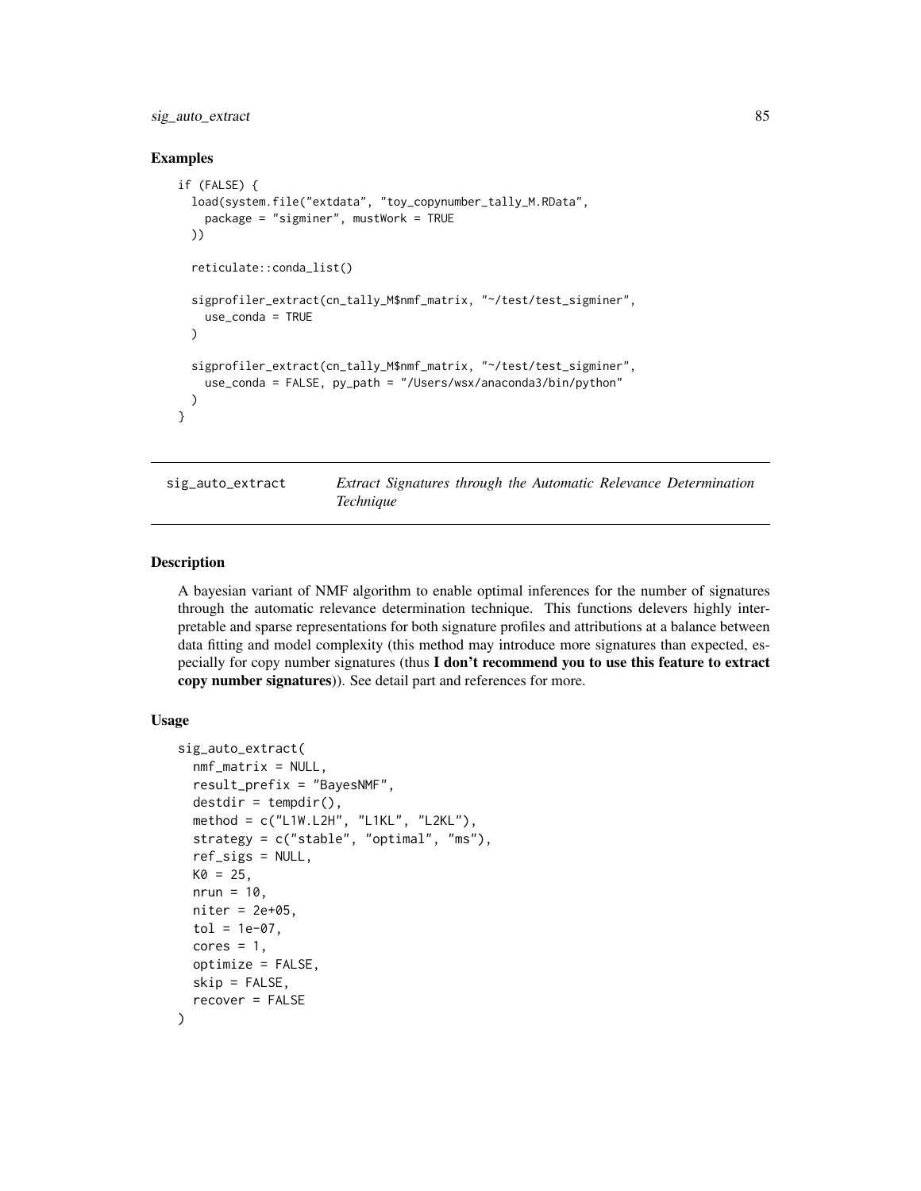## Examples

```
if (FALSE) {
  load(system.file("extdata", "toy_copynumber_tally_M.RData",
    package = "sigminer", mustWork = TRUE
  ))

  reticulate::conda_list()

  sigprofiler_extract(cn_tally_M$nmf_matrix, "~/test/test_sigminer",
    use_conda = TRUE
  )

  sigprofiler_extract(cn_tally_M$nmf_matrix, "~/test/test_sigminer",
    use_conda = FALSE, py_path = "/Users/wsx/anaconda3/bin/python"
  )
}
```

---

`sig_auto_extract` *Extract Signatures through the Automatic Relevance Determination Technique*

---

## Description

A bayesian variant of NMF algorithm to enable optimal inferences for the number of signatures through the automatic relevance determination technique. This functions delevers highly interpretable and sparse representations for both signature profiles and attributions at a balance between data fitting and model complexity (this method may introduce more signatures than expected, especially for copy number signatures (thus **I don't recommend you to use this feature to extract copy number signatures**)). See detail part and references for more.

## Usage

```
sig_auto_extract(
  nmf_matrix = NULL,
  result_prefix = "BayesNMF",
  destdir = tempdir(),
  method = c("L1W.L2H", "L1KL", "L2KL"),
  strategy = c("stable", "optimal", "ms"),
  ref_sigs = NULL,
  K0 = 25,
  nrun = 10,
  niter = 2e+05,
  tol = 1e-07,
  cores = 1,
  optimize = FALSE,
  skip = FALSE,
  recover = FALSE
)
```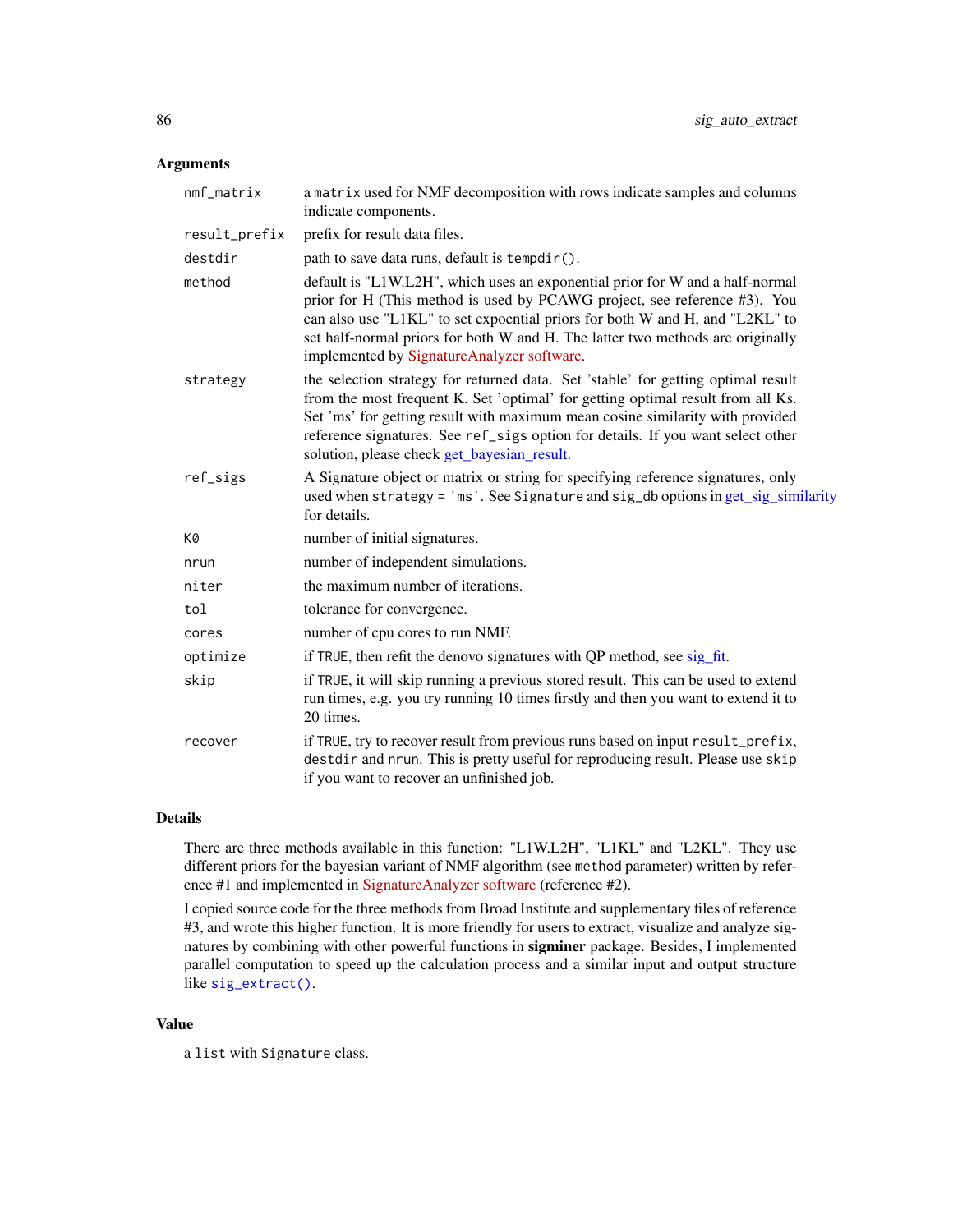## Arguments

| | |
|---|---|
| `nmf_matrix` | a `matrix` used for NMF decomposition with rows indicate samples and columns indicate components. |
| `result_prefix` | prefix for result data files. |
| `destdir` | path to save data runs, default is `tempdir()`. |
| `method` | default is "L1W.L2H", which uses an exponential prior for W and a half-normal prior for H (This method is used by PCAWG project, see reference #3). You can also use "L1KL" to set expoential priors for both W and H, and "L2KL" to set half-normal priors for both W and H. The latter two methods are originally implemented by SignatureAnalyzer software. |
| `strategy` | the selection strategy for returned data. Set 'stable' for getting optimal result from the most frequent K. Set 'optimal' for getting optimal result from all Ks. Set 'ms' for getting result with maximum mean cosine similarity with provided reference signatures. See `ref_sigs` option for details. If you want select other solution, please check get_bayesian_result. |
| `ref_sigs` | A Signature object or matrix or string for specifying reference signatures, only used when `strategy = 'ms'`. See `Signature` and `sig_db` options in get_sig_similarity for details. |
| `K0` | number of initial signatures. |
| `nrun` | number of independent simulations. |
| `niter` | the maximum number of iterations. |
| `tol` | tolerance for convergence. |
| `cores` | number of cpu cores to run NMF. |
| `optimize` | if `TRUE`, then refit the denovo signatures with QP method, see sig_fit. |
| `skip` | if `TRUE`, it will skip running a previous stored result. This can be used to extend run times, e.g. you try running 10 times firstly and then you want to extend it to 20 times. |
| `recover` | if `TRUE`, try to recover result from previous runs based on input `result_prefix`, `destdir` and `nrun`. This is pretty useful for reproducing result. Please use `skip` if you want to recover an unfinished job. |

## Details

There are three methods available in this function: "L1W.L2H", "L1KL" and "L2KL". They use different priors for the bayesian variant of NMF algorithm (see `method` parameter) written by reference #1 and implemented in SignatureAnalyzer software (reference #2).

I copied source code for the three methods from Broad Institute and supplementary files of reference #3, and wrote this higher function. It is more friendly for users to extract, visualize and analyze signatures by combining with other powerful functions in **sigminer** package. Besides, I implemented parallel computation to speed up the calculation process and a similar input and output structure like `sig_extract()`.

## Value

a `list` with `Signature` class.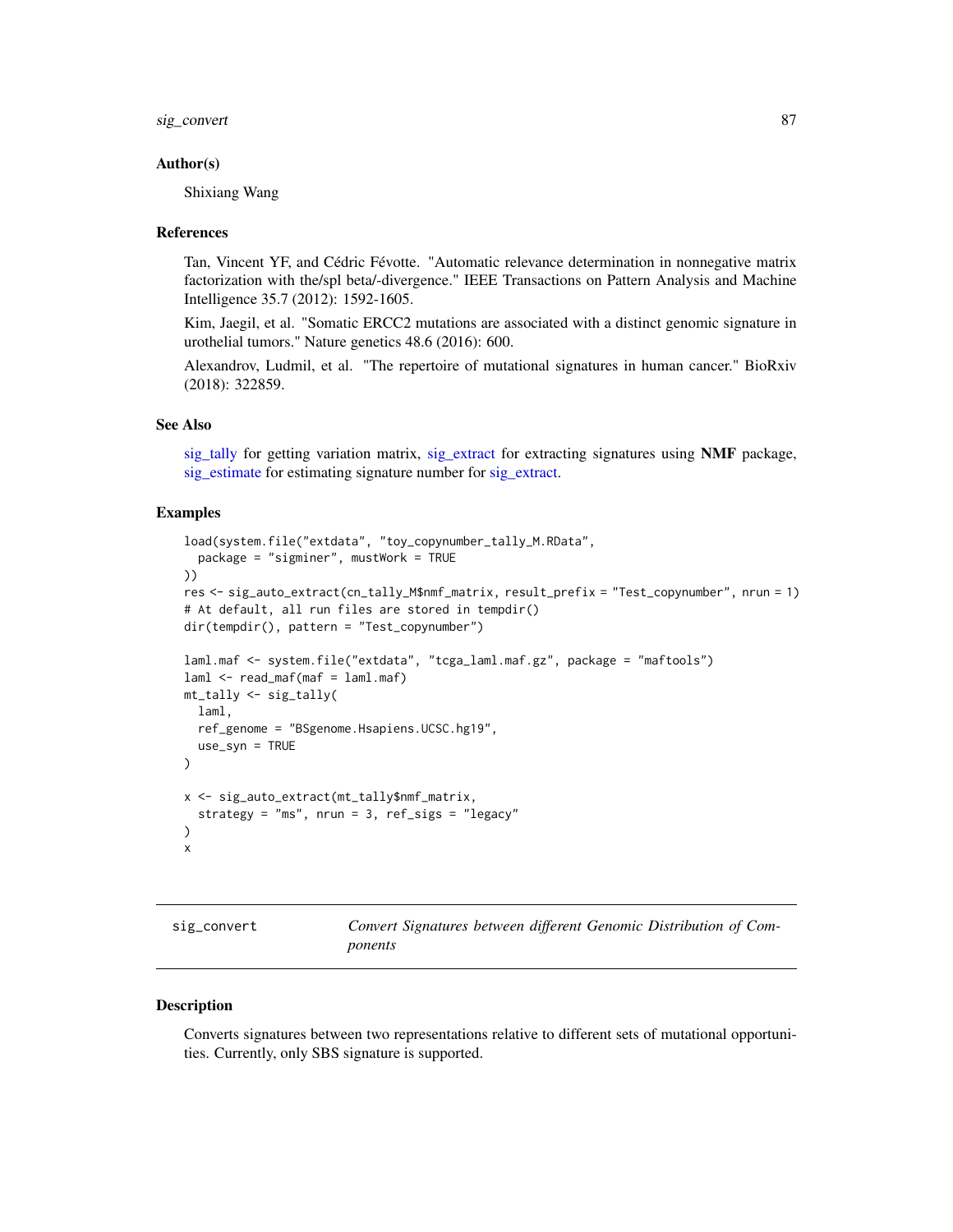### Author(s)

Shixiang Wang

### References

Tan, Vincent YF, and Cédric Févotte. "Automatic relevance determination in nonnegative matrix factorization with the/spl beta/-divergence." IEEE Transactions on Pattern Analysis and Machine Intelligence 35.7 (2012): 1592-1605.

Kim, Jaegil, et al. "Somatic ERCC2 mutations are associated with a distinct genomic signature in urothelial tumors." Nature genetics 48.6 (2016): 600.

Alexandrov, Ludmil, et al. "The repertoire of mutational signatures in human cancer." BioRxiv (2018): 322859.

### See Also

sig_tally for getting variation matrix, sig_extract for extracting signatures using **NMF** package, sig_estimate for estimating signature number for sig_extract.

### Examples

```
load(system.file("extdata", "toy_copynumber_tally_M.RData",
  package = "sigminer", mustWork = TRUE
))
res <- sig_auto_extract(cn_tally_M$nmf_matrix, result_prefix = "Test_copynumber", nrun = 1)
# At default, all run files are stored in tempdir()
dir(tempdir(), pattern = "Test_copynumber")

laml.maf <- system.file("extdata", "tcga_laml.maf.gz", package = "maftools")
laml <- read_maf(maf = laml.maf)
mt_tally <- sig_tally(
  laml,
  ref_genome = "BSgenome.Hsapiens.UCSC.hg19",
  use_syn = TRUE
)

x <- sig_auto_extract(mt_tally$nmf_matrix,
  strategy = "ms", nrun = 3, ref_sigs = "legacy"
)
x
```

---

## sig_convert — *Convert Signatures between different Genomic Distribution of Components*

### Description

Converts signatures between two representations relative to different sets of mutational opportunities. Currently, only SBS signature is supported.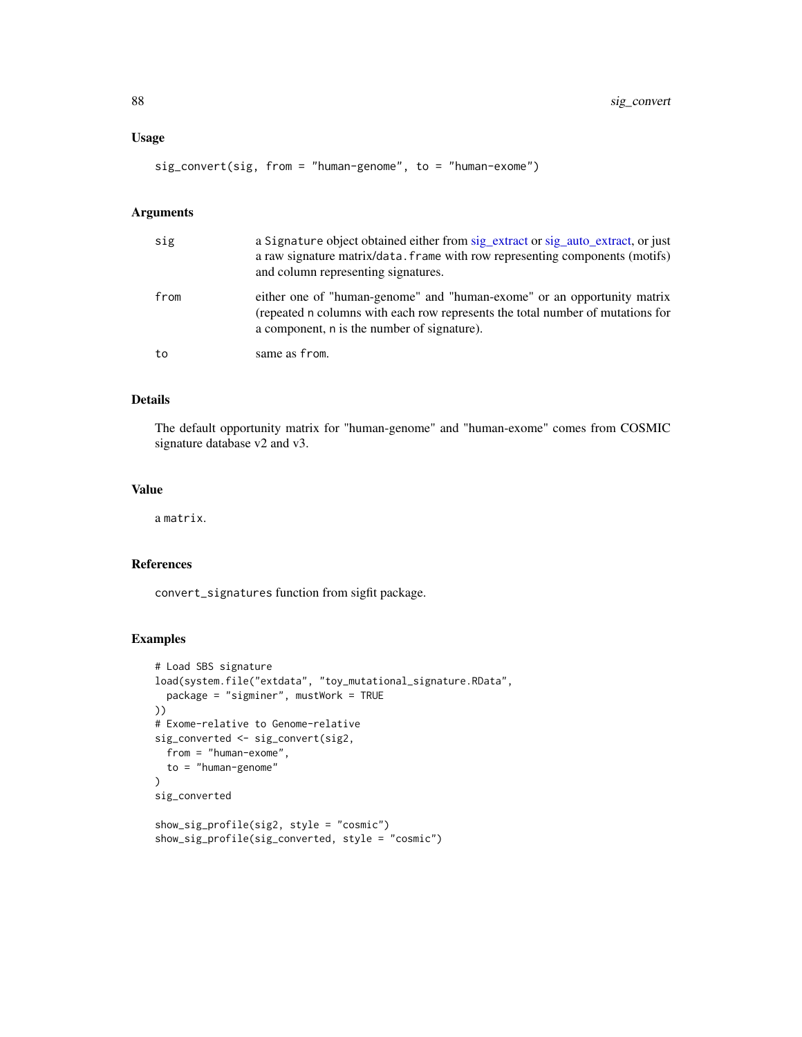### Usage

```
sig_convert(sig, from = "human-genome", to = "human-exome")
```

### Arguments

| | |
|---|---|
| sig | a Signature object obtained either from sig_extract or sig_auto_extract, or just a raw signature matrix/data.frame with row representing components (motifs) and column representing signatures. |
| from | either one of "human-genome" and "human-exome" or an opportunity matrix (repeated n columns with each row represents the total number of mutations for a component, n is the number of signature). |
| to | same as from. |

### Details

The default opportunity matrix for "human-genome" and "human-exome" comes from COSMIC signature database v2 and v3.

### Value

a matrix.

### References

convert_signatures function from sigfit package.

### Examples

```
# Load SBS signature
load(system.file("extdata", "toy_mutational_signature.RData",
  package = "sigminer", mustWork = TRUE
))
# Exome-relative to Genome-relative
sig_converted <- sig_convert(sig2,
  from = "human-exome",
  to = "human-genome"
)
sig_converted

show_sig_profile(sig2, style = "cosmic")
show_sig_profile(sig_converted, style = "cosmic")
```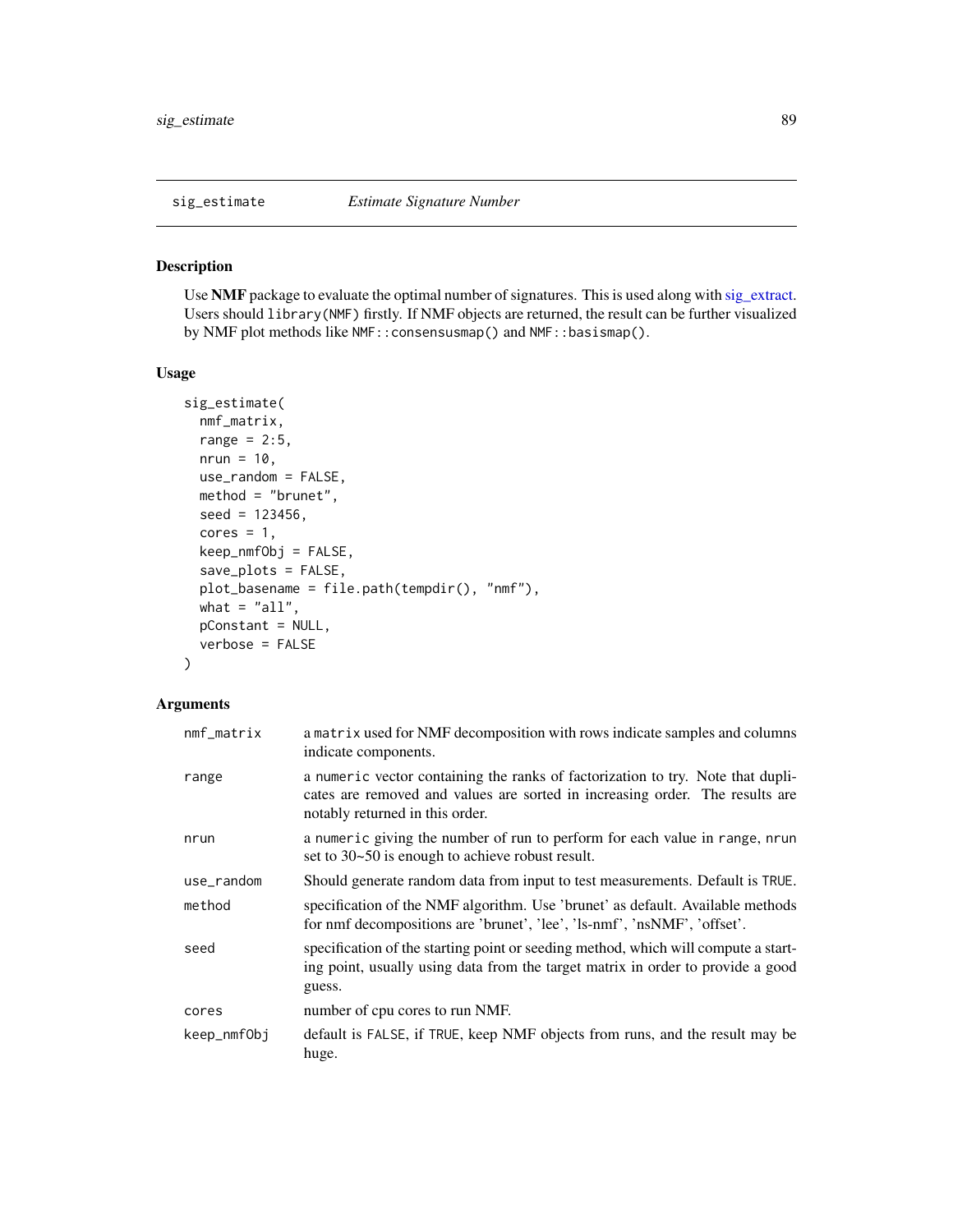## sig_estimate    *Estimate Signature Number*

### Description

Use **NMF** package to evaluate the optimal number of signatures. This is used along with sig_extract. Users should `library(NMF)` firstly. If NMF objects are returned, the result can be further visualized by NMF plot methods like `NMF::consensusmap()` and `NMF::basismap()`.

### Usage

```
sig_estimate(
  nmf_matrix,
  range = 2:5,
  nrun = 10,
  use_random = FALSE,
  method = "brunet",
  seed = 123456,
  cores = 1,
  keep_nmfObj = FALSE,
  save_plots = FALSE,
  plot_basename = file.path(tempdir(), "nmf"),
  what = "all",
  pConstant = NULL,
  verbose = FALSE
)
```

### Arguments

| | |
|---|---|
| `nmf_matrix` | a `matrix` used for NMF decomposition with rows indicate samples and columns indicate components. |
| `range` | a `numeric` vector containing the ranks of factorization to try. Note that duplicates are removed and values are sorted in increasing order. The results are notably returned in this order. |
| `nrun` | a `numeric` giving the number of run to perform for each value in `range`, `nrun` set to 30~50 is enough to achieve robust result. |
| `use_random` | Should generate random data from input to test measurements. Default is `TRUE`. |
| `method` | specification of the NMF algorithm. Use 'brunet' as default. Available methods for nmf decompositions are 'brunet', 'lee', 'ls-nmf', 'nsNMF', 'offset'. |
| `seed` | specification of the starting point or seeding method, which will compute a starting point, usually using data from the target matrix in order to provide a good guess. |
| `cores` | number of cpu cores to run NMF. |
| `keep_nmfObj` | default is `FALSE`, if `TRUE`, keep NMF objects from runs, and the result may be huge. |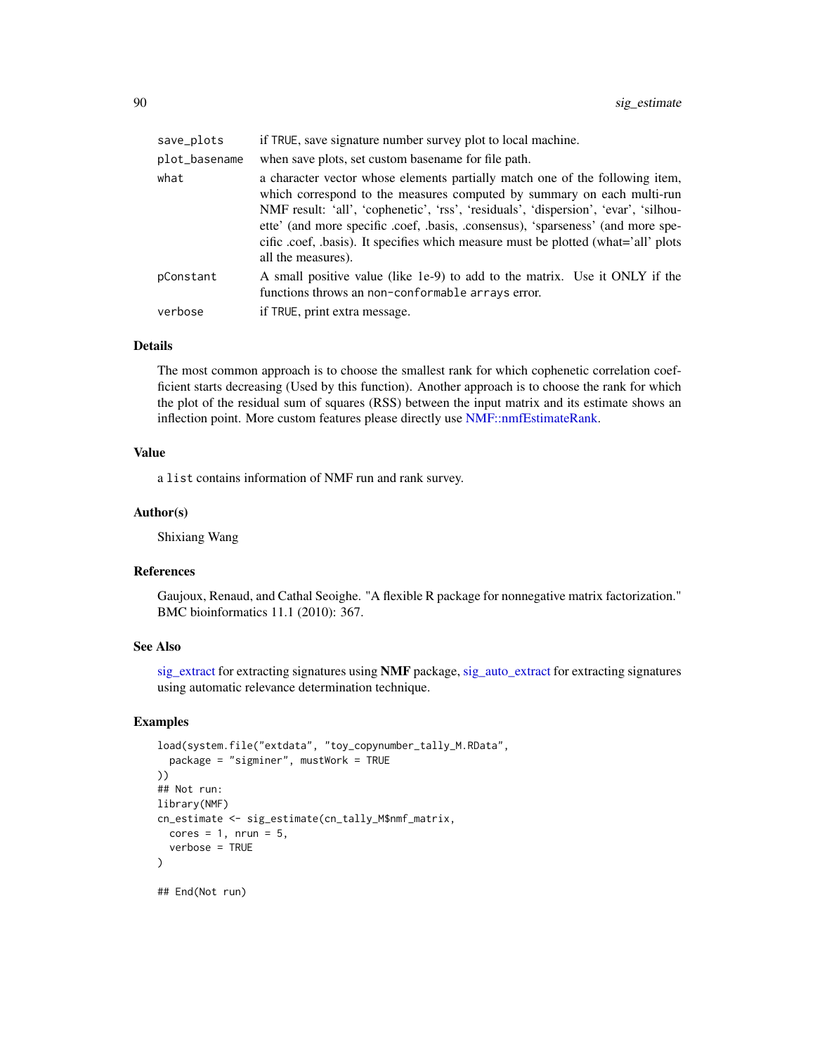| | |
|---|---|
| save_plots | if TRUE, save signature number survey plot to local machine. |
| plot_basename | when save plots, set custom basename for file path. |
| what | a character vector whose elements partially match one of the following item, which correspond to the measures computed by summary on each multi-run NMF result: 'all', 'cophenetic', 'rss', 'residuals', 'dispersion', 'evar', 'silhouette' (and more specific .coef, .basis, .consensus), 'sparseness' (and more specific .coef, .basis). It specifies which measure must be plotted (what='all' plots all the measures). |
| pConstant | A small positive value (like 1e-9) to add to the matrix. Use it ONLY if the functions throws an non-conformable arrays error. |
| verbose | if TRUE, print extra message. |

### Details

The most common approach is to choose the smallest rank for which cophenetic correlation coefficient starts decreasing (Used by this function). Another approach is to choose the rank for which the plot of the residual sum of squares (RSS) between the input matrix and its estimate shows an inflection point. More custom features please directly use NMF::nmfEstimateRank.

### Value

a list contains information of NMF run and rank survey.

### Author(s)

Shixiang Wang

### References

Gaujoux, Renaud, and Cathal Seoighe. "A flexible R package for nonnegative matrix factorization." BMC bioinformatics 11.1 (2010): 367.

### See Also

sig_extract for extracting signatures using **NMF** package, sig_auto_extract for extracting signatures using automatic relevance determination technique.

### Examples

```
load(system.file("extdata", "toy_copynumber_tally_M.RData",
  package = "sigminer", mustWork = TRUE
))
## Not run:
library(NMF)
cn_estimate <- sig_estimate(cn_tally_M$nmf_matrix,
  cores = 1, nrun = 5,
  verbose = TRUE
)

## End(Not run)
```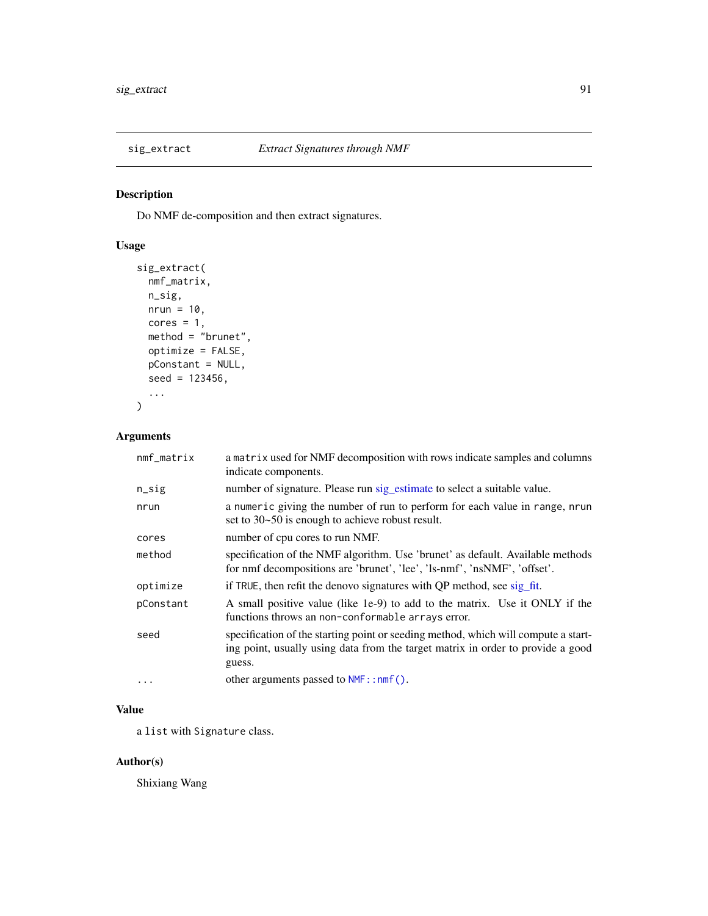## sig_extract — *Extract Signatures through NMF*

### Description

Do NMF de-composition and then extract signatures.

### Usage

```
sig_extract(
  nmf_matrix,
  n_sig,
  nrun = 10,
  cores = 1,
  method = "brunet",
  optimize = FALSE,
  pConstant = NULL,
  seed = 123456,
  ...
)
```

### Arguments

| | |
|---|---|
| `nmf_matrix` | a `matrix` used for NMF decomposition with rows indicate samples and columns indicate components. |
| `n_sig` | number of signature. Please run sig_estimate to select a suitable value. |
| `nrun` | a `numeric` giving the number of run to perform for each value in `range`, `nrun` set to 30~50 is enough to achieve robust result. |
| `cores` | number of cpu cores to run NMF. |
| `method` | specification of the NMF algorithm. Use 'brunet' as default. Available methods for nmf decompositions are 'brunet', 'lee', 'ls-nmf', 'nsNMF', 'offset'. |
| `optimize` | if `TRUE`, then refit the denovo signatures with QP method, see sig_fit. |
| `pConstant` | A small positive value (like 1e-9) to add to the matrix. Use it ONLY if the functions throws an `non-conformable arrays` error. |
| `seed` | specification of the starting point or seeding method, which will compute a starting point, usually using data from the target matrix in order to provide a good guess. |
| `...` | other arguments passed to `NMF::nmf()`. |

### Value

a `list` with `Signature` class.

### Author(s)

Shixiang Wang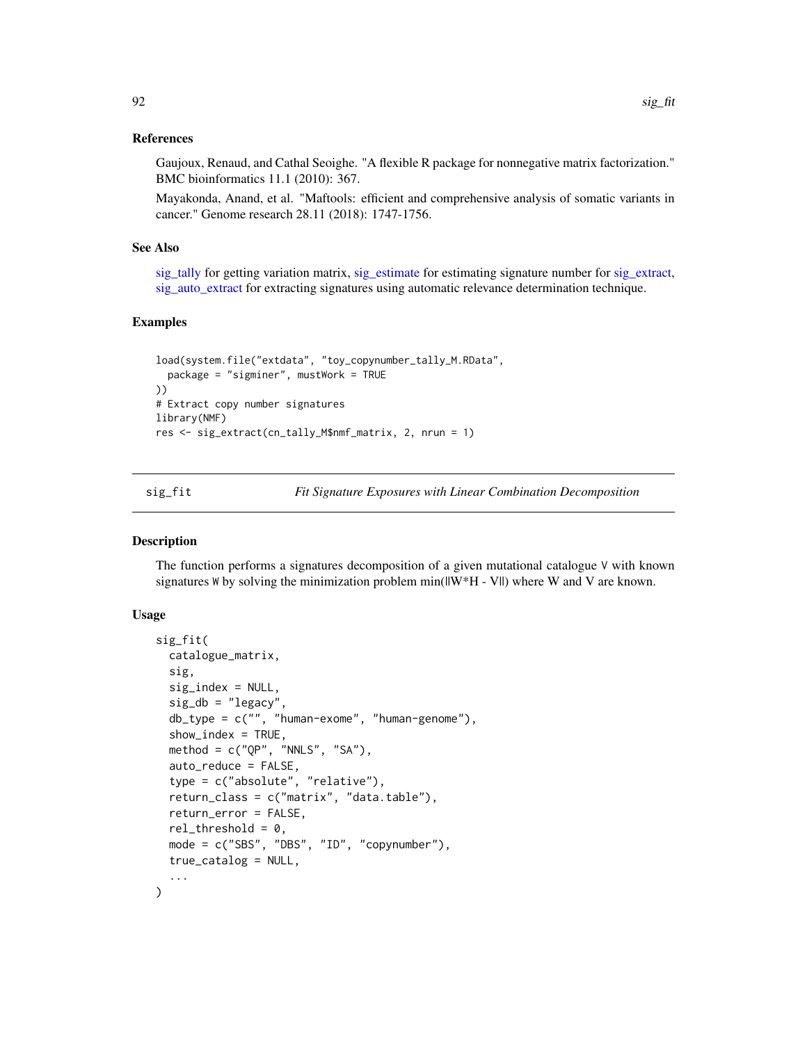### References

Gaujoux, Renaud, and Cathal Seoighe. "A flexible R package for nonnegative matrix factorization." BMC bioinformatics 11.1 (2010): 367.

Mayakonda, Anand, et al. "Maftools: efficient and comprehensive analysis of somatic variants in cancer." Genome research 28.11 (2018): 1747-1756.

### See Also

sig_tally for getting variation matrix, sig_estimate for estimating signature number for sig_extract, sig_auto_extract for extracting signatures using automatic relevance determination technique.

### Examples

```
load(system.file("extdata", "toy_copynumber_tally_M.RData",
  package = "sigminer", mustWork = TRUE
))
# Extract copy number signatures
library(NMF)
res <- sig_extract(cn_tally_M$nmf_matrix, 2, nrun = 1)
```

---

## sig_fit — *Fit Signature Exposures with Linear Combination Decomposition*

### Description

The function performs a signatures decomposition of a given mutational catalogue `V` with known signatures `W` by solving the minimization problem min(||W*H - V||) where W and V are known.

### Usage

```
sig_fit(
  catalogue_matrix,
  sig,
  sig_index = NULL,
  sig_db = "legacy",
  db_type = c("", "human-exome", "human-genome"),
  show_index = TRUE,
  method = c("QP", "NNLS", "SA"),
  auto_reduce = FALSE,
  type = c("absolute", "relative"),
  return_class = c("matrix", "data.table"),
  return_error = FALSE,
  rel_threshold = 0,
  mode = c("SBS", "DBS", "ID", "copynumber"),
  true_catalog = NULL,
  ...
)
```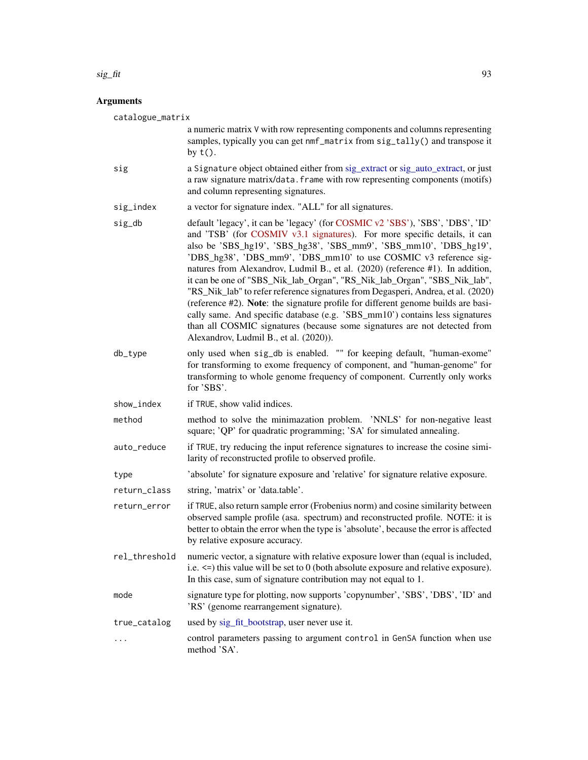## Arguments

`catalogue_matrix`
: a numeric matrix `V` with row representing components and columns representing samples, typically you can get `nmf_matrix` from `sig_tally()` and transpose it by `t()`.

`sig`
: a `Signature` object obtained either from sig_extract or sig_auto_extract, or just a raw signature matrix/`data.frame` with row representing components (motifs) and column representing signatures.

`sig_index`
: a vector for signature index. "ALL" for all signatures.

`sig_db`
: default 'legacy', it can be 'legacy' (for COSMIC v2 'SBS'), 'SBS', 'DBS', 'ID' and 'TSB' (for COSMIV v3.1 signatures). For more specific details, it can also be 'SBS_hg19', 'SBS_hg38', 'SBS_mm9', 'SBS_mm10', 'DBS_hg19', 'DBS_hg38', 'DBS_mm9', 'DBS_mm10' to use COSMIC v3 reference signatures from Alexandrov, Ludmil B., et al. (2020) (reference #1). In addition, it can be one of "SBS_Nik_lab_Organ", "RS_Nik_lab_Organ", "SBS_Nik_lab", "RS_Nik_lab" to refer reference signatures from Degasperi, Andrea, et al. (2020) (reference #2). **Note**: the signature profile for different genome builds are basically same. And specific database (e.g. 'SBS_mm10') contains less signatures than all COSMIC signatures (because some signatures are not detected from Alexandrov, Ludmil B., et al. (2020)).

`db_type`
: only used when `sig_db` is enabled. "" for keeping default, "human-exome" for transforming to exome frequency of component, and "human-genome" for transforming to whole genome frequency of component. Currently only works for 'SBS'.

`show_index`
: if `TRUE`, show valid indices.

`method`
: method to solve the minimazation problem. 'NNLS' for non-negative least square; 'QP' for quadratic programming; 'SA' for simulated annealing.

`auto_reduce`
: if `TRUE`, try reducing the input reference signatures to increase the cosine similarity of reconstructed profile to observed profile.

`type`
: 'absolute' for signature exposure and 'relative' for signature relative exposure.

`return_class`
: string, 'matrix' or 'data.table'.

`return_error`
: if `TRUE`, also return sample error (Frobenius norm) and cosine similarity between observed sample profile (asa. spectrum) and reconstructed profile. NOTE: it is better to obtain the error when the type is 'absolute', because the error is affected by relative exposure accuracy.

`rel_threshold`
: numeric vector, a signature with relative exposure lower than (equal is included, i.e. <=) this value will be set to 0 (both absolute exposure and relative exposure). In this case, sum of signature contribution may not equal to 1.

`mode`
: signature type for plotting, now supports 'copynumber', 'SBS', 'DBS', 'ID' and 'RS' (genome rearrangement signature).

`true_catalog`
: used by sig_fit_bootstrap, user never use it.

`...`
: control parameters passing to argument `control` in `GenSA` function when use method 'SA'.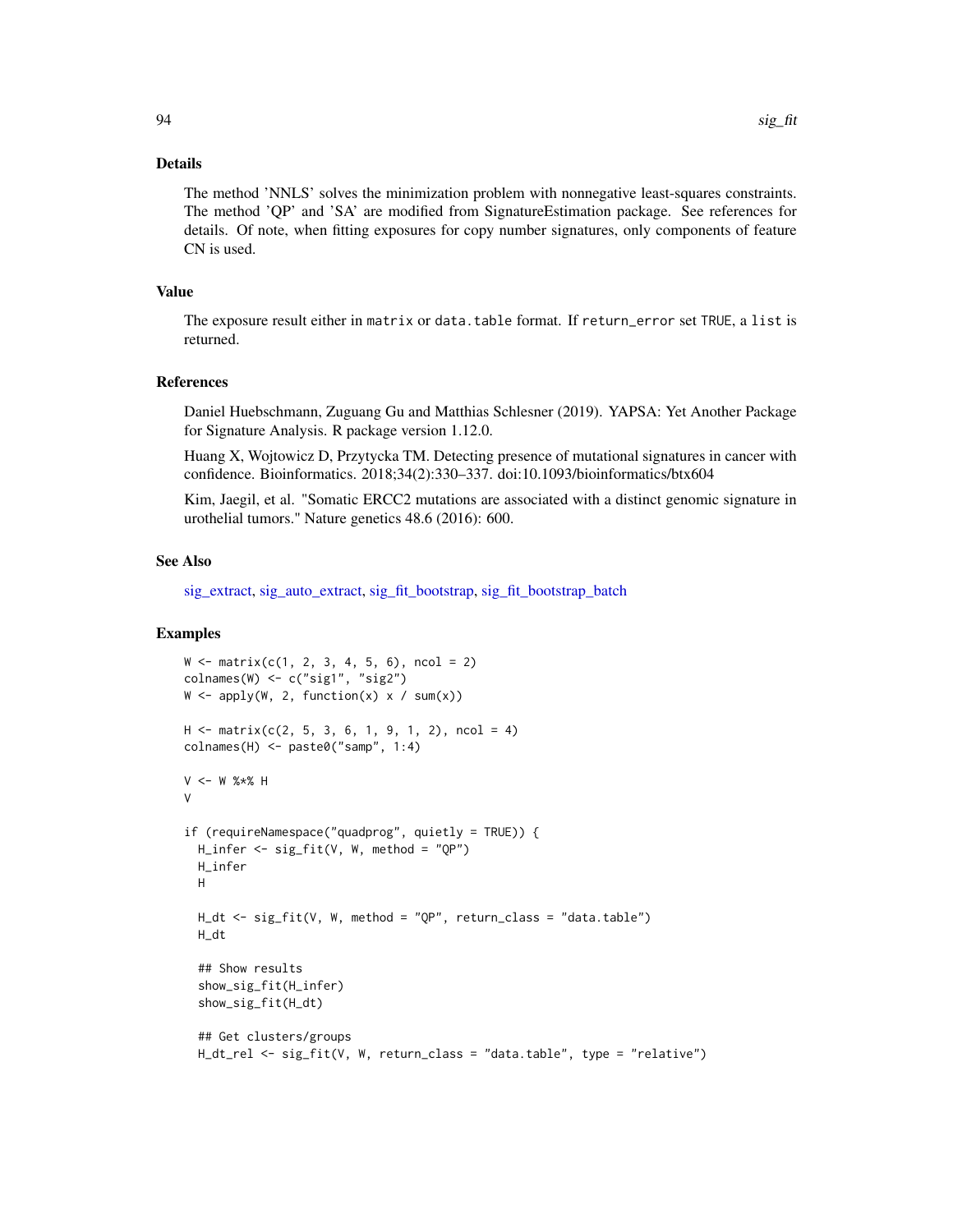## Details

The method 'NNLS' solves the minimization problem with nonnegative least-squares constraints. The method 'QP' and 'SA' are modified from SignatureEstimation package. See references for details. Of note, when fitting exposures for copy number signatures, only components of feature CN is used.

## Value

The exposure result either in `matrix` or `data.table` format. If `return_error` set `TRUE`, a `list` is returned.

## References

Daniel Huebschmann, Zuguang Gu and Matthias Schlesner (2019). YAPSA: Yet Another Package for Signature Analysis. R package version 1.12.0.

Huang X, Wojtowicz D, Przytycka TM. Detecting presence of mutational signatures in cancer with confidence. Bioinformatics. 2018;34(2):330–337. doi:10.1093/bioinformatics/btx604

Kim, Jaegil, et al. "Somatic ERCC2 mutations are associated with a distinct genomic signature in urothelial tumors." Nature genetics 48.6 (2016): 600.

## See Also

sig_extract, sig_auto_extract, sig_fit_bootstrap, sig_fit_bootstrap_batch

## Examples

```
W <- matrix(c(1, 2, 3, 4, 5, 6), ncol = 2)
colnames(W) <- c("sig1", "sig2")
W <- apply(W, 2, function(x) x / sum(x))

H <- matrix(c(2, 5, 3, 6, 1, 9, 1, 2), ncol = 4)
colnames(H) <- paste0("samp", 1:4)

V <- W %*% H
V

if (requireNamespace("quadprog", quietly = TRUE)) {
  H_infer <- sig_fit(V, W, method = "QP")
  H_infer
  H

  H_dt <- sig_fit(V, W, method = "QP", return_class = "data.table")
  H_dt

  ## Show results
  show_sig_fit(H_infer)
  show_sig_fit(H_dt)

  ## Get clusters/groups
  H_dt_rel <- sig_fit(V, W, return_class = "data.table", type = "relative")
```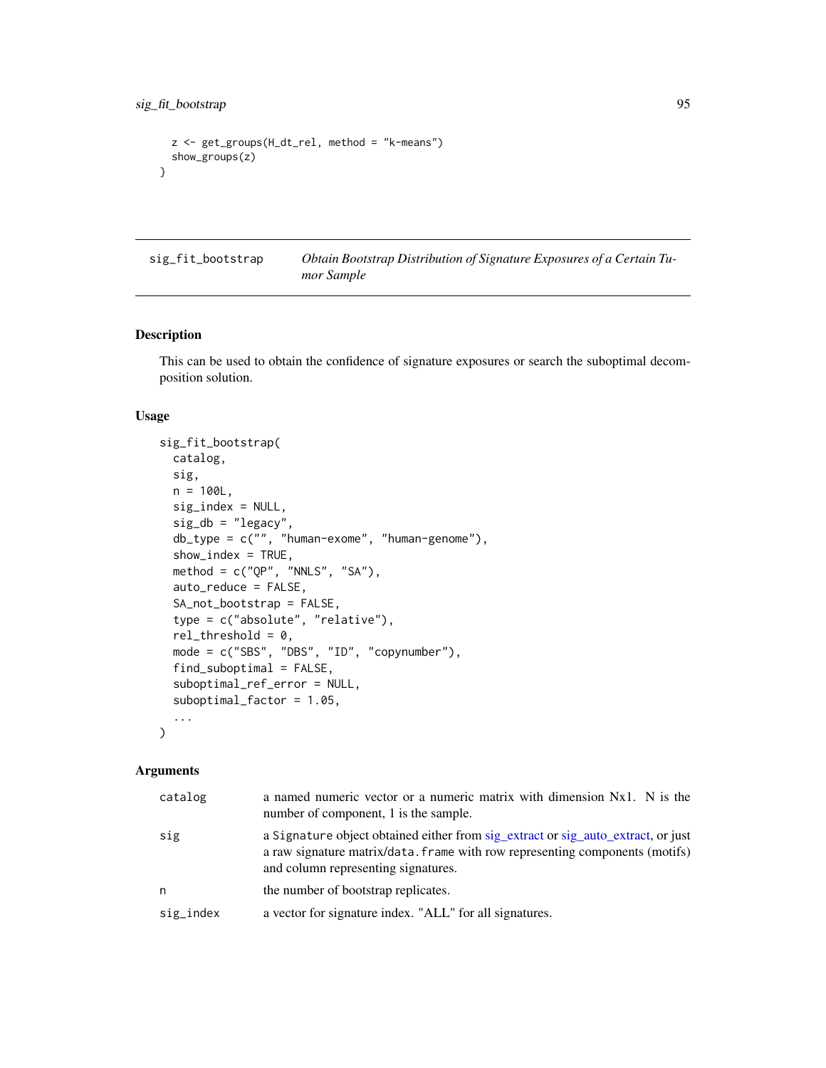```
  z <- get_groups(H_dt_rel, method = "k-means")
  show_groups(z)
}
```

## sig_fit_bootstrap — *Obtain Bootstrap Distribution of Signature Exposures of a Certain Tumor Sample*

### Description

This can be used to obtain the confidence of signature exposures or search the suboptimal decomposition solution.

### Usage

```
sig_fit_bootstrap(
  catalog,
  sig,
  n = 100L,
  sig_index = NULL,
  sig_db = "legacy",
  db_type = c("", "human-exome", "human-genome"),
  show_index = TRUE,
  method = c("QP", "NNLS", "SA"),
  auto_reduce = FALSE,
  SA_not_bootstrap = FALSE,
  type = c("absolute", "relative"),
  rel_threshold = 0,
  mode = c("SBS", "DBS", "ID", "copynumber"),
  find_suboptimal = FALSE,
  suboptimal_ref_error = NULL,
  suboptimal_factor = 1.05,
  ...
)
```

### Arguments

| | |
|---|---|
| catalog | a named numeric vector or a numeric matrix with dimension Nx1. N is the number of component, 1 is the sample. |
| sig | a `Signature` object obtained either from sig_extract or sig_auto_extract, or just a raw signature matrix/`data.frame` with row representing components (motifs) and column representing signatures. |
| n | the number of bootstrap replicates. |
| sig_index | a vector for signature index. "ALL" for all signatures. |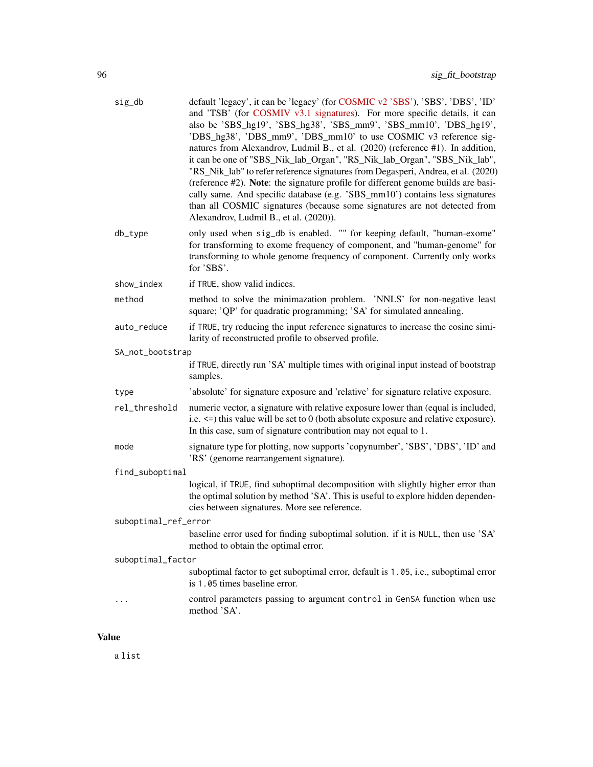| | |
|---|---|
| sig_db | default 'legacy', it can be 'legacy' (for COSMIC v2 'SBS'), 'SBS', 'DBS', 'ID' and 'TSB' (for COSMIV v3.1 signatures). For more specific details, it can also be 'SBS_hg19', 'SBS_hg38', 'SBS_mm9', 'SBS_mm10', 'DBS_hg19', 'DBS_hg38', 'DBS_mm9', 'DBS_mm10' to use COSMIC v3 reference signatures from Alexandrov, Ludmil B., et al. (2020) (reference #1). In addition, it can be one of "SBS_Nik_lab_Organ", "RS_Nik_lab_Organ", "SBS_Nik_lab", "RS_Nik_lab" to refer reference signatures from Degasperi, Andrea, et al. (2020) (reference #2). **Note**: the signature profile for different genome builds are basically same. And specific database (e.g. 'SBS_mm10') contains less signatures than all COSMIC signatures (because some signatures are not detected from Alexandrov, Ludmil B., et al. (2020)). |
| db_type | only used when `sig_db` is enabled. "" for keeping default, "human-exome" for transforming to exome frequency of component, and "human-genome" for transforming to whole genome frequency of component. Currently only works for 'SBS'. |
| show_index | if `TRUE`, show valid indices. |
| method | method to solve the minimazation problem. 'NNLS' for non-negative least square; 'QP' for quadratic programming; 'SA' for simulated annealing. |
| auto_reduce | if `TRUE`, try reducing the input reference signatures to increase the cosine similarity of reconstructed profile to observed profile. |
| SA_not_bootstrap | if `TRUE`, directly run 'SA' multiple times with original input instead of bootstrap samples. |
| type | 'absolute' for signature exposure and 'relative' for signature relative exposure. |
| rel_threshold | numeric vector, a signature with relative exposure lower than (equal is included, i.e. <=) this value will be set to 0 (both absolute exposure and relative exposure). In this case, sum of signature contribution may not equal to 1. |
| mode | signature type for plotting, now supports 'copynumber', 'SBS', 'DBS', 'ID' and 'RS' (genome rearrangement signature). |
| find_suboptimal | logical, if `TRUE`, find suboptimal decomposition with slightly higher error than the optimal solution by method 'SA'. This is useful to explore hidden dependencies between signatures. More see reference. |
| suboptimal_ref_error | baseline error used for finding suboptimal solution. if it is `NULL`, then use 'SA' method to obtain the optimal error. |
| suboptimal_factor | suboptimal factor to get suboptimal error, default is `1.05`, i.e., suboptimal error is `1.05` times baseline error. |
| ... | control parameters passing to argument `control` in `GenSA` function when use method 'SA'. |

## Value

a `list`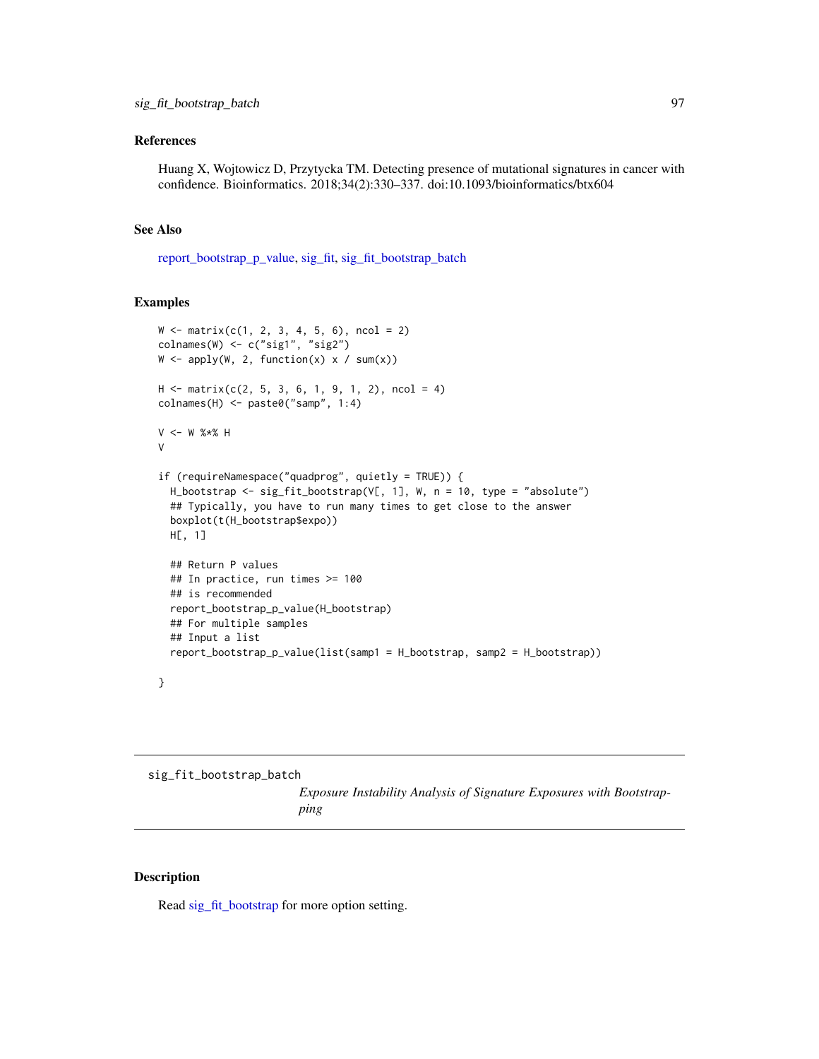## References

Huang X, Wojtowicz D, Przytycka TM. Detecting presence of mutational signatures in cancer with confidence. Bioinformatics. 2018;34(2):330–337. doi:10.1093/bioinformatics/btx604

## See Also

report_bootstrap_p_value, sig_fit, sig_fit_bootstrap_batch

## Examples

```
W <- matrix(c(1, 2, 3, 4, 5, 6), ncol = 2)
colnames(W) <- c("sig1", "sig2")
W <- apply(W, 2, function(x) x / sum(x))

H <- matrix(c(2, 5, 3, 6, 1, 9, 1, 2), ncol = 4)
colnames(H) <- paste0("samp", 1:4)

V <- W %*% H
V

if (requireNamespace("quadprog", quietly = TRUE)) {
  H_bootstrap <- sig_fit_bootstrap(V[, 1], W, n = 10, type = "absolute")
  ## Typically, you have to run many times to get close to the answer
  boxplot(t(H_bootstrap$expo))
  H[, 1]

  ## Return P values
  ## In practice, run times >= 100
  ## is recommended
  report_bootstrap_p_value(H_bootstrap)
  ## For multiple samples
  ## Input a list
  report_bootstrap_p_value(list(samp1 = H_bootstrap, samp2 = H_bootstrap))

}
```

---

# sig_fit_bootstrap_batch

*Exposure Instability Analysis of Signature Exposures with Bootstrapping*

## Description

Read sig_fit_bootstrap for more option setting.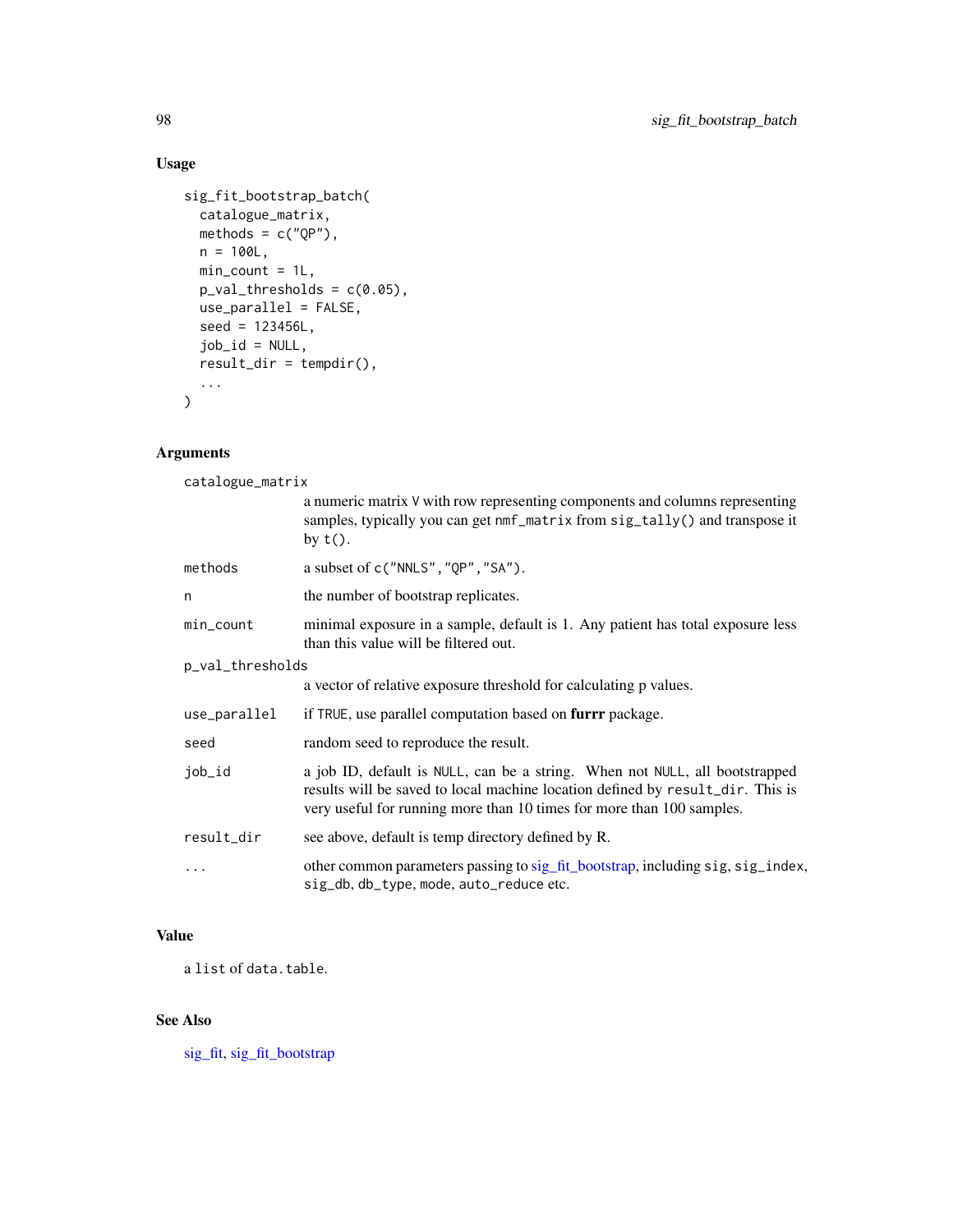## Usage

```
sig_fit_bootstrap_batch(
  catalogue_matrix,
  methods = c("QP"),
  n = 100L,
  min_count = 1L,
  p_val_thresholds = c(0.05),
  use_parallel = FALSE,
  seed = 123456L,
  job_id = NULL,
  result_dir = tempdir(),
  ...
)
```

## Arguments

| Argument | Description |
|---|---|
| `catalogue_matrix` | a numeric matrix `V` with row representing components and columns representing samples, typically you can get `nmf_matrix` from `sig_tally()` and transpose it by `t()`. |
| `methods` | a subset of `c("NNLS","QP","SA")`. |
| `n` | the number of bootstrap replicates. |
| `min_count` | minimal exposure in a sample, default is 1. Any patient has total exposure less than this value will be filtered out. |
| `p_val_thresholds` | a vector of relative exposure threshold for calculating p values. |
| `use_parallel` | if `TRUE`, use parallel computation based on **furrr** package. |
| `seed` | random seed to reproduce the result. |
| `job_id` | a job ID, default is `NULL`, can be a string. When not `NULL`, all bootstrapped results will be saved to local machine location defined by `result_dir`. This is very useful for running more than 10 times for more than 100 samples. |
| `result_dir` | see above, default is temp directory defined by R. |
| `...` | other common parameters passing to sig_fit_bootstrap, including `sig`, `sig_index`, `sig_db`, `db_type`, `mode`, `auto_reduce` etc. |

## Value

a `list` of `data.table`.

## See Also

sig_fit, sig_fit_bootstrap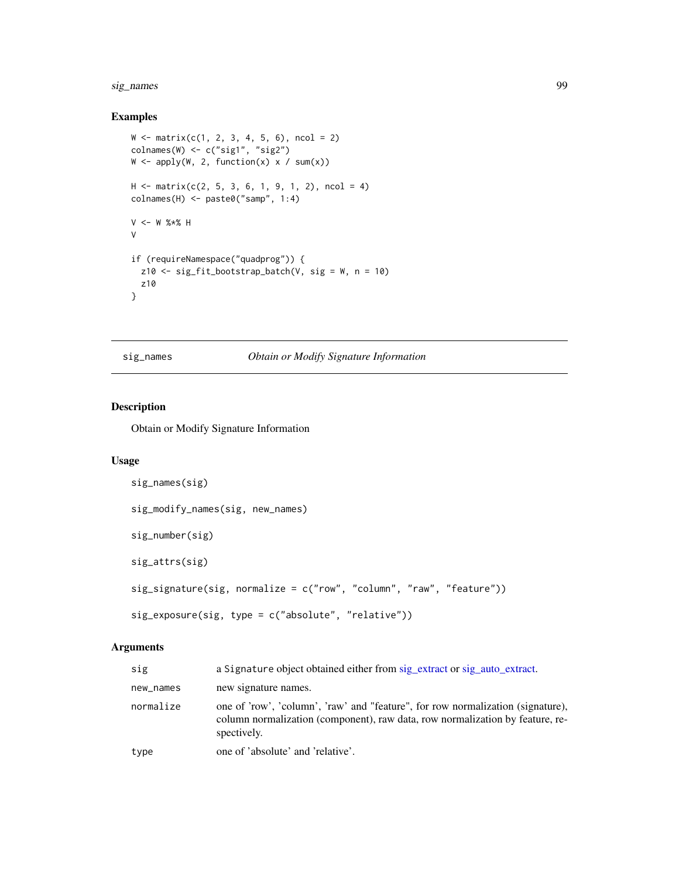## Examples

```
W <- matrix(c(1, 2, 3, 4, 5, 6), ncol = 2)
colnames(W) <- c("sig1", "sig2")
W <- apply(W, 2, function(x) x / sum(x))

H <- matrix(c(2, 5, 3, 6, 1, 9, 1, 2), ncol = 4)
colnames(H) <- paste0("samp", 1:4)

V <- W %*% H
V

if (requireNamespace("quadprog")) {
  z10 <- sig_fit_bootstrap_batch(V, sig = W, n = 10)
  z10
}
```

---

# sig_names — *Obtain or Modify Signature Information*

## Description

Obtain or Modify Signature Information

## Usage

```
sig_names(sig)

sig_modify_names(sig, new_names)

sig_number(sig)

sig_attrs(sig)

sig_signature(sig, normalize = c("row", "column", "raw", "feature"))

sig_exposure(sig, type = c("absolute", "relative"))
```

## Arguments

| | |
|---|---|
| sig | a Signature object obtained either from sig_extract or sig_auto_extract. |
| new_names | new signature names. |
| normalize | one of 'row', 'column', 'raw' and "feature", for row normalization (signature), column normalization (component), raw data, row normalization by feature, respectively. |
| type | one of 'absolute' and 'relative'. |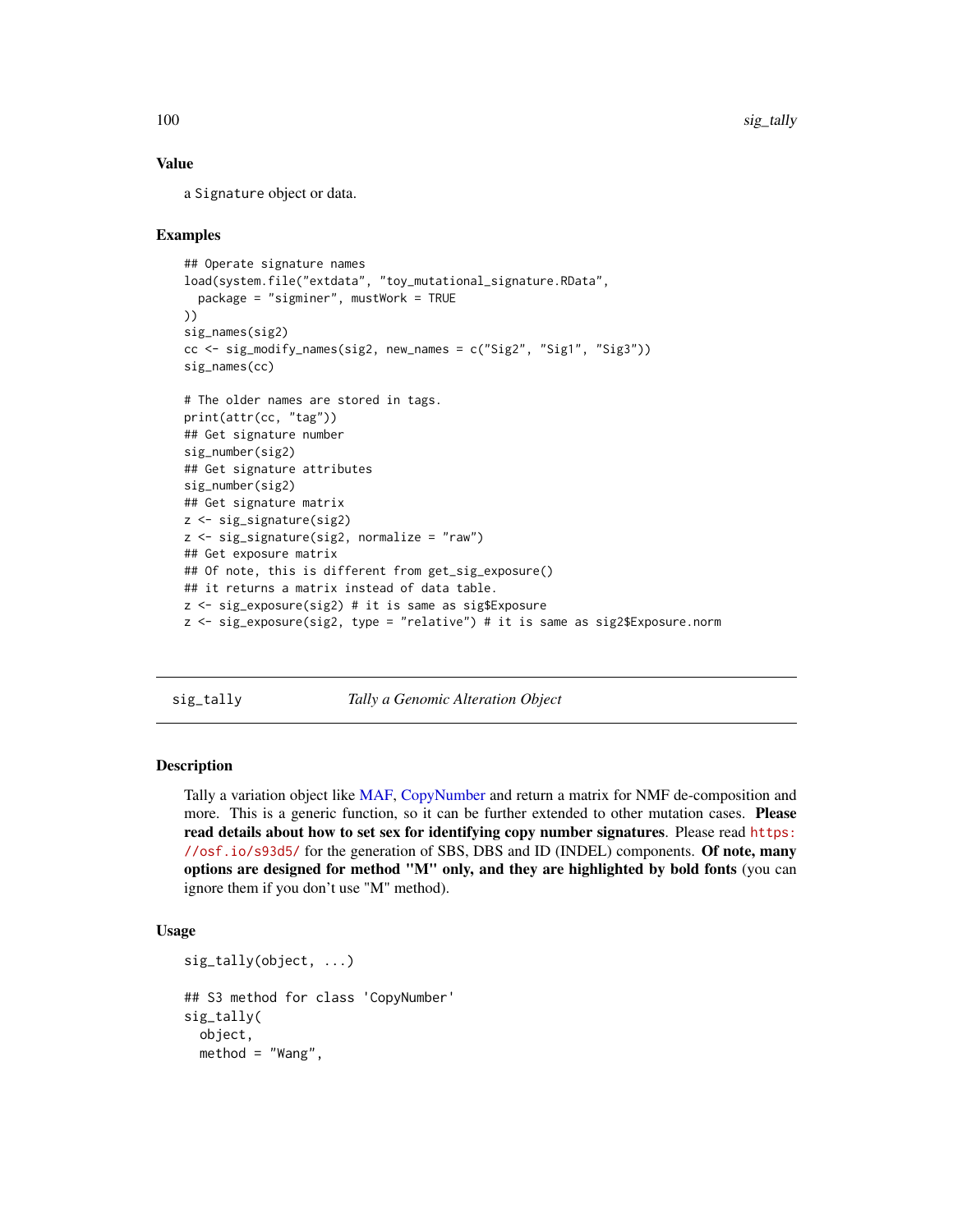## Value

a `Signature` object or data.

## Examples

```
## Operate signature names
load(system.file("extdata", "toy_mutational_signature.RData",
  package = "sigminer", mustWork = TRUE
))
sig_names(sig2)
cc <- sig_modify_names(sig2, new_names = c("Sig2", "Sig1", "Sig3"))
sig_names(cc)

# The older names are stored in tags.
print(attr(cc, "tag"))
## Get signature number
sig_number(sig2)
## Get signature attributes
sig_number(sig2)
## Get signature matrix
z <- sig_signature(sig2)
z <- sig_signature(sig2, normalize = "raw")
## Get exposure matrix
## Of note, this is different from get_sig_exposure()
## it returns a matrix instead of data table.
z <- sig_exposure(sig2) # it is same as sig2$Exposure
z <- sig_exposure(sig2, type = "relative") # it is same as sig2$Exposure.norm
```

---

# sig_tally — *Tally a Genomic Alteration Object*

---

## Description

Tally a variation object like MAF, CopyNumber and return a matrix for NMF de-composition and more. This is a generic function, so it can be further extended to other mutation cases. **Please read details about how to set sex for identifying copy number signatures**. Please read https://osf.io/s93d5/ for the generation of SBS, DBS and ID (INDEL) components. **Of note, many options are designed for method "M" only, and they are highlighted by bold fonts** (you can ignore them if you don't use "M" method).

## Usage

```
sig_tally(object, ...)

## S3 method for class 'CopyNumber'
sig_tally(
  object,
  method = "Wang",
```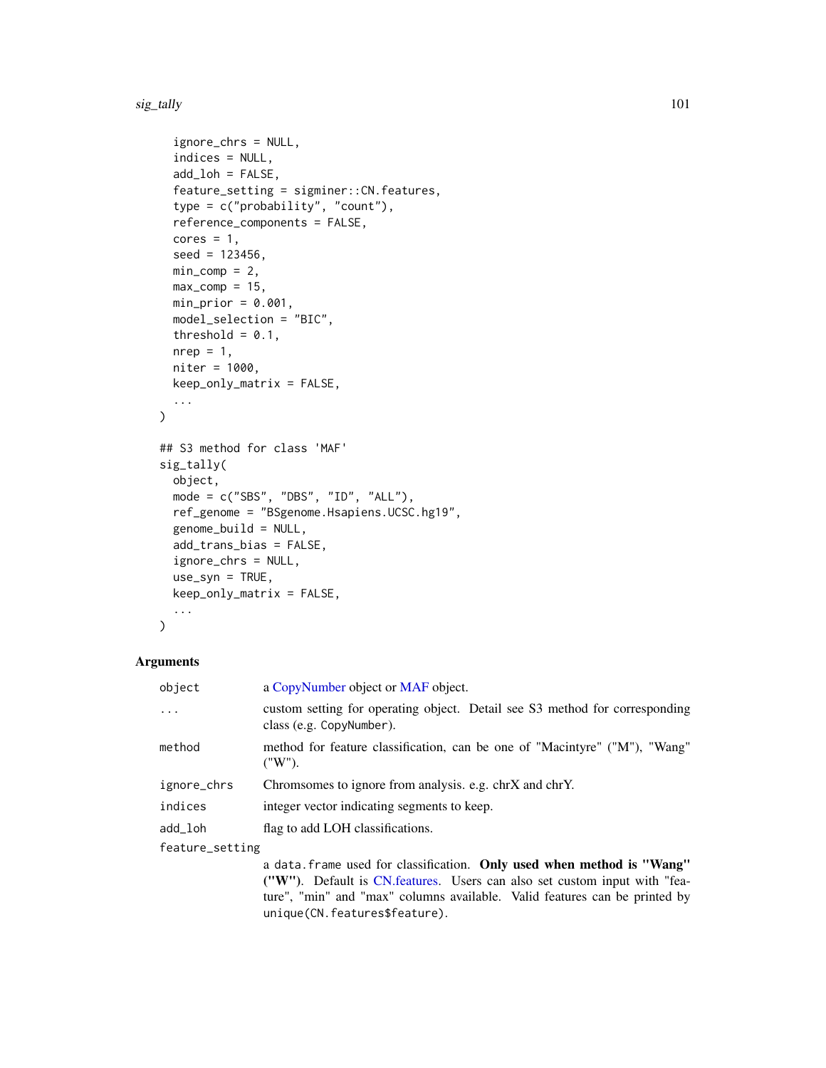```
  ignore_chrs = NULL,
  indices = NULL,
  add_loh = FALSE,
  feature_setting = sigminer::CN.features,
  type = c("probability", "count"),
  reference_components = FALSE,
  cores = 1,
  seed = 123456,
  min_comp = 2,
  max_comp = 15,
  min_prior = 0.001,
  model_selection = "BIC",
  threshold = 0.1,
  nrep = 1,
  niter = 1000,
  keep_only_matrix = FALSE,
  ...
)

## S3 method for class 'MAF'
sig_tally(
  object,
  mode = c("SBS", "DBS", "ID", "ALL"),
  ref_genome = "BSgenome.Hsapiens.UCSC.hg19",
  genome_build = NULL,
  add_trans_bias = FALSE,
  ignore_chrs = NULL,
  use_syn = TRUE,
  keep_only_matrix = FALSE,
  ...
)
```

### Arguments

| | |
|---|---|
| `object` | a CopyNumber object or MAF object. |
| `...` | custom setting for operating object. Detail see S3 method for corresponding class (e.g. `CopyNumber`). |
| `method` | method for feature classification, can be one of "Macintyre" ("M"), "Wang" ("W"). |
| `ignore_chrs` | Chromsomes to ignore from analysis. e.g. chrX and chrY. |
| `indices` | integer vector indicating segments to keep. |
| `add_loh` | flag to add LOH classifications. |
| `feature_setting` | a `data.frame` used for classification. **Only used when method is "Wang" ("W")**. Default is CN.features. Users can also set custom input with "feature", "min" and "max" columns available. Valid features can be printed by `unique(CN.features$feature)`. |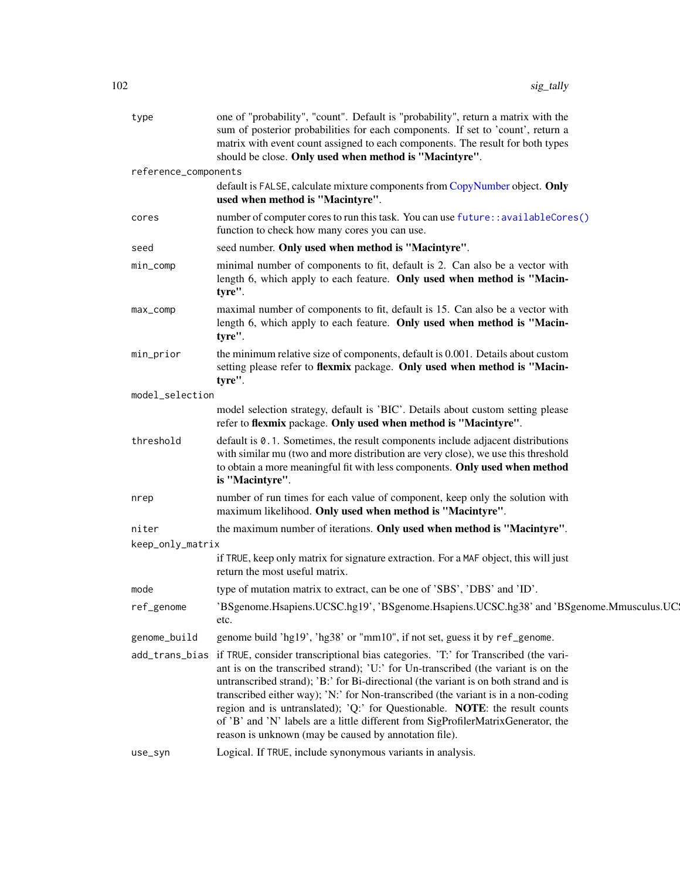| | |
|---|---|
| `type` | one of "probability", "count". Default is "probability", return a matrix with the sum of posterior probabilities for each components. If set to 'count', return a matrix with event count assigned to each components. The result for both types should be close. **Only used when method is "Macintyre"**. |
| `reference_components` | default is `FALSE`, calculate mixture components from CopyNumber object. **Only used when method is "Macintyre"**. |
| `cores` | number of computer cores to run this task. You can use `future::availableCores()` function to check how many cores you can use. |
| `seed` | seed number. **Only used when method is "Macintyre"**. |
| `min_comp` | minimal number of components to fit, default is 2. Can also be a vector with length 6, which apply to each feature. **Only used when method is "Macintyre"**. |
| `max_comp` | maximal number of components to fit, default is 15. Can also be a vector with length 6, which apply to each feature. **Only used when method is "Macintyre"**. |
| `min_prior` | the minimum relative size of components, default is 0.001. Details about custom setting please refer to **flexmix** package. **Only used when method is "Macintyre"**. |
| `model_selection` | model selection strategy, default is 'BIC'. Details about custom setting please refer to **flexmix** package. **Only used when method is "Macintyre"**. |
| `threshold` | default is `0.1`. Sometimes, the result components include adjacent distributions with similar mu (two and more distribution are very close), we use this threshold to obtain a more meaningful fit with less components. **Only used when method is "Macintyre"**. |
| `nrep` | number of run times for each value of component, keep only the solution with maximum likelihood. **Only used when method is "Macintyre"**. |
| `niter` | the maximum number of iterations. **Only used when method is "Macintyre"**. |
| `keep_only_matrix` | if `TRUE`, keep only matrix for signature extraction. For a `MAF` object, this will just return the most useful matrix. |
| `mode` | type of mutation matrix to extract, can be one of 'SBS', 'DBS' and 'ID'. |
| `ref_genome` | 'BSgenome.Hsapiens.UCSC.hg19', 'BSgenome.Hsapiens.UCSC.hg38' and 'BSgenome.Mmusculus.UCSC.mm10', etc. |
| `genome_build` | genome build 'hg19', 'hg38' or "mm10", if not set, guess it by `ref_genome`. |
| `add_trans_bias` | if `TRUE`, consider transcriptional bias categories. 'T:' for Transcribed (the variant is on the transcribed strand); 'U:' for Un-transcribed (the variant is on the untranscribed strand); 'B:' for Bi-directional (the variant is on both strand and is transcribed either way); 'N:' for Non-transcribed (the variant is in a non-coding region and is untranslated); 'Q:' for Questionable. **NOTE**: the result counts of 'B' and 'N' labels are a little different from SigProfilerMatrixGenerator, the reason is unknown (may be caused by annotation file). |
| `use_syn` | Logical. If `TRUE`, include synonymous variants in analysis. |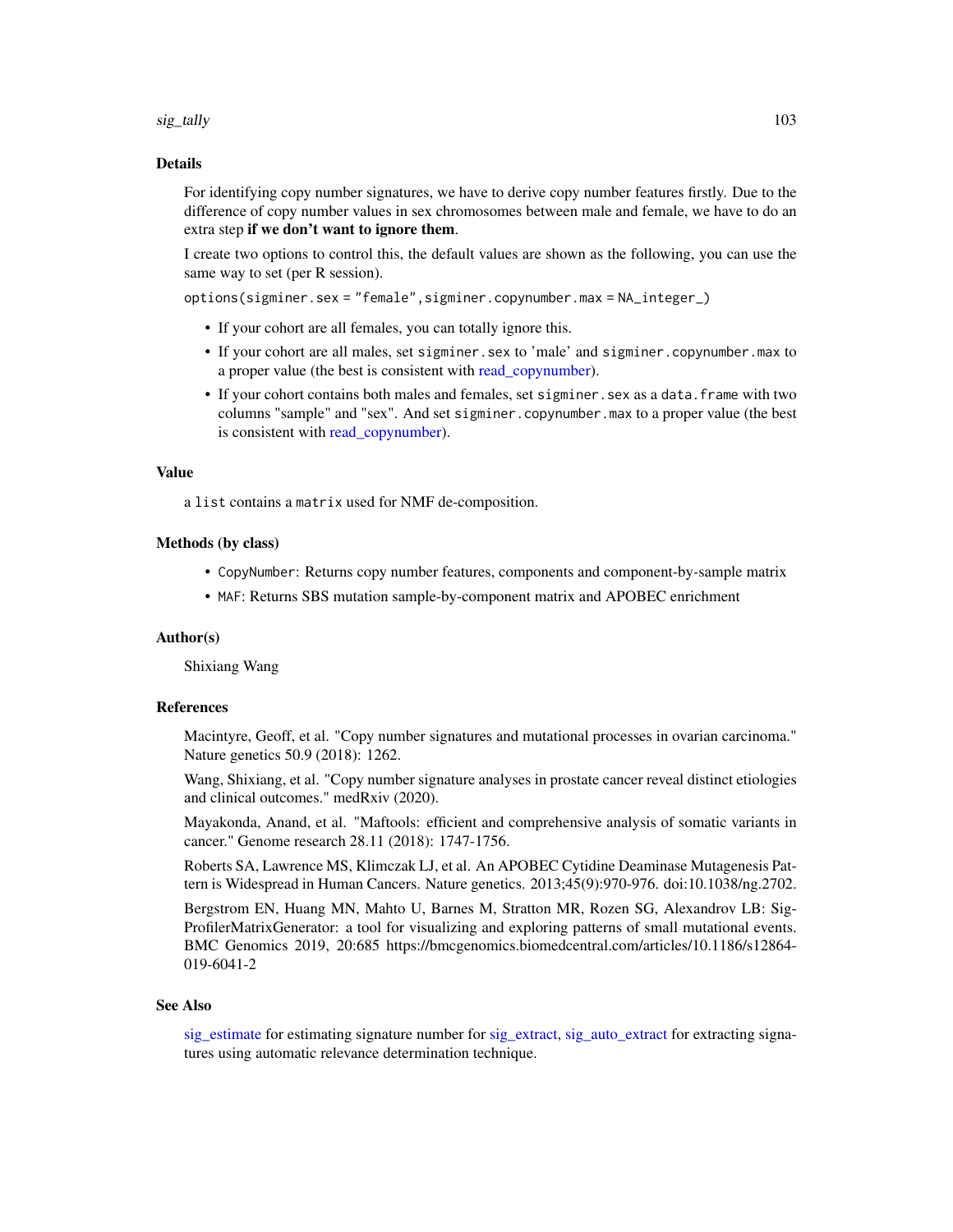## Details

For identifying copy number signatures, we have to derive copy number features firstly. Due to the difference of copy number values in sex chromosomes between male and female, we have to do an extra step **if we don't want to ignore them**.

I create two options to control this, the default values are shown as the following, you can use the same way to set (per R session).

`options(sigminer.sex = "female",sigminer.copynumber.max = NA_integer_)`

- If your cohort are all females, you can totally ignore this.
- If your cohort are all males, set `sigminer.sex` to 'male' and `sigminer.copynumber.max` to a proper value (the best is consistent with read_copynumber).
- If your cohort contains both males and females, set `sigminer.sex` as a `data.frame` with two columns "sample" and "sex". And set `sigminer.copynumber.max` to a proper value (the best is consistent with read_copynumber).

## Value

a `list` contains a `matrix` used for NMF de-composition.

## Methods (by class)

- `CopyNumber`: Returns copy number features, components and component-by-sample matrix
- `MAF`: Returns SBS mutation sample-by-component matrix and APOBEC enrichment

## Author(s)

Shixiang Wang

## References

Macintyre, Geoff, et al. "Copy number signatures and mutational processes in ovarian carcinoma." Nature genetics 50.9 (2018): 1262.

Wang, Shixiang, et al. "Copy number signature analyses in prostate cancer reveal distinct etiologies and clinical outcomes." medRxiv (2020).

Mayakonda, Anand, et al. "Maftools: efficient and comprehensive analysis of somatic variants in cancer." Genome research 28.11 (2018): 1747-1756.

Roberts SA, Lawrence MS, Klimczak LJ, et al. An APOBEC Cytidine Deaminase Mutagenesis Pattern is Widespread in Human Cancers. Nature genetics. 2013;45(9):970-976. doi:10.1038/ng.2702.

Bergstrom EN, Huang MN, Mahto U, Barnes M, Stratton MR, Rozen SG, Alexandrov LB: SigProfilerMatrixGenerator: a tool for visualizing and exploring patterns of small mutational events. BMC Genomics 2019, 20:685 https://bmcgenomics.biomedcentral.com/articles/10.1186/s12864-019-6041-2

## See Also

sig_estimate for estimating signature number for sig_extract, sig_auto_extract for extracting signatures using automatic relevance determination technique.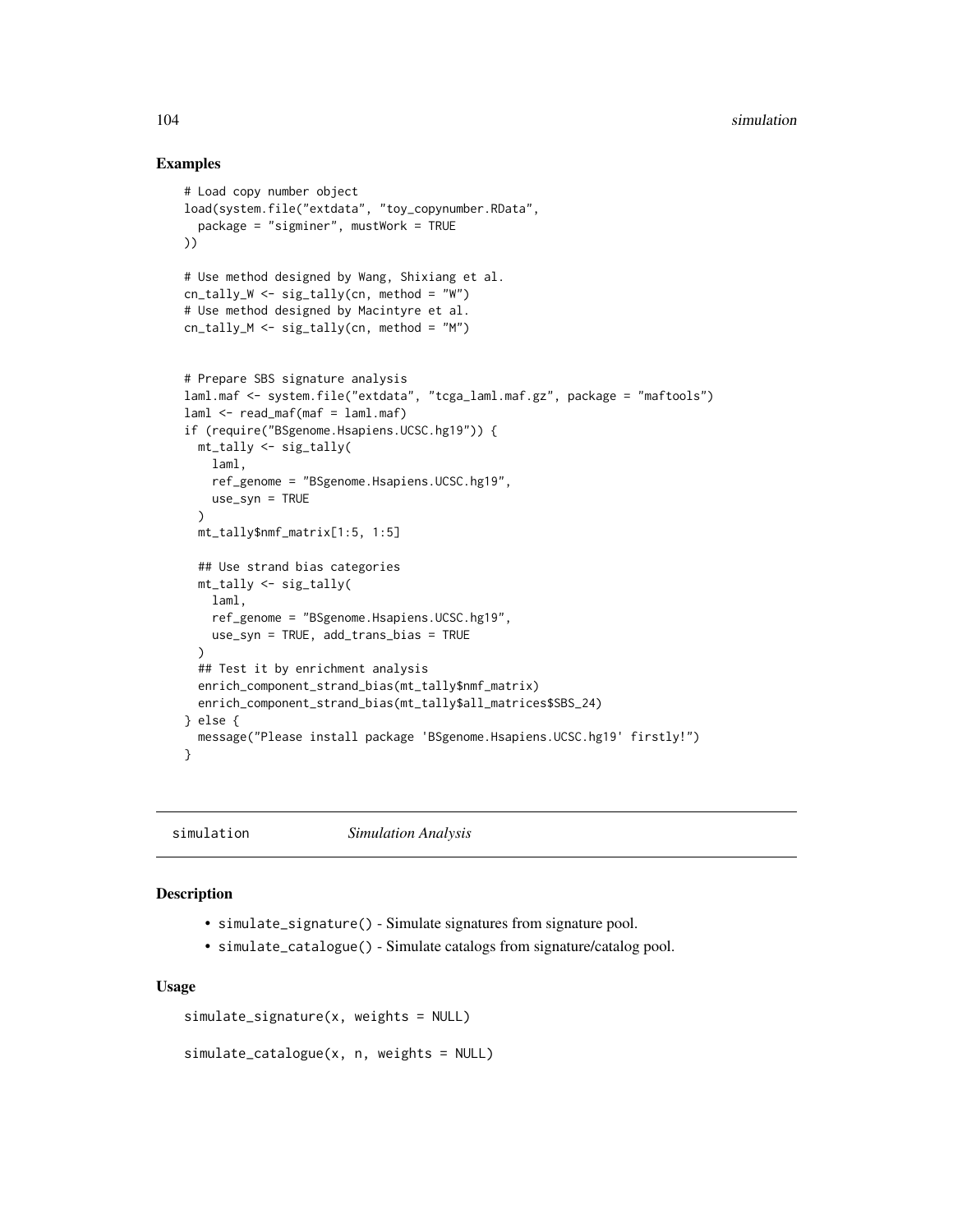## Examples

```
# Load copy number object
load(system.file("extdata", "toy_copynumber.RData",
  package = "sigminer", mustWork = TRUE
))

# Use method designed by Wang, Shixiang et al.
cn_tally_W <- sig_tally(cn, method = "W")
# Use method designed by Macintyre et al.
cn_tally_M <- sig_tally(cn, method = "M")


# Prepare SBS signature analysis
laml.maf <- system.file("extdata", "tcga_laml.maf.gz", package = "maftools")
laml <- read_maf(maf = laml.maf)
if (require("BSgenome.Hsapiens.UCSC.hg19")) {
  mt_tally <- sig_tally(
    laml,
    ref_genome = "BSgenome.Hsapiens.UCSC.hg19",
    use_syn = TRUE
  )
  mt_tally$nmf_matrix[1:5, 1:5]

  ## Use strand bias categories
  mt_tally <- sig_tally(
    laml,
    ref_genome = "BSgenome.Hsapiens.UCSC.hg19",
    use_syn = TRUE, add_trans_bias = TRUE
  )
  ## Test it by enrichment analysis
  enrich_component_strand_bias(mt_tally$nmf_matrix)
  enrich_component_strand_bias(mt_tally$all_matrices$SBS_24)
} else {
  message("Please install package 'BSgenome.Hsapiens.UCSC.hg19' firstly!")
}
```

---

# simulation *Simulation Analysis*

## Description

- `simulate_signature()` - Simulate signatures from signature pool.
- `simulate_catalogue()` - Simulate catalogs from signature/catalog pool.

## Usage

```
simulate_signature(x, weights = NULL)

simulate_catalogue(x, n, weights = NULL)
```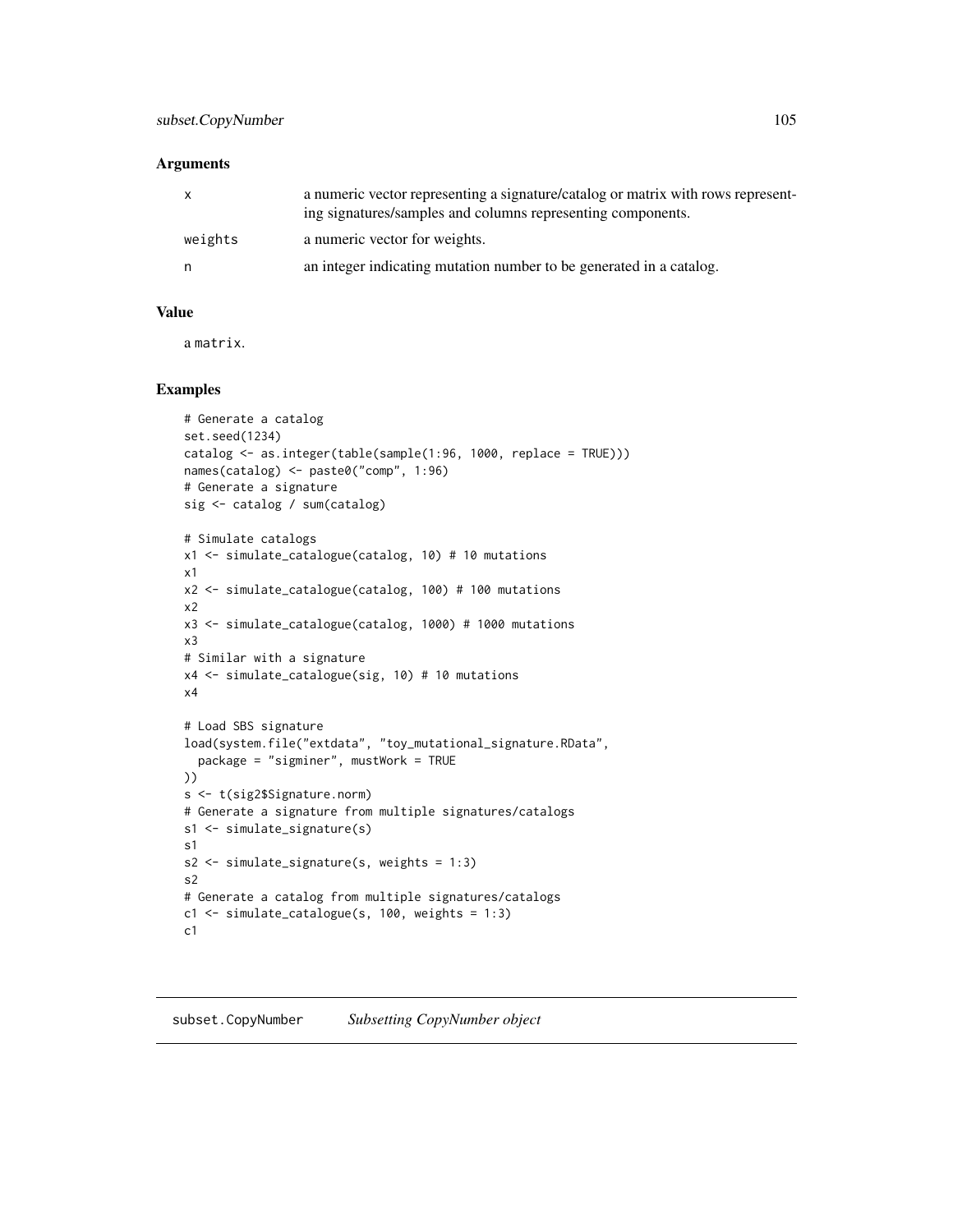## Arguments

| | |
|---|---|
| x | a numeric vector representing a signature/catalog or matrix with rows representing signatures/samples and columns representing components. |
| weights | a numeric vector for weights. |
| n | an integer indicating mutation number to be generated in a catalog. |

## Value

a matrix.

## Examples

```
# Generate a catalog
set.seed(1234)
catalog <- as.integer(table(sample(1:96, 1000, replace = TRUE)))
names(catalog) <- paste0("comp", 1:96)
# Generate a signature
sig <- catalog / sum(catalog)

# Simulate catalogs
x1 <- simulate_catalogue(catalog, 10) # 10 mutations
x1
x2 <- simulate_catalogue(catalog, 100) # 100 mutations
x2
x3 <- simulate_catalogue(catalog, 1000) # 1000 mutations
x3
# Similar with a signature
x4 <- simulate_catalogue(sig, 10) # 10 mutations
x4

# Load SBS signature
load(system.file("extdata", "toy_mutational_signature.RData",
  package = "sigminer", mustWork = TRUE
))
s <- t(sig2$Signature.norm)
# Generate a signature from multiple signatures/catalogs
s1 <- simulate_signature(s)
s1
s2 <- simulate_signature(s, weights = 1:3)
s2
# Generate a catalog from multiple signatures/catalogs
c1 <- simulate_catalogue(s, 100, weights = 1:3)
c1
```

---

# subset.CopyNumber *Subsetting CopyNumber object*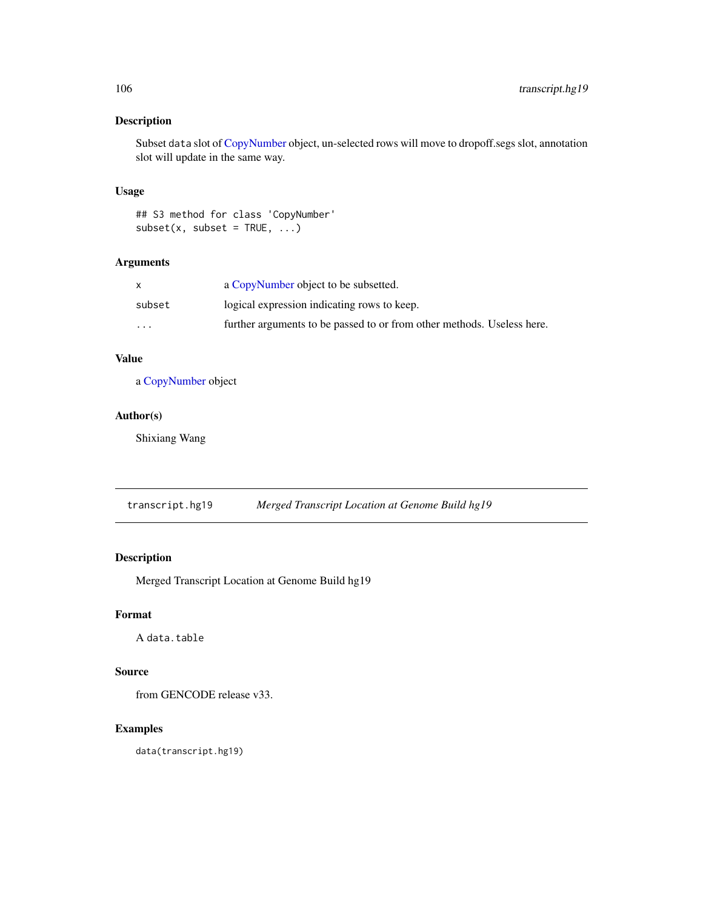## Description

Subset `data` slot of CopyNumber object, un-selected rows will move to dropoff.segs slot, annotation slot will update in the same way.

## Usage

```
## S3 method for class 'CopyNumber'
subset(x, subset = TRUE, ...)
```

## Arguments

| | |
|---|---|
| `x` | a CopyNumber object to be subsetted. |
| `subset` | logical expression indicating rows to keep. |
| `...` | further arguments to be passed to or from other methods. Useless here. |

## Value

a CopyNumber object

## Author(s)

Shixiang Wang

---

# `transcript.hg19` *Merged Transcript Location at Genome Build hg19*

## Description

Merged Transcript Location at Genome Build hg19

## Format

A `data.table`

## Source

from GENCODE release v33.

## Examples

```
data(transcript.hg19)
```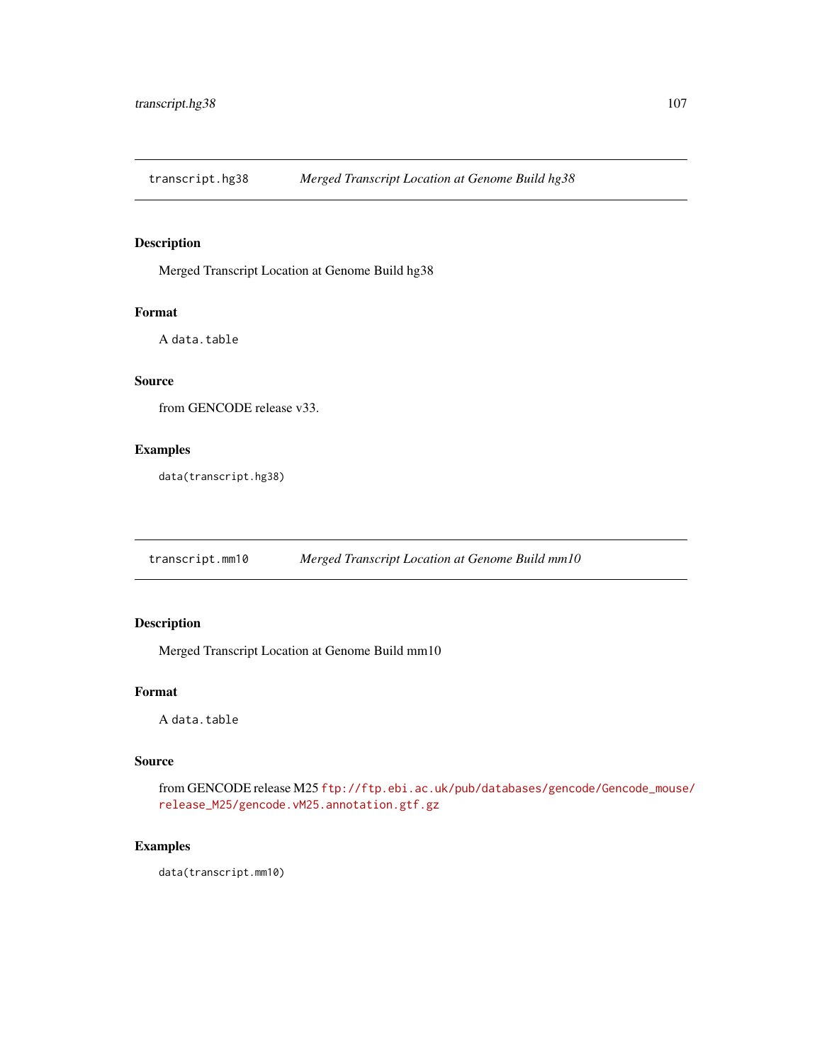## transcript.hg38 *Merged Transcript Location at Genome Build hg38*

### Description

Merged Transcript Location at Genome Build hg38

### Format

A data.table

### Source

from GENCODE release v33.

### Examples

```
data(transcript.hg38)
```

## transcript.mm10 *Merged Transcript Location at Genome Build mm10*

### Description

Merged Transcript Location at Genome Build mm10

### Format

A data.table

### Source

from GENCODE release M25 ftp://ftp.ebi.ac.uk/pub/databases/gencode/Gencode_mouse/release_M25/gencode.vM25.annotation.gtf.gz

### Examples

```
data(transcript.mm10)
```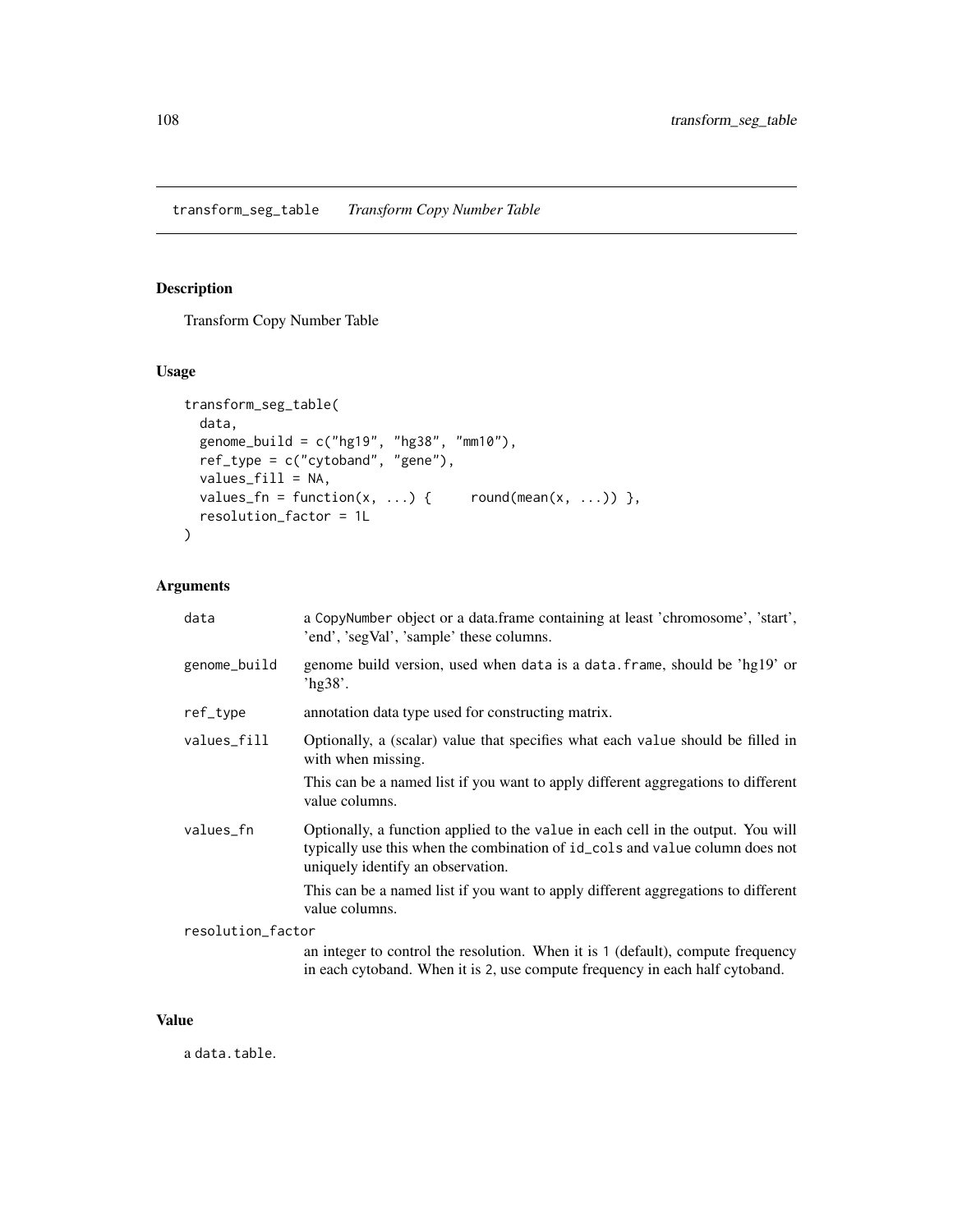## transform_seg_table — *Transform Copy Number Table*

### Description

Transform Copy Number Table

### Usage

```
transform_seg_table(
  data,
  genome_build = c("hg19", "hg38", "mm10"),
  ref_type = c("cytoband", "gene"),
  values_fill = NA,
  values_fn = function(x, ...) {     round(mean(x, ...)) },
  resolution_factor = 1L
)
```

### Arguments

| | |
|---|---|
| `data` | a CopyNumber object or a data.frame containing at least 'chromosome', 'start', 'end', 'segVal', 'sample' these columns. |
| `genome_build` | genome build version, used when `data` is a `data.frame`, should be 'hg19' or 'hg38'. |
| `ref_type` | annotation data type used for constructing matrix. |
| `values_fill` | Optionally, a (scalar) value that specifies what each `value` should be filled in with when missing. This can be a named list if you want to apply different aggregations to different value columns. |
| `values_fn` | Optionally, a function applied to the `value` in each cell in the output. You will typically use this when the combination of `id_cols` and `value` column does not uniquely identify an observation. This can be a named list if you want to apply different aggregations to different value columns. |
| `resolution_factor` | an integer to control the resolution. When it is `1` (default), compute frequency in each cytoband. When it is `2`, use compute frequency in each half cytoband. |

### Value

a `data.table`.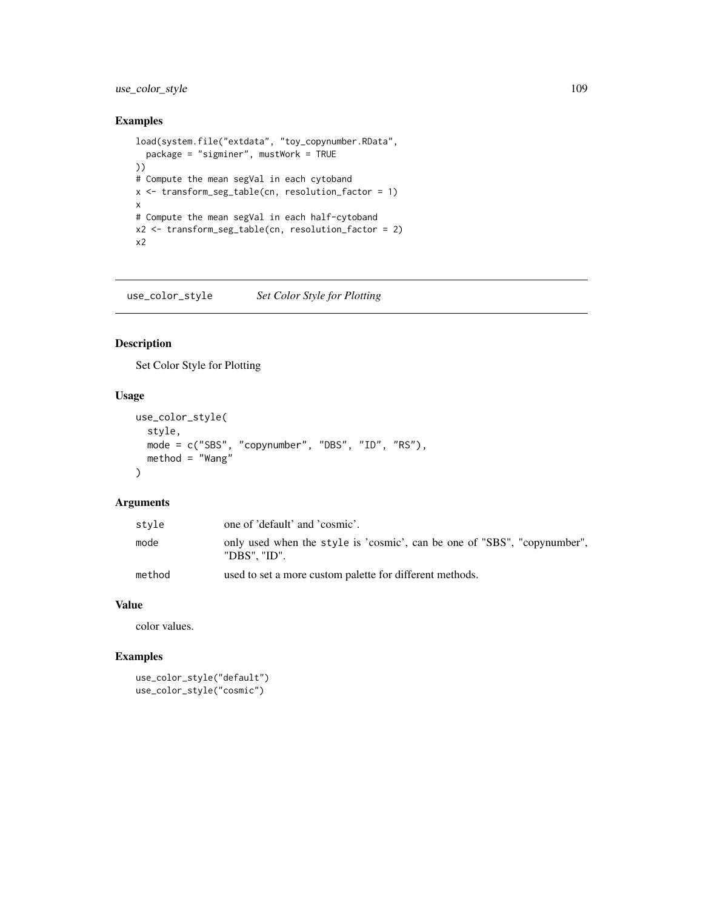## Examples

```
load(system.file("extdata", "toy_copynumber.RData",
  package = "sigminer", mustWork = TRUE
))
# Compute the mean segVal in each cytoband
x <- transform_seg_table(cn, resolution_factor = 1)
x
# Compute the mean segVal in each half-cytoband
x2 <- transform_seg_table(cn, resolution_factor = 2)
x2
```

---

## use_color_style *Set Color Style for Plotting*

### Description

Set Color Style for Plotting

### Usage

```
use_color_style(
  style,
  mode = c("SBS", "copynumber", "DBS", "ID", "RS"),
  method = "Wang"
)
```

### Arguments

| | |
|---|---|
| style | one of 'default' and 'cosmic'. |
| mode | only used when the style is 'cosmic', can be one of "SBS", "copynumber", "DBS", "ID". |
| method | used to set a more custom palette for different methods. |

### Value

color values.

### Examples

```
use_color_style("default")
use_color_style("cosmic")
```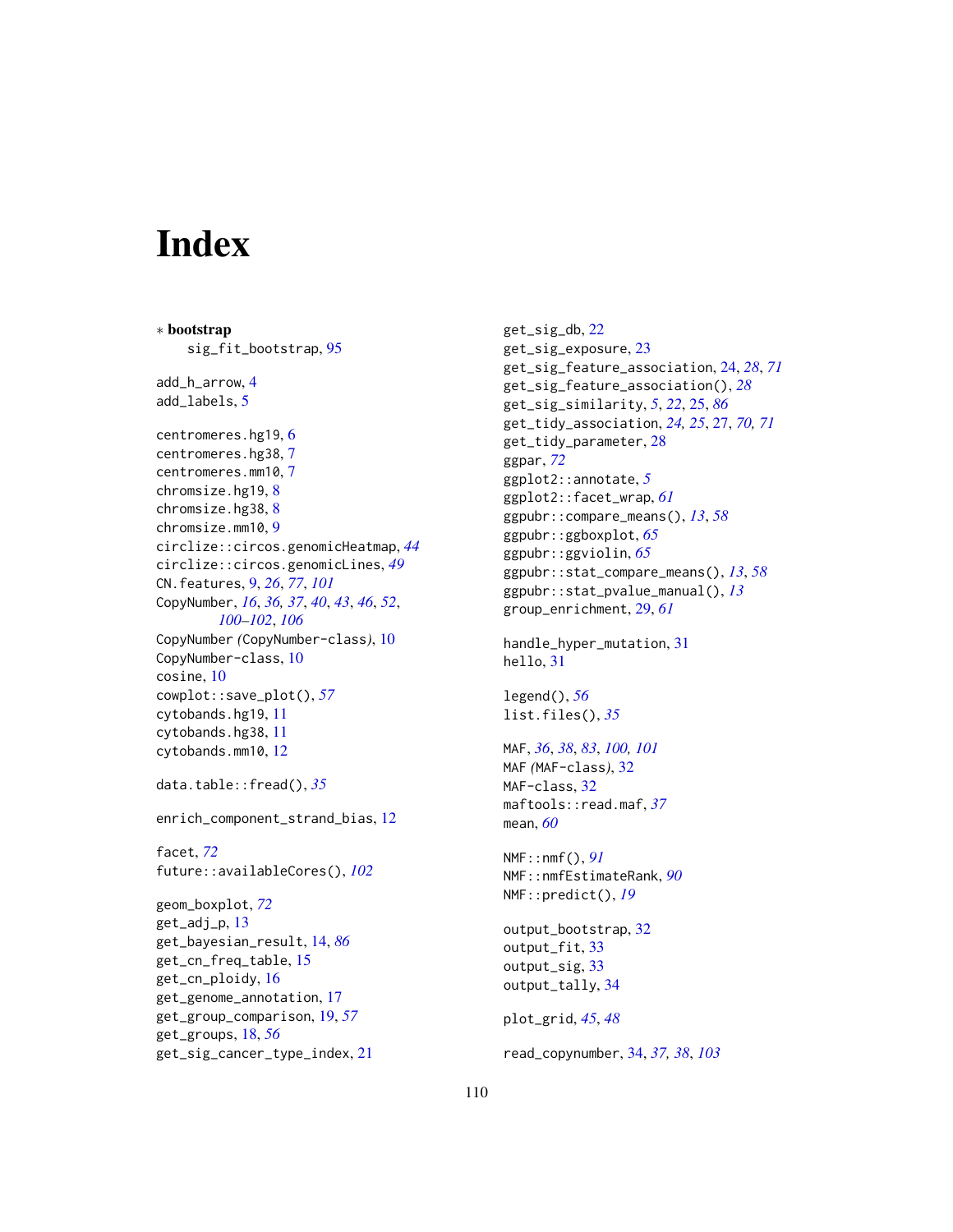# Index

∗ **bootstrap**
    sig_fit_bootstrap, 95

add_h_arrow, 4
add_labels, 5

centromeres.hg19, 6
centromeres.hg38, 7
centromeres.mm10, 7
chromsize.hg19, 8
chromsize.hg38, 8
chromsize.mm10, 9
circlize::circos.genomicHeatmap, *44*
circlize::circos.genomicLines, *49*
CN.features, 9, *26*, *77*, *101*
CopyNumber, *16*, *36, 37*, *40*, *43*, *46*, *52*, *100–102*, *106*
CopyNumber *(*CopyNumber-class*)*, 10
CopyNumber-class, 10
cosine, 10
cowplot::save_plot(), *57*
cytobands.hg19, 11
cytobands.hg38, 11
cytobands.mm10, 12

data.table::fread(), *35*

enrich_component_strand_bias, 12

facet, *72*
future::availableCores(), *102*

geom_boxplot, *72*
get_adj_p, 13
get_bayesian_result, 14, *86*
get_cn_freq_table, 15
get_cn_ploidy, 16
get_genome_annotation, 17
get_group_comparison, 19, *57*
get_groups, 18, *56*
get_sig_cancer_type_index, 21
get_sig_db, 22
get_sig_exposure, 23
get_sig_feature_association, 24, *28*, *71*
get_sig_feature_association(), *28*
get_sig_similarity, *5*, *22*, 25, *86*
get_tidy_association, *24, 25*, 27, *70, 71*
get_tidy_parameter, 28
ggpar, *72*
ggplot2::annotate, *5*
ggplot2::facet_wrap, *61*
ggpubr::compare_means(), *13*, *58*
ggpubr::ggboxplot, *65*
ggpubr::ggviolin, *65*
ggpubr::stat_compare_means(), *13*, *58*
ggpubr::stat_pvalue_manual(), *13*
group_enrichment, 29, *61*

handle_hyper_mutation, 31
hello, 31

legend(), *56*
list.files(), *35*

MAF, *36*, *38*, *83*, *100, 101*
MAF *(*MAF-class*)*, 32
MAF-class, 32
maftools::read.maf, *37*
mean, *60*

NMF::nmf(), *91*
NMF::nmfEstimateRank, *90*
NMF::predict(), *19*

output_bootstrap, 32
output_fit, 33
output_sig, 33
output_tally, 34

plot_grid, *45*, *48*

read_copynumber, 34, *37, 38*, *103*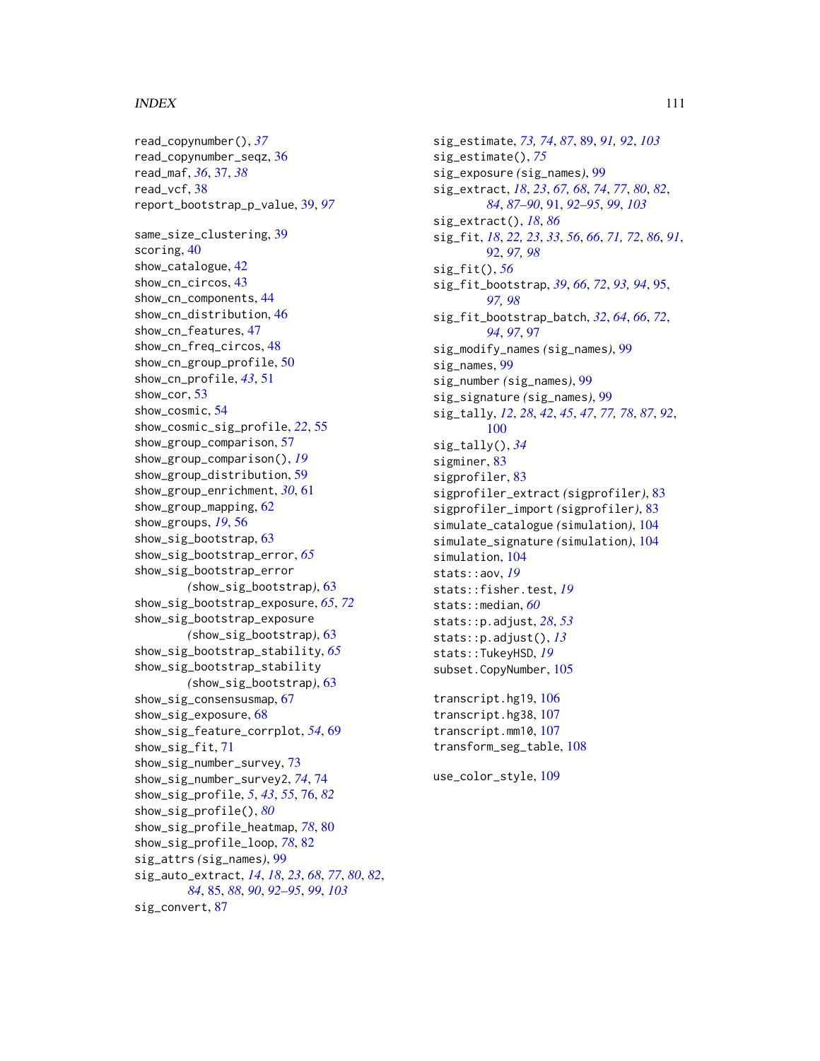read_copynumber(), *37*
read_copynumber_seqz, 36
read_maf, *36*, 37, *38*
read_vcf, 38
report_bootstrap_p_value, 39, *97*

same_size_clustering, 39
scoring, 40
show_catalogue, 42
show_cn_circos, 43
show_cn_components, 44
show_cn_distribution, 46
show_cn_features, 47
show_cn_freq_circos, 48
show_cn_group_profile, 50
show_cn_profile, *43*, 51
show_cor, 53
show_cosmic, 54
show_cosmic_sig_profile, *22*, 55
show_group_comparison, 57
show_group_comparison(), *19*
show_group_distribution, 59
show_group_enrichment, *30*, 61
show_group_mapping, 62
show_groups, *19*, 56
show_sig_bootstrap, 63
show_sig_bootstrap_error, *65*
show_sig_bootstrap_error *(show_sig_bootstrap)*, 63
show_sig_bootstrap_exposure, *65*, *72*
show_sig_bootstrap_exposure *(show_sig_bootstrap)*, 63
show_sig_bootstrap_stability, *65*
show_sig_bootstrap_stability *(show_sig_bootstrap)*, 63
show_sig_consensusmap, 67
show_sig_exposure, 68
show_sig_feature_corrplot, *54*, 69
show_sig_fit, 71
show_sig_number_survey, 73
show_sig_number_survey2, *74*, 74
show_sig_profile, *5*, *43*, *55*, 76, *82*
show_sig_profile(), *80*
show_sig_profile_heatmap, *78*, 80
show_sig_profile_loop, *78*, 82
sig_attrs *(sig_names)*, 99
sig_auto_extract, *14*, *18*, *23*, *68*, *77*, *80*, *82*, *84*, 85, *88*, *90*, *92–95*, *99*, *103*
sig_convert, 87
sig_estimate, *73, 74*, *87*, 89, *91, 92*, *103*
sig_estimate(), *75*
sig_exposure *(sig_names)*, 99
sig_extract, *18*, *23*, *67, 68*, *74*, *77*, *80*, *82*, *84*, *87–90*, 91, *92–95*, *99*, *103*
sig_extract(), *18*, *86*
sig_fit, *18*, *22, 23*, *33*, *56*, *66*, *71, 72*, *86*, *91*, 92, *97, 98*
sig_fit(), *56*
sig_fit_bootstrap, *39*, *66*, *72*, *93, 94*, 95, *97, 98*
sig_fit_bootstrap_batch, *32*, *64*, *66*, *72*, *94*, *97*, 97
sig_modify_names *(sig_names)*, 99
sig_names, 99
sig_number *(sig_names)*, 99
sig_signature *(sig_names)*, 99
sig_tally, *12*, *28*, *42*, *45*, *47*, *77, 78*, *87*, *92*, 100
sig_tally(), *34*
sigminer, 83
sigprofiler, 83
sigprofiler_extract *(sigprofiler)*, 83
sigprofiler_import *(sigprofiler)*, 83
simulate_catalogue *(simulation)*, 104
simulate_signature *(simulation)*, 104
simulation, 104
stats::aov, *19*
stats::fisher.test, *19*
stats::median, *60*
stats::p.adjust, *28*, *53*
stats::p.adjust(), *13*
stats::TukeyHSD, *19*
subset.CopyNumber, 105

transcript.hg19, 106
transcript.hg38, 107
transcript.mm10, 107
transform_seg_table, 108

use_color_style, 109